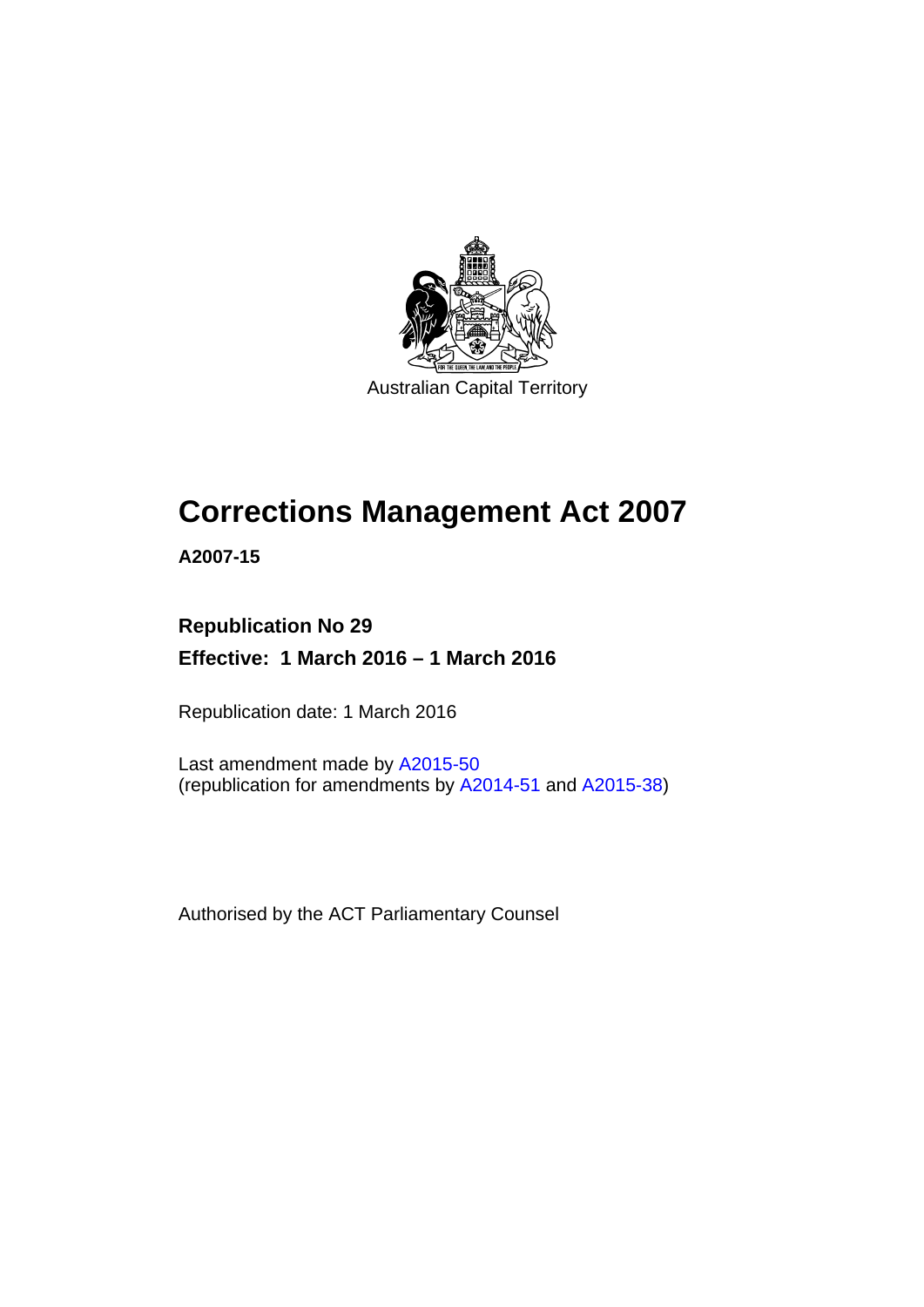Australian Capital Territory

# Corrections Management Act 2007

**A2007-15**

**Republication No 29**

**Effective: 1 March 2016 – 1 March 2016**

Republication date: 1 March 2016

Last amendment made by A2015-50
(republication for amendments by A2014-51 and A2015-38)

Authorised by the ACT Parliamentary Counsel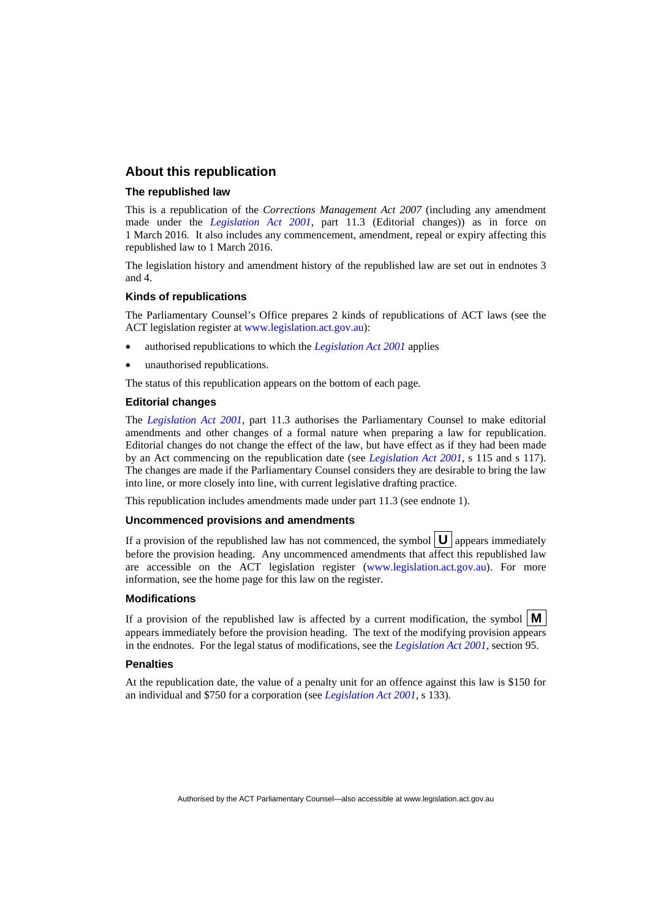## About this republication

### The republished law

This is a republication of the *Corrections Management Act 2007* (including any amendment made under the *Legislation Act 2001*, part 11.3 (Editorial changes)) as in force on 1 March 2016. It also includes any commencement, amendment, repeal or expiry affecting this republished law to 1 March 2016.

The legislation history and amendment history of the republished law are set out in endnotes 3 and 4.

### Kinds of republications

The Parliamentary Counsel's Office prepares 2 kinds of republications of ACT laws (see the ACT legislation register at www.legislation.act.gov.au):

- authorised republications to which the *Legislation Act 2001* applies
- unauthorised republications.

The status of this republication appears on the bottom of each page.

### Editorial changes

The *Legislation Act 2001*, part 11.3 authorises the Parliamentary Counsel to make editorial amendments and other changes of a formal nature when preparing a law for republication. Editorial changes do not change the effect of the law, but have effect as if they had been made by an Act commencing on the republication date (see *Legislation Act 2001*, s 115 and s 117). The changes are made if the Parliamentary Counsel considers they are desirable to bring the law into line, or more closely into line, with current legislative drafting practice.

This republication includes amendments made under part 11.3 (see endnote 1).

### Uncommenced provisions and amendments

If a provision of the republished law has not commenced, the symbol **U** appears immediately before the provision heading. Any uncommenced amendments that affect this republished law are accessible on the ACT legislation register (www.legislation.act.gov.au). For more information, see the home page for this law on the register.

### Modifications

If a provision of the republished law is affected by a current modification, the symbol **M** appears immediately before the provision heading. The text of the modifying provision appears in the endnotes. For the legal status of modifications, see the *Legislation Act 2001*, section 95.

### Penalties

At the republication date, the value of a penalty unit for an offence against this law is $150 for an individual and $750 for a corporation (see *Legislation Act 2001*, s 133).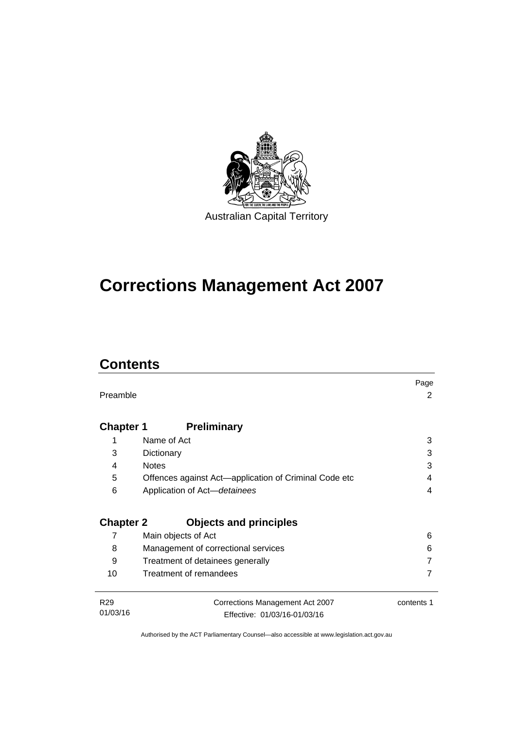Australian Capital Territory

# Corrections Management Act 2007

## Contents

| | | Page |
|---|---|---|
| Preamble | | 2 |
| **Chapter 1** | **Preliminary** | |
| 1 | Name of Act | 3 |
| 3 | Dictionary | 3 |
| 4 | Notes | 3 |
| 5 | Offences against Act—application of Criminal Code etc | 4 |
| 6 | Application of Act—*detainees* | 4 |
| **Chapter 2** | **Objects and principles** | |
| 7 | Main objects of Act | 6 |
| 8 | Management of correctional services | 6 |
| 9 | Treatment of detainees generally | 7 |
| 10 | Treatment of remandees | 7 |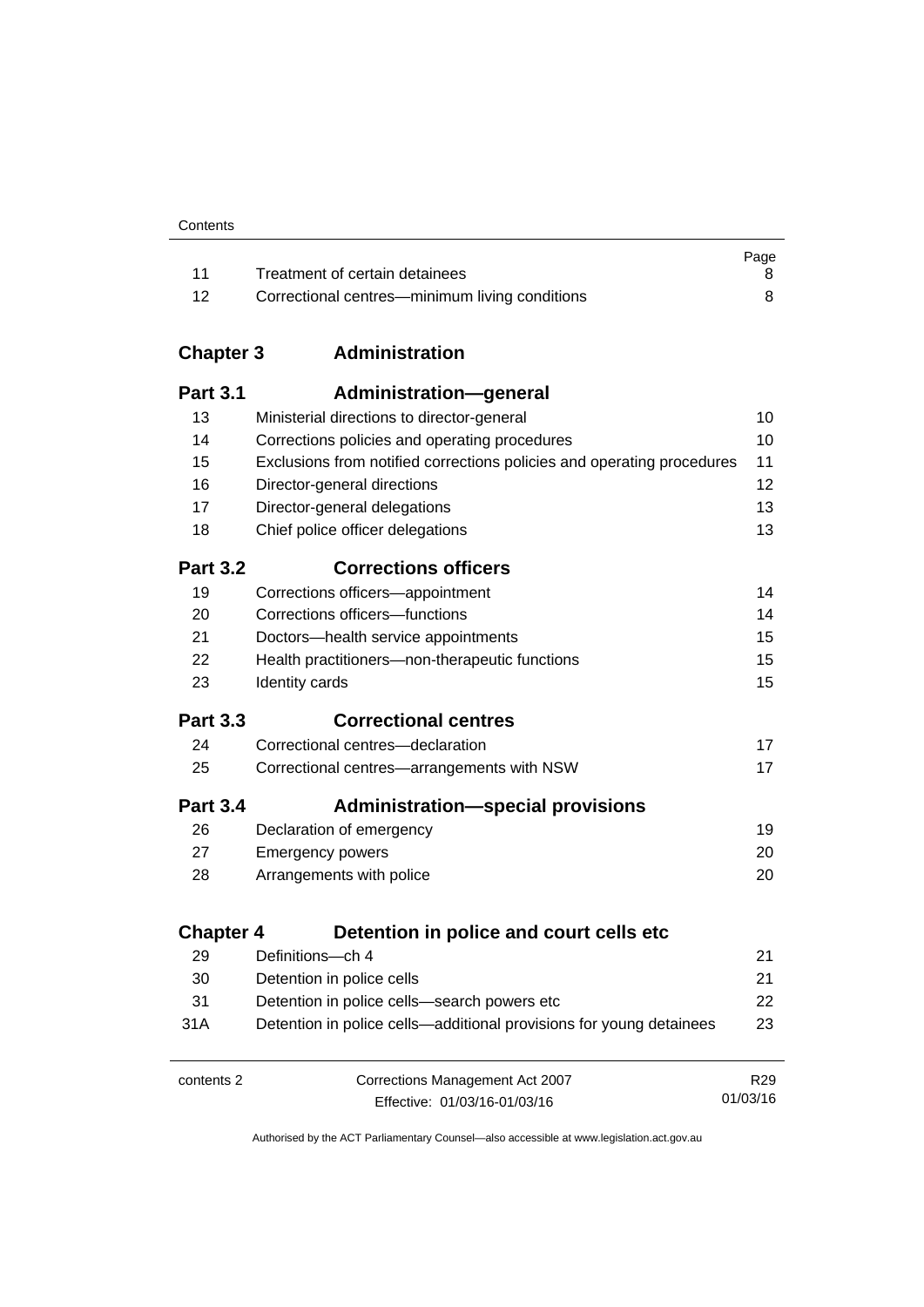| | | Page |
|---|---|---|
| 11 | Treatment of certain detainees | 8 |
| 12 | Correctional centres—minimum living conditions | 8 |

## Chapter 3 Administration

### Part 3.1 Administration—general

| | | |
|---|---|---|
| 13 | Ministerial directions to director-general | 10 |
| 14 | Corrections policies and operating procedures | 10 |
| 15 | Exclusions from notified corrections policies and operating procedures | 11 |
| 16 | Director-general directions | 12 |
| 17 | Director-general delegations | 13 |
| 18 | Chief police officer delegations | 13 |

### Part 3.2 Corrections officers

| | | |
|---|---|---|
| 19 | Corrections officers—appointment | 14 |
| 20 | Corrections officers—functions | 14 |
| 21 | Doctors—health service appointments | 15 |
| 22 | Health practitioners—non-therapeutic functions | 15 |
| 23 | Identity cards | 15 |

### Part 3.3 Correctional centres

| | | |
|---|---|---|
| 24 | Correctional centres—declaration | 17 |
| 25 | Correctional centres—arrangements with NSW | 17 |

### Part 3.4 Administration—special provisions

| | | |
|---|---|---|
| 26 | Declaration of emergency | 19 |
| 27 | Emergency powers | 20 |
| 28 | Arrangements with police | 20 |

## Chapter 4 Detention in police and court cells etc

| | | |
|---|---|---|
| 29 | Definitions—ch 4 | 21 |
| 30 | Detention in police cells | 21 |
| 31 | Detention in police cells—search powers etc | 22 |
| 31A | Detention in police cells—additional provisions for young detainees | 23 |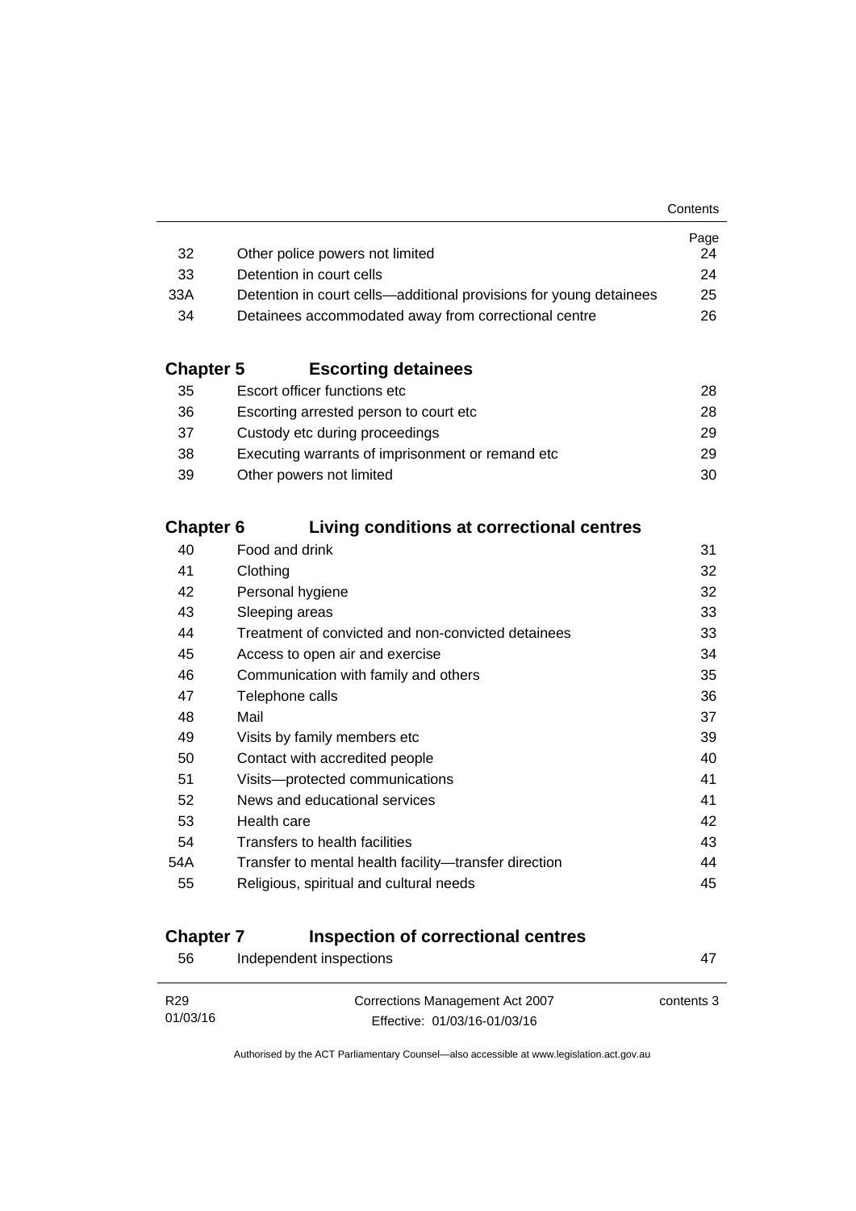| | | Page |
|---|---|---|
| 32 | Other police powers not limited | 24 |
| 33 | Detention in court cells | 24 |
| 33A | Detention in court cells—additional provisions for young detainees | 25 |
| 34 | Detainees accommodated away from correctional centre | 26 |

## Chapter 5 Escorting detainees

| | | |
|---|---|---|
| 35 | Escort officer functions etc | 28 |
| 36 | Escorting arrested person to court etc | 28 |
| 37 | Custody etc during proceedings | 29 |
| 38 | Executing warrants of imprisonment or remand etc | 29 |
| 39 | Other powers not limited | 30 |

## Chapter 6 Living conditions at correctional centres

| | | |
|---|---|---|
| 40 | Food and drink | 31 |
| 41 | Clothing | 32 |
| 42 | Personal hygiene | 32 |
| 43 | Sleeping areas | 33 |
| 44 | Treatment of convicted and non-convicted detainees | 33 |
| 45 | Access to open air and exercise | 34 |
| 46 | Communication with family and others | 35 |
| 47 | Telephone calls | 36 |
| 48 | Mail | 37 |
| 49 | Visits by family members etc | 39 |
| 50 | Contact with accredited people | 40 |
| 51 | Visits—protected communications | 41 |
| 52 | News and educational services | 41 |
| 53 | Health care | 42 |
| 54 | Transfers to health facilities | 43 |
| 54A | Transfer to mental health facility—transfer direction | 44 |
| 55 | Religious, spiritual and cultural needs | 45 |

## Chapter 7 Inspection of correctional centres

| | | |
|---|---|---|
| 56 | Independent inspections | 47 |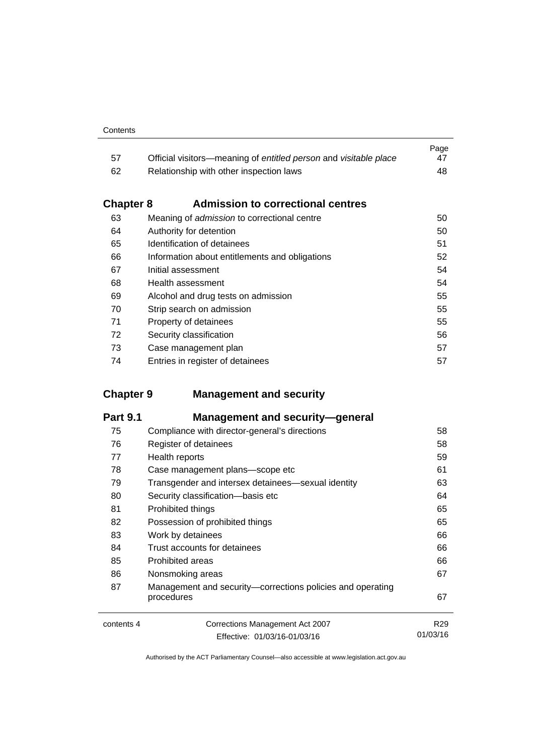| | | Page |
|---|---|---|
| 57 | Official visitors—meaning of *entitled person* and *visitable place* | 47 |
| 62 | Relationship with other inspection laws | 48 |

## Chapter 8 Admission to correctional centres

| | | |
|---|---|---|
| 63 | Meaning of *admission* to correctional centre | 50 |
| 64 | Authority for detention | 50 |
| 65 | Identification of detainees | 51 |
| 66 | Information about entitlements and obligations | 52 |
| 67 | Initial assessment | 54 |
| 68 | Health assessment | 54 |
| 69 | Alcohol and drug tests on admission | 55 |
| 70 | Strip search on admission | 55 |
| 71 | Property of detainees | 55 |
| 72 | Security classification | 56 |
| 73 | Case management plan | 57 |
| 74 | Entries in register of detainees | 57 |

## Chapter 9 Management and security

### Part 9.1 Management and security—general

| | | |
|---|---|---|
| 75 | Compliance with director-general's directions | 58 |
| 76 | Register of detainees | 58 |
| 77 | Health reports | 59 |
| 78 | Case management plans—scope etc | 61 |
| 79 | Transgender and intersex detainees—sexual identity | 63 |
| 80 | Security classification—basis etc | 64 |
| 81 | Prohibited things | 65 |
| 82 | Possession of prohibited things | 65 |
| 83 | Work by detainees | 66 |
| 84 | Trust accounts for detainees | 66 |
| 85 | Prohibited areas | 66 |
| 86 | Nonsmoking areas | 67 |
| 87 | Management and security—corrections policies and operating procedures | 67 |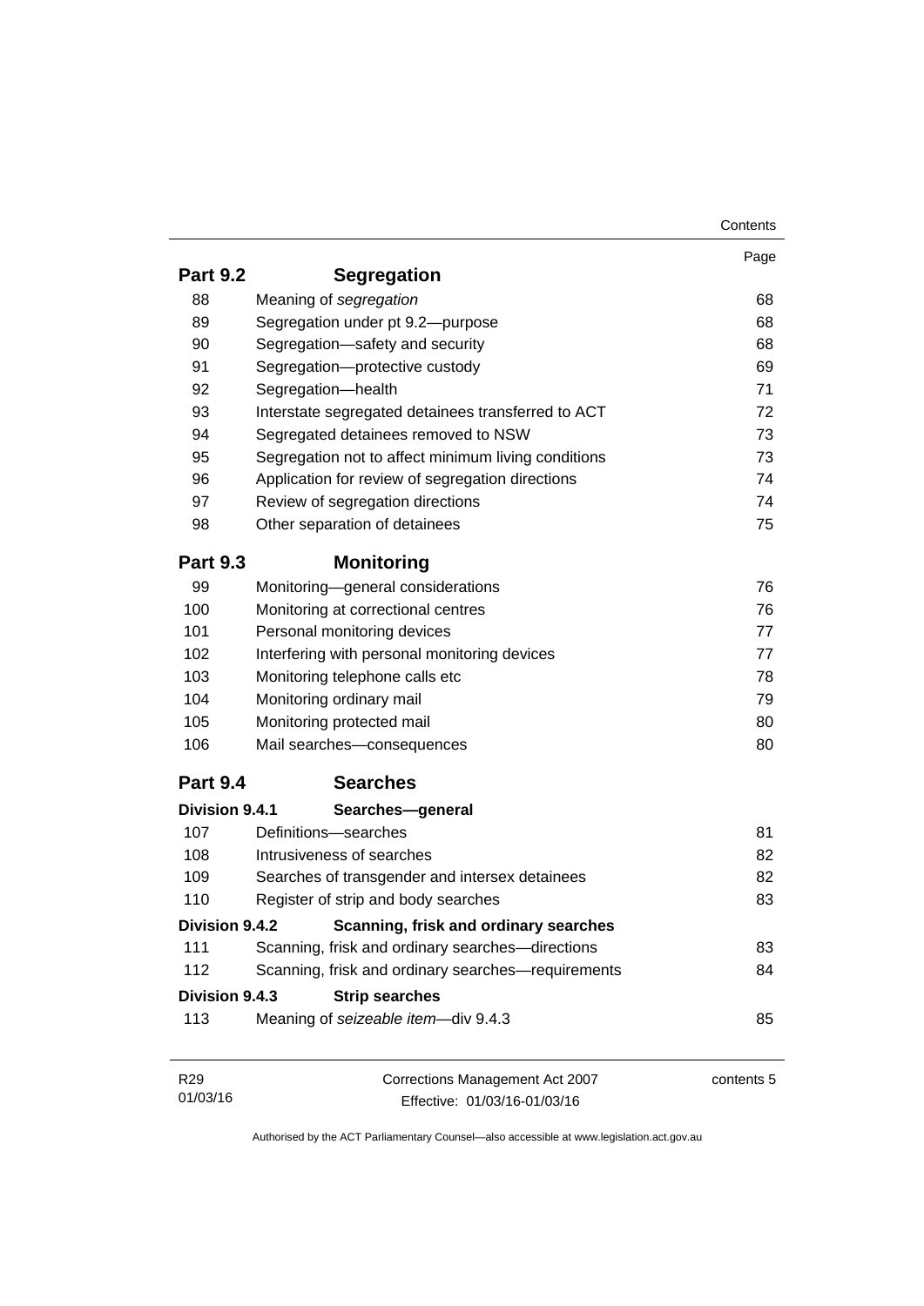| | | Page |
|---|---|---|
| **Part 9.2** | **Segregation** | |
| 88 | Meaning of *segregation* | 68 |
| 89 | Segregation under pt 9.2—purpose | 68 |
| 90 | Segregation—safety and security | 68 |
| 91 | Segregation—protective custody | 69 |
| 92 | Segregation—health | 71 |
| 93 | Interstate segregated detainees transferred to ACT | 72 |
| 94 | Segregated detainees removed to NSW | 73 |
| 95 | Segregation not to affect minimum living conditions | 73 |
| 96 | Application for review of segregation directions | 74 |
| 97 | Review of segregation directions | 74 |
| 98 | Other separation of detainees | 75 |
| **Part 9.3** | **Monitoring** | |
| 99 | Monitoring—general considerations | 76 |
| 100 | Monitoring at correctional centres | 76 |
| 101 | Personal monitoring devices | 77 |
| 102 | Interfering with personal monitoring devices | 77 |
| 103 | Monitoring telephone calls etc | 78 |
| 104 | Monitoring ordinary mail | 79 |
| 105 | Monitoring protected mail | 80 |
| 106 | Mail searches—consequences | 80 |
| **Part 9.4** | **Searches** | |
| **Division 9.4.1** | **Searches—general** | |
| 107 | Definitions—searches | 81 |
| 108 | Intrusiveness of searches | 82 |
| 109 | Searches of transgender and intersex detainees | 82 |
| 110 | Register of strip and body searches | 83 |
| **Division 9.4.2** | **Scanning, frisk and ordinary searches** | |
| 111 | Scanning, frisk and ordinary searches—directions | 83 |
| 112 | Scanning, frisk and ordinary searches—requirements | 84 |
| **Division 9.4.3** | **Strip searches** | |
| 113 | Meaning of *seizeable item*—div 9.4.3 | 85 |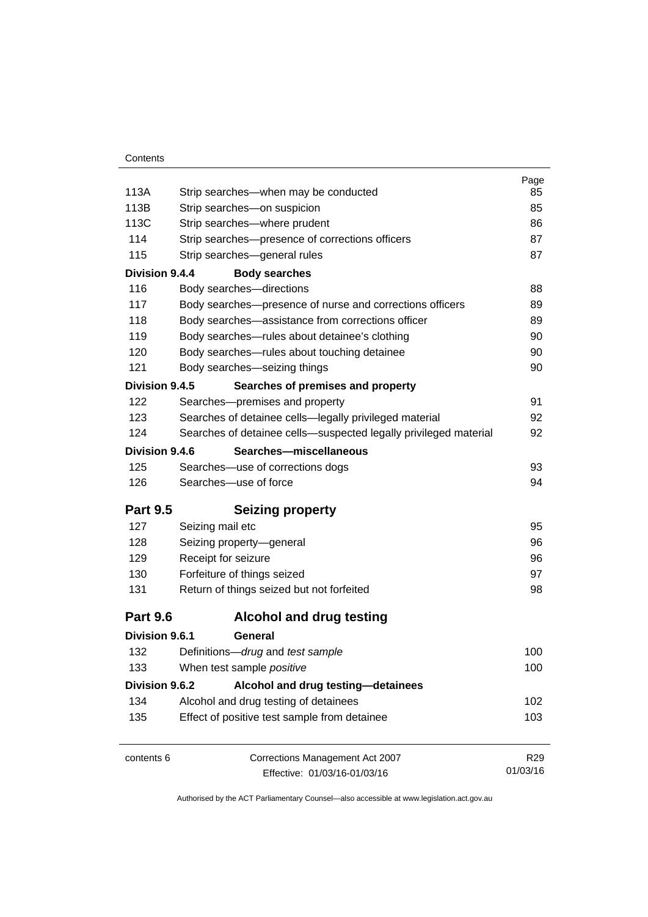| | | Page |
|---|---|---|
| 113A | Strip searches—when may be conducted | 85 |
| 113B | Strip searches—on suspicion | 85 |
| 113C | Strip searches—where prudent | 86 |
| 114 | Strip searches—presence of corrections officers | 87 |
| 115 | Strip searches—general rules | 87 |
| **Division 9.4.4** | **Body searches** | |
| 116 | Body searches—directions | 88 |
| 117 | Body searches—presence of nurse and corrections officers | 89 |
| 118 | Body searches—assistance from corrections officer | 89 |
| 119 | Body searches—rules about detainee's clothing | 90 |
| 120 | Body searches—rules about touching detainee | 90 |
| 121 | Body searches—seizing things | 90 |
| **Division 9.4.5** | **Searches of premises and property** | |
| 122 | Searches—premises and property | 91 |
| 123 | Searches of detainee cells—legally privileged material | 92 |
| 124 | Searches of detainee cells—suspected legally privileged material | 92 |
| **Division 9.4.6** | **Searches—miscellaneous** | |
| 125 | Searches—use of corrections dogs | 93 |
| 126 | Searches—use of force | 94 |
| **Part 9.5** | **Seizing property** | |
| 127 | Seizing mail etc | 95 |
| 128 | Seizing property—general | 96 |
| 129 | Receipt for seizure | 96 |
| 130 | Forfeiture of things seized | 97 |
| 131 | Return of things seized but not forfeited | 98 |
| **Part 9.6** | **Alcohol and drug testing** | |
| **Division 9.6.1** | **General** | |
| 132 | Definitions—*drug* and *test sample* | 100 |
| 133 | When test sample *positive* | 100 |
| **Division 9.6.2** | **Alcohol and drug testing—detainees** | |
| 134 | Alcohol and drug testing of detainees | 102 |
| 135 | Effect of positive test sample from detainee | 103 |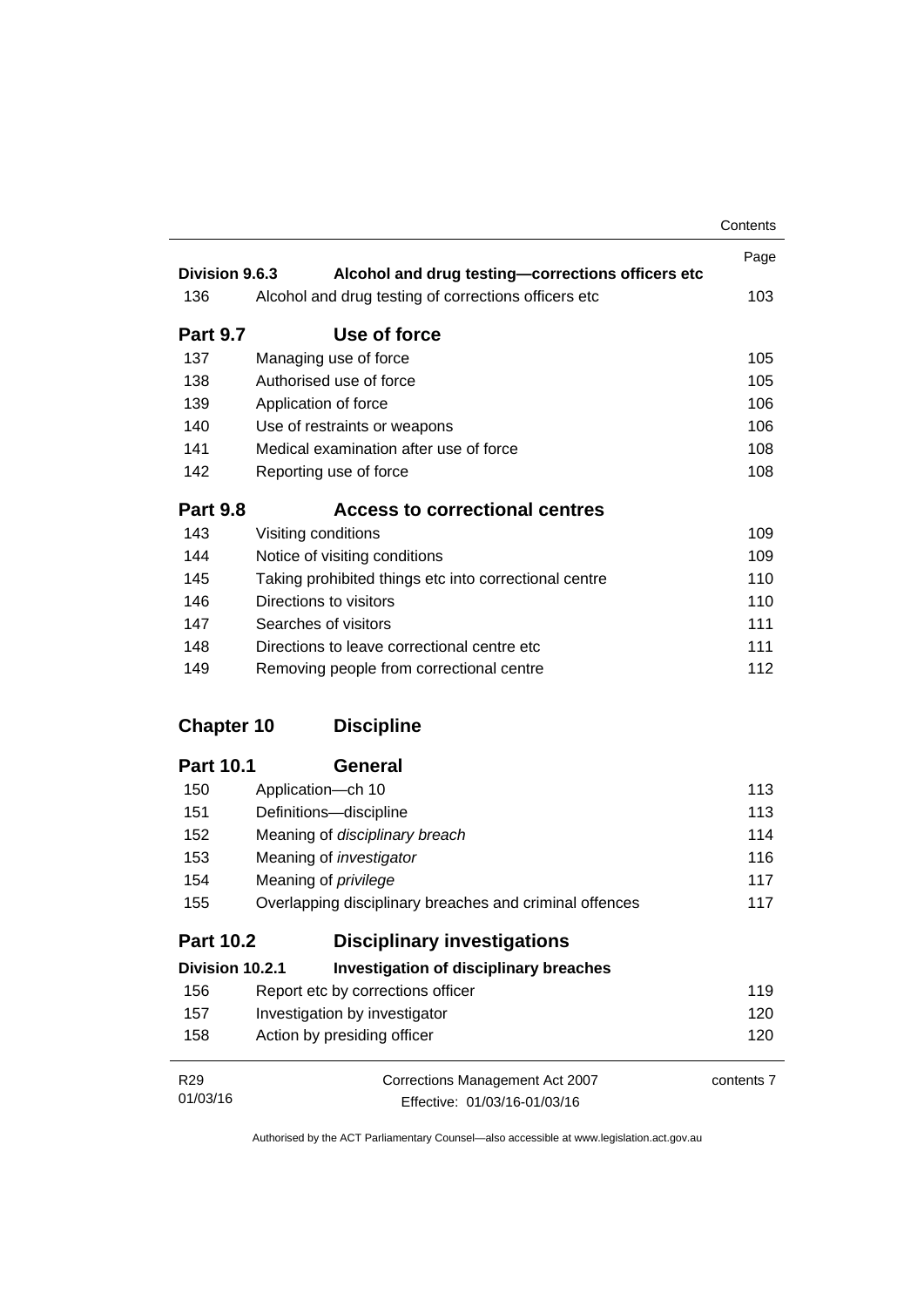| | | Page |
|---|---|---|
| **Division 9.6.3** | **Alcohol and drug testing—corrections officers etc** | |
| 136 | Alcohol and drug testing of corrections officers etc | 103 |
| **Part 9.7** | **Use of force** | |
| 137 | Managing use of force | 105 |
| 138 | Authorised use of force | 105 |
| 139 | Application of force | 106 |
| 140 | Use of restraints or weapons | 106 |
| 141 | Medical examination after use of force | 108 |
| 142 | Reporting use of force | 108 |
| **Part 9.8** | **Access to correctional centres** | |
| 143 | Visiting conditions | 109 |
| 144 | Notice of visiting conditions | 109 |
| 145 | Taking prohibited things etc into correctional centre | 110 |
| 146 | Directions to visitors | 110 |
| 147 | Searches of visitors | 111 |
| 148 | Directions to leave correctional centre etc | 111 |
| 149 | Removing people from correctional centre | 112 |
| **Chapter 10** | **Discipline** | |
| **Part 10.1** | **General** | |
| 150 | Application—ch 10 | 113 |
| 151 | Definitions—discipline | 113 |
| 152 | Meaning of *disciplinary breach* | 114 |
| 153 | Meaning of *investigator* | 116 |
| 154 | Meaning of *privilege* | 117 |
| 155 | Overlapping disciplinary breaches and criminal offences | 117 |
| **Part 10.2** | **Disciplinary investigations** | |
| **Division 10.2.1** | **Investigation of disciplinary breaches** | |
| 156 | Report etc by corrections officer | 119 |
| 157 | Investigation by investigator | 120 |
| 158 | Action by presiding officer | 120 |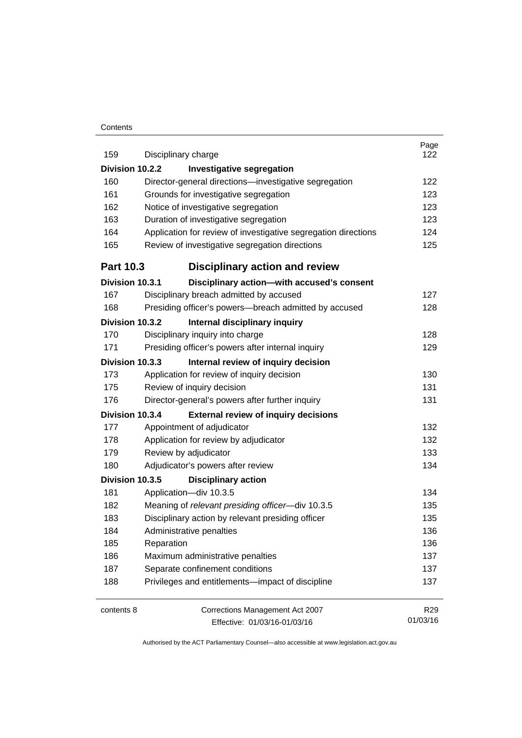| | | Page |
|---|---|---|
| 159 | Disciplinary charge | 122 |
| **Division 10.2.2** | **Investigative segregation** | |
| 160 | Director-general directions—investigative segregation | 122 |
| 161 | Grounds for investigative segregation | 123 |
| 162 | Notice of investigative segregation | 123 |
| 163 | Duration of investigative segregation | 123 |
| 164 | Application for review of investigative segregation directions | 124 |
| 165 | Review of investigative segregation directions | 125 |
| **Part 10.3** | **Disciplinary action and review** | |
| **Division 10.3.1** | **Disciplinary action—with accused's consent** | |
| 167 | Disciplinary breach admitted by accused | 127 |
| 168 | Presiding officer's powers—breach admitted by accused | 128 |
| **Division 10.3.2** | **Internal disciplinary inquiry** | |
| 170 | Disciplinary inquiry into charge | 128 |
| 171 | Presiding officer's powers after internal inquiry | 129 |
| **Division 10.3.3** | **Internal review of inquiry decision** | |
| 173 | Application for review of inquiry decision | 130 |
| 175 | Review of inquiry decision | 131 |
| 176 | Director-general's powers after further inquiry | 131 |
| **Division 10.3.4** | **External review of inquiry decisions** | |
| 177 | Appointment of adjudicator | 132 |
| 178 | Application for review by adjudicator | 132 |
| 179 | Review by adjudicator | 133 |
| 180 | Adjudicator's powers after review | 134 |
| **Division 10.3.5** | **Disciplinary action** | |
| 181 | Application—div 10.3.5 | 134 |
| 182 | Meaning of *relevant presiding officer*—div 10.3.5 | 135 |
| 183 | Disciplinary action by relevant presiding officer | 135 |
| 184 | Administrative penalties | 136 |
| 185 | Reparation | 136 |
| 186 | Maximum administrative penalties | 137 |
| 187 | Separate confinement conditions | 137 |
| 188 | Privileges and entitlements—impact of discipline | 137 |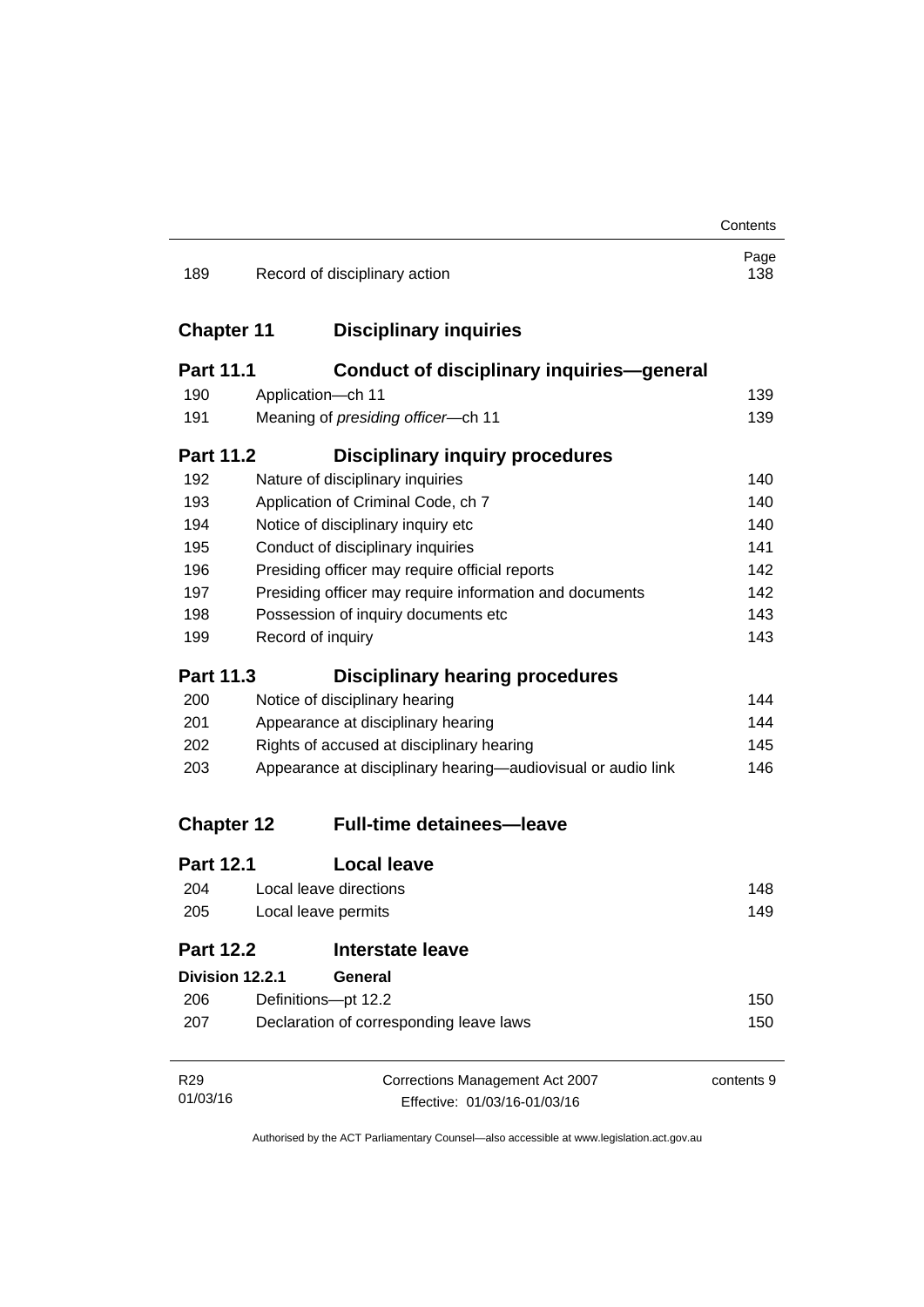| | | Page |
|---|---|---|
| 189 | Record of disciplinary action | 138 |

## Chapter 11 Disciplinary inquiries

### Part 11.1 Conduct of disciplinary inquiries—general

| | | |
|---|---|---|
| 190 | Application—ch 11 | 139 |
| 191 | Meaning of *presiding officer*—ch 11 | 139 |

### Part 11.2 Disciplinary inquiry procedures

| | | |
|---|---|---|
| 192 | Nature of disciplinary inquiries | 140 |
| 193 | Application of Criminal Code, ch 7 | 140 |
| 194 | Notice of disciplinary inquiry etc | 140 |
| 195 | Conduct of disciplinary inquiries | 141 |
| 196 | Presiding officer may require official reports | 142 |
| 197 | Presiding officer may require information and documents | 142 |
| 198 | Possession of inquiry documents etc | 143 |
| 199 | Record of inquiry | 143 |

### Part 11.3 Disciplinary hearing procedures

| | | |
|---|---|---|
| 200 | Notice of disciplinary hearing | 144 |
| 201 | Appearance at disciplinary hearing | 144 |
| 202 | Rights of accused at disciplinary hearing | 145 |
| 203 | Appearance at disciplinary hearing—audiovisual or audio link | 146 |

## Chapter 12 Full-time detainees—leave

### Part 12.1 Local leave

| | | |
|---|---|---|
| 204 | Local leave directions | 148 |
| 205 | Local leave permits | 149 |

### Part 12.2 Interstate leave

#### Division 12.2.1 General

| | | |
|---|---|---|
| 206 | Definitions—pt 12.2 | 150 |
| 207 | Declaration of corresponding leave laws | 150 |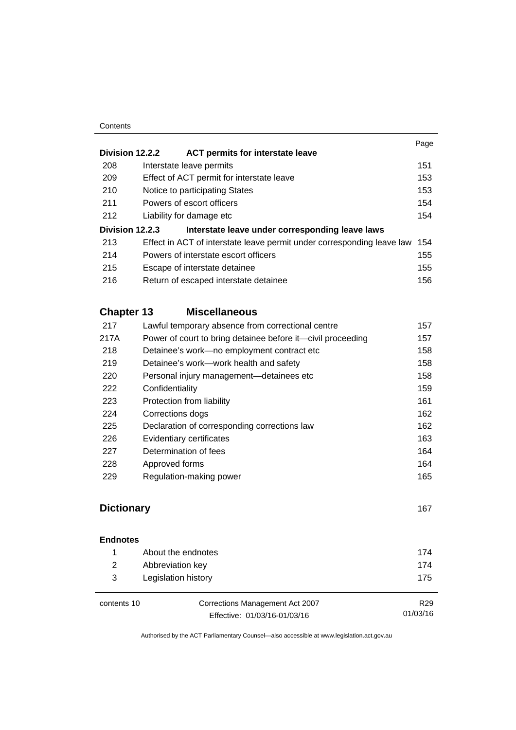| | | Page |
|---|---|---|
| **Division 12.2.2** | **ACT permits for interstate leave** | |
| 208 | Interstate leave permits | 151 |
| 209 | Effect of ACT permit for interstate leave | 153 |
| 210 | Notice to participating States | 153 |
| 211 | Powers of escort officers | 154 |
| 212 | Liability for damage etc | 154 |
| **Division 12.2.3** | **Interstate leave under corresponding leave laws** | |
| 213 | Effect in ACT of interstate leave permit under corresponding leave law | 154 |
| 214 | Powers of interstate escort officers | 155 |
| 215 | Escape of interstate detainee | 155 |
| 216 | Return of escaped interstate detainee | 156 |

## Chapter 13 Miscellaneous

| | | |
|---|---|---|
| 217 | Lawful temporary absence from correctional centre | 157 |
| 217A | Power of court to bring detainee before it—civil proceeding | 157 |
| 218 | Detainee's work—no employment contract etc | 158 |
| 219 | Detainee's work—work health and safety | 158 |
| 220 | Personal injury management—detainees etc | 158 |
| 222 | Confidentiality | 159 |
| 223 | Protection from liability | 161 |
| 224 | Corrections dogs | 162 |
| 225 | Declaration of corresponding corrections law | 162 |
| 226 | Evidentiary certificates | 163 |
| 227 | Determination of fees | 164 |
| 228 | Approved forms | 164 |
| 229 | Regulation-making power | 165 |

## Dictionary 167

**Endnotes**

| | | |
|---|---|---|
| 1 | About the endnotes | 174 |
| 2 | Abbreviation key | 174 |
| 3 | Legislation history | 175 |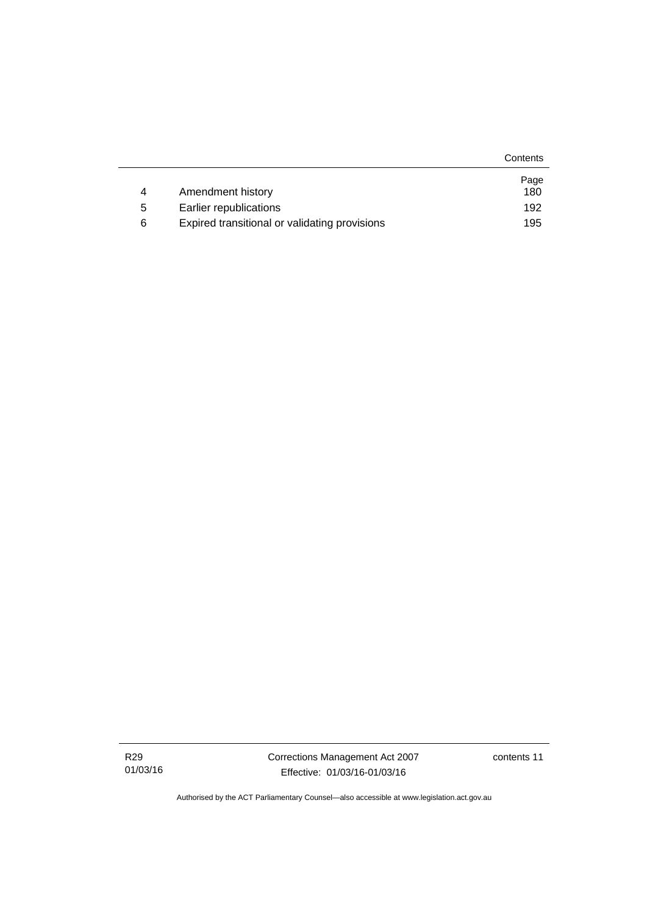| | | Page |
|---|---|---|
| 4 | Amendment history | 180 |
| 5 | Earlier republications | 192 |
| 6 | Expired transitional or validating provisions | 195 |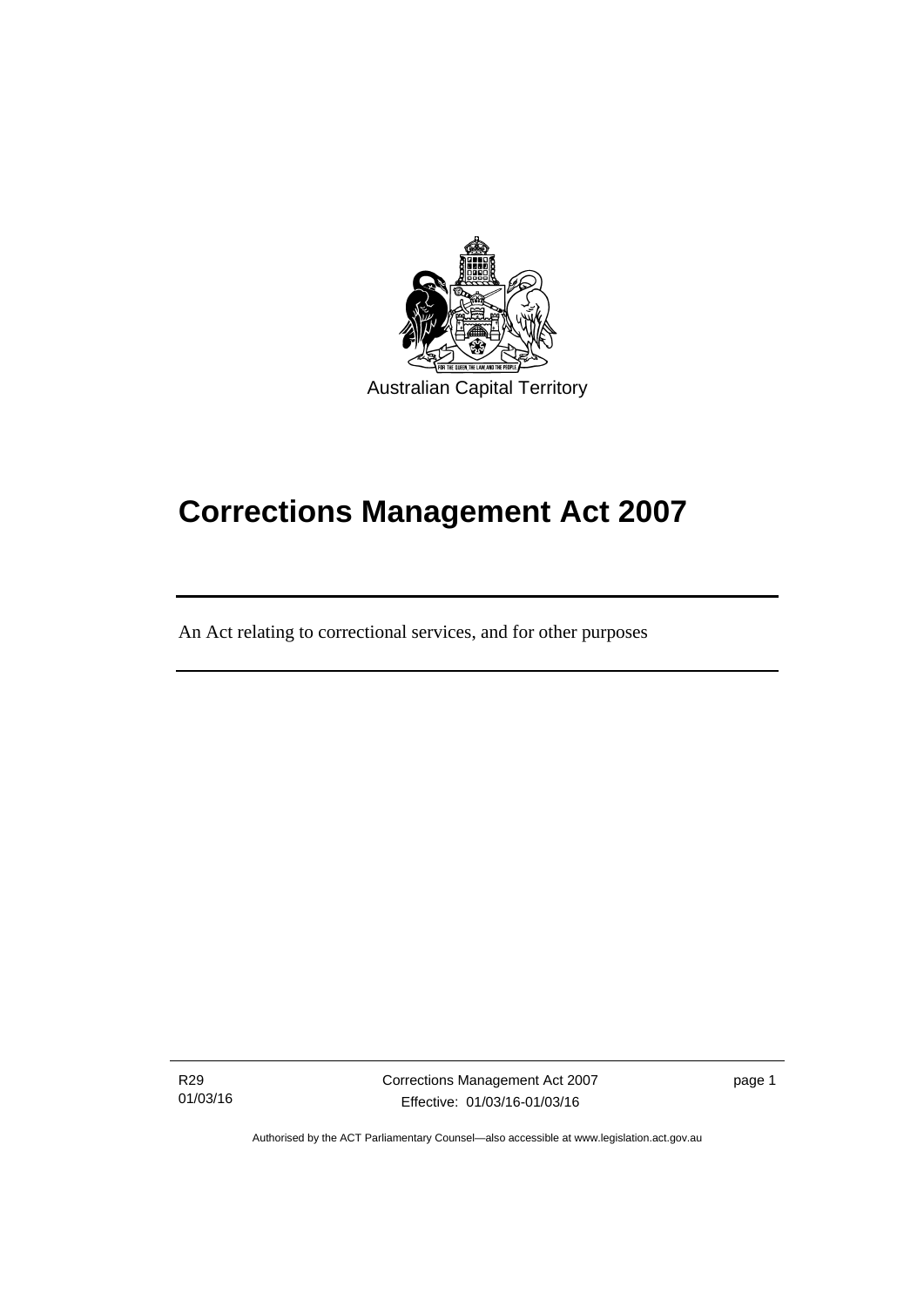Australian Capital Territory

# Corrections Management Act 2007

An Act relating to correctional services, and for other purposes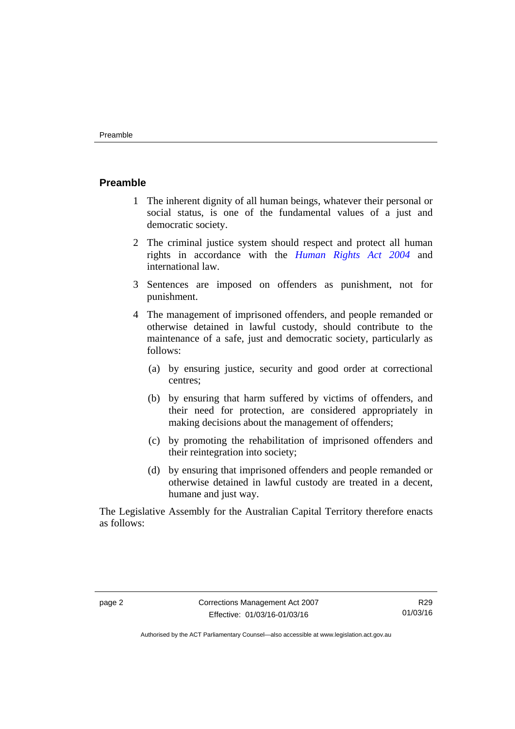## Preamble

1 The inherent dignity of all human beings, whatever their personal or social status, is one of the fundamental values of a just and democratic society.

2 The criminal justice system should respect and protect all human rights in accordance with the *Human Rights Act 2004* and international law.

3 Sentences are imposed on offenders as punishment, not for punishment.

4 The management of imprisoned offenders, and people remanded or otherwise detained in lawful custody, should contribute to the maintenance of a safe, just and democratic society, particularly as follows:

   (a) by ensuring justice, security and good order at correctional centres;

   (b) by ensuring that harm suffered by victims of offenders, and their need for protection, are considered appropriately in making decisions about the management of offenders;

   (c) by promoting the rehabilitation of imprisoned offenders and their reintegration into society;

   (d) by ensuring that imprisoned offenders and people remanded or otherwise detained in lawful custody are treated in a decent, humane and just way.

The Legislative Assembly for the Australian Capital Territory therefore enacts as follows: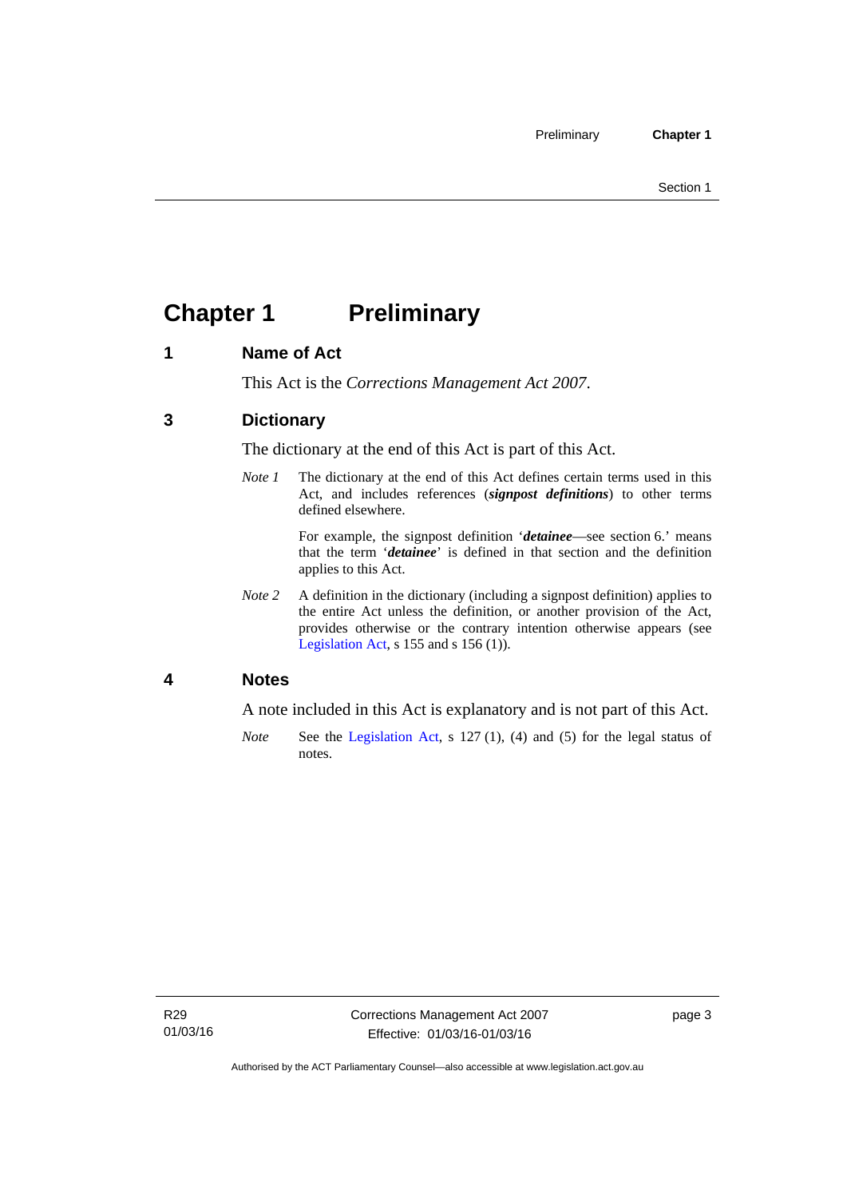# Chapter 1 Preliminary

## 1 Name of Act

This Act is the *Corrections Management Act 2007*.

## 3 Dictionary

The dictionary at the end of this Act is part of this Act.

*Note 1* The dictionary at the end of this Act defines certain terms used in this Act, and includes references (***signpost definitions***) to other terms defined elsewhere.

For example, the signpost definition '***detainee***—see section 6.' means that the term '***detainee***' is defined in that section and the definition applies to this Act.

*Note 2* A definition in the dictionary (including a signpost definition) applies to the entire Act unless the definition, or another provision of the Act, provides otherwise or the contrary intention otherwise appears (see Legislation Act, s 155 and s 156 (1)).

## 4 Notes

A note included in this Act is explanatory and is not part of this Act.

*Note* See the Legislation Act, s 127 (1), (4) and (5) for the legal status of notes.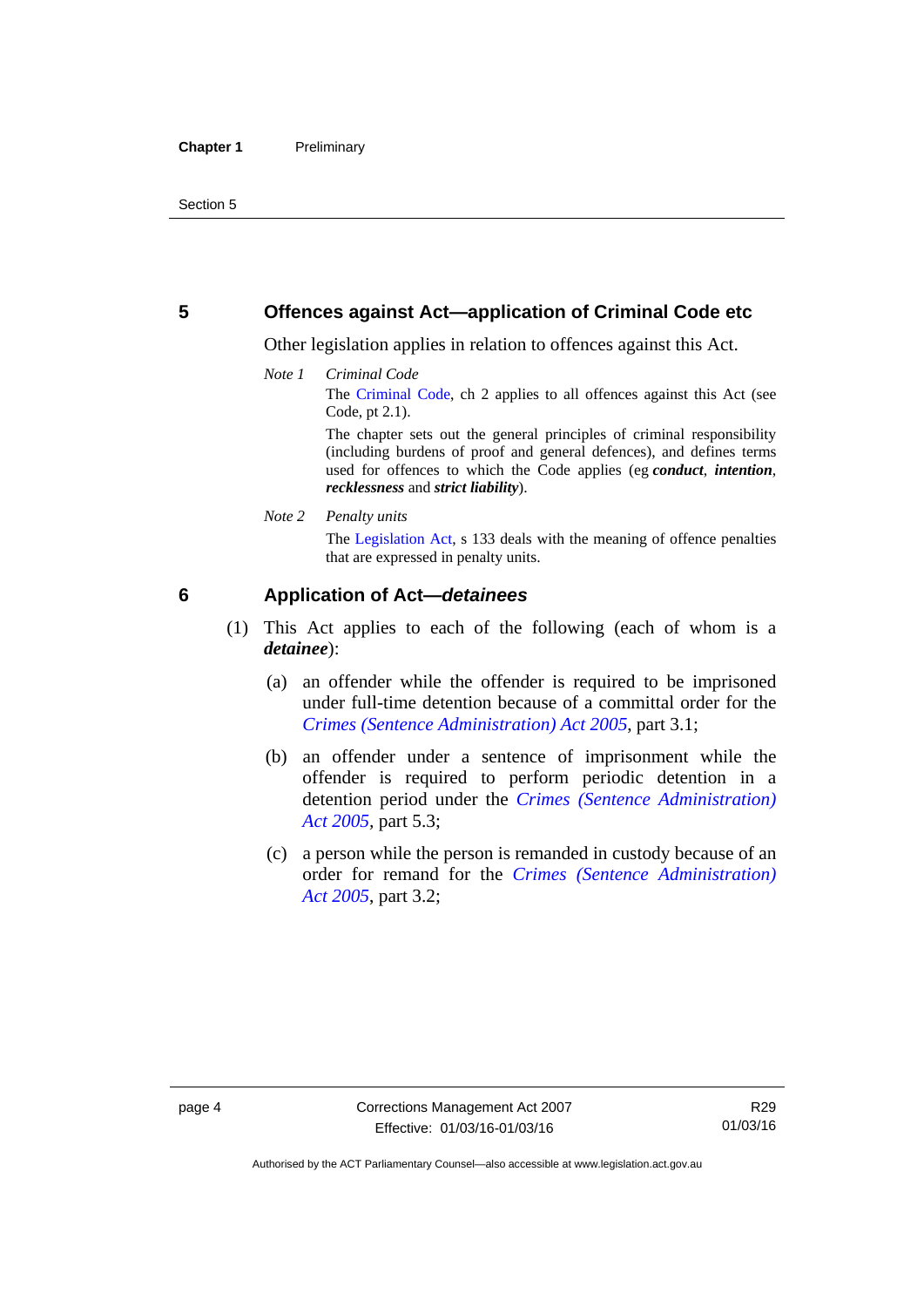## 5 Offences against Act—application of Criminal Code etc

Other legislation applies in relation to offences against this Act.

*Note 1* *Criminal Code*

The Criminal Code, ch 2 applies to all offences against this Act (see Code, pt 2.1).

The chapter sets out the general principles of criminal responsibility (including burdens of proof and general defences), and defines terms used for offences to which the Code applies (eg ***conduct***, ***intention***, ***recklessness*** and ***strict liability***).

*Note 2* *Penalty units*

The Legislation Act, s 133 deals with the meaning of offence penalties that are expressed in penalty units.

## 6 Application of Act—*detainees*

(1) This Act applies to each of the following (each of whom is a ***detainee***):

(a) an offender while the offender is required to be imprisoned under full-time detention because of a committal order for the *Crimes (Sentence Administration) Act 2005*, part 3.1;

(b) an offender under a sentence of imprisonment while the offender is required to perform periodic detention in a detention period under the *Crimes (Sentence Administration) Act 2005*, part 5.3;

(c) a person while the person is remanded in custody because of an order for remand for the *Crimes (Sentence Administration) Act 2005*, part 3.2;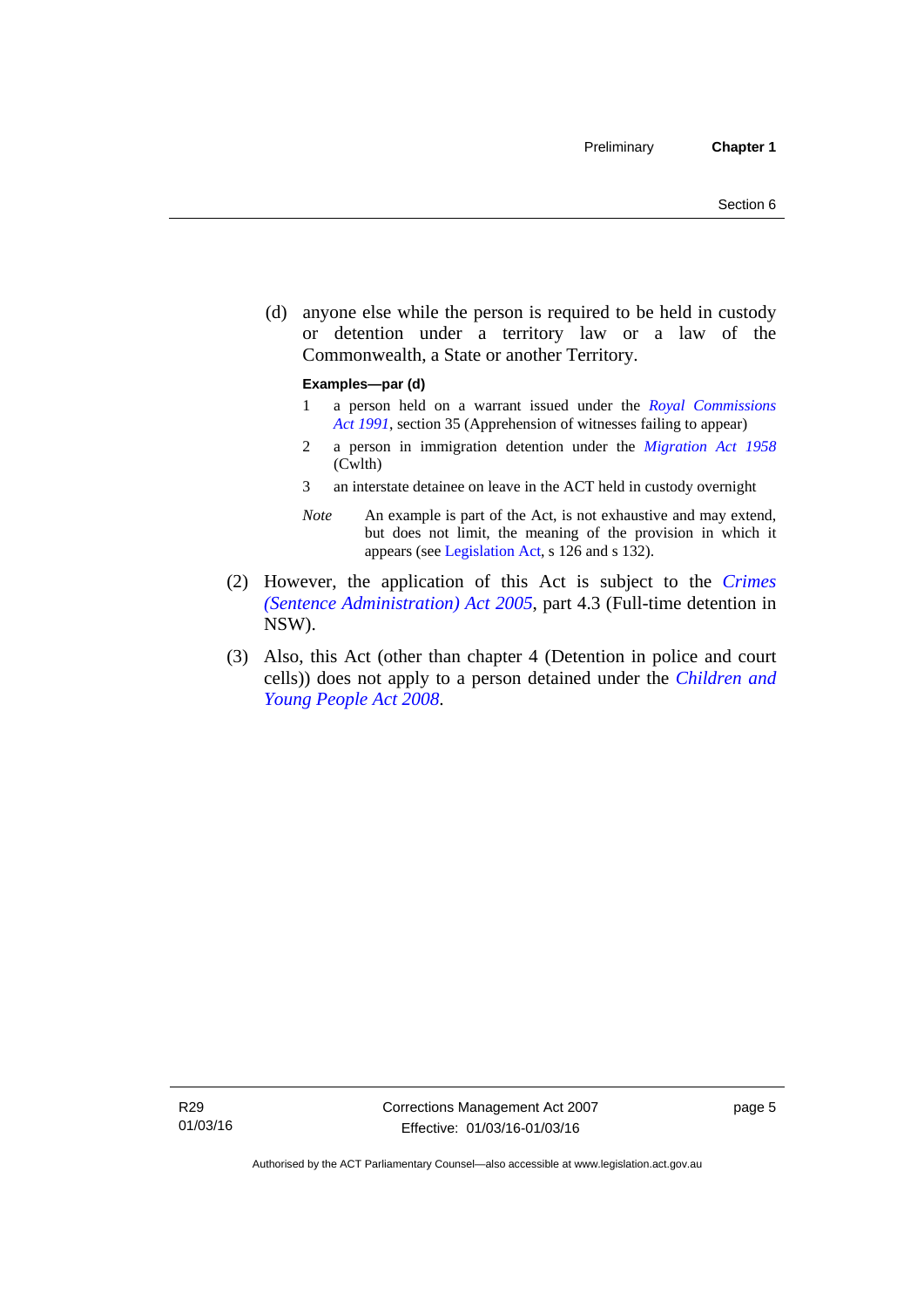(d) anyone else while the person is required to be held in custody or detention under a territory law or a law of the Commonwealth, a State or another Territory.

**Examples—par (d)**

1 a person held on a warrant issued under the *Royal Commissions Act 1991*, section 35 (Apprehension of witnesses failing to appear)

2 a person in immigration detention under the *Migration Act 1958* (Cwlth)

3 an interstate detainee on leave in the ACT held in custody overnight

*Note* An example is part of the Act, is not exhaustive and may extend, but does not limit, the meaning of the provision in which it appears (see Legislation Act, s 126 and s 132).

(2) However, the application of this Act is subject to the *Crimes (Sentence Administration) Act 2005*, part 4.3 (Full-time detention in NSW).

(3) Also, this Act (other than chapter 4 (Detention in police and court cells)) does not apply to a person detained under the *Children and Young People Act 2008*.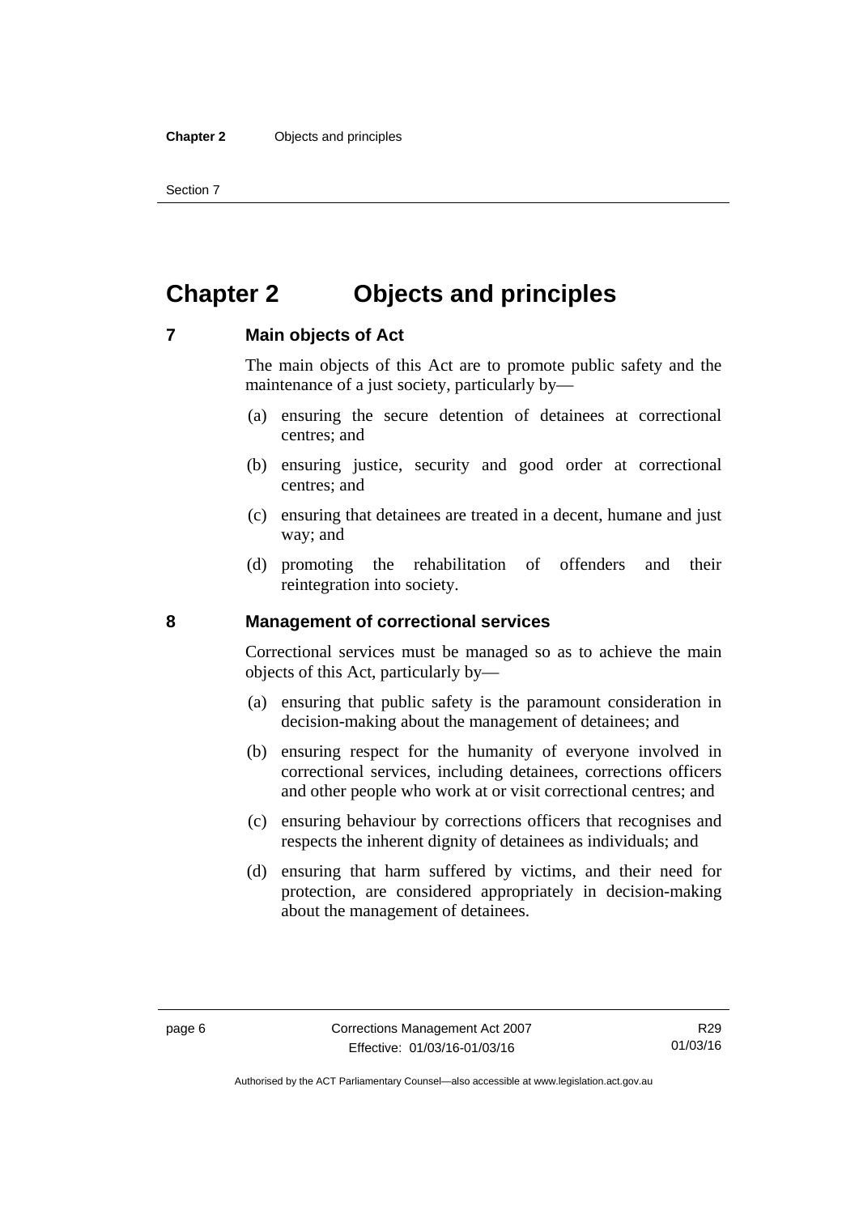# Chapter 2 Objects and principles

## 7 Main objects of Act

The main objects of this Act are to promote public safety and the maintenance of a just society, particularly by—

(a) ensuring the secure detention of detainees at correctional centres; and

(b) ensuring justice, security and good order at correctional centres; and

(c) ensuring that detainees are treated in a decent, humane and just way; and

(d) promoting the rehabilitation of offenders and their reintegration into society.

## 8 Management of correctional services

Correctional services must be managed so as to achieve the main objects of this Act, particularly by—

(a) ensuring that public safety is the paramount consideration in decision-making about the management of detainees; and

(b) ensuring respect for the humanity of everyone involved in correctional services, including detainees, corrections officers and other people who work at or visit correctional centres; and

(c) ensuring behaviour by corrections officers that recognises and respects the inherent dignity of detainees as individuals; and

(d) ensuring that harm suffered by victims, and their need for protection, are considered appropriately in decision-making about the management of detainees.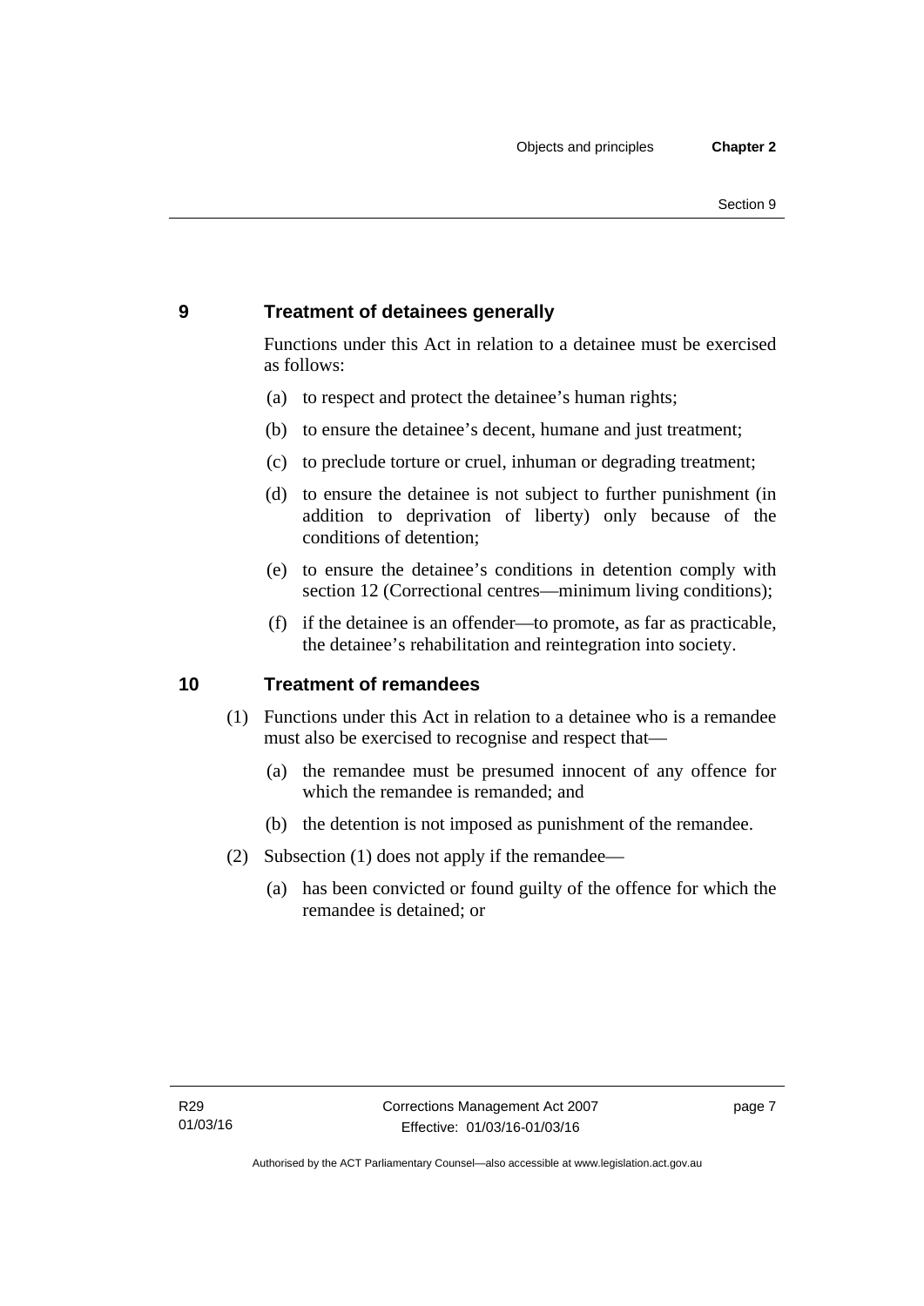## 9 Treatment of detainees generally

Functions under this Act in relation to a detainee must be exercised as follows:

(a) to respect and protect the detainee's human rights;

(b) to ensure the detainee's decent, humane and just treatment;

(c) to preclude torture or cruel, inhuman or degrading treatment;

(d) to ensure the detainee is not subject to further punishment (in addition to deprivation of liberty) only because of the conditions of detention;

(e) to ensure the detainee's conditions in detention comply with section 12 (Correctional centres—minimum living conditions);

(f) if the detainee is an offender—to promote, as far as practicable, the detainee's rehabilitation and reintegration into society.

## 10 Treatment of remandees

(1) Functions under this Act in relation to a detainee who is a remandee must also be exercised to recognise and respect that—

(a) the remandee must be presumed innocent of any offence for which the remandee is remanded; and

(b) the detention is not imposed as punishment of the remandee.

(2) Subsection (1) does not apply if the remandee—

(a) has been convicted or found guilty of the offence for which the remandee is detained; or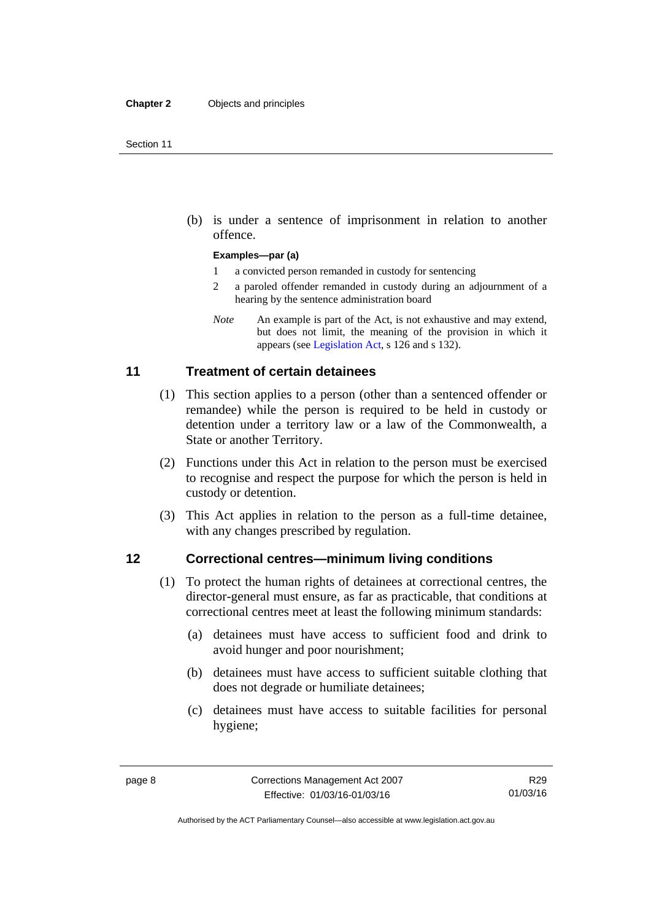(b) is under a sentence of imprisonment in relation to another offence.

**Examples—par (a)**

1 a convicted person remanded in custody for sentencing

2 a paroled offender remanded in custody during an adjournment of a hearing by the sentence administration board

*Note* An example is part of the Act, is not exhaustive and may extend, but does not limit, the meaning of the provision in which it appears (see Legislation Act, s 126 and s 132).

## 11 Treatment of certain detainees

(1) This section applies to a person (other than a sentenced offender or remandee) while the person is required to be held in custody or detention under a territory law or a law of the Commonwealth, a State or another Territory.

(2) Functions under this Act in relation to the person must be exercised to recognise and respect the purpose for which the person is held in custody or detention.

(3) This Act applies in relation to the person as a full-time detainee, with any changes prescribed by regulation.

## 12 Correctional centres—minimum living conditions

(1) To protect the human rights of detainees at correctional centres, the director-general must ensure, as far as practicable, that conditions at correctional centres meet at least the following minimum standards:

(a) detainees must have access to sufficient food and drink to avoid hunger and poor nourishment;

(b) detainees must have access to sufficient suitable clothing that does not degrade or humiliate detainees;

(c) detainees must have access to suitable facilities for personal hygiene;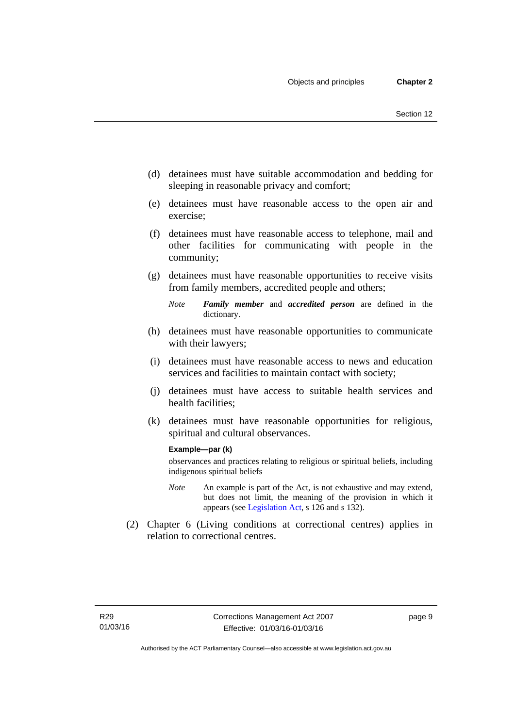(d) detainees must have suitable accommodation and bedding for sleeping in reasonable privacy and comfort;

(e) detainees must have reasonable access to the open air and exercise;

(f) detainees must have reasonable access to telephone, mail and other facilities for communicating with people in the community;

(g) detainees must have reasonable opportunities to receive visits from family members, accredited people and others;

*Note* ***Family member*** and ***accredited person*** are defined in the dictionary.

(h) detainees must have reasonable opportunities to communicate with their lawyers;

(i) detainees must have reasonable access to news and education services and facilities to maintain contact with society;

(j) detainees must have access to suitable health services and health facilities;

(k) detainees must have reasonable opportunities for religious, spiritual and cultural observances.

**Example—par (k)**

observances and practices relating to religious or spiritual beliefs, including indigenous spiritual beliefs

*Note* An example is part of the Act, is not exhaustive and may extend, but does not limit, the meaning of the provision in which it appears (see Legislation Act, s 126 and s 132).

(2) Chapter 6 (Living conditions at correctional centres) applies in relation to correctional centres.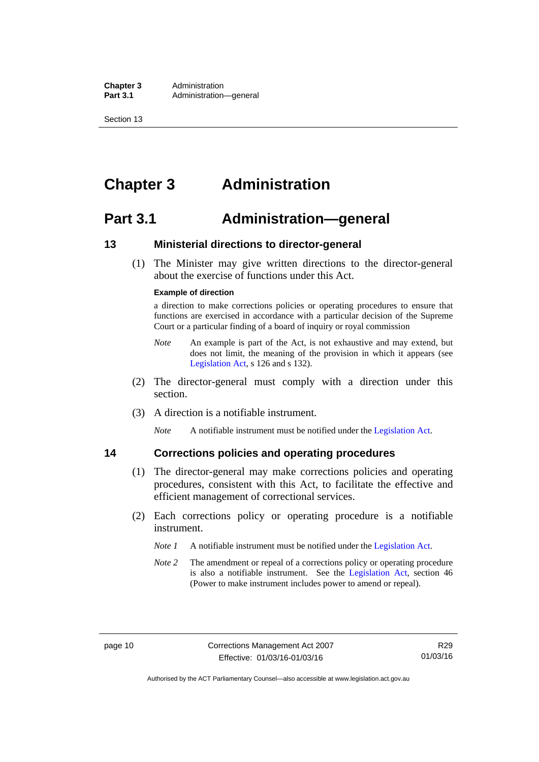# Chapter 3 Administration

## Part 3.1 Administration—general

### 13 Ministerial directions to director-general

(1) The Minister may give written directions to the director-general about the exercise of functions under this Act.

**Example of direction**

a direction to make corrections policies or operating procedures to ensure that functions are exercised in accordance with a particular decision of the Supreme Court or a particular finding of a board of inquiry or royal commission

*Note* An example is part of the Act, is not exhaustive and may extend, but does not limit, the meaning of the provision in which it appears (see Legislation Act, s 126 and s 132).

(2) The director-general must comply with a direction under this section.

(3) A direction is a notifiable instrument.

*Note* A notifiable instrument must be notified under the Legislation Act.

### 14 Corrections policies and operating procedures

(1) The director-general may make corrections policies and operating procedures, consistent with this Act, to facilitate the effective and efficient management of correctional services.

(2) Each corrections policy or operating procedure is a notifiable instrument.

*Note 1* A notifiable instrument must be notified under the Legislation Act.

*Note 2* The amendment or repeal of a corrections policy or operating procedure is also a notifiable instrument. See the Legislation Act, section 46 (Power to make instrument includes power to amend or repeal).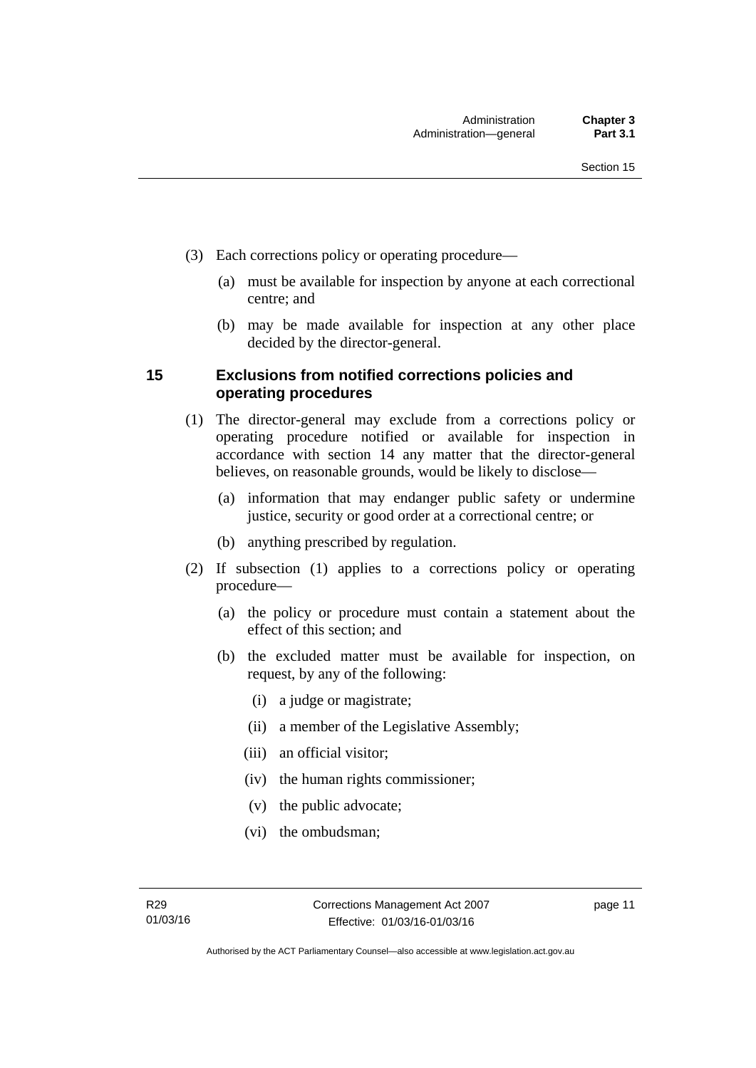(3) Each corrections policy or operating procedure—

(a) must be available for inspection by anyone at each correctional centre; and

(b) may be made available for inspection at any other place decided by the director-general.

## 15 Exclusions from notified corrections policies and operating procedures

(1) The director-general may exclude from a corrections policy or operating procedure notified or available for inspection in accordance with section 14 any matter that the director-general believes, on reasonable grounds, would be likely to disclose—

(a) information that may endanger public safety or undermine justice, security or good order at a correctional centre; or

(b) anything prescribed by regulation.

(2) If subsection (1) applies to a corrections policy or operating procedure—

(a) the policy or procedure must contain a statement about the effect of this section; and

(b) the excluded matter must be available for inspection, on request, by any of the following:

(i) a judge or magistrate;

(ii) a member of the Legislative Assembly;

(iii) an official visitor;

(iv) the human rights commissioner;

(v) the public advocate;

(vi) the ombudsman;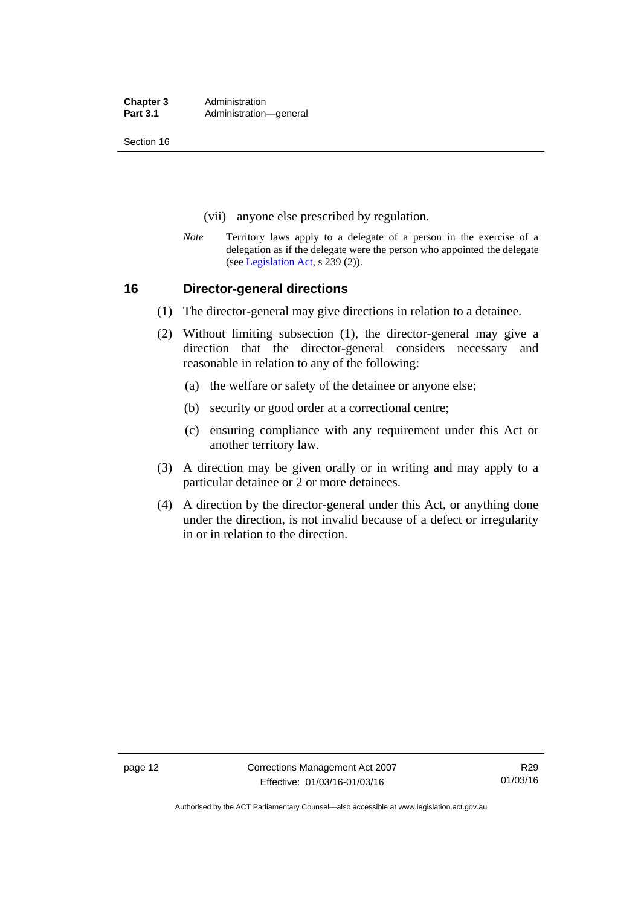(vii) anyone else prescribed by regulation.

*Note* Territory laws apply to a delegate of a person in the exercise of a delegation as if the delegate were the person who appointed the delegate (see Legislation Act, s 239 (2)).

## 16 Director-general directions

(1) The director-general may give directions in relation to a detainee.

(2) Without limiting subsection (1), the director-general may give a direction that the director-general considers necessary and reasonable in relation to any of the following:

(a) the welfare or safety of the detainee or anyone else;

(b) security or good order at a correctional centre;

(c) ensuring compliance with any requirement under this Act or another territory law.

(3) A direction may be given orally or in writing and may apply to a particular detainee or 2 or more detainees.

(4) A direction by the director-general under this Act, or anything done under the direction, is not invalid because of a defect or irregularity in or in relation to the direction.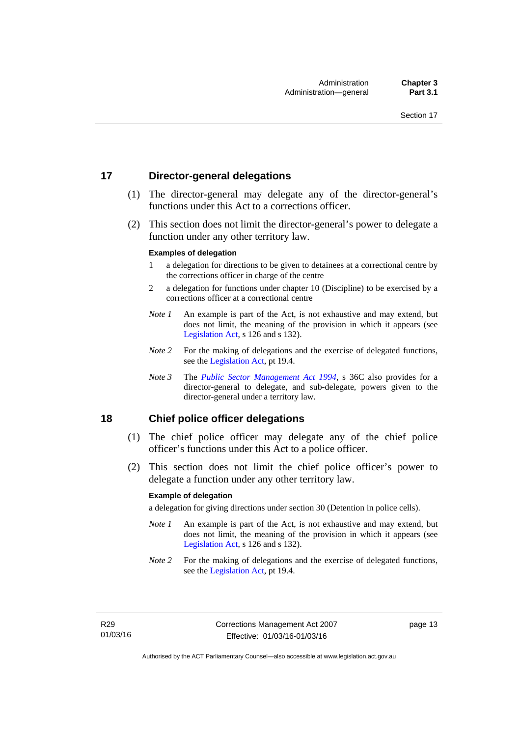## 17 Director-general delegations

(1) The director-general may delegate any of the director-general's functions under this Act to a corrections officer.

(2) This section does not limit the director-general's power to delegate a function under any other territory law.

**Examples of delegation**

1 a delegation for directions to be given to detainees at a correctional centre by the corrections officer in charge of the centre

2 a delegation for functions under chapter 10 (Discipline) to be exercised by a corrections officer at a correctional centre

*Note 1* An example is part of the Act, is not exhaustive and may extend, but does not limit, the meaning of the provision in which it appears (see Legislation Act, s 126 and s 132).

*Note 2* For the making of delegations and the exercise of delegated functions, see the Legislation Act, pt 19.4.

*Note 3* The *Public Sector Management Act 1994*, s 36C also provides for a director-general to delegate, and sub-delegate, powers given to the director-general under a territory law.

## 18 Chief police officer delegations

(1) The chief police officer may delegate any of the chief police officer's functions under this Act to a police officer.

(2) This section does not limit the chief police officer's power to delegate a function under any other territory law.

**Example of delegation**

a delegation for giving directions under section 30 (Detention in police cells).

*Note 1* An example is part of the Act, is not exhaustive and may extend, but does not limit, the meaning of the provision in which it appears (see Legislation Act, s 126 and s 132).

*Note 2* For the making of delegations and the exercise of delegated functions, see the Legislation Act, pt 19.4.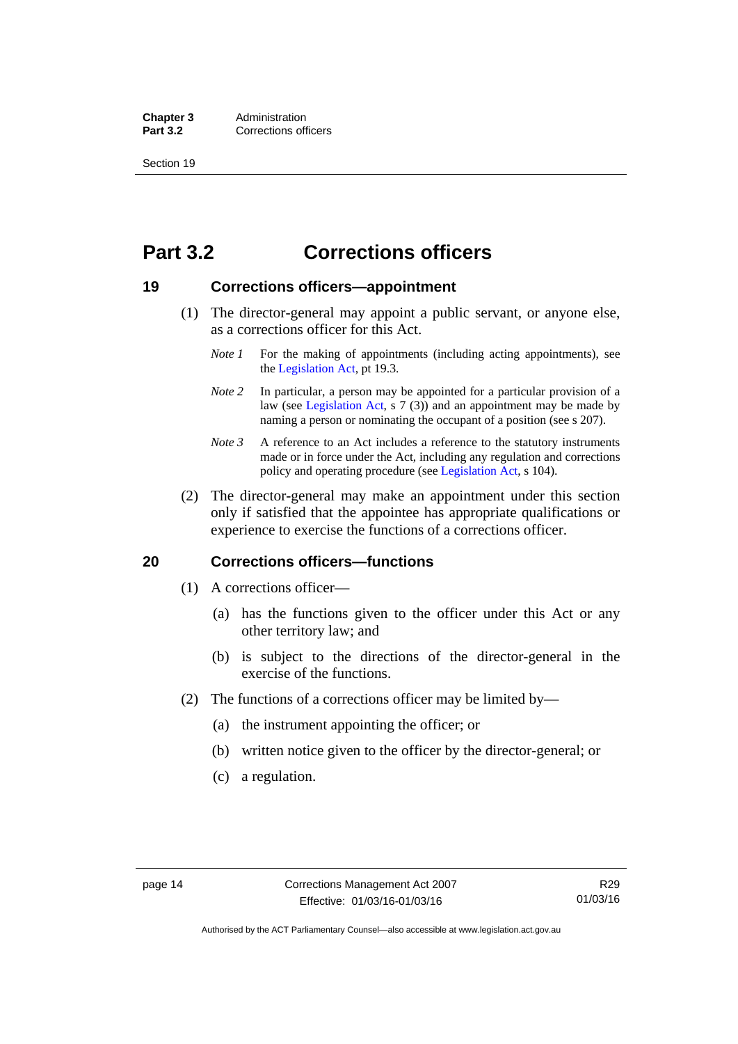# Part 3.2 Corrections officers

## 19 Corrections officers—appointment

(1) The director-general may appoint a public servant, or anyone else, as a corrections officer for this Act.

*Note 1* For the making of appointments (including acting appointments), see the Legislation Act, pt 19.3.

*Note 2* In particular, a person may be appointed for a particular provision of a law (see Legislation Act, s 7 (3)) and an appointment may be made by naming a person or nominating the occupant of a position (see s 207).

*Note 3* A reference to an Act includes a reference to the statutory instruments made or in force under the Act, including any regulation and corrections policy and operating procedure (see Legislation Act, s 104).

(2) The director-general may make an appointment under this section only if satisfied that the appointee has appropriate qualifications or experience to exercise the functions of a corrections officer.

## 20 Corrections officers—functions

(1) A corrections officer—

(a) has the functions given to the officer under this Act or any other territory law; and

(b) is subject to the directions of the director-general in the exercise of the functions.

(2) The functions of a corrections officer may be limited by—

(a) the instrument appointing the officer; or

(b) written notice given to the officer by the director-general; or

(c) a regulation.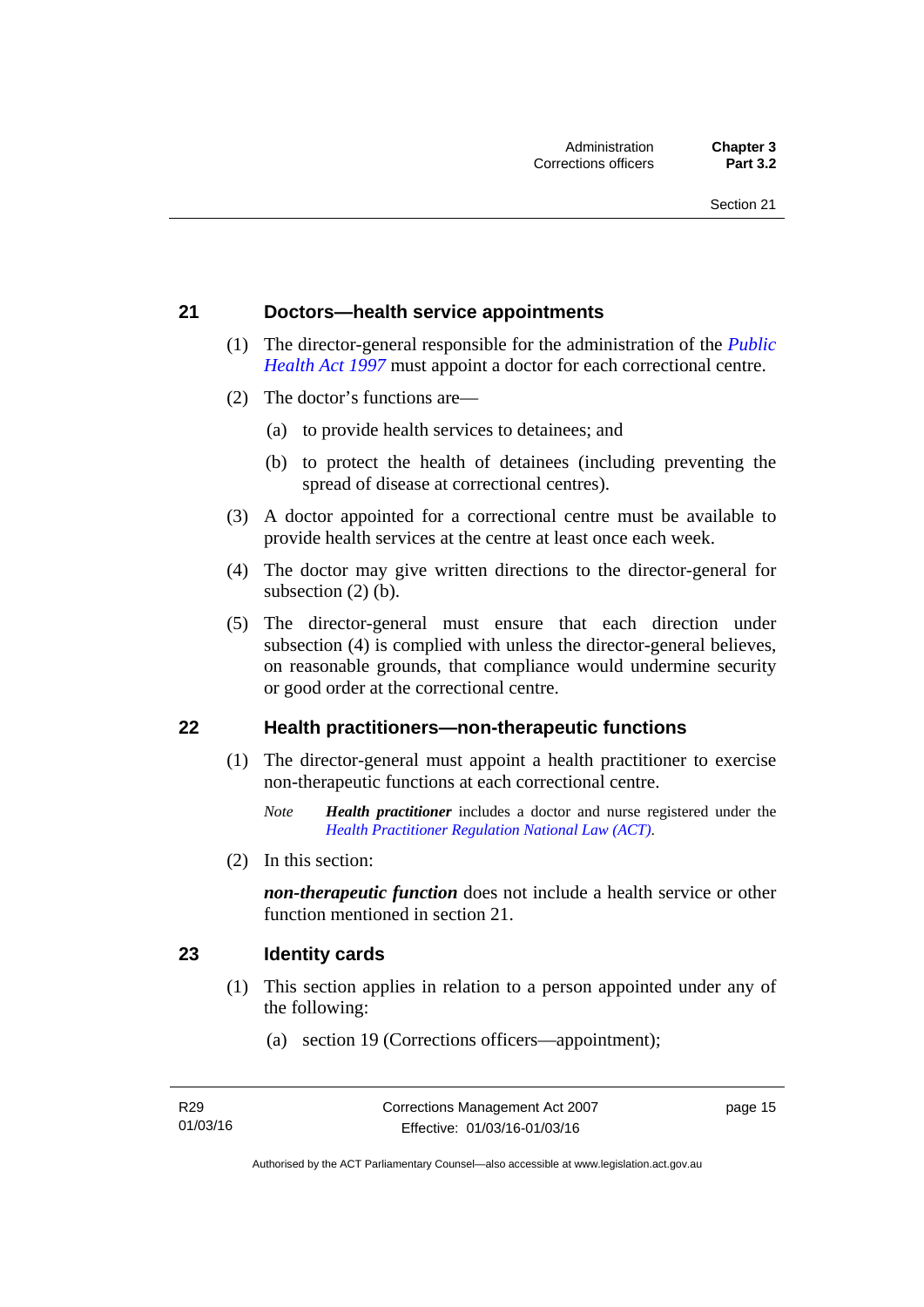## 21 Doctors—health service appointments

(1) The director-general responsible for the administration of the *Public Health Act 1997* must appoint a doctor for each correctional centre.

(2) The doctor's functions are—

(a) to provide health services to detainees; and

(b) to protect the health of detainees (including preventing the spread of disease at correctional centres).

(3) A doctor appointed for a correctional centre must be available to provide health services at the centre at least once each week.

(4) The doctor may give written directions to the director-general for subsection (2) (b).

(5) The director-general must ensure that each direction under subsection (4) is complied with unless the director-general believes, on reasonable grounds, that compliance would undermine security or good order at the correctional centre.

## 22 Health practitioners—non-therapeutic functions

(1) The director-general must appoint a health practitioner to exercise non-therapeutic functions at each correctional centre.

*Note* ***Health practitioner*** includes a doctor and nurse registered under the *Health Practitioner Regulation National Law (ACT)*.

(2) In this section:

***non-therapeutic function*** does not include a health service or other function mentioned in section 21.

## 23 Identity cards

(1) This section applies in relation to a person appointed under any of the following:

(a) section 19 (Corrections officers—appointment);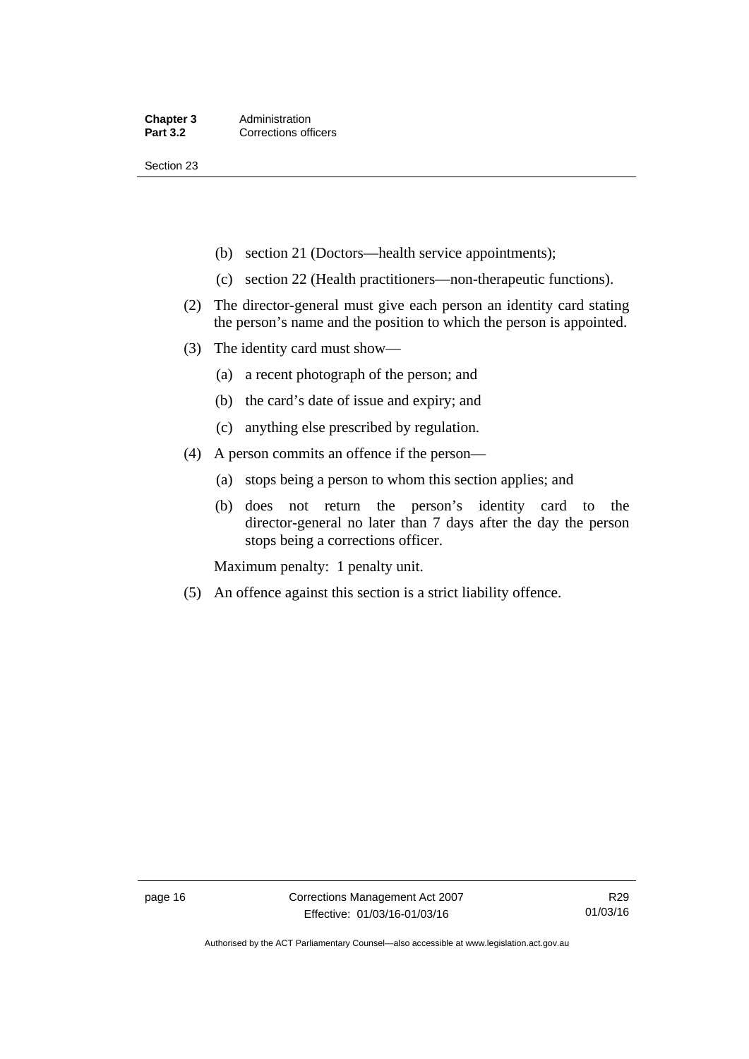(b) section 21 (Doctors—health service appointments);

(c) section 22 (Health practitioners—non-therapeutic functions).

(2) The director-general must give each person an identity card stating the person's name and the position to which the person is appointed.

(3) The identity card must show—

(a) a recent photograph of the person; and

(b) the card's date of issue and expiry; and

(c) anything else prescribed by regulation.

(4) A person commits an offence if the person—

(a) stops being a person to whom this section applies; and

(b) does not return the person's identity card to the director-general no later than 7 days after the day the person stops being a corrections officer.

Maximum penalty: 1 penalty unit.

(5) An offence against this section is a strict liability offence.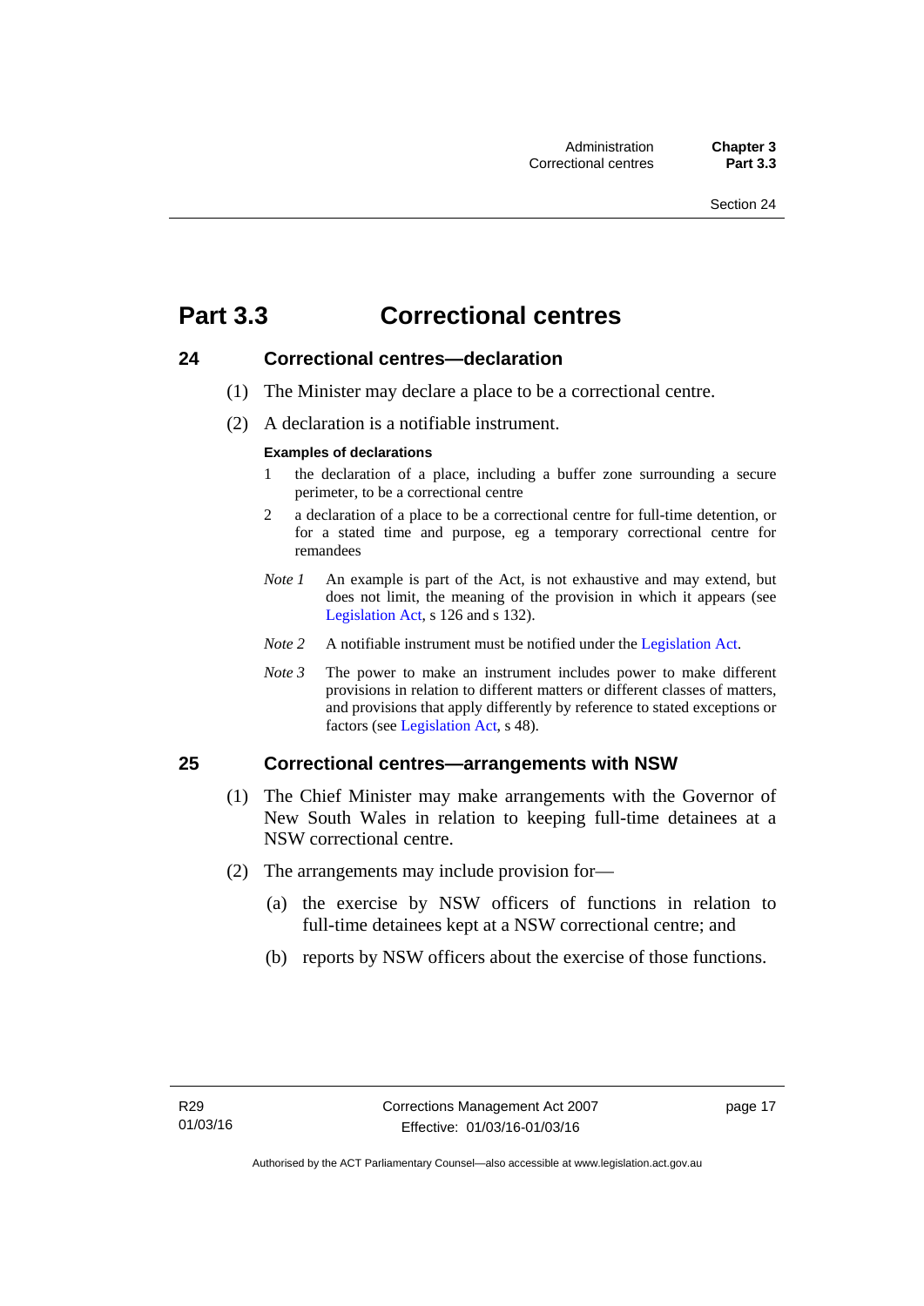# Part 3.3 Correctional centres

## 24 Correctional centres—declaration

(1) The Minister may declare a place to be a correctional centre.

(2) A declaration is a notifiable instrument.

**Examples of declarations**

1 the declaration of a place, including a buffer zone surrounding a secure perimeter, to be a correctional centre

2 a declaration of a place to be a correctional centre for full-time detention, or for a stated time and purpose, eg a temporary correctional centre for remandees

*Note 1* An example is part of the Act, is not exhaustive and may extend, but does not limit, the meaning of the provision in which it appears (see Legislation Act, s 126 and s 132).

*Note 2* A notifiable instrument must be notified under the Legislation Act.

*Note 3* The power to make an instrument includes power to make different provisions in relation to different matters or different classes of matters, and provisions that apply differently by reference to stated exceptions or factors (see Legislation Act, s 48).

## 25 Correctional centres—arrangements with NSW

(1) The Chief Minister may make arrangements with the Governor of New South Wales in relation to keeping full-time detainees at a NSW correctional centre.

(2) The arrangements may include provision for—

(a) the exercise by NSW officers of functions in relation to full-time detainees kept at a NSW correctional centre; and

(b) reports by NSW officers about the exercise of those functions.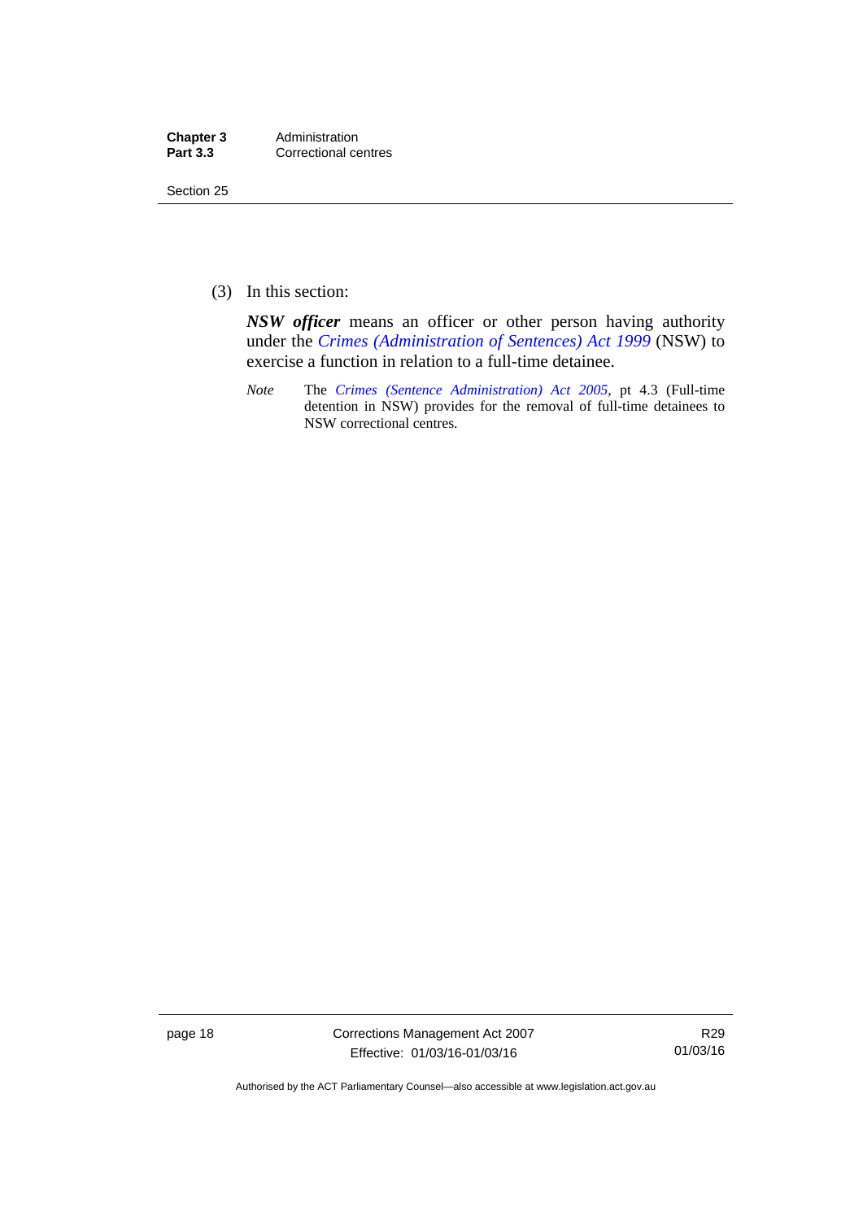(3) In this section:

***NSW officer*** means an officer or other person having authority under the *Crimes (Administration of Sentences) Act 1999* (NSW) to exercise a function in relation to a full-time detainee.

*Note* The *Crimes (Sentence Administration) Act 2005*, pt 4.3 (Full-time detention in NSW) provides for the removal of full-time detainees to NSW correctional centres.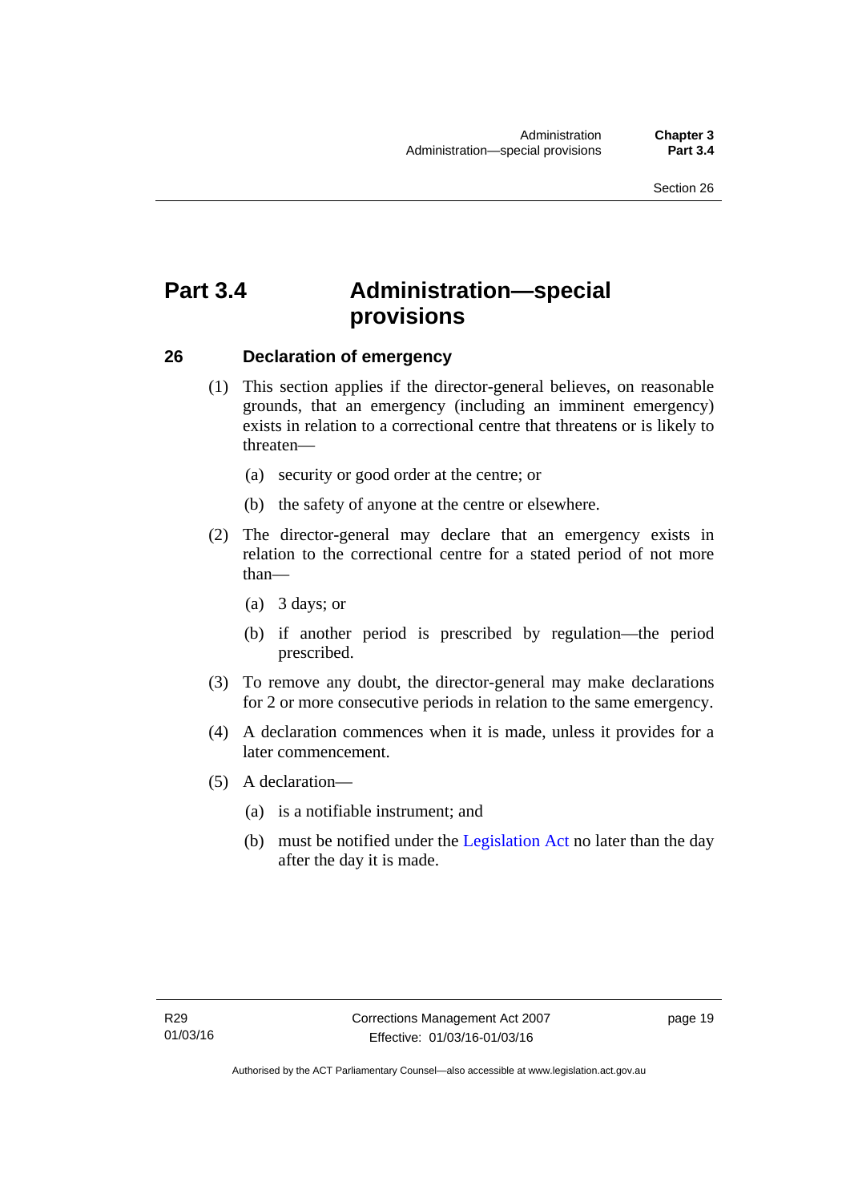# Part 3.4 Administration—special provisions

## 26 Declaration of emergency

(1) This section applies if the director-general believes, on reasonable grounds, that an emergency (including an imminent emergency) exists in relation to a correctional centre that threatens or is likely to threaten—

(a) security or good order at the centre; or

(b) the safety of anyone at the centre or elsewhere.

(2) The director-general may declare that an emergency exists in relation to the correctional centre for a stated period of not more than—

(a) 3 days; or

(b) if another period is prescribed by regulation—the period prescribed.

(3) To remove any doubt, the director-general may make declarations for 2 or more consecutive periods in relation to the same emergency.

(4) A declaration commences when it is made, unless it provides for a later commencement.

(5) A declaration—

(a) is a notifiable instrument; and

(b) must be notified under the Legislation Act no later than the day after the day it is made.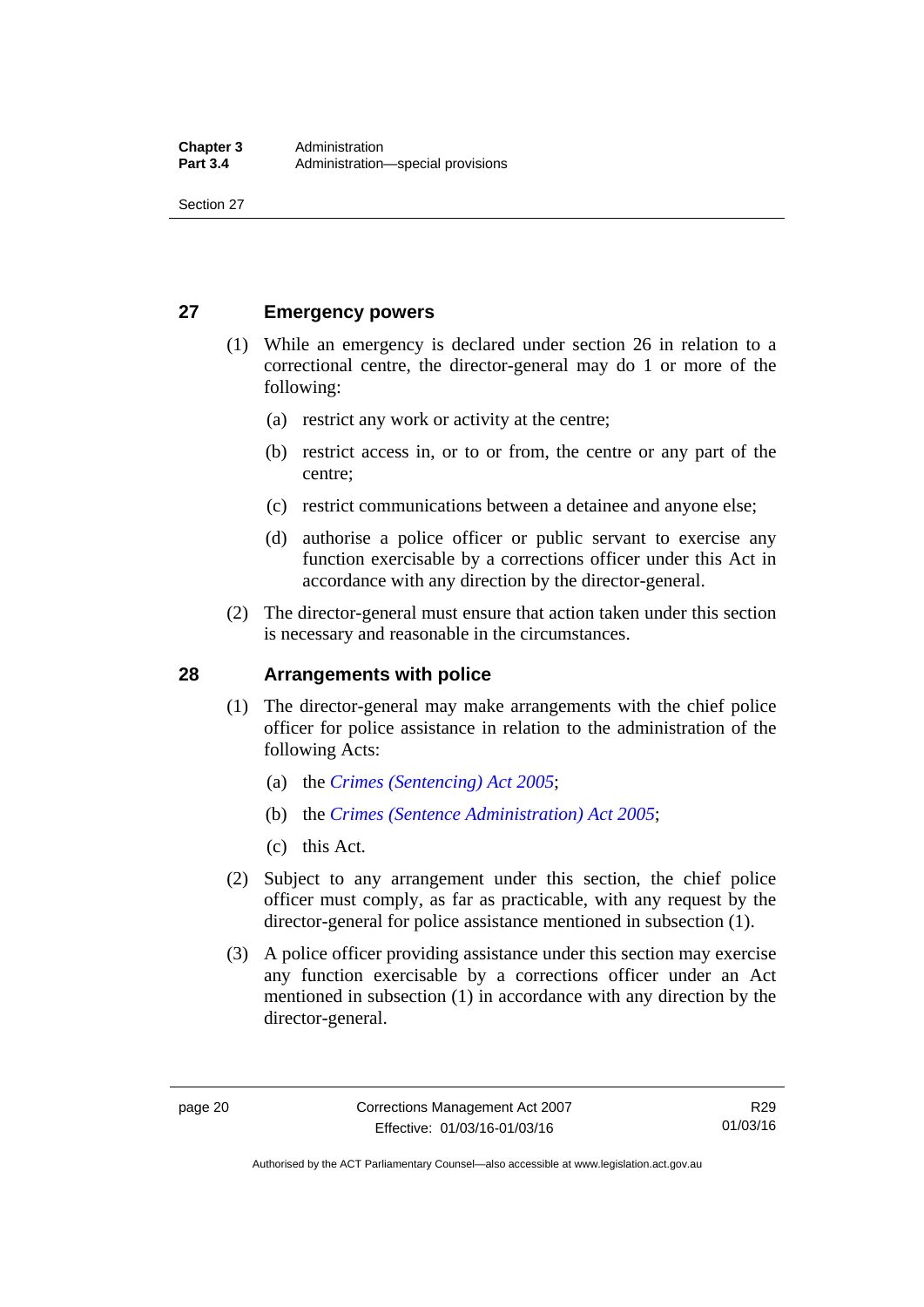## 27 Emergency powers

(1) While an emergency is declared under section 26 in relation to a correctional centre, the director-general may do 1 or more of the following:

(a) restrict any work or activity at the centre;

(b) restrict access in, or to or from, the centre or any part of the centre;

(c) restrict communications between a detainee and anyone else;

(d) authorise a police officer or public servant to exercise any function exercisable by a corrections officer under this Act in accordance with any direction by the director-general.

(2) The director-general must ensure that action taken under this section is necessary and reasonable in the circumstances.

## 28 Arrangements with police

(1) The director-general may make arrangements with the chief police officer for police assistance in relation to the administration of the following Acts:

(a) the *Crimes (Sentencing) Act 2005*;

(b) the *Crimes (Sentence Administration) Act 2005*;

(c) this Act.

(2) Subject to any arrangement under this section, the chief police officer must comply, as far as practicable, with any request by the director-general for police assistance mentioned in subsection (1).

(3) A police officer providing assistance under this section may exercise any function exercisable by a corrections officer under an Act mentioned in subsection (1) in accordance with any direction by the director-general.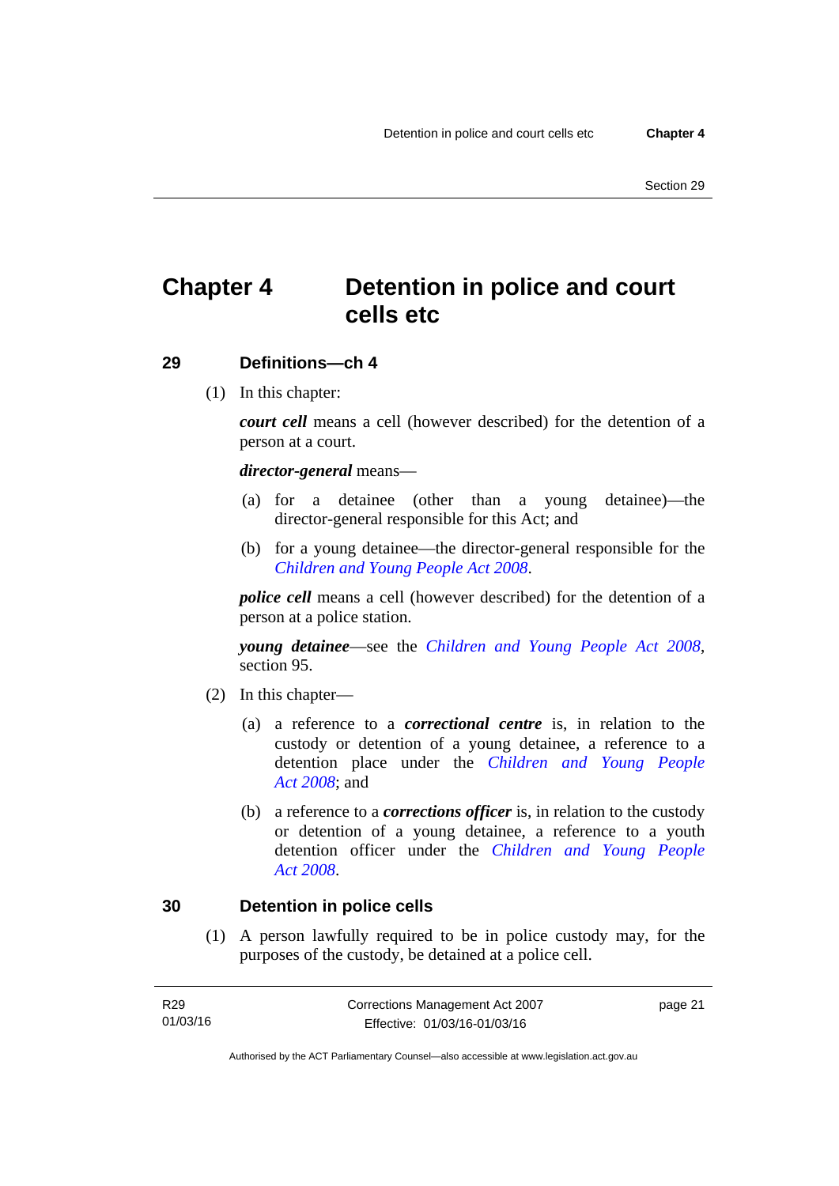# Chapter 4 Detention in police and court cells etc

## 29 Definitions—ch 4

(1) In this chapter:

***court cell*** means a cell (however described) for the detention of a person at a court.

***director-general*** means—

(a) for a detainee (other than a young detainee)—the director-general responsible for this Act; and

(b) for a young detainee—the director-general responsible for the *Children and Young People Act 2008*.

***police cell*** means a cell (however described) for the detention of a person at a police station.

***young detainee***—see the *Children and Young People Act 2008*, section 95.

(2) In this chapter—

(a) a reference to a ***correctional centre*** is, in relation to the custody or detention of a young detainee, a reference to a detention place under the *Children and Young People Act 2008*; and

(b) a reference to a ***corrections officer*** is, in relation to the custody or detention of a young detainee, a reference to a youth detention officer under the *Children and Young People Act 2008*.

## 30 Detention in police cells

(1) A person lawfully required to be in police custody may, for the purposes of the custody, be detained at a police cell.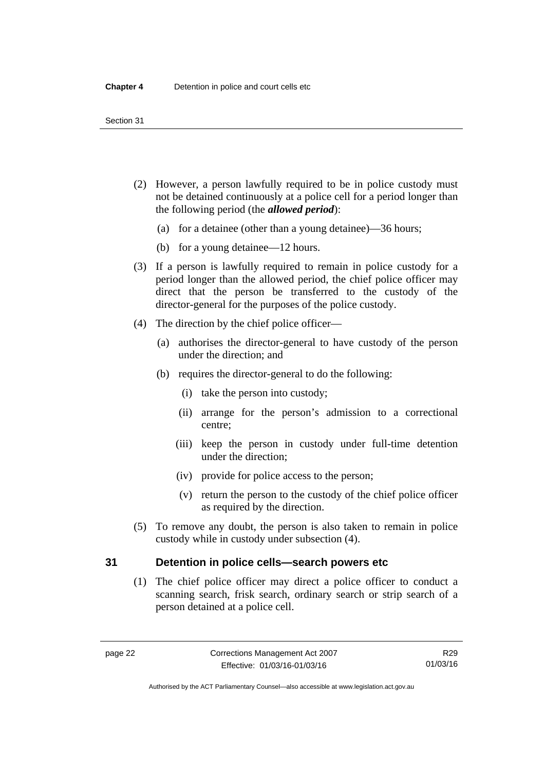(2) However, a person lawfully required to be in police custody must not be detained continuously at a police cell for a period longer than the following period (the ***allowed period***):

   (a) for a detainee (other than a young detainee)—36 hours;

   (b) for a young detainee—12 hours.

(3) If a person is lawfully required to remain in police custody for a period longer than the allowed period, the chief police officer may direct that the person be transferred to the custody of the director-general for the purposes of the police custody.

(4) The direction by the chief police officer—

   (a) authorises the director-general to have custody of the person under the direction; and

   (b) requires the director-general to do the following:

      (i) take the person into custody;

      (ii) arrange for the person's admission to a correctional centre;

      (iii) keep the person in custody under full-time detention under the direction;

      (iv) provide for police access to the person;

      (v) return the person to the custody of the chief police officer as required by the direction.

(5) To remove any doubt, the person is also taken to remain in police custody while in custody under subsection (4).

## 31 Detention in police cells—search powers etc

(1) The chief police officer may direct a police officer to conduct a scanning search, frisk search, ordinary search or strip search of a person detained at a police cell.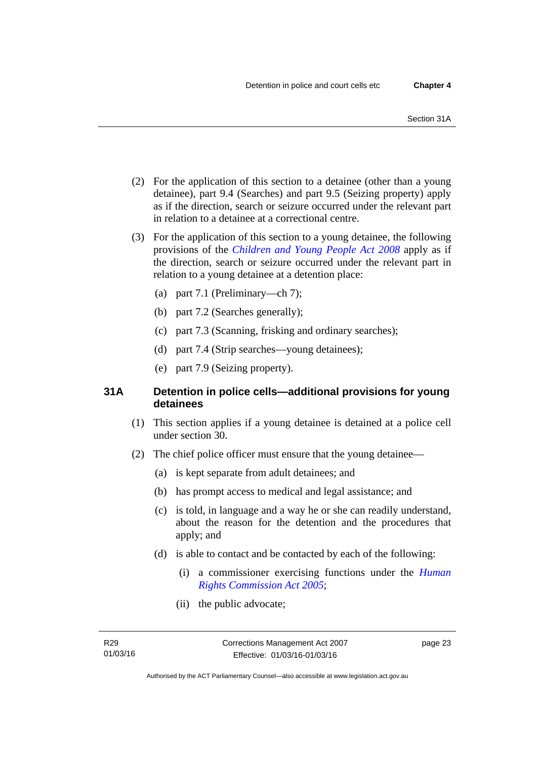(2) For the application of this section to a detainee (other than a young detainee), part 9.4 (Searches) and part 9.5 (Seizing property) apply as if the direction, search or seizure occurred under the relevant part in relation to a detainee at a correctional centre.

(3) For the application of this section to a young detainee, the following provisions of the *Children and Young People Act 2008* apply as if the direction, search or seizure occurred under the relevant part in relation to a young detainee at a detention place:

(a) part 7.1 (Preliminary—ch 7);

(b) part 7.2 (Searches generally);

(c) part 7.3 (Scanning, frisking and ordinary searches);

(d) part 7.4 (Strip searches—young detainees);

(e) part 7.9 (Seizing property).

### 31A Detention in police cells—additional provisions for young detainees

(1) This section applies if a young detainee is detained at a police cell under section 30.

(2) The chief police officer must ensure that the young detainee—

(a) is kept separate from adult detainees; and

(b) has prompt access to medical and legal assistance; and

(c) is told, in language and a way he or she can readily understand, about the reason for the detention and the procedures that apply; and

(d) is able to contact and be contacted by each of the following:

(i) a commissioner exercising functions under the *Human Rights Commission Act 2005*;

(ii) the public advocate;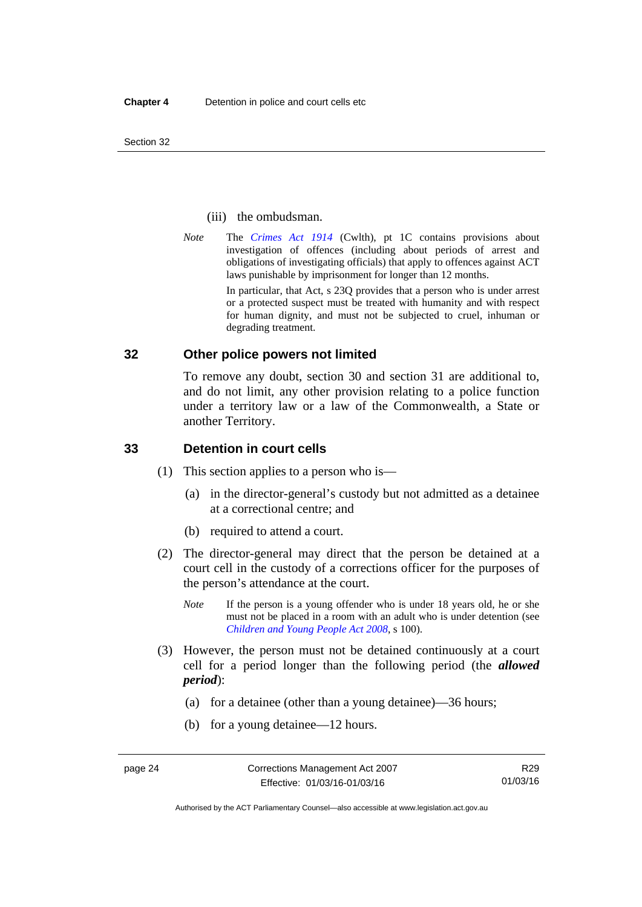(iii) the ombudsman.

*Note* The *Crimes Act 1914* (Cwlth), pt 1C contains provisions about investigation of offences (including about periods of arrest and obligations of investigating officials) that apply to offences against ACT laws punishable by imprisonment for longer than 12 months.

In particular, that Act, s 23Q provides that a person who is under arrest or a protected suspect must be treated with humanity and with respect for human dignity, and must not be subjected to cruel, inhuman or degrading treatment.

## 32 Other police powers not limited

To remove any doubt, section 30 and section 31 are additional to, and do not limit, any other provision relating to a police function under a territory law or a law of the Commonwealth, a State or another Territory.

## 33 Detention in court cells

(1) This section applies to a person who is—

(a) in the director-general's custody but not admitted as a detainee at a correctional centre; and

(b) required to attend a court.

(2) The director-general may direct that the person be detained at a court cell in the custody of a corrections officer for the purposes of the person's attendance at the court.

*Note* If the person is a young offender who is under 18 years old, he or she must not be placed in a room with an adult who is under detention (see *Children and Young People Act 2008*, s 100).

(3) However, the person must not be detained continuously at a court cell for a period longer than the following period (the ***allowed period***):

(a) for a detainee (other than a young detainee)—36 hours;

(b) for a young detainee—12 hours.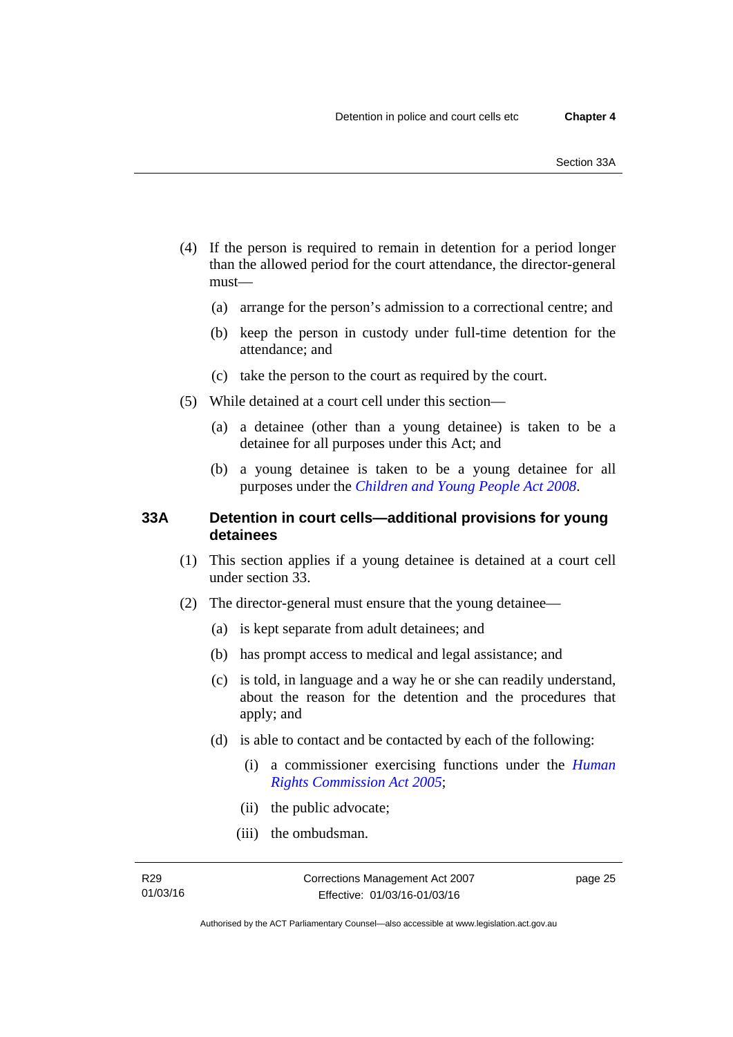(4) If the person is required to remain in detention for a period longer than the allowed period for the court attendance, the director-general must—

(a) arrange for the person's admission to a correctional centre; and

(b) keep the person in custody under full-time detention for the attendance; and

(c) take the person to the court as required by the court.

(5) While detained at a court cell under this section—

(a) a detainee (other than a young detainee) is taken to be a detainee for all purposes under this Act; and

(b) a young detainee is taken to be a young detainee for all purposes under the *Children and Young People Act 2008*.

### 33A Detention in court cells—additional provisions for young detainees

(1) This section applies if a young detainee is detained at a court cell under section 33.

(2) The director-general must ensure that the young detainee—

(a) is kept separate from adult detainees; and

(b) has prompt access to medical and legal assistance; and

(c) is told, in language and a way he or she can readily understand, about the reason for the detention and the procedures that apply; and

(d) is able to contact and be contacted by each of the following:

(i) a commissioner exercising functions under the *Human Rights Commission Act 2005*;

(ii) the public advocate;

(iii) the ombudsman.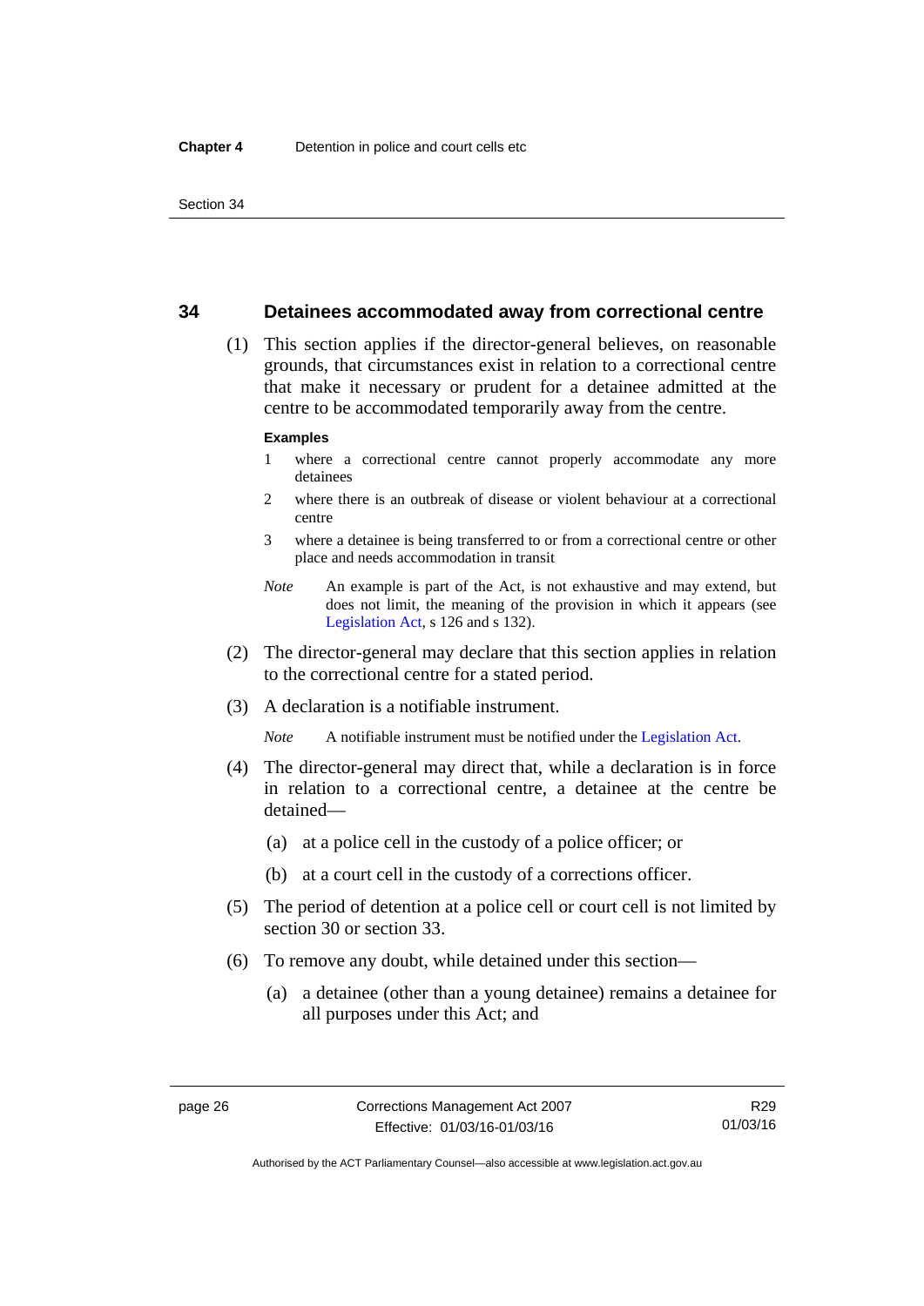## 34 Detainees accommodated away from correctional centre

(1) This section applies if the director-general believes, on reasonable grounds, that circumstances exist in relation to a correctional centre that make it necessary or prudent for a detainee admitted at the centre to be accommodated temporarily away from the centre.

**Examples**

1 where a correctional centre cannot properly accommodate any more detainees

2 where there is an outbreak of disease or violent behaviour at a correctional centre

3 where a detainee is being transferred to or from a correctional centre or other place and needs accommodation in transit

*Note* An example is part of the Act, is not exhaustive and may extend, but does not limit, the meaning of the provision in which it appears (see Legislation Act, s 126 and s 132).

(2) The director-general may declare that this section applies in relation to the correctional centre for a stated period.

(3) A declaration is a notifiable instrument.

*Note* A notifiable instrument must be notified under the Legislation Act.

(4) The director-general may direct that, while a declaration is in force in relation to a correctional centre, a detainee at the centre be detained—

(a) at a police cell in the custody of a police officer; or

(b) at a court cell in the custody of a corrections officer.

(5) The period of detention at a police cell or court cell is not limited by section 30 or section 33.

(6) To remove any doubt, while detained under this section—

(a) a detainee (other than a young detainee) remains a detainee for all purposes under this Act; and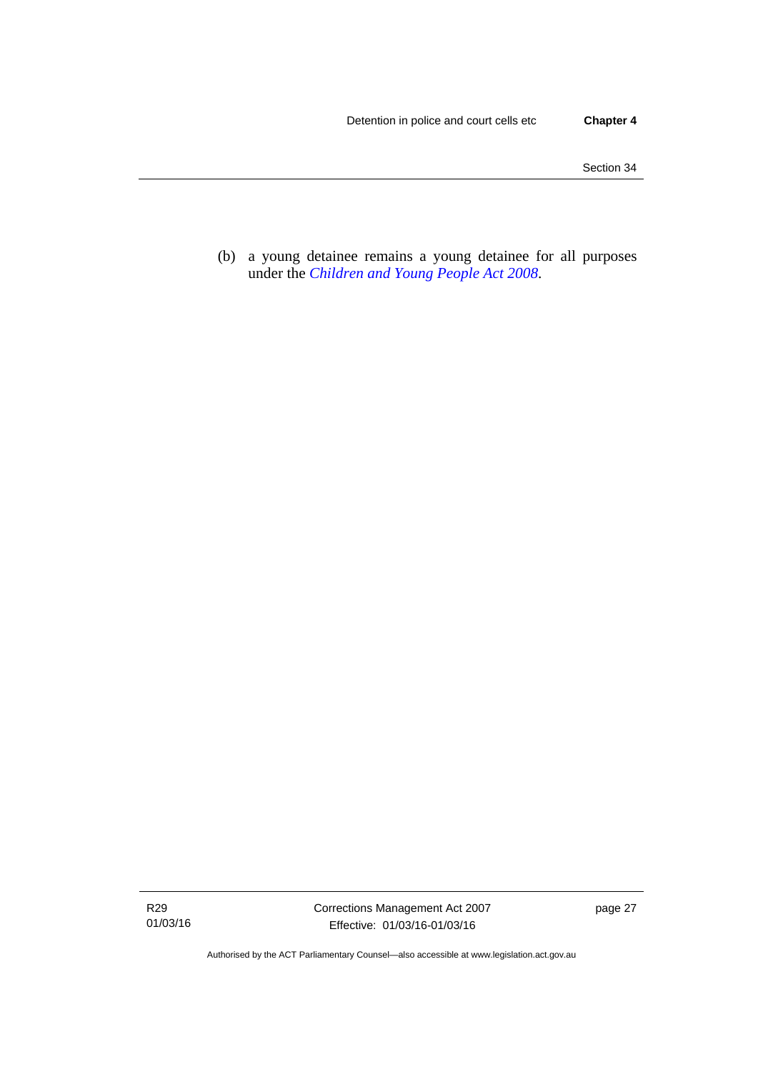(b) a young detainee remains a young detainee for all purposes under the *Children and Young People Act 2008*.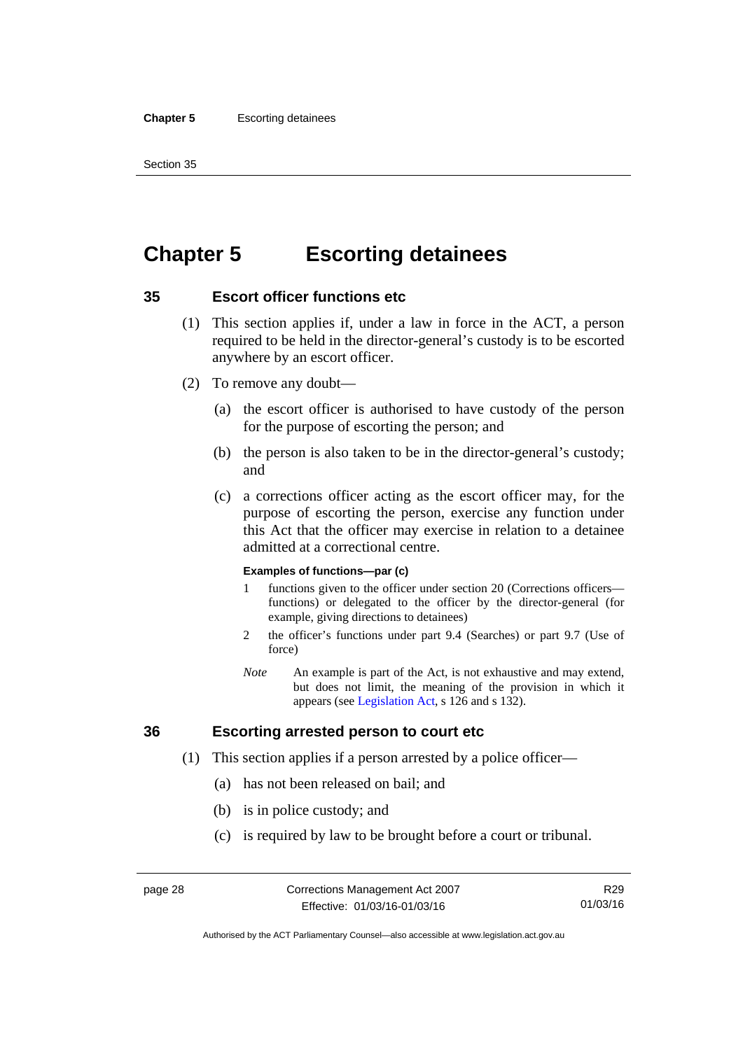# Chapter 5 Escorting detainees

## 35 Escort officer functions etc

(1) This section applies if, under a law in force in the ACT, a person required to be held in the director-general's custody is to be escorted anywhere by an escort officer.

(2) To remove any doubt—

(a) the escort officer is authorised to have custody of the person for the purpose of escorting the person; and

(b) the person is also taken to be in the director-general's custody; and

(c) a corrections officer acting as the escort officer may, for the purpose of escorting the person, exercise any function under this Act that the officer may exercise in relation to a detainee admitted at a correctional centre.

**Examples of functions—par (c)**

1 functions given to the officer under section 20 (Corrections officers—functions) or delegated to the officer by the director-general (for example, giving directions to detainees)

2 the officer's functions under part 9.4 (Searches) or part 9.7 (Use of force)

*Note* An example is part of the Act, is not exhaustive and may extend, but does not limit, the meaning of the provision in which it appears (see Legislation Act, s 126 and s 132).

## 36 Escorting arrested person to court etc

(1) This section applies if a person arrested by a police officer—

(a) has not been released on bail; and

(b) is in police custody; and

(c) is required by law to be brought before a court or tribunal.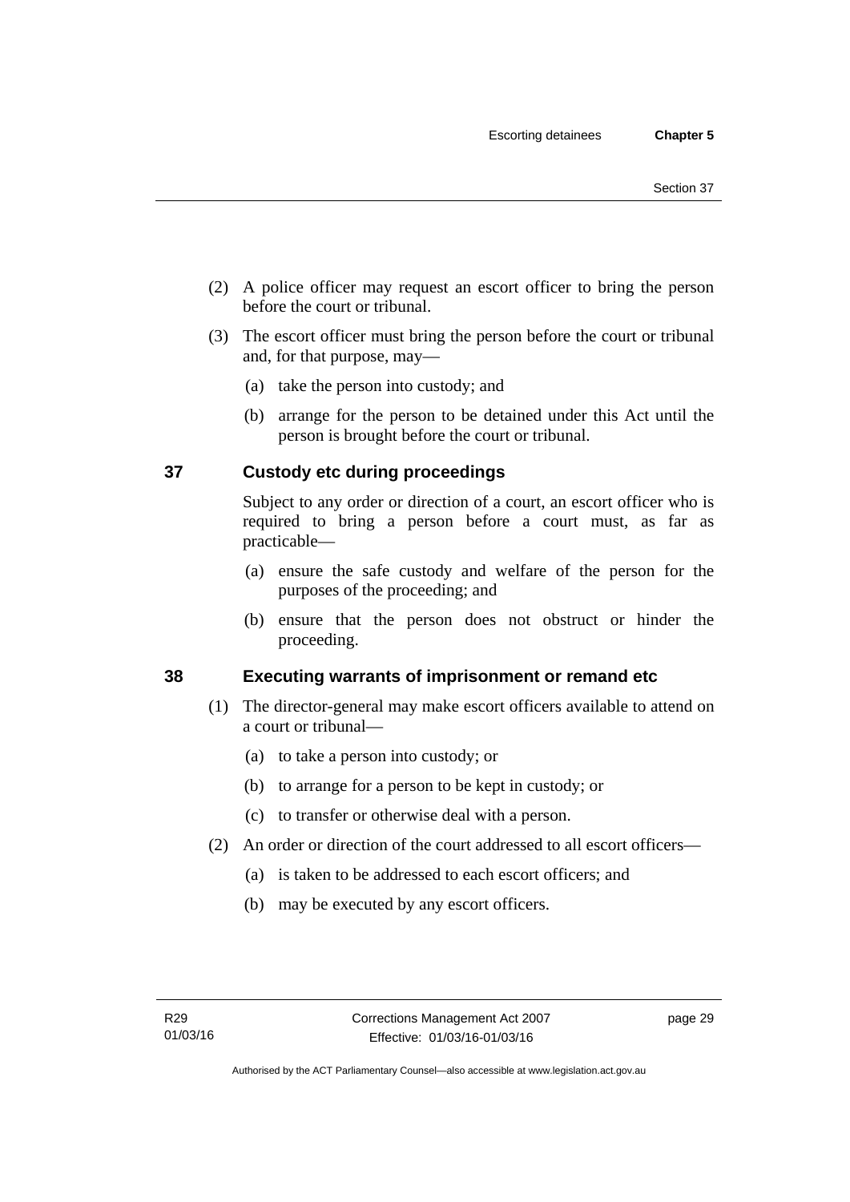(2) A police officer may request an escort officer to bring the person before the court or tribunal.

(3) The escort officer must bring the person before the court or tribunal and, for that purpose, may—

  (a) take the person into custody; and

  (b) arrange for the person to be detained under this Act until the person is brought before the court or tribunal.

## 37 Custody etc during proceedings

Subject to any order or direction of a court, an escort officer who is required to bring a person before a court must, as far as practicable—

  (a) ensure the safe custody and welfare of the person for the purposes of the proceeding; and

  (b) ensure that the person does not obstruct or hinder the proceeding.

## 38 Executing warrants of imprisonment or remand etc

(1) The director-general may make escort officers available to attend on a court or tribunal—

  (a) to take a person into custody; or

  (b) to arrange for a person to be kept in custody; or

  (c) to transfer or otherwise deal with a person.

(2) An order or direction of the court addressed to all escort officers—

  (a) is taken to be addressed to each escort officers; and

  (b) may be executed by any escort officers.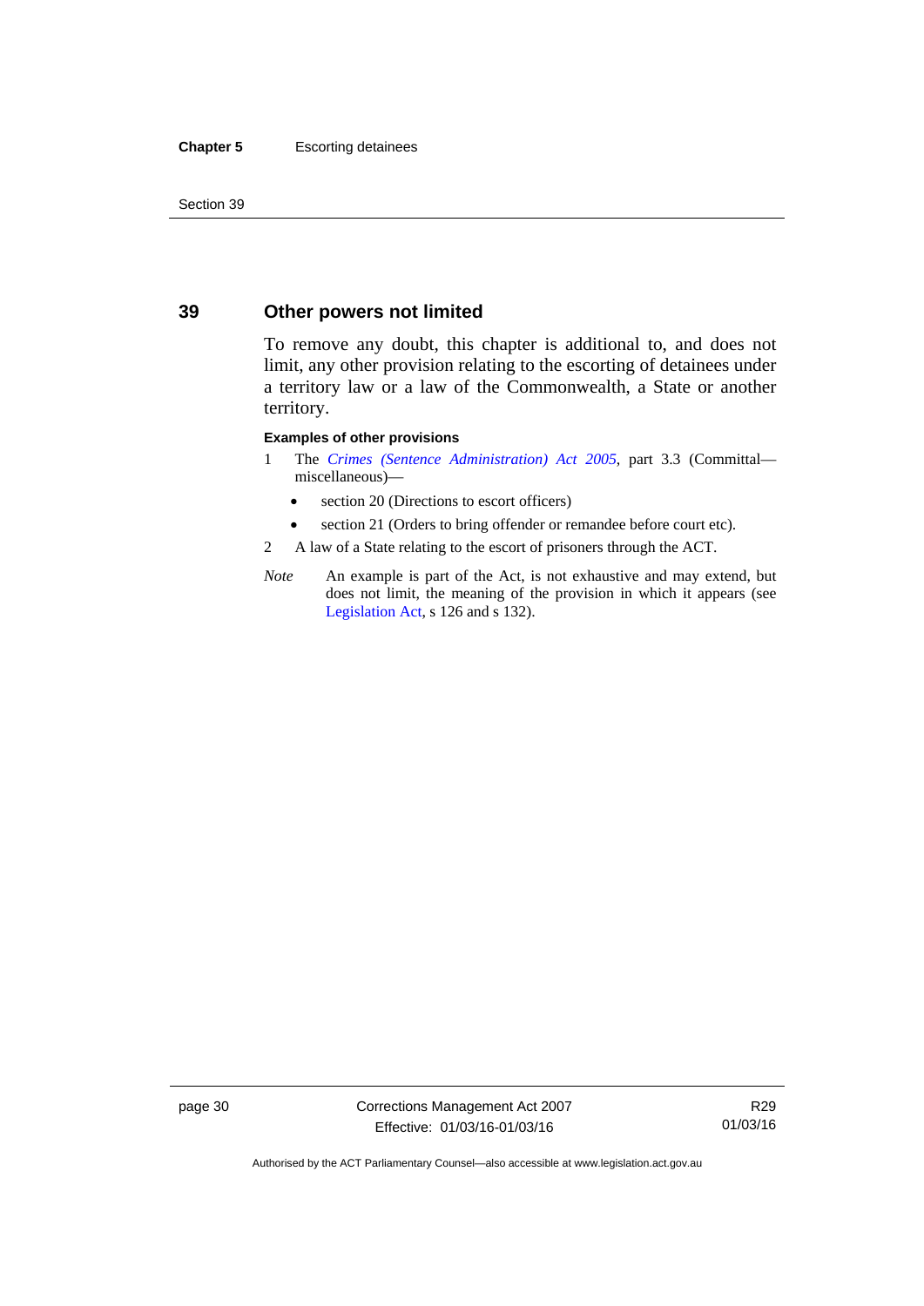## 39 Other powers not limited

To remove any doubt, this chapter is additional to, and does not limit, any other provision relating to the escorting of detainees under a territory law or a law of the Commonwealth, a State or another territory.

**Examples of other provisions**

1 The *Crimes (Sentence Administration) Act 2005*, part 3.3 (Committal—miscellaneous)—

- section 20 (Directions to escort officers)
- section 21 (Orders to bring offender or remandee before court etc).

2 A law of a State relating to the escort of prisoners through the ACT.

*Note* An example is part of the Act, is not exhaustive and may extend, but does not limit, the meaning of the provision in which it appears (see Legislation Act, s 126 and s 132).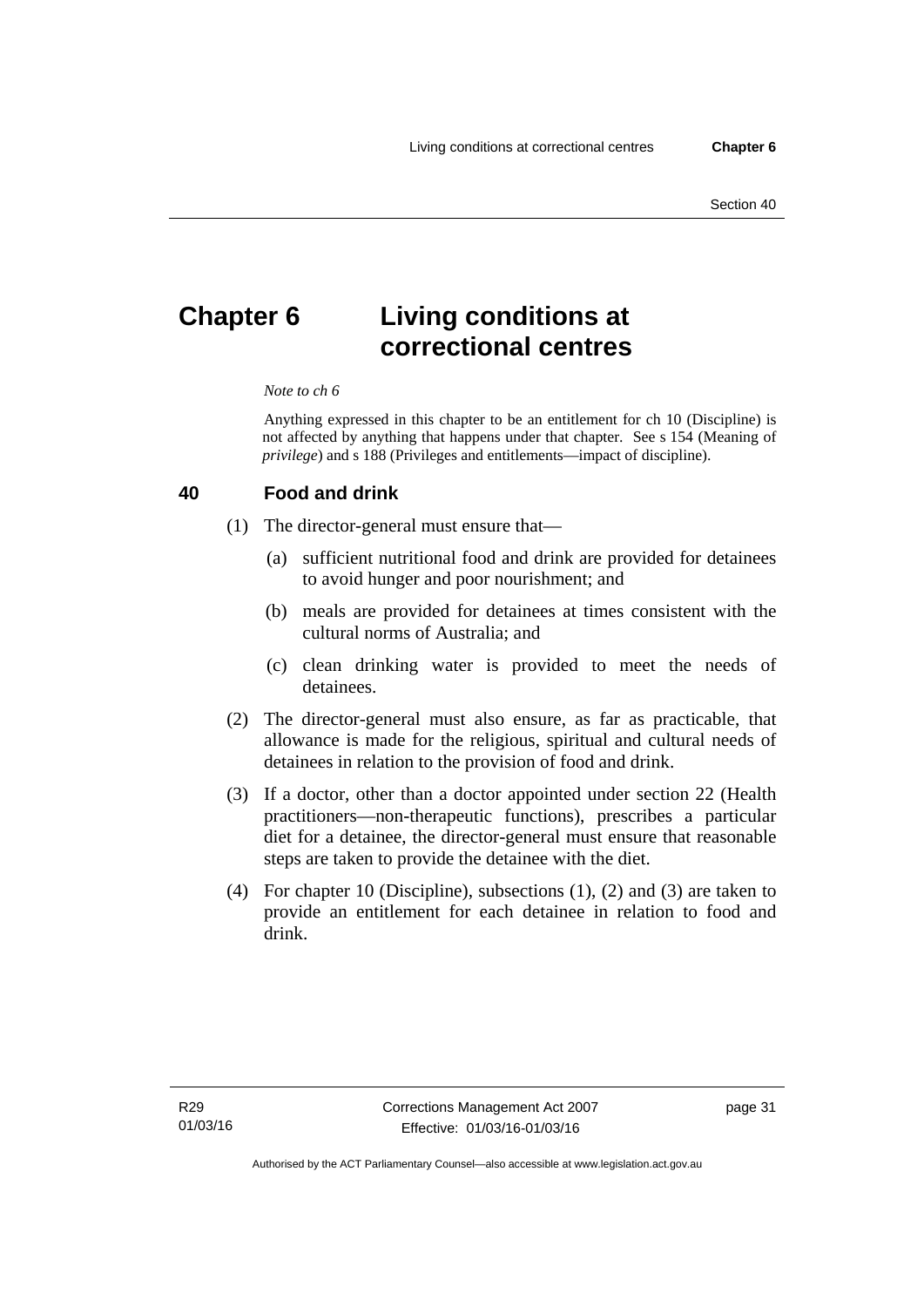# Chapter 6 Living conditions at correctional centres

*Note to ch 6*

Anything expressed in this chapter to be an entitlement for ch 10 (Discipline) is not affected by anything that happens under that chapter. See s 154 (Meaning of *privilege*) and s 188 (Privileges and entitlements—impact of discipline).

### 40 Food and drink

(1) The director-general must ensure that—

(a) sufficient nutritional food and drink are provided for detainees to avoid hunger and poor nourishment; and

(b) meals are provided for detainees at times consistent with the cultural norms of Australia; and

(c) clean drinking water is provided to meet the needs of detainees.

(2) The director-general must also ensure, as far as practicable, that allowance is made for the religious, spiritual and cultural needs of detainees in relation to the provision of food and drink.

(3) If a doctor, other than a doctor appointed under section 22 (Health practitioners—non-therapeutic functions), prescribes a particular diet for a detainee, the director-general must ensure that reasonable steps are taken to provide the detainee with the diet.

(4) For chapter 10 (Discipline), subsections (1), (2) and (3) are taken to provide an entitlement for each detainee in relation to food and drink.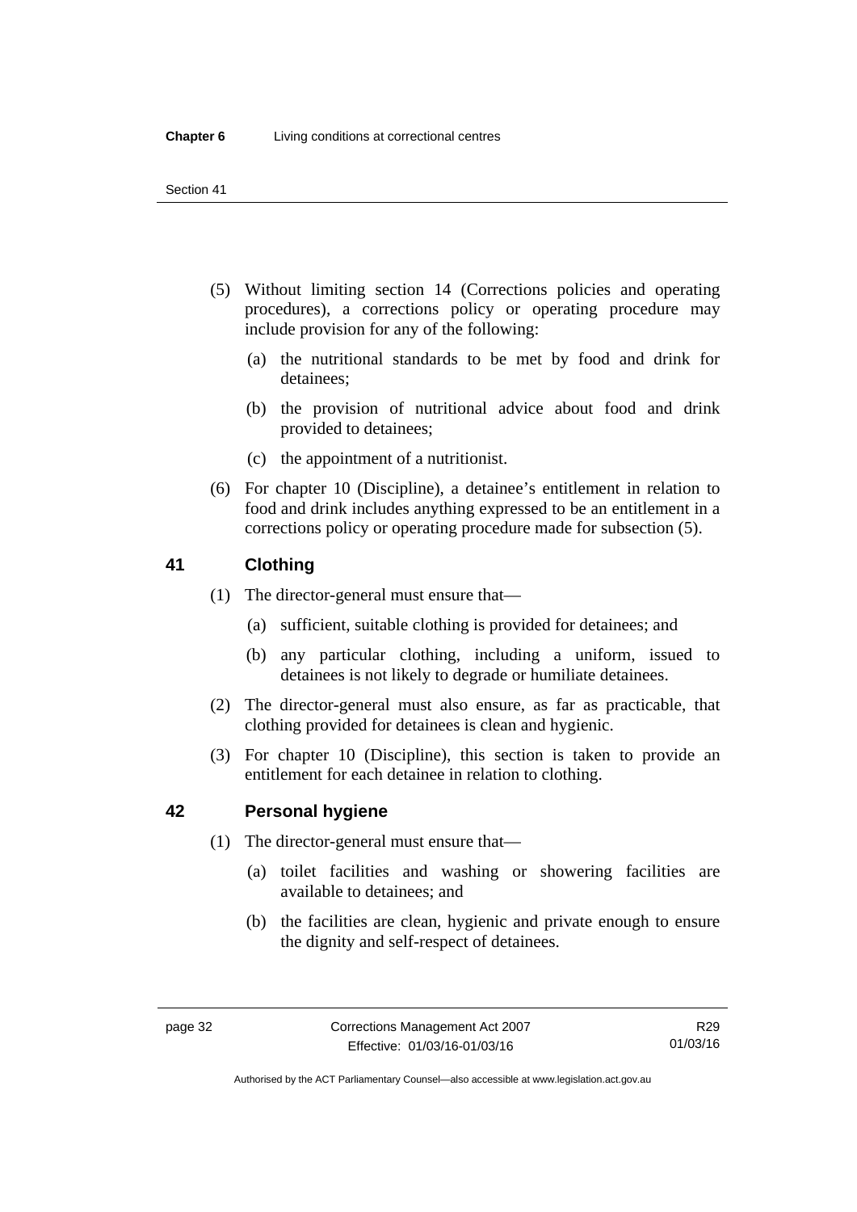(5) Without limiting section 14 (Corrections policies and operating procedures), a corrections policy or operating procedure may include provision for any of the following:

(a) the nutritional standards to be met by food and drink for detainees;

(b) the provision of nutritional advice about food and drink provided to detainees;

(c) the appointment of a nutritionist.

(6) For chapter 10 (Discipline), a detainee's entitlement in relation to food and drink includes anything expressed to be an entitlement in a corrections policy or operating procedure made for subsection (5).

## 41 Clothing

(1) The director-general must ensure that—

(a) sufficient, suitable clothing is provided for detainees; and

(b) any particular clothing, including a uniform, issued to detainees is not likely to degrade or humiliate detainees.

(2) The director-general must also ensure, as far as practicable, that clothing provided for detainees is clean and hygienic.

(3) For chapter 10 (Discipline), this section is taken to provide an entitlement for each detainee in relation to clothing.

## 42 Personal hygiene

(1) The director-general must ensure that—

(a) toilet facilities and washing or showering facilities are available to detainees; and

(b) the facilities are clean, hygienic and private enough to ensure the dignity and self-respect of detainees.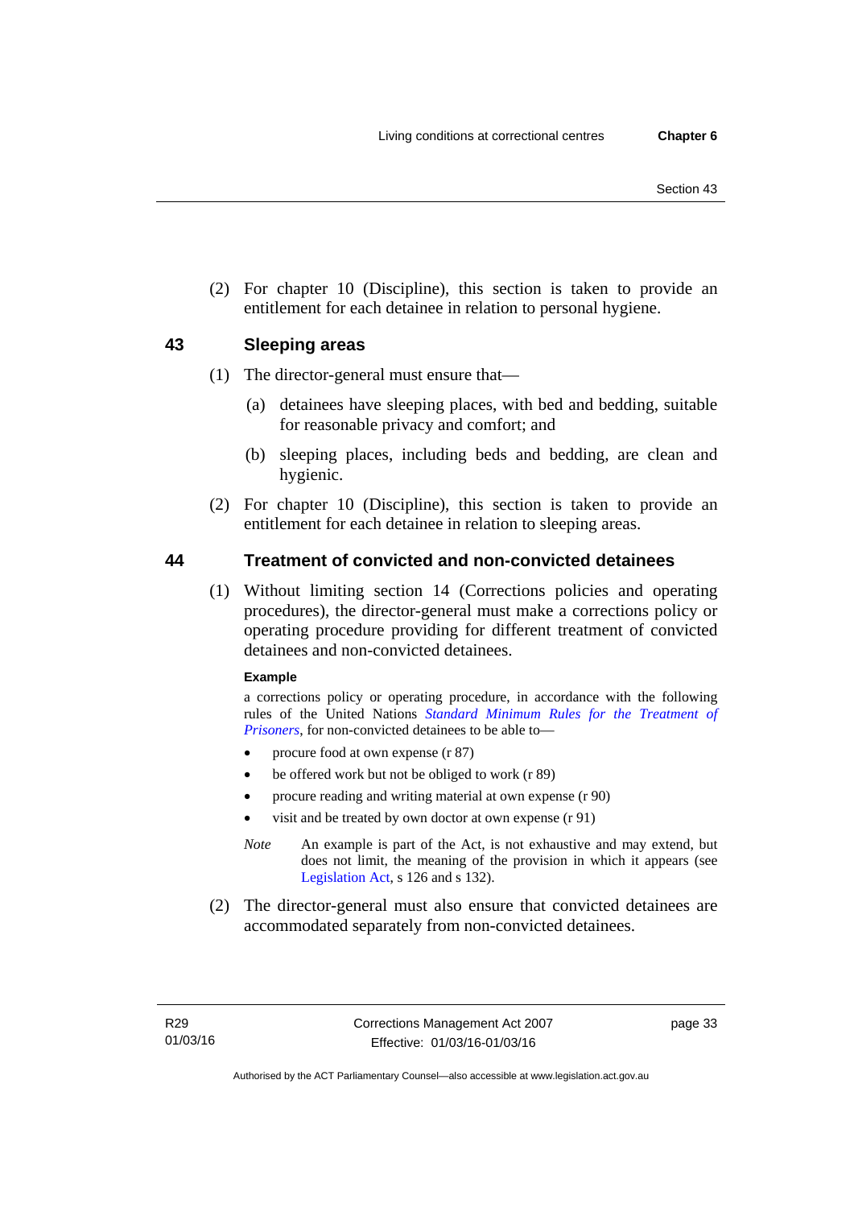(2) For chapter 10 (Discipline), this section is taken to provide an entitlement for each detainee in relation to personal hygiene.

## 43 Sleeping areas

(1) The director-general must ensure that—

(a) detainees have sleeping places, with bed and bedding, suitable for reasonable privacy and comfort; and

(b) sleeping places, including beds and bedding, are clean and hygienic.

(2) For chapter 10 (Discipline), this section is taken to provide an entitlement for each detainee in relation to sleeping areas.

## 44 Treatment of convicted and non-convicted detainees

(1) Without limiting section 14 (Corrections policies and operating procedures), the director-general must make a corrections policy or operating procedure providing for different treatment of convicted detainees and non-convicted detainees.

**Example**

a corrections policy or operating procedure, in accordance with the following rules of the United Nations *Standard Minimum Rules for the Treatment of Prisoners*, for non-convicted detainees to be able to—

- procure food at own expense (r 87)
- be offered work but not be obliged to work (r 89)
- procure reading and writing material at own expense (r 90)
- visit and be treated by own doctor at own expense (r 91)

*Note* An example is part of the Act, is not exhaustive and may extend, but does not limit, the meaning of the provision in which it appears (see Legislation Act, s 126 and s 132).

(2) The director-general must also ensure that convicted detainees are accommodated separately from non-convicted detainees.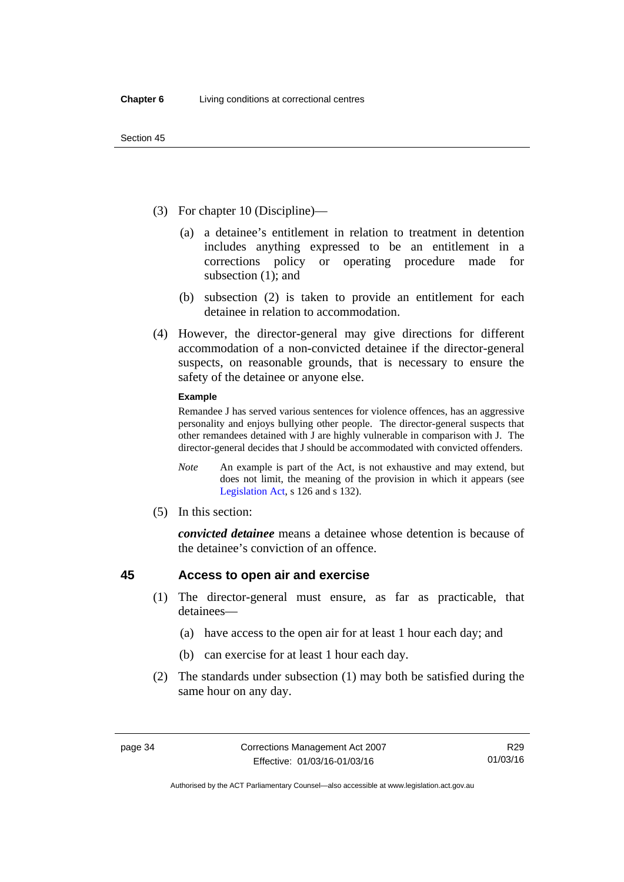(3) For chapter 10 (Discipline)—

(a) a detainee's entitlement in relation to treatment in detention includes anything expressed to be an entitlement in a corrections policy or operating procedure made for subsection (1); and

(b) subsection (2) is taken to provide an entitlement for each detainee in relation to accommodation.

(4) However, the director-general may give directions for different accommodation of a non-convicted detainee if the director-general suspects, on reasonable grounds, that is necessary to ensure the safety of the detainee or anyone else.

**Example**

Remandee J has served various sentences for violence offences, has an aggressive personality and enjoys bullying other people. The director-general suspects that other remandees detained with J are highly vulnerable in comparison with J. The director-general decides that J should be accommodated with convicted offenders.

*Note* An example is part of the Act, is not exhaustive and may extend, but does not limit, the meaning of the provision in which it appears (see Legislation Act, s 126 and s 132).

(5) In this section:

***convicted detainee*** means a detainee whose detention is because of the detainee's conviction of an offence.

## 45 Access to open air and exercise

(1) The director-general must ensure, as far as practicable, that detainees—

(a) have access to the open air for at least 1 hour each day; and

(b) can exercise for at least 1 hour each day.

(2) The standards under subsection (1) may both be satisfied during the same hour on any day.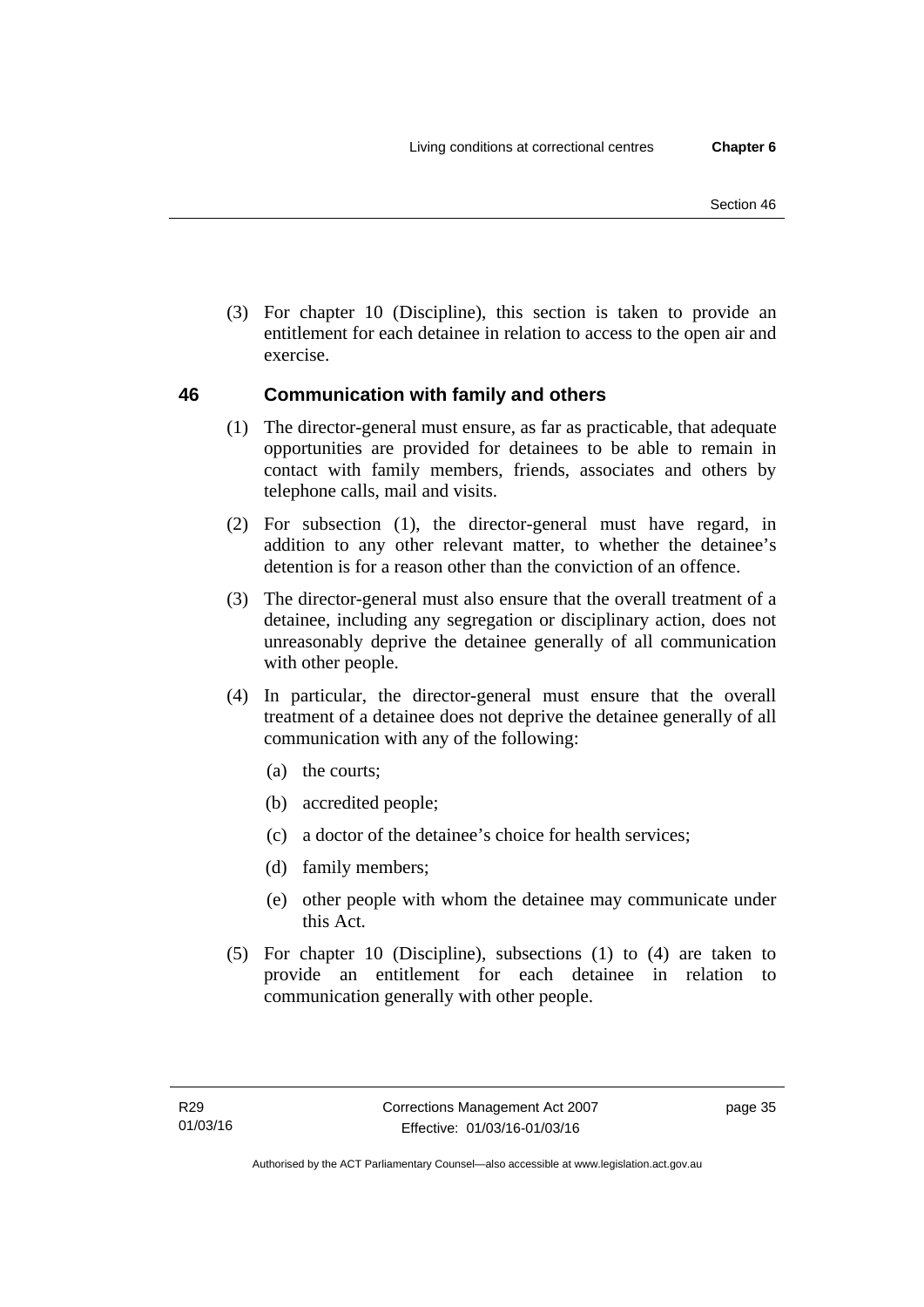(3) For chapter 10 (Discipline), this section is taken to provide an entitlement for each detainee in relation to access to the open air and exercise.

### 46 Communication with family and others

(1) The director-general must ensure, as far as practicable, that adequate opportunities are provided for detainees to be able to remain in contact with family members, friends, associates and others by telephone calls, mail and visits.

(2) For subsection (1), the director-general must have regard, in addition to any other relevant matter, to whether the detainee's detention is for a reason other than the conviction of an offence.

(3) The director-general must also ensure that the overall treatment of a detainee, including any segregation or disciplinary action, does not unreasonably deprive the detainee generally of all communication with other people.

(4) In particular, the director-general must ensure that the overall treatment of a detainee does not deprive the detainee generally of all communication with any of the following:

- (a) the courts;
- (b) accredited people;
- (c) a doctor of the detainee's choice for health services;
- (d) family members;
- (e) other people with whom the detainee may communicate under this Act.

(5) For chapter 10 (Discipline), subsections (1) to (4) are taken to provide an entitlement for each detainee in relation to communication generally with other people.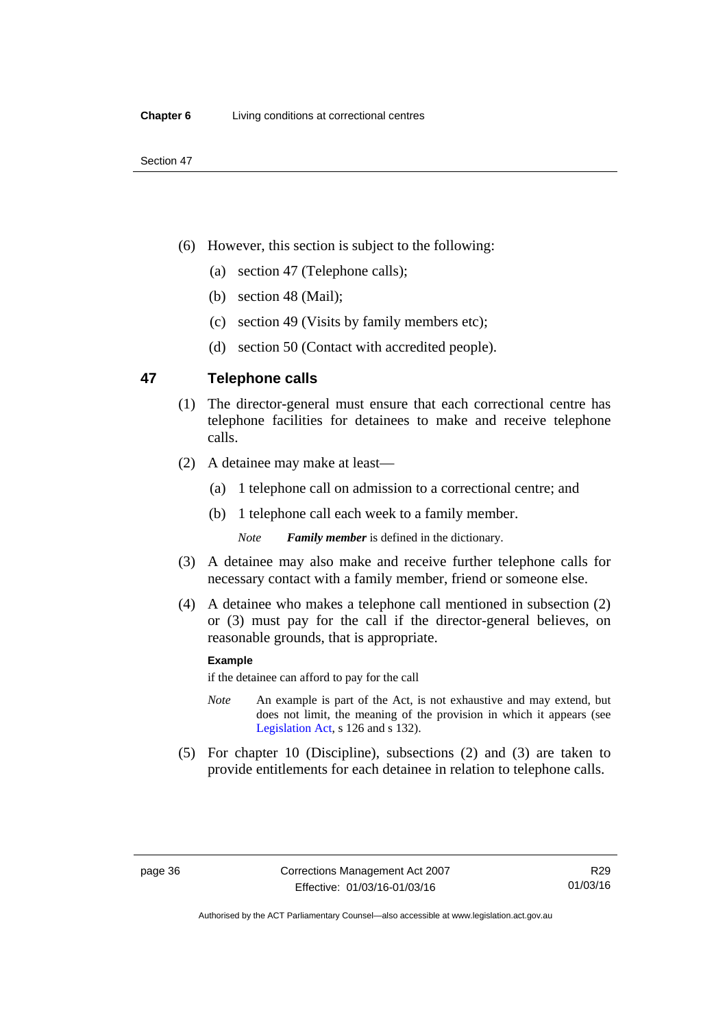(6) However, this section is subject to the following:

   (a) section 47 (Telephone calls);

   (b) section 48 (Mail);

   (c) section 49 (Visits by family members etc);

   (d) section 50 (Contact with accredited people).

## 47 Telephone calls

(1) The director-general must ensure that each correctional centre has telephone facilities for detainees to make and receive telephone calls.

(2) A detainee may make at least—

   (a) 1 telephone call on admission to a correctional centre; and

   (b) 1 telephone call each week to a family member.

   *Note* ***Family member*** is defined in the dictionary.

(3) A detainee may also make and receive further telephone calls for necessary contact with a family member, friend or someone else.

(4) A detainee who makes a telephone call mentioned in subsection (2) or (3) must pay for the call if the director-general believes, on reasonable grounds, that is appropriate.

**Example**

if the detainee can afford to pay for the call

*Note* An example is part of the Act, is not exhaustive and may extend, but does not limit, the meaning of the provision in which it appears (see Legislation Act, s 126 and s 132).

(5) For chapter 10 (Discipline), subsections (2) and (3) are taken to provide entitlements for each detainee in relation to telephone calls.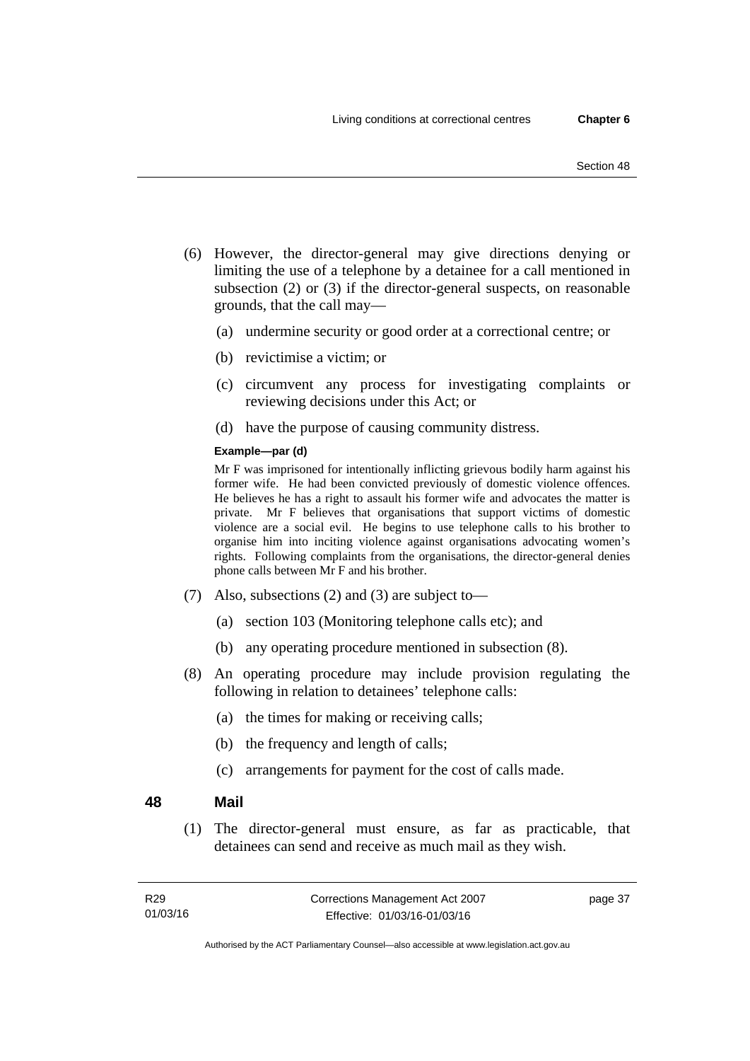(6) However, the director-general may give directions denying or limiting the use of a telephone by a detainee for a call mentioned in subsection (2) or (3) if the director-general suspects, on reasonable grounds, that the call may—

(a) undermine security or good order at a correctional centre; or

(b) revictimise a victim; or

(c) circumvent any process for investigating complaints or reviewing decisions under this Act; or

(d) have the purpose of causing community distress.

**Example—par (d)**

Mr F was imprisoned for intentionally inflicting grievous bodily harm against his former wife. He had been convicted previously of domestic violence offences. He believes he has a right to assault his former wife and advocates the matter is private. Mr F believes that organisations that support victims of domestic violence are a social evil. He begins to use telephone calls to his brother to organise him into inciting violence against organisations advocating women's rights. Following complaints from the organisations, the director-general denies phone calls between Mr F and his brother.

(7) Also, subsections (2) and (3) are subject to—

(a) section 103 (Monitoring telephone calls etc); and

(b) any operating procedure mentioned in subsection (8).

(8) An operating procedure may include provision regulating the following in relation to detainees' telephone calls:

(a) the times for making or receiving calls;

(b) the frequency and length of calls;

(c) arrangements for payment for the cost of calls made.

## 48 Mail

(1) The director-general must ensure, as far as practicable, that detainees can send and receive as much mail as they wish.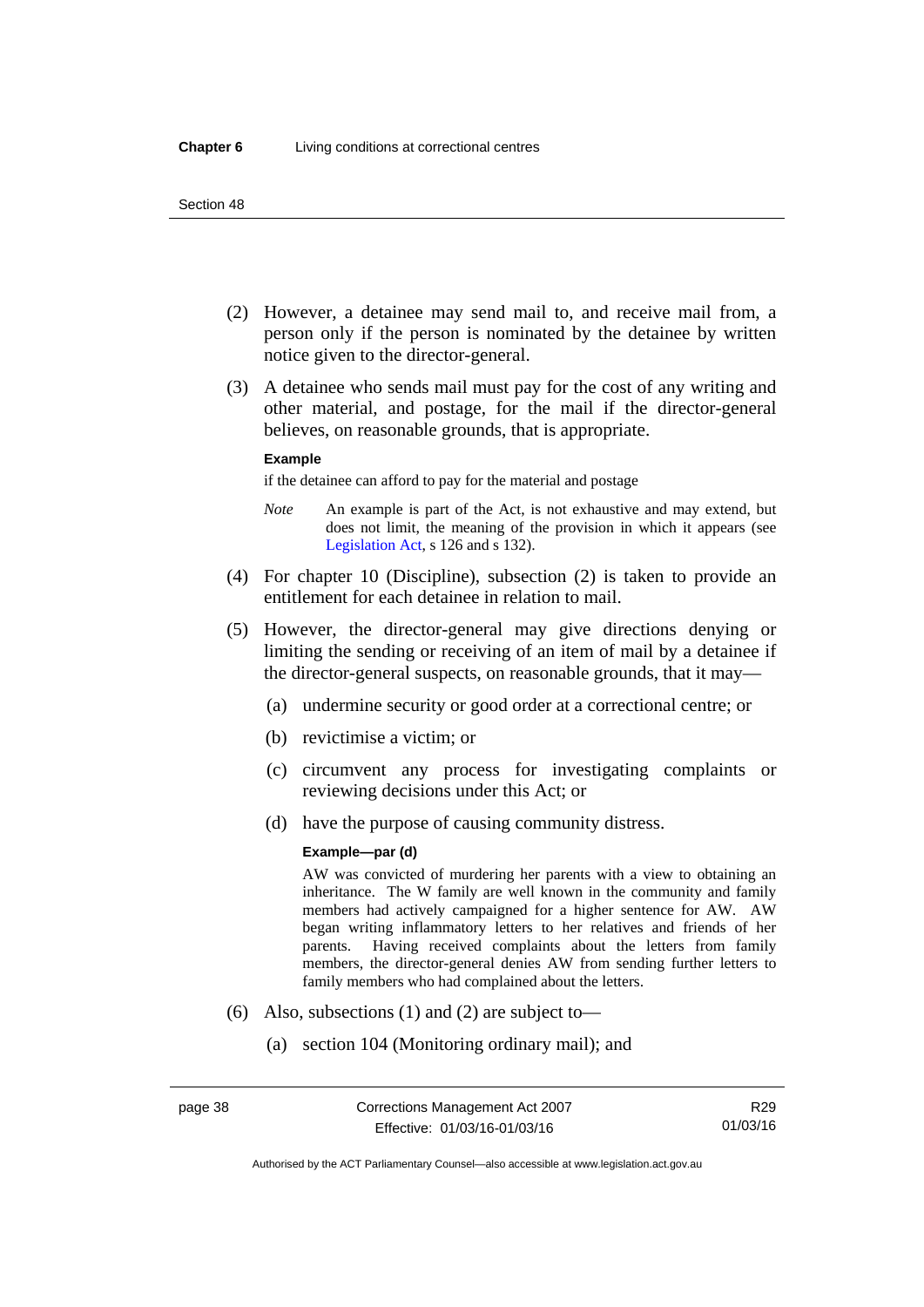(2) However, a detainee may send mail to, and receive mail from, a person only if the person is nominated by the detainee by written notice given to the director-general.

(3) A detainee who sends mail must pay for the cost of any writing and other material, and postage, for the mail if the director-general believes, on reasonable grounds, that is appropriate.

**Example**

if the detainee can afford to pay for the material and postage

*Note* An example is part of the Act, is not exhaustive and may extend, but does not limit, the meaning of the provision in which it appears (see Legislation Act, s 126 and s 132).

(4) For chapter 10 (Discipline), subsection (2) is taken to provide an entitlement for each detainee in relation to mail.

(5) However, the director-general may give directions denying or limiting the sending or receiving of an item of mail by a detainee if the director-general suspects, on reasonable grounds, that it may—

(a) undermine security or good order at a correctional centre; or

(b) revictimise a victim; or

(c) circumvent any process for investigating complaints or reviewing decisions under this Act; or

(d) have the purpose of causing community distress.

**Example—par (d)**

AW was convicted of murdering her parents with a view to obtaining an inheritance. The W family are well known in the community and family members had actively campaigned for a higher sentence for AW. AW began writing inflammatory letters to her relatives and friends of her parents. Having received complaints about the letters from family members, the director-general denies AW from sending further letters to family members who had complained about the letters.

(6) Also, subsections (1) and (2) are subject to—

(a) section 104 (Monitoring ordinary mail); and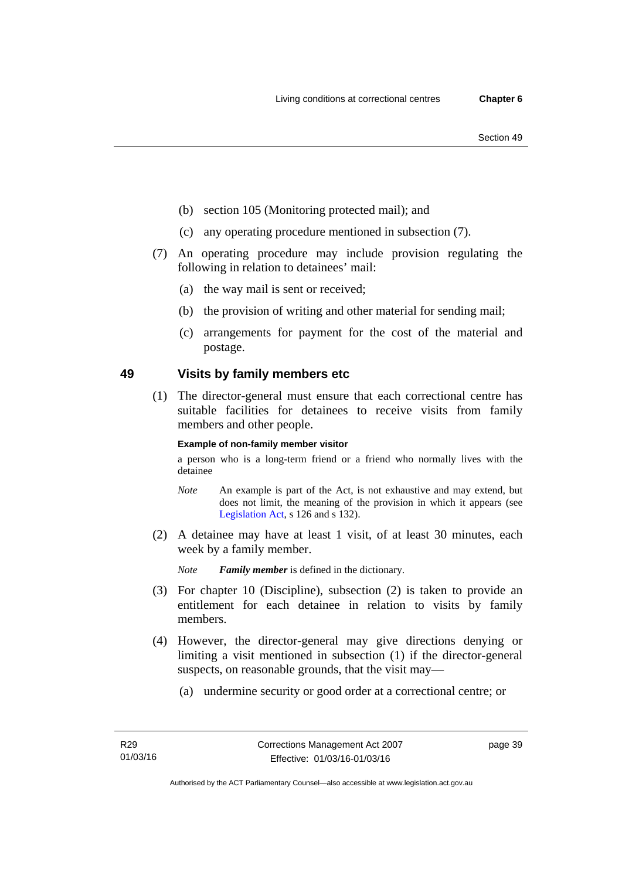(b) section 105 (Monitoring protected mail); and

(c) any operating procedure mentioned in subsection (7).

(7) An operating procedure may include provision regulating the following in relation to detainees' mail:

(a) the way mail is sent or received;

(b) the provision of writing and other material for sending mail;

(c) arrangements for payment for the cost of the material and postage.

## 49 Visits by family members etc

(1) The director-general must ensure that each correctional centre has suitable facilities for detainees to receive visits from family members and other people.

**Example of non-family member visitor**

a person who is a long-term friend or a friend who normally lives with the detainee

*Note* An example is part of the Act, is not exhaustive and may extend, but does not limit, the meaning of the provision in which it appears (see Legislation Act, s 126 and s 132).

(2) A detainee may have at least 1 visit, of at least 30 minutes, each week by a family member.

*Note* ***Family member*** is defined in the dictionary.

(3) For chapter 10 (Discipline), subsection (2) is taken to provide an entitlement for each detainee in relation to visits by family members.

(4) However, the director-general may give directions denying or limiting a visit mentioned in subsection (1) if the director-general suspects, on reasonable grounds, that the visit may—

(a) undermine security or good order at a correctional centre; or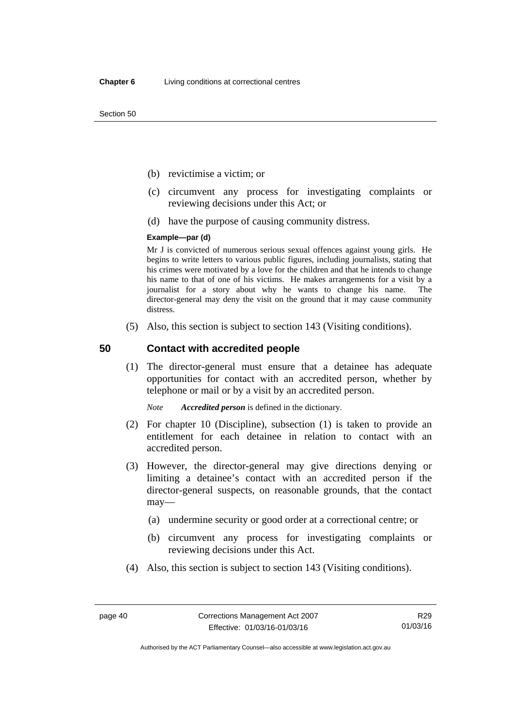- (b) revictimise a victim; or
- (c) circumvent any process for investigating complaints or reviewing decisions under this Act; or
- (d) have the purpose of causing community distress.

**Example—par (d)**

Mr J is convicted of numerous serious sexual offences against young girls. He begins to write letters to various public figures, including journalists, stating that his crimes were motivated by a love for the children and that he intends to change his name to that of one of his victims. He makes arrangements for a visit by a journalist for a story about why he wants to change his name. The director-general may deny the visit on the ground that it may cause community distress.

(5) Also, this section is subject to section 143 (Visiting conditions).

## 50 Contact with accredited people

(1) The director-general must ensure that a detainee has adequate opportunities for contact with an accredited person, whether by telephone or mail or by a visit by an accredited person.

*Note* ***Accredited person*** is defined in the dictionary.

(2) For chapter 10 (Discipline), subsection (1) is taken to provide an entitlement for each detainee in relation to contact with an accredited person.

(3) However, the director-general may give directions denying or limiting a detainee's contact with an accredited person if the director-general suspects, on reasonable grounds, that the contact may—

- (a) undermine security or good order at a correctional centre; or
- (b) circumvent any process for investigating complaints or reviewing decisions under this Act.

(4) Also, this section is subject to section 143 (Visiting conditions).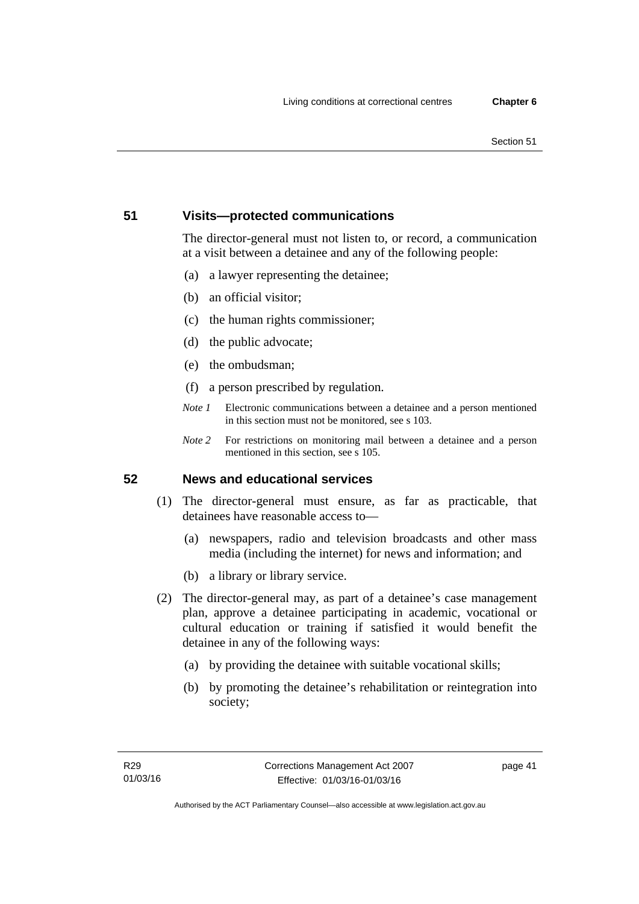## 51 Visits—protected communications

The director-general must not listen to, or record, a communication at a visit between a detainee and any of the following people:

(a) a lawyer representing the detainee;

(b) an official visitor;

(c) the human rights commissioner;

(d) the public advocate;

(e) the ombudsman;

(f) a person prescribed by regulation.

*Note 1* Electronic communications between a detainee and a person mentioned in this section must not be monitored, see s 103.

*Note 2* For restrictions on monitoring mail between a detainee and a person mentioned in this section, see s 105.

## 52 News and educational services

(1) The director-general must ensure, as far as practicable, that detainees have reasonable access to—

(a) newspapers, radio and television broadcasts and other mass media (including the internet) for news and information; and

(b) a library or library service.

(2) The director-general may, as part of a detainee's case management plan, approve a detainee participating in academic, vocational or cultural education or training if satisfied it would benefit the detainee in any of the following ways:

(a) by providing the detainee with suitable vocational skills;

(b) by promoting the detainee's rehabilitation or reintegration into society;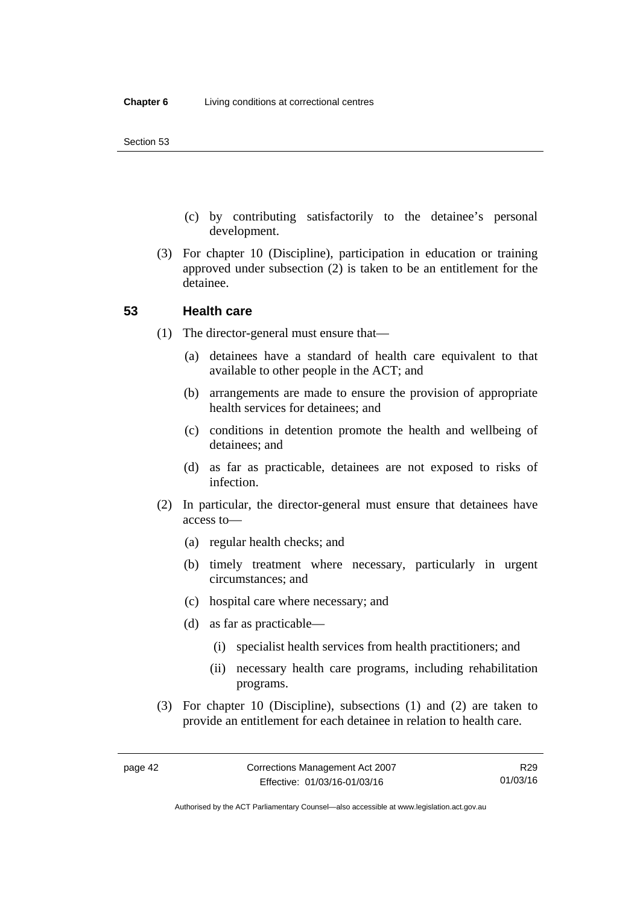(c) by contributing satisfactorily to the detainee's personal development.

(3) For chapter 10 (Discipline), participation in education or training approved under subsection (2) is taken to be an entitlement for the detainee.

## 53 Health care

(1) The director-general must ensure that—

(a) detainees have a standard of health care equivalent to that available to other people in the ACT; and

(b) arrangements are made to ensure the provision of appropriate health services for detainees; and

(c) conditions in detention promote the health and wellbeing of detainees; and

(d) as far as practicable, detainees are not exposed to risks of infection.

(2) In particular, the director-general must ensure that detainees have access to—

(a) regular health checks; and

(b) timely treatment where necessary, particularly in urgent circumstances; and

(c) hospital care where necessary; and

(d) as far as practicable—

(i) specialist health services from health practitioners; and

(ii) necessary health care programs, including rehabilitation programs.

(3) For chapter 10 (Discipline), subsections (1) and (2) are taken to provide an entitlement for each detainee in relation to health care.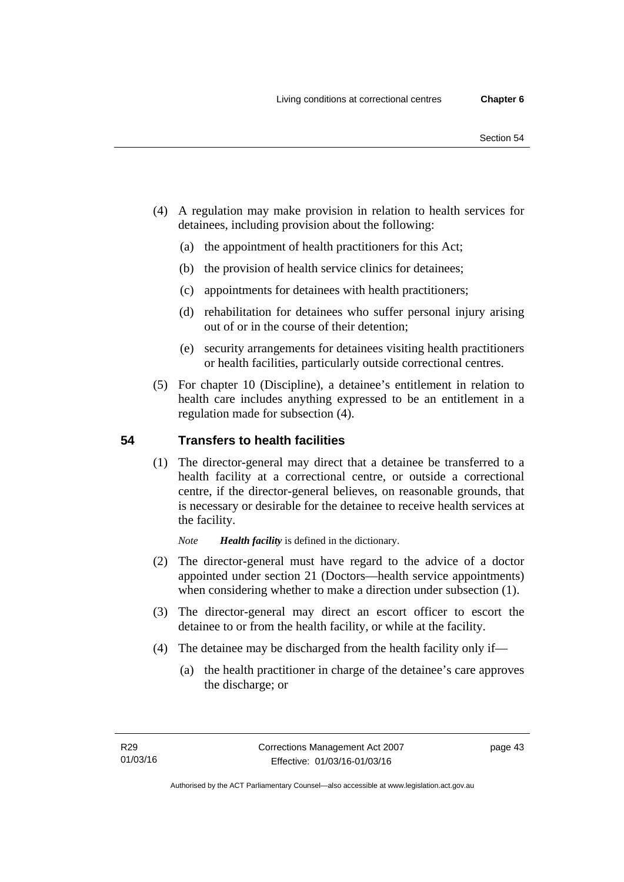(4) A regulation may make provision in relation to health services for detainees, including provision about the following:

(a) the appointment of health practitioners for this Act;

(b) the provision of health service clinics for detainees;

(c) appointments for detainees with health practitioners;

(d) rehabilitation for detainees who suffer personal injury arising out of or in the course of their detention;

(e) security arrangements for detainees visiting health practitioners or health facilities, particularly outside correctional centres.

(5) For chapter 10 (Discipline), a detainee's entitlement in relation to health care includes anything expressed to be an entitlement in a regulation made for subsection (4).

## 54 Transfers to health facilities

(1) The director-general may direct that a detainee be transferred to a health facility at a correctional centre, or outside a correctional centre, if the director-general believes, on reasonable grounds, that is necessary or desirable for the detainee to receive health services at the facility.

*Note* ***Health facility*** is defined in the dictionary.

(2) The director-general must have regard to the advice of a doctor appointed under section 21 (Doctors—health service appointments) when considering whether to make a direction under subsection (1).

(3) The director-general may direct an escort officer to escort the detainee to or from the health facility, or while at the facility.

(4) The detainee may be discharged from the health facility only if—

(a) the health practitioner in charge of the detainee's care approves the discharge; or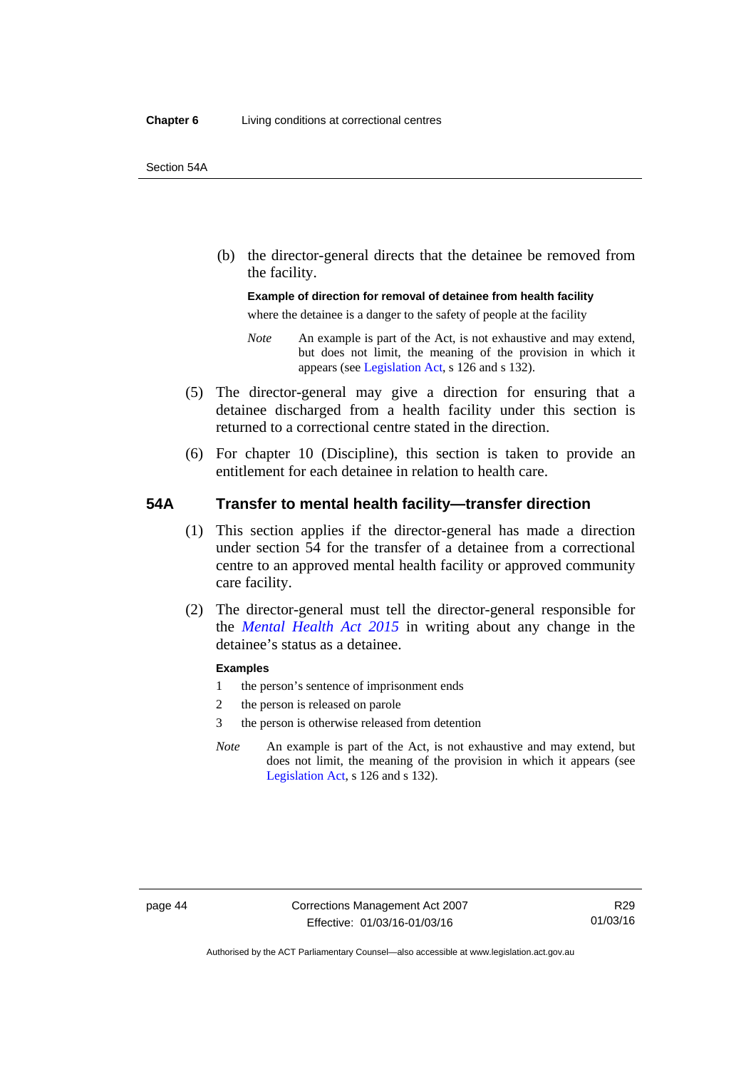(b) the director-general directs that the detainee be removed from the facility.

**Example of direction for removal of detainee from health facility**

where the detainee is a danger to the safety of people at the facility

*Note* An example is part of the Act, is not exhaustive and may extend, but does not limit, the meaning of the provision in which it appears (see Legislation Act, s 126 and s 132).

(5) The director-general may give a direction for ensuring that a detainee discharged from a health facility under this section is returned to a correctional centre stated in the direction.

(6) For chapter 10 (Discipline), this section is taken to provide an entitlement for each detainee in relation to health care.

## 54A Transfer to mental health facility—transfer direction

(1) This section applies if the director-general has made a direction under section 54 for the transfer of a detainee from a correctional centre to an approved mental health facility or approved community care facility.

(2) The director-general must tell the director-general responsible for the *Mental Health Act 2015* in writing about any change in the detainee's status as a detainee.

**Examples**

1 the person's sentence of imprisonment ends

2 the person is released on parole

3 the person is otherwise released from detention

*Note* An example is part of the Act, is not exhaustive and may extend, but does not limit, the meaning of the provision in which it appears (see Legislation Act, s 126 and s 132).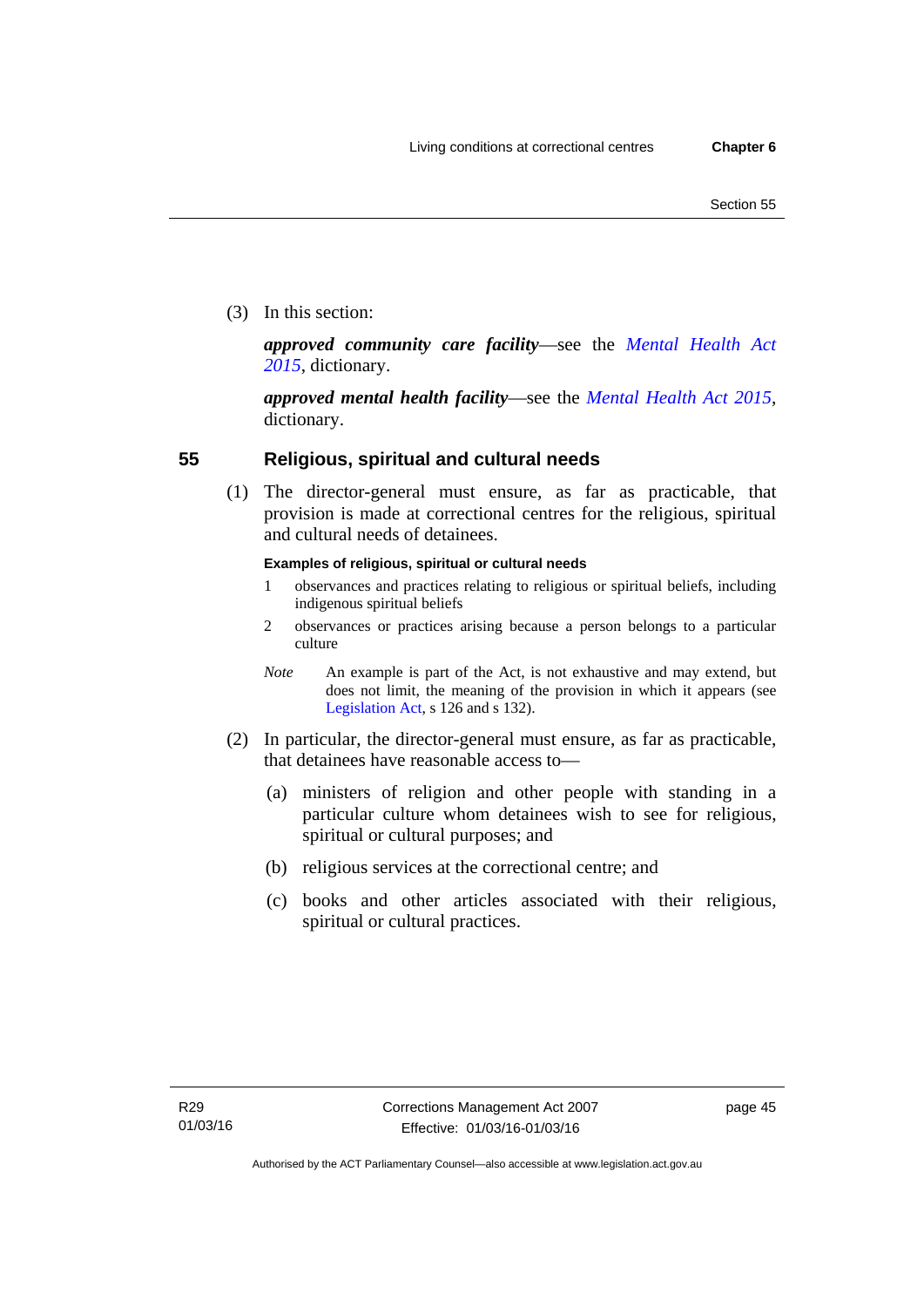(3) In this section:

***approved community care facility***—see the *Mental Health Act 2015*, dictionary.

***approved mental health facility***—see the *Mental Health Act 2015*, dictionary.

## 55 Religious, spiritual and cultural needs

(1) The director-general must ensure, as far as practicable, that provision is made at correctional centres for the religious, spiritual and cultural needs of detainees.

**Examples of religious, spiritual or cultural needs**

1 observances and practices relating to religious or spiritual beliefs, including indigenous spiritual beliefs

2 observances or practices arising because a person belongs to a particular culture

*Note* An example is part of the Act, is not exhaustive and may extend, but does not limit, the meaning of the provision in which it appears (see Legislation Act, s 126 and s 132).

(2) In particular, the director-general must ensure, as far as practicable, that detainees have reasonable access to—

(a) ministers of religion and other people with standing in a particular culture whom detainees wish to see for religious, spiritual or cultural purposes; and

(b) religious services at the correctional centre; and

(c) books and other articles associated with their religious, spiritual or cultural practices.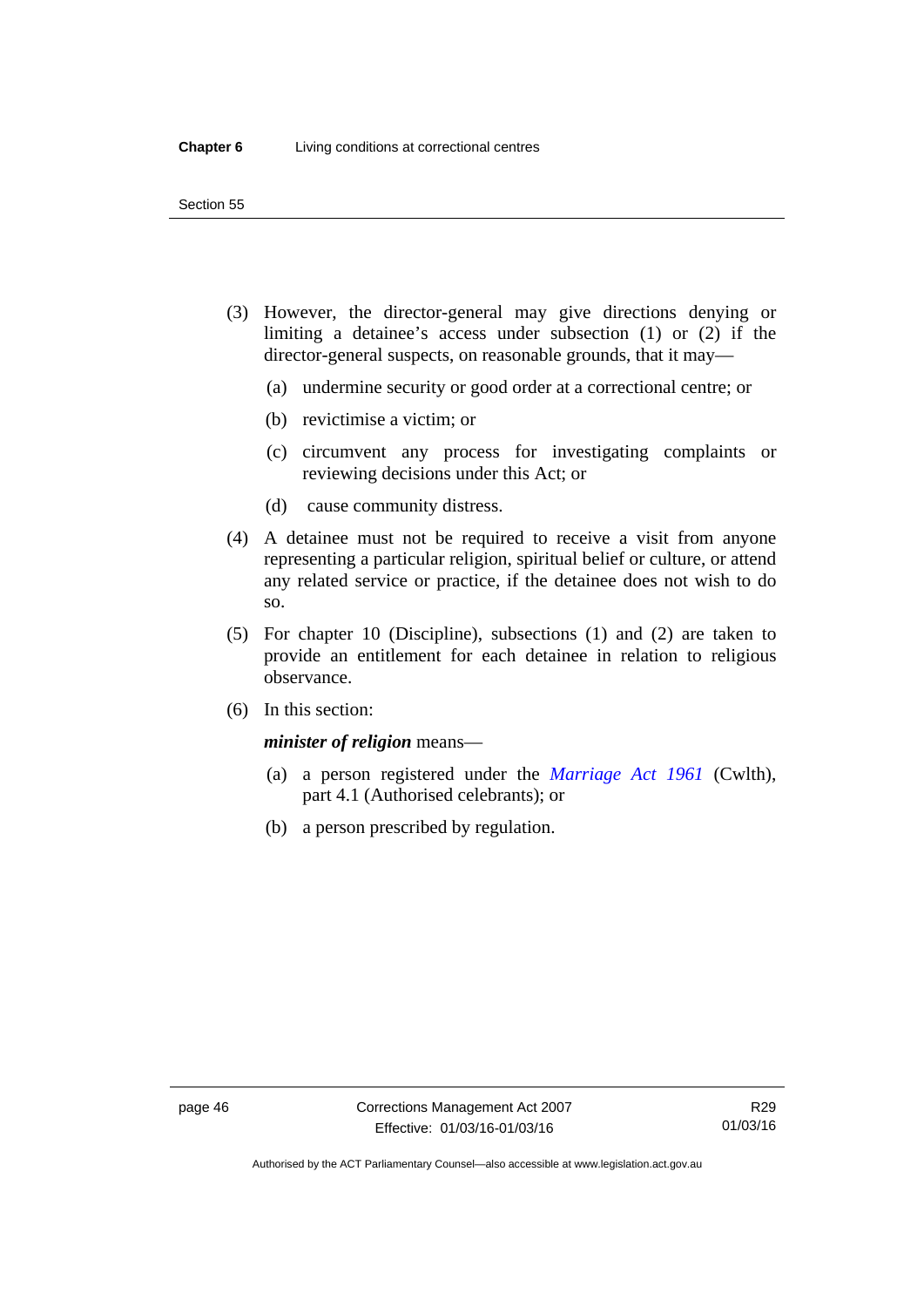(3) However, the director-general may give directions denying or limiting a detainee's access under subsection (1) or (2) if the director-general suspects, on reasonable grounds, that it may—

(a) undermine security or good order at a correctional centre; or

(b) revictimise a victim; or

(c) circumvent any process for investigating complaints or reviewing decisions under this Act; or

(d) cause community distress.

(4) A detainee must not be required to receive a visit from anyone representing a particular religion, spiritual belief or culture, or attend any related service or practice, if the detainee does not wish to do so.

(5) For chapter 10 (Discipline), subsections (1) and (2) are taken to provide an entitlement for each detainee in relation to religious observance.

(6) In this section:

***minister of religion*** means—

(a) a person registered under the *Marriage Act 1961* (Cwlth), part 4.1 (Authorised celebrants); or

(b) a person prescribed by regulation.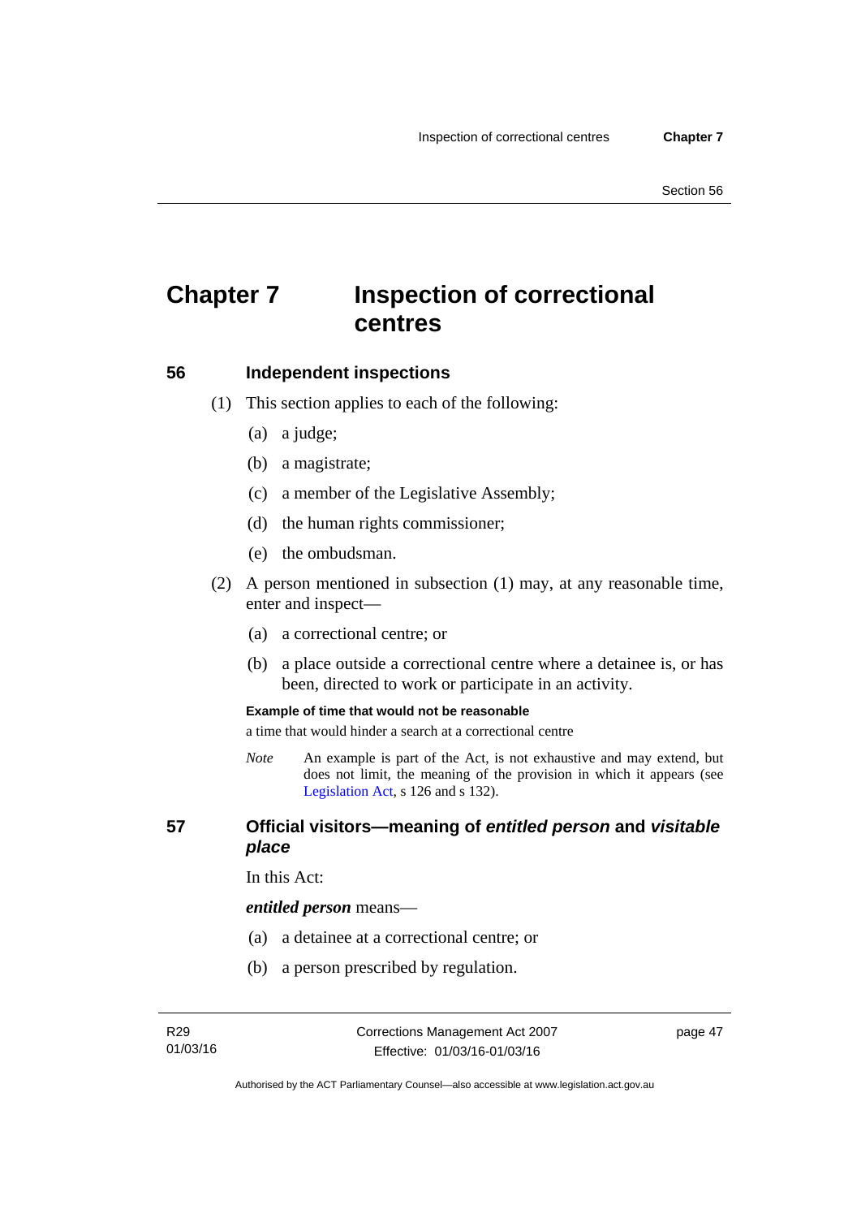# Chapter 7 Inspection of correctional centres

## 56 Independent inspections

(1) This section applies to each of the following:

(a) a judge;

(b) a magistrate;

(c) a member of the Legislative Assembly;

(d) the human rights commissioner;

(e) the ombudsman.

(2) A person mentioned in subsection (1) may, at any reasonable time, enter and inspect—

(a) a correctional centre; or

(b) a place outside a correctional centre where a detainee is, or has been, directed to work or participate in an activity.

**Example of time that would not be reasonable**

a time that would hinder a search at a correctional centre

*Note* An example is part of the Act, is not exhaustive and may extend, but does not limit, the meaning of the provision in which it appears (see Legislation Act, s 126 and s 132).

## 57 Official visitors—meaning of *entitled person* and *visitable place*

In this Act:

***entitled person*** means—

(a) a detainee at a correctional centre; or

(b) a person prescribed by regulation.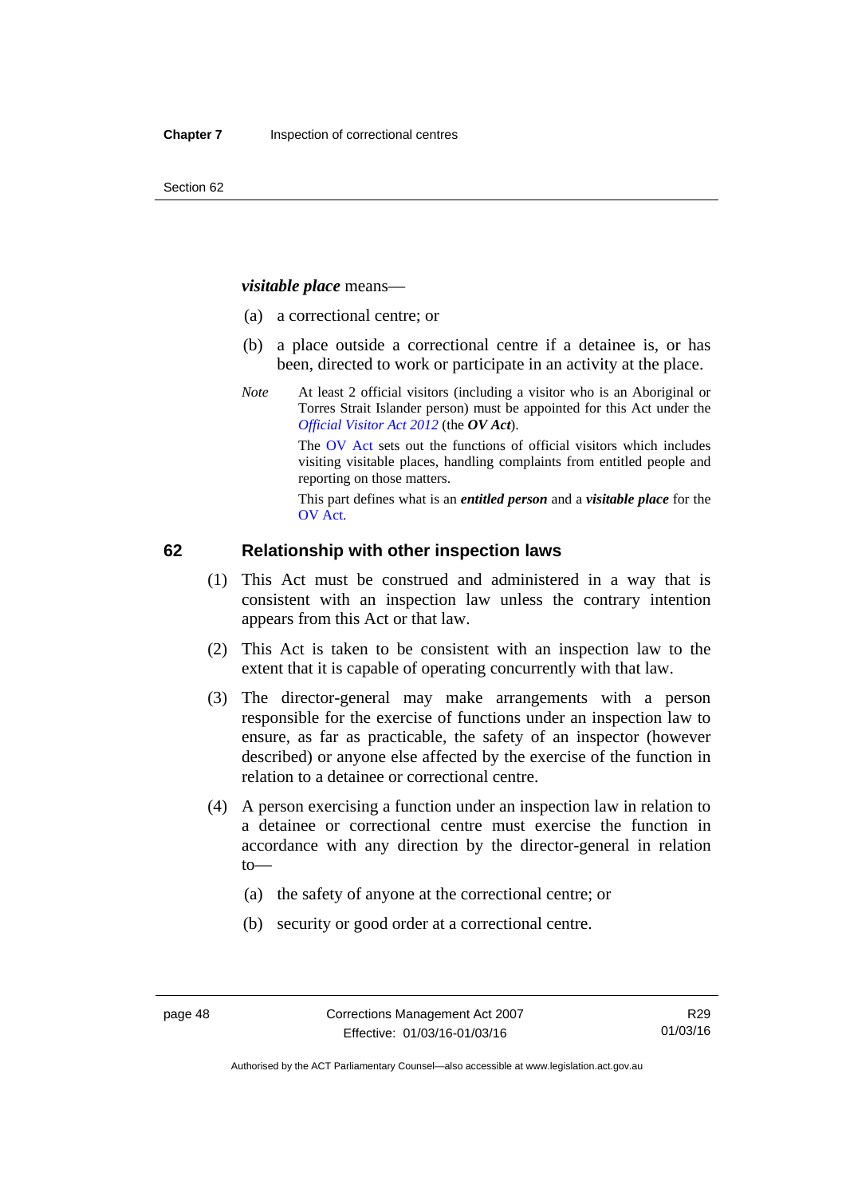***visitable place*** means—

(a) a correctional centre; or

(b) a place outside a correctional centre if a detainee is, or has been, directed to work or participate in an activity at the place.

*Note* At least 2 official visitors (including a visitor who is an Aboriginal or Torres Strait Islander person) must be appointed for this Act under the *Official Visitor Act 2012* (the ***OV Act***).

The OV Act sets out the functions of official visitors which includes visiting visitable places, handling complaints from entitled people and reporting on those matters.

This part defines what is an ***entitled person*** and a ***visitable place*** for the OV Act.

## 62 Relationship with other inspection laws

(1) This Act must be construed and administered in a way that is consistent with an inspection law unless the contrary intention appears from this Act or that law.

(2) This Act is taken to be consistent with an inspection law to the extent that it is capable of operating concurrently with that law.

(3) The director-general may make arrangements with a person responsible for the exercise of functions under an inspection law to ensure, as far as practicable, the safety of an inspector (however described) or anyone else affected by the exercise of the function in relation to a detainee or correctional centre.

(4) A person exercising a function under an inspection law in relation to a detainee or correctional centre must exercise the function in accordance with any direction by the director-general in relation to—

(a) the safety of anyone at the correctional centre; or

(b) security or good order at a correctional centre.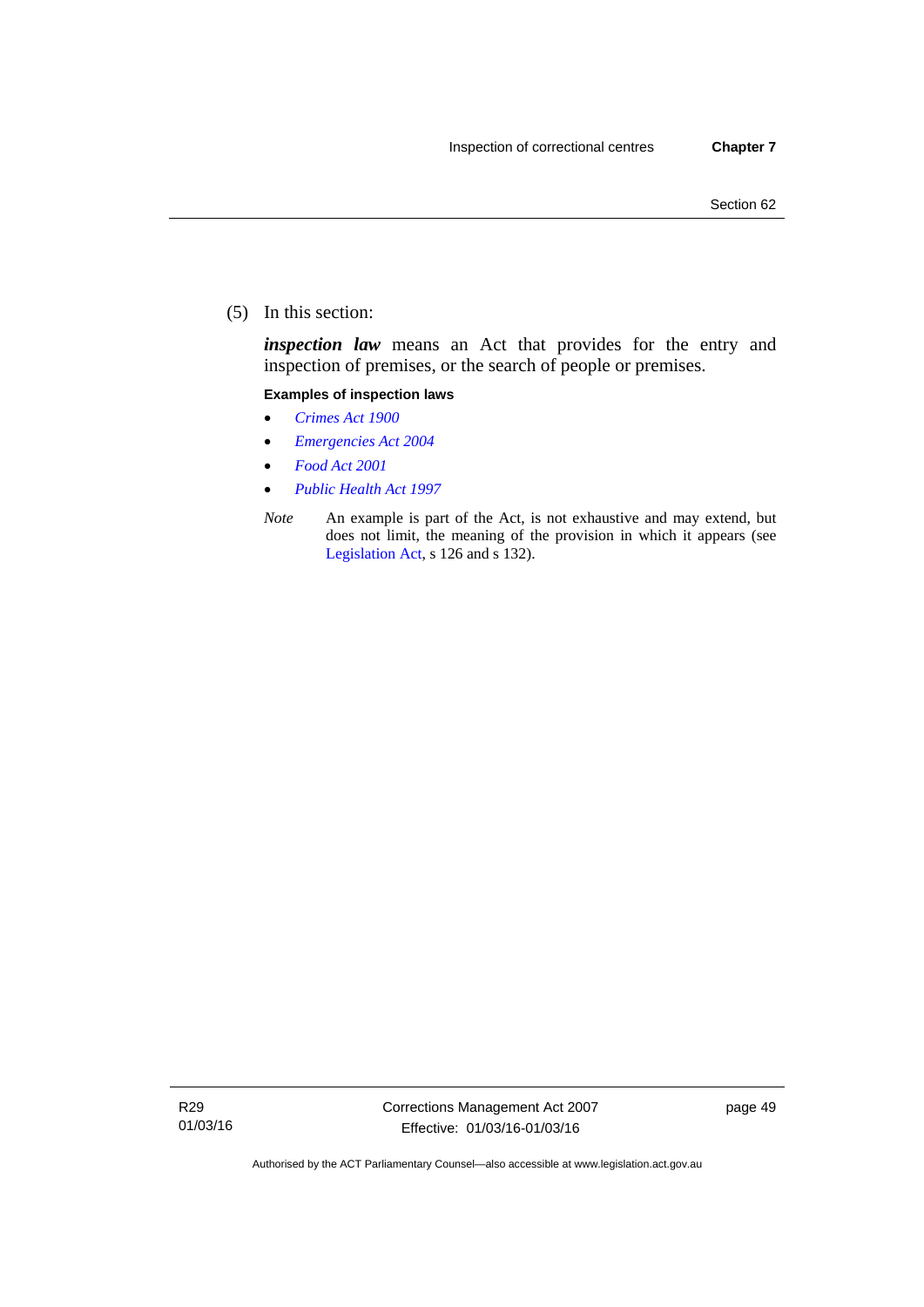(5) In this section:

***inspection law*** means an Act that provides for the entry and inspection of premises, or the search of people or premises.

**Examples of inspection laws**

- *Crimes Act 1900*
- *Emergencies Act 2004*
- *Food Act 2001*
- *Public Health Act 1997*

*Note* An example is part of the Act, is not exhaustive and may extend, but does not limit, the meaning of the provision in which it appears (see Legislation Act, s 126 and s 132).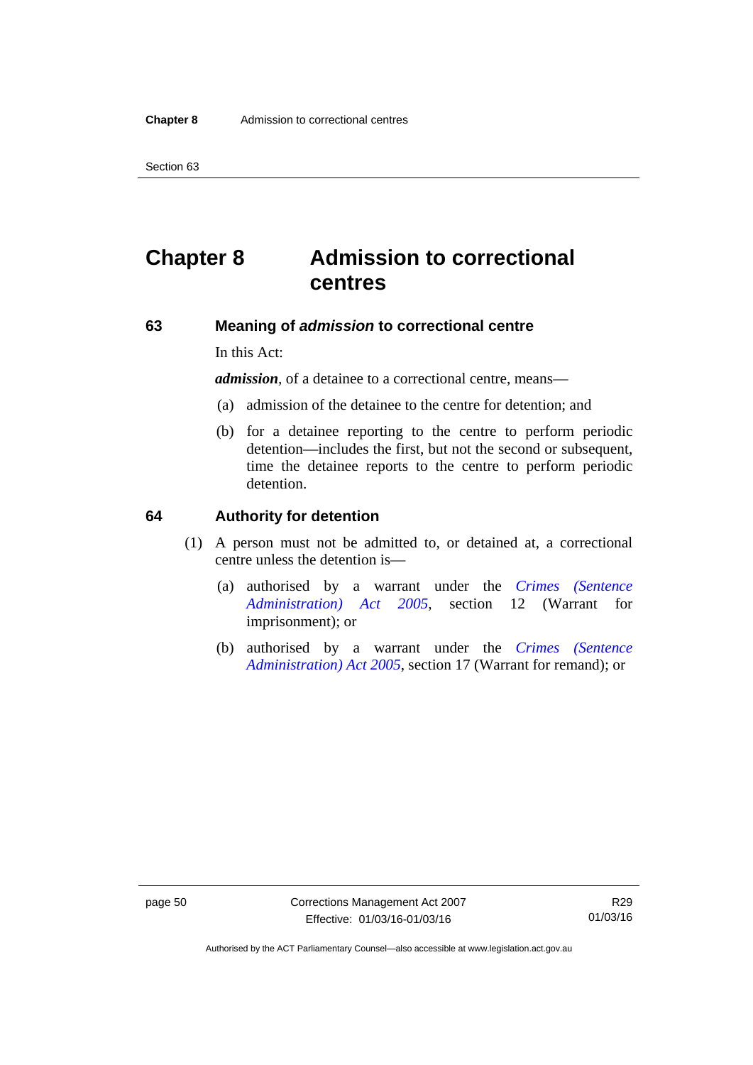# Chapter 8 Admission to correctional centres

## 63 Meaning of *admission* to correctional centre

In this Act:

***admission***, of a detainee to a correctional centre, means—

(a) admission of the detainee to the centre for detention; and

(b) for a detainee reporting to the centre to perform periodic detention—includes the first, but not the second or subsequent, time the detainee reports to the centre to perform periodic detention.

## 64 Authority for detention

(1) A person must not be admitted to, or detained at, a correctional centre unless the detention is—

(a) authorised by a warrant under the *Crimes (Sentence Administration) Act 2005*, section 12 (Warrant for imprisonment); or

(b) authorised by a warrant under the *Crimes (Sentence Administration) Act 2005*, section 17 (Warrant for remand); or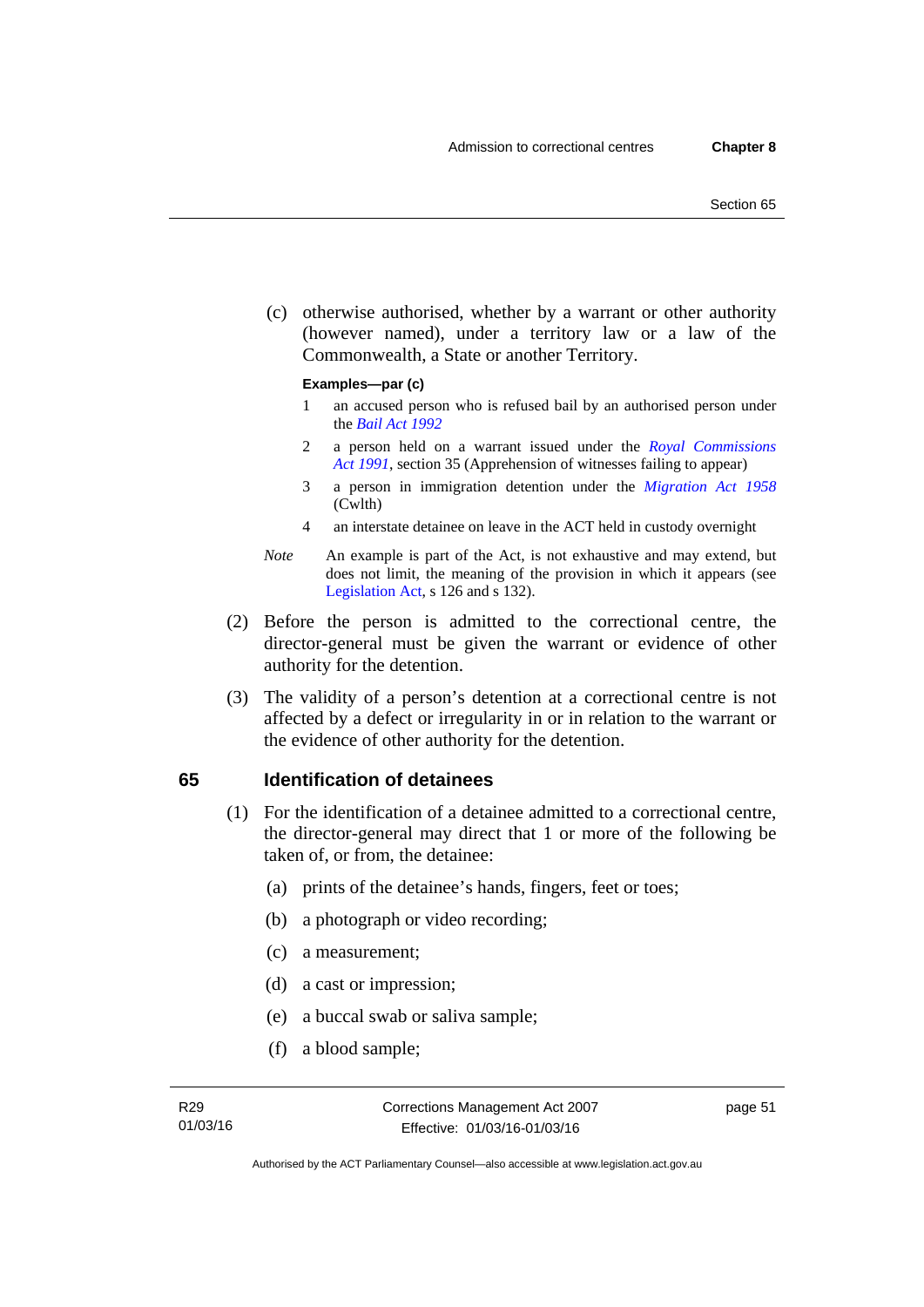(c) otherwise authorised, whether by a warrant or other authority (however named), under a territory law or a law of the Commonwealth, a State or another Territory.

**Examples—par (c)**

1 an accused person who is refused bail by an authorised person under the *Bail Act 1992*

2 a person held on a warrant issued under the *Royal Commissions Act 1991*, section 35 (Apprehension of witnesses failing to appear)

3 a person in immigration detention under the *Migration Act 1958* (Cwlth)

4 an interstate detainee on leave in the ACT held in custody overnight

*Note* An example is part of the Act, is not exhaustive and may extend, but does not limit, the meaning of the provision in which it appears (see Legislation Act, s 126 and s 132).

(2) Before the person is admitted to the correctional centre, the director-general must be given the warrant or evidence of other authority for the detention.

(3) The validity of a person's detention at a correctional centre is not affected by a defect or irregularity in or in relation to the warrant or the evidence of other authority for the detention.

## 65 Identification of detainees

(1) For the identification of a detainee admitted to a correctional centre, the director-general may direct that 1 or more of the following be taken of, or from, the detainee:

(a) prints of the detainee's hands, fingers, feet or toes;

(b) a photograph or video recording;

(c) a measurement;

(d) a cast or impression;

(e) a buccal swab or saliva sample;

(f) a blood sample;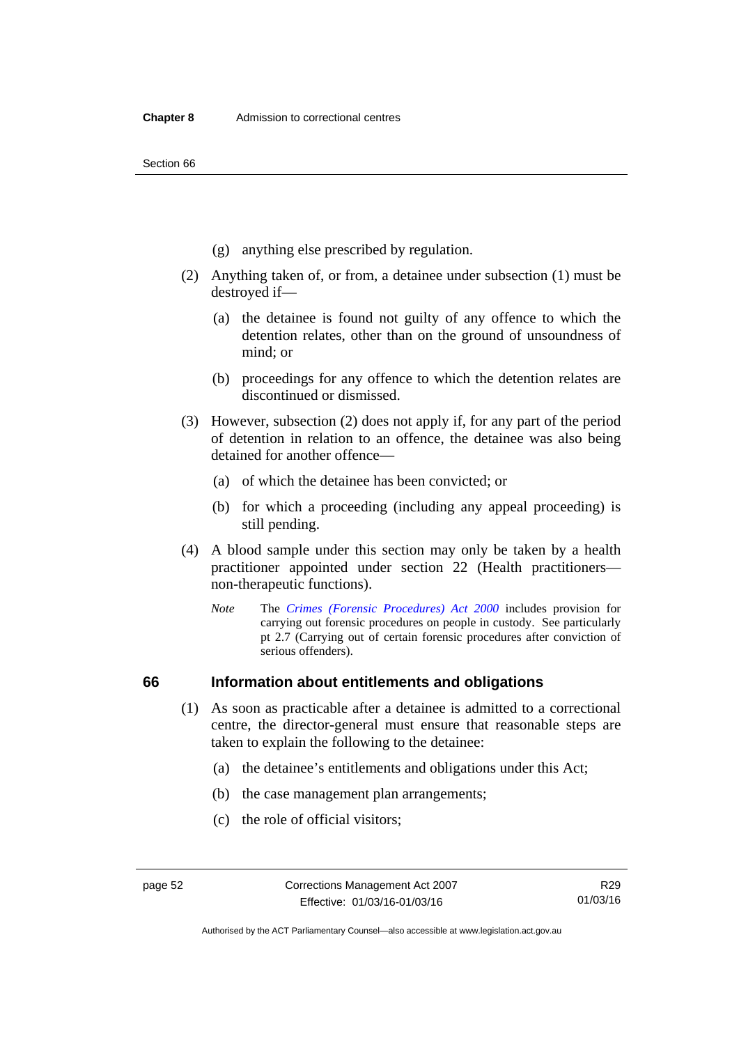(g) anything else prescribed by regulation.

(2) Anything taken of, or from, a detainee under subsection (1) must be destroyed if—

(a) the detainee is found not guilty of any offence to which the detention relates, other than on the ground of unsoundness of mind; or

(b) proceedings for any offence to which the detention relates are discontinued or dismissed.

(3) However, subsection (2) does not apply if, for any part of the period of detention in relation to an offence, the detainee was also being detained for another offence—

(a) of which the detainee has been convicted; or

(b) for which a proceeding (including any appeal proceeding) is still pending.

(4) A blood sample under this section may only be taken by a health practitioner appointed under section 22 (Health practitioners—non-therapeutic functions).

*Note* The *Crimes (Forensic Procedures) Act 2000* includes provision for carrying out forensic procedures on people in custody. See particularly pt 2.7 (Carrying out of certain forensic procedures after conviction of serious offenders).

## 66 Information about entitlements and obligations

(1) As soon as practicable after a detainee is admitted to a correctional centre, the director-general must ensure that reasonable steps are taken to explain the following to the detainee:

(a) the detainee's entitlements and obligations under this Act;

(b) the case management plan arrangements;

(c) the role of official visitors;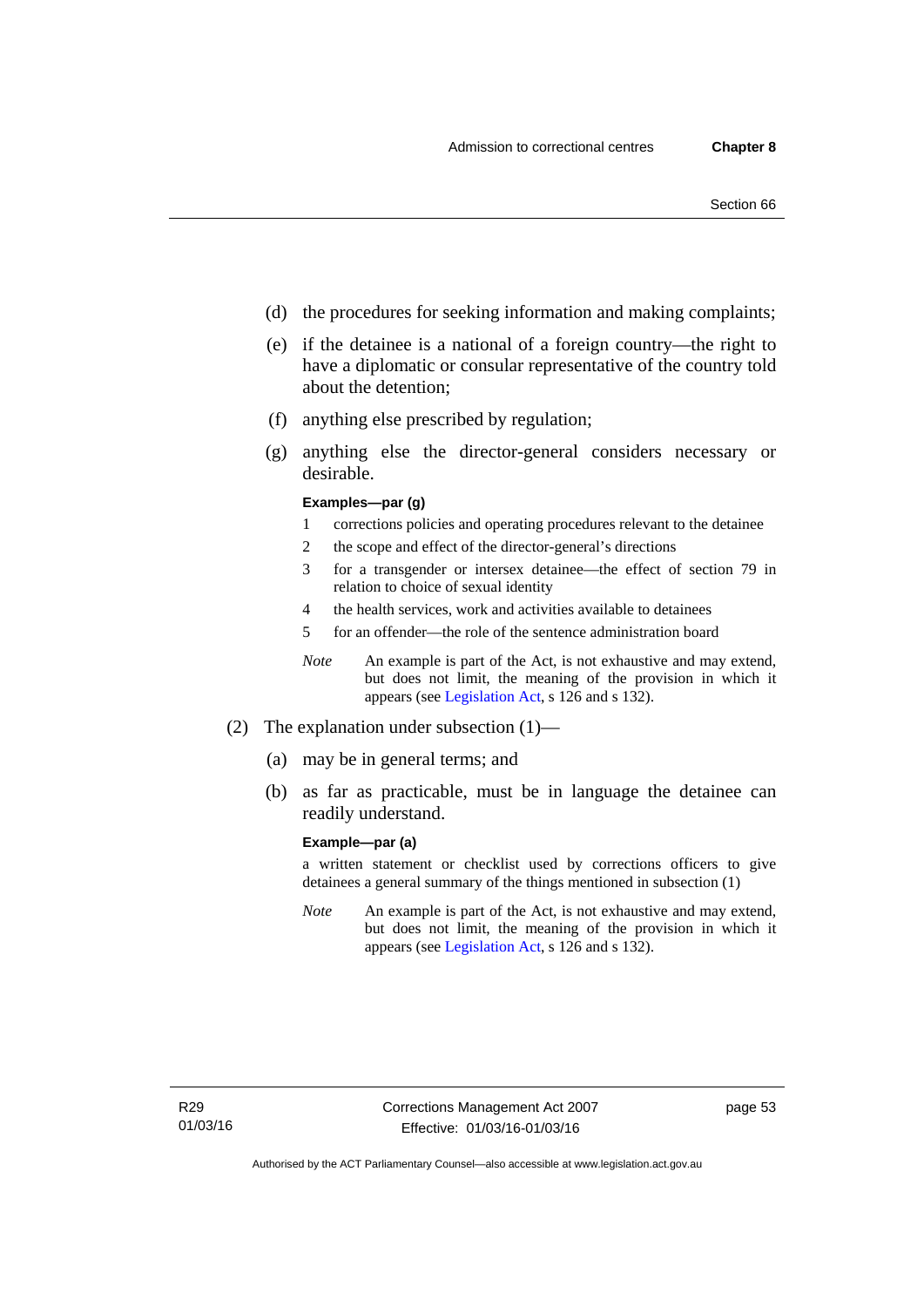(d) the procedures for seeking information and making complaints;

(e) if the detainee is a national of a foreign country—the right to have a diplomatic or consular representative of the country told about the detention;

(f) anything else prescribed by regulation;

(g) anything else the director-general considers necessary or desirable.

**Examples—par (g)**

1 corrections policies and operating procedures relevant to the detainee

2 the scope and effect of the director-general's directions

3 for a transgender or intersex detainee—the effect of section 79 in relation to choice of sexual identity

4 the health services, work and activities available to detainees

5 for an offender—the role of the sentence administration board

*Note* An example is part of the Act, is not exhaustive and may extend, but does not limit, the meaning of the provision in which it appears (see Legislation Act, s 126 and s 132).

(2) The explanation under subsection (1)—

(a) may be in general terms; and

(b) as far as practicable, must be in language the detainee can readily understand.

**Example—par (a)**

a written statement or checklist used by corrections officers to give detainees a general summary of the things mentioned in subsection (1)

*Note* An example is part of the Act, is not exhaustive and may extend, but does not limit, the meaning of the provision in which it appears (see Legislation Act, s 126 and s 132).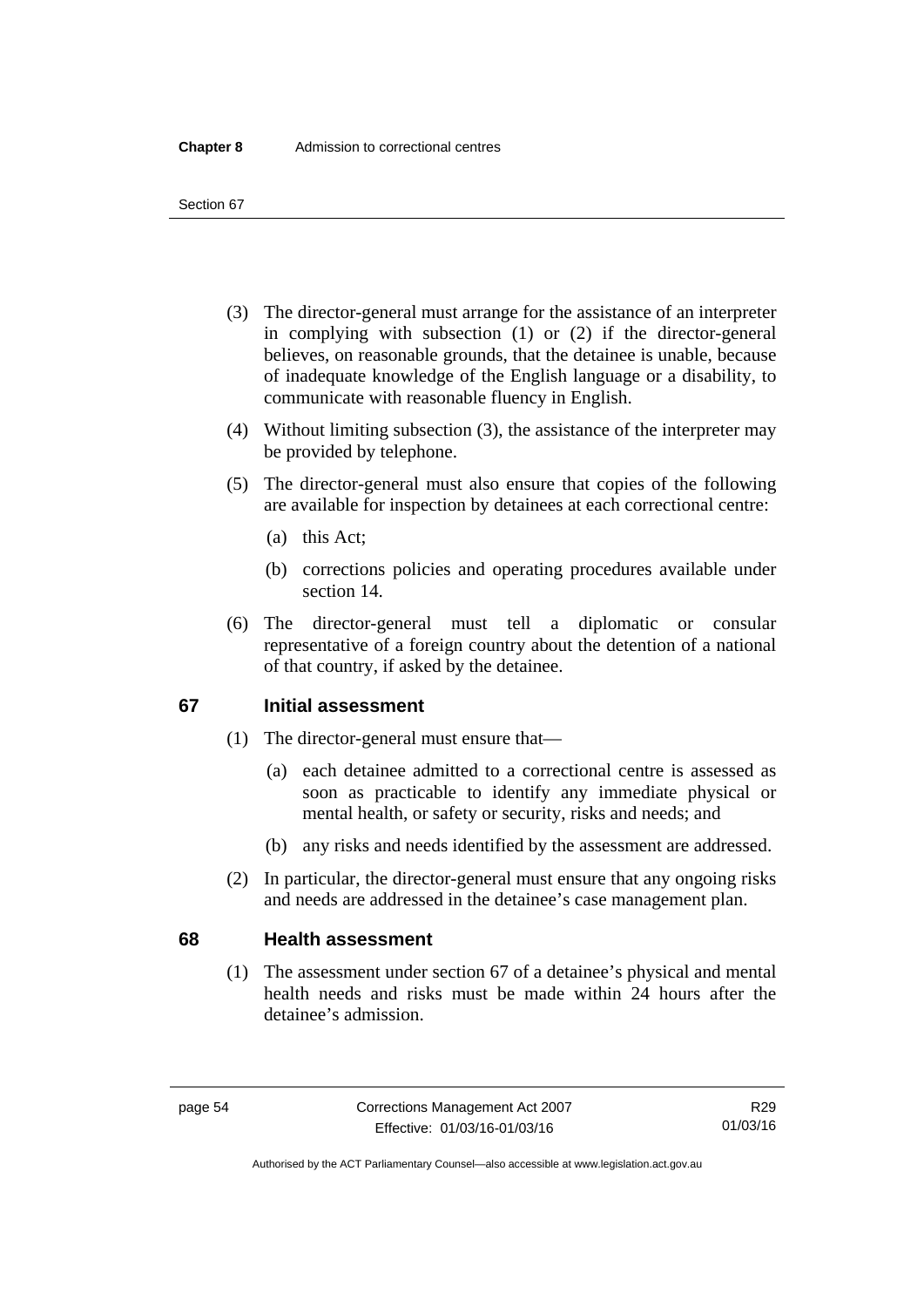(3) The director-general must arrange for the assistance of an interpreter in complying with subsection (1) or (2) if the director-general believes, on reasonable grounds, that the detainee is unable, because of inadequate knowledge of the English language or a disability, to communicate with reasonable fluency in English.

(4) Without limiting subsection (3), the assistance of the interpreter may be provided by telephone.

(5) The director-general must also ensure that copies of the following are available for inspection by detainees at each correctional centre:

(a) this Act;

(b) corrections policies and operating procedures available under section 14.

(6) The director-general must tell a diplomatic or consular representative of a foreign country about the detention of a national of that country, if asked by the detainee.

## 67 Initial assessment

(1) The director-general must ensure that—

(a) each detainee admitted to a correctional centre is assessed as soon as practicable to identify any immediate physical or mental health, or safety or security, risks and needs; and

(b) any risks and needs identified by the assessment are addressed.

(2) In particular, the director-general must ensure that any ongoing risks and needs are addressed in the detainee's case management plan.

## 68 Health assessment

(1) The assessment under section 67 of a detainee's physical and mental health needs and risks must be made within 24 hours after the detainee's admission.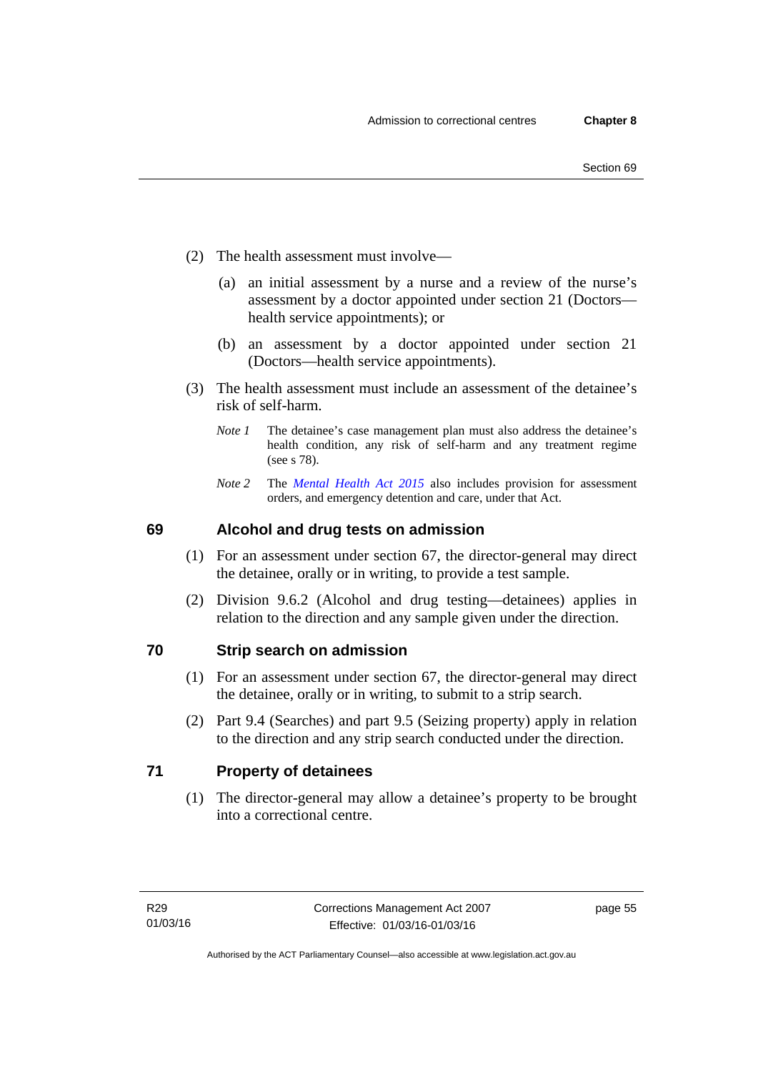(2) The health assessment must involve—

(a) an initial assessment by a nurse and a review of the nurse's assessment by a doctor appointed under section 21 (Doctors—health service appointments); or

(b) an assessment by a doctor appointed under section 21 (Doctors—health service appointments).

(3) The health assessment must include an assessment of the detainee's risk of self-harm.

*Note 1* The detainee's case management plan must also address the detainee's health condition, any risk of self-harm and any treatment regime (see s 78).

*Note 2* The *Mental Health Act 2015* also includes provision for assessment orders, and emergency detention and care, under that Act.

## 69 Alcohol and drug tests on admission

(1) For an assessment under section 67, the director-general may direct the detainee, orally or in writing, to provide a test sample.

(2) Division 9.6.2 (Alcohol and drug testing—detainees) applies in relation to the direction and any sample given under the direction.

## 70 Strip search on admission

(1) For an assessment under section 67, the director-general may direct the detainee, orally or in writing, to submit to a strip search.

(2) Part 9.4 (Searches) and part 9.5 (Seizing property) apply in relation to the direction and any strip search conducted under the direction.

## 71 Property of detainees

(1) The director-general may allow a detainee's property to be brought into a correctional centre.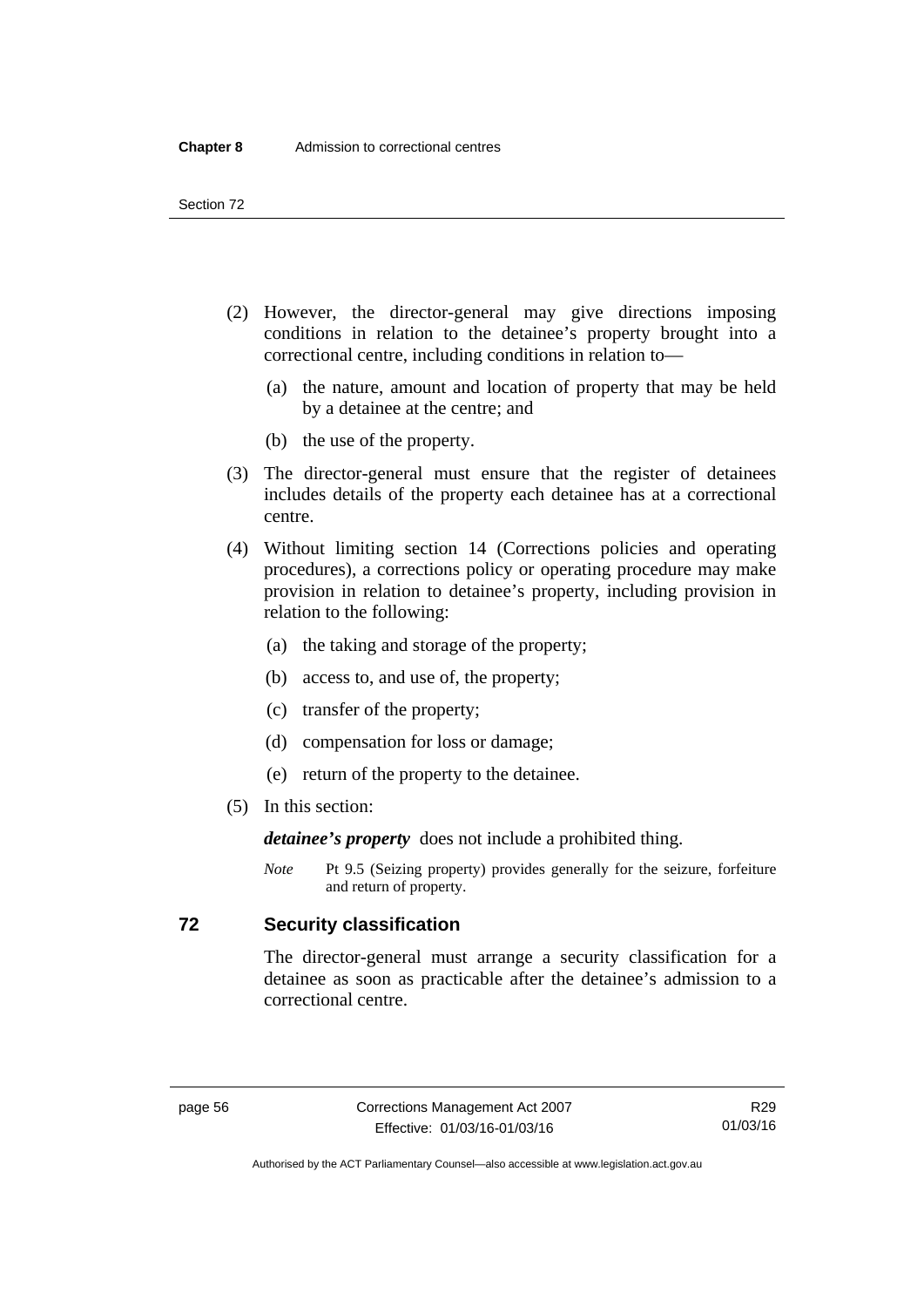(2) However, the director-general may give directions imposing conditions in relation to the detainee's property brought into a correctional centre, including conditions in relation to—

(a) the nature, amount and location of property that may be held by a detainee at the centre; and

(b) the use of the property.

(3) The director-general must ensure that the register of detainees includes details of the property each detainee has at a correctional centre.

(4) Without limiting section 14 (Corrections policies and operating procedures), a corrections policy or operating procedure may make provision in relation to detainee's property, including provision in relation to the following:

(a) the taking and storage of the property;

(b) access to, and use of, the property;

(c) transfer of the property;

(d) compensation for loss or damage;

(e) return of the property to the detainee.

(5) In this section:

***detainee's property*** does not include a prohibited thing.

*Note* Pt 9.5 (Seizing property) provides generally for the seizure, forfeiture and return of property.

## 72 Security classification

The director-general must arrange a security classification for a detainee as soon as practicable after the detainee's admission to a correctional centre.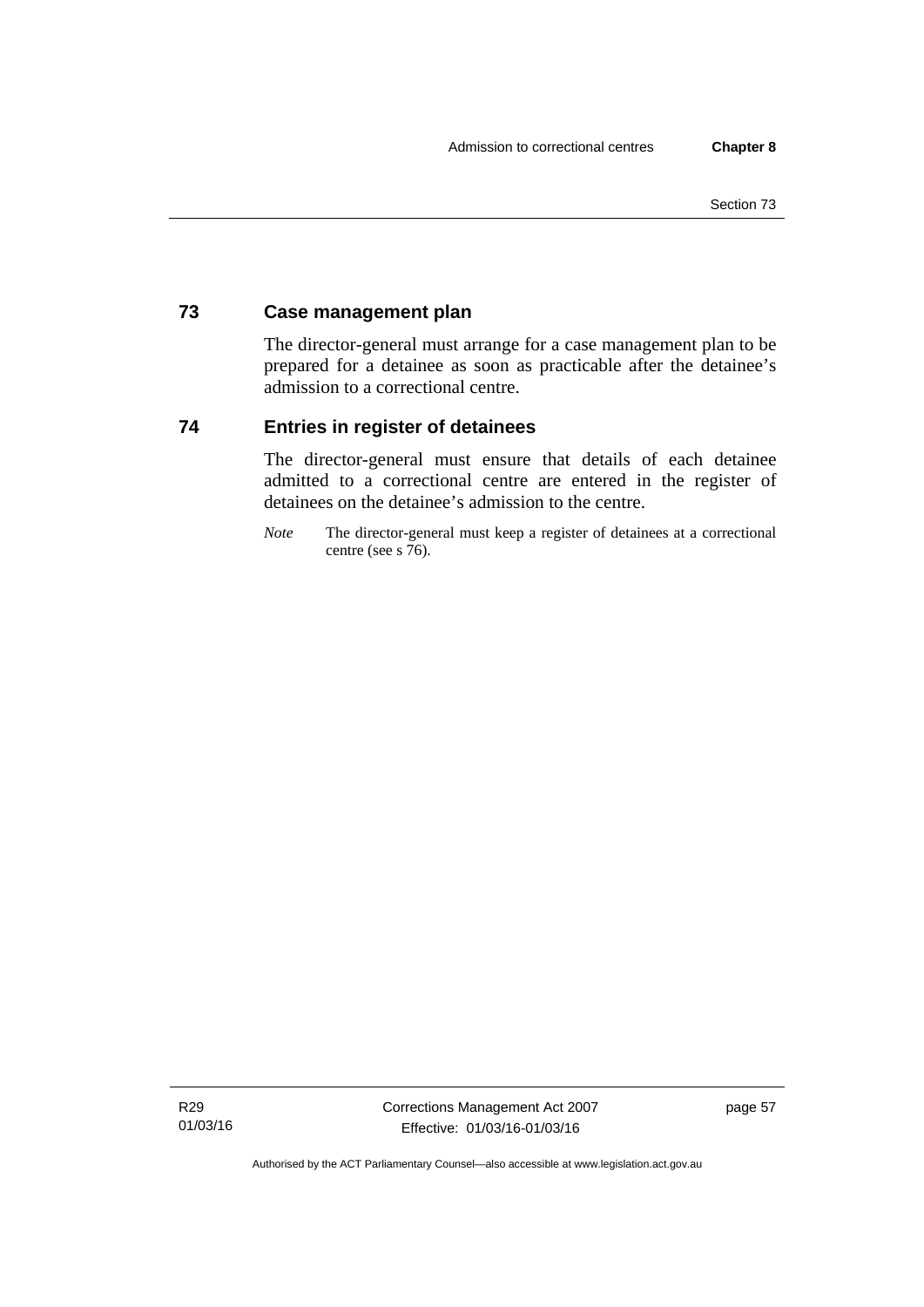## 73 Case management plan

The director-general must arrange for a case management plan to be prepared for a detainee as soon as practicable after the detainee's admission to a correctional centre.

## 74 Entries in register of detainees

The director-general must ensure that details of each detainee admitted to a correctional centre are entered in the register of detainees on the detainee's admission to the centre.

*Note* The director-general must keep a register of detainees at a correctional centre (see s 76).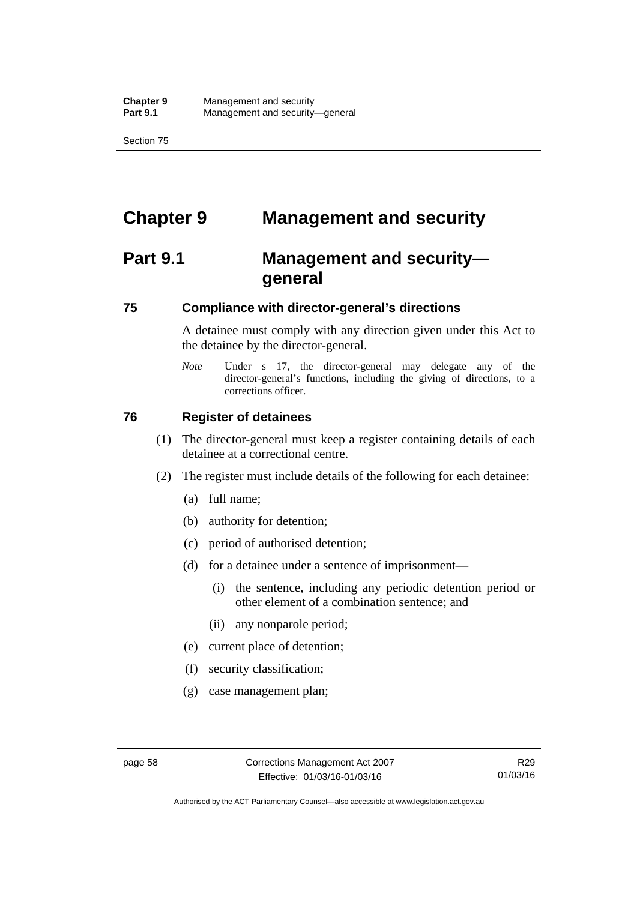# Chapter 9 Management and security

## Part 9.1 Management and security—general

### 75 Compliance with director-general's directions

A detainee must comply with any direction given under this Act to the detainee by the director-general.

*Note* Under s 17, the director-general may delegate any of the director-general's functions, including the giving of directions, to a corrections officer.

### 76 Register of detainees

(1) The director-general must keep a register containing details of each detainee at a correctional centre.

(2) The register must include details of the following for each detainee:

(a) full name;

(b) authority for detention;

(c) period of authorised detention;

(d) for a detainee under a sentence of imprisonment—

(i) the sentence, including any periodic detention period or other element of a combination sentence; and

(ii) any nonparole period;

(e) current place of detention;

(f) security classification;

(g) case management plan;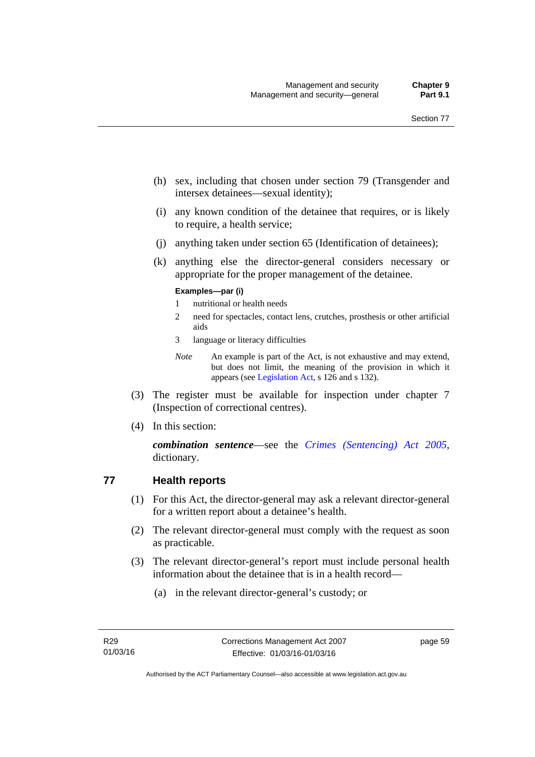(h) sex, including that chosen under section 79 (Transgender and intersex detainees—sexual identity);

(i) any known condition of the detainee that requires, or is likely to require, a health service;

(j) anything taken under section 65 (Identification of detainees);

(k) anything else the director-general considers necessary or appropriate for the proper management of the detainee.

**Examples—par (i)**

1 nutritional or health needs

2 need for spectacles, contact lens, crutches, prosthesis or other artificial aids

3 language or literacy difficulties

*Note* An example is part of the Act, is not exhaustive and may extend, but does not limit, the meaning of the provision in which it appears (see Legislation Act, s 126 and s 132).

(3) The register must be available for inspection under chapter 7 (Inspection of correctional centres).

(4) In this section:

***combination sentence***—see the *Crimes (Sentencing) Act 2005*, dictionary.

## 77 Health reports

(1) For this Act, the director-general may ask a relevant director-general for a written report about a detainee's health.

(2) The relevant director-general must comply with the request as soon as practicable.

(3) The relevant director-general's report must include personal health information about the detainee that is in a health record—

(a) in the relevant director-general's custody; or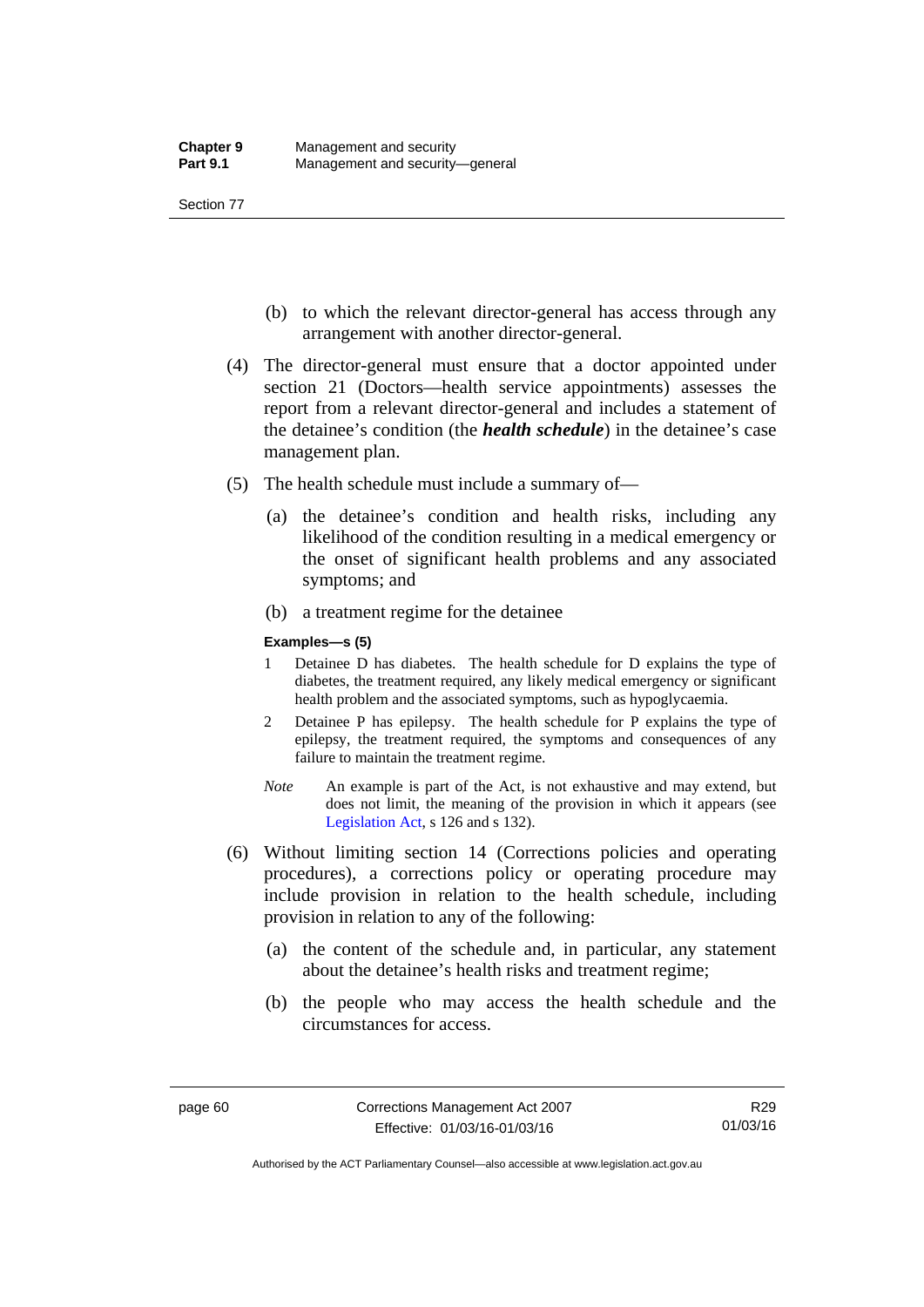(b) to which the relevant director-general has access through any arrangement with another director-general.

(4) The director-general must ensure that a doctor appointed under section 21 (Doctors—health service appointments) assesses the report from a relevant director-general and includes a statement of the detainee's condition (the ***health schedule***) in the detainee's case management plan.

(5) The health schedule must include a summary of—

(a) the detainee's condition and health risks, including any likelihood of the condition resulting in a medical emergency or the onset of significant health problems and any associated symptoms; and

(b) a treatment regime for the detainee

**Examples—s (5)**

1 Detainee D has diabetes. The health schedule for D explains the type of diabetes, the treatment required, any likely medical emergency or significant health problem and the associated symptoms, such as hypoglycaemia.

2 Detainee P has epilepsy. The health schedule for P explains the type of epilepsy, the treatment required, the symptoms and consequences of any failure to maintain the treatment regime.

*Note* An example is part of the Act, is not exhaustive and may extend, but does not limit, the meaning of the provision in which it appears (see Legislation Act, s 126 and s 132).

(6) Without limiting section 14 (Corrections policies and operating procedures), a corrections policy or operating procedure may include provision in relation to the health schedule, including provision in relation to any of the following:

(a) the content of the schedule and, in particular, any statement about the detainee's health risks and treatment regime;

(b) the people who may access the health schedule and the circumstances for access.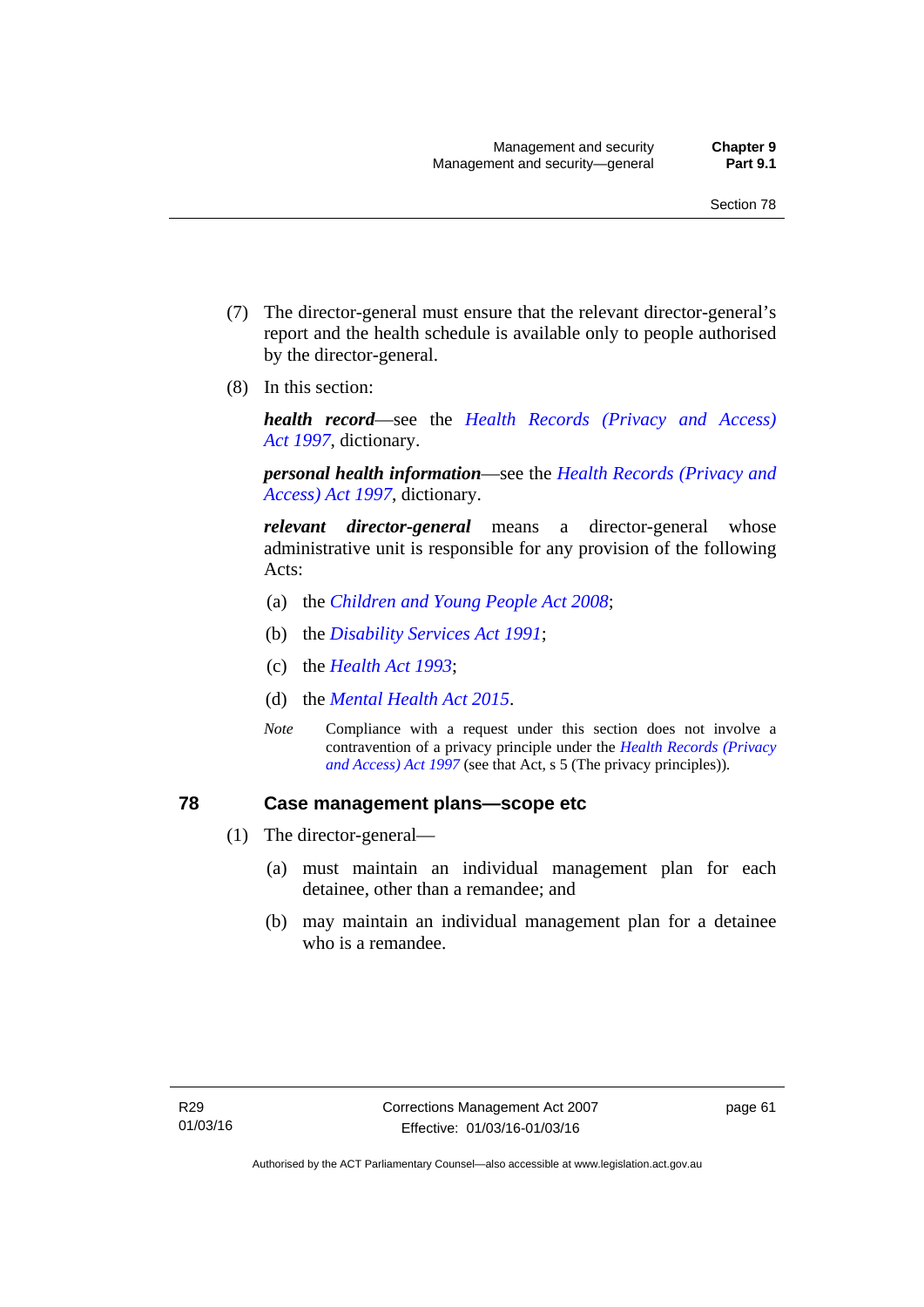(7) The director-general must ensure that the relevant director-general's report and the health schedule is available only to people authorised by the director-general.

(8) In this section:

***health record***—see the *Health Records (Privacy and Access) Act 1997*, dictionary.

***personal health information***—see the *Health Records (Privacy and Access) Act 1997*, dictionary.

***relevant director-general*** means a director-general whose administrative unit is responsible for any provision of the following Acts:

(a) the *Children and Young People Act 2008*;

(b) the *Disability Services Act 1991*;

(c) the *Health Act 1993*;

(d) the *Mental Health Act 2015*.

*Note* Compliance with a request under this section does not involve a contravention of a privacy principle under the *Health Records (Privacy and Access) Act 1997* (see that Act, s 5 (The privacy principles)).

## 78 Case management plans—scope etc

(1) The director-general—

(a) must maintain an individual management plan for each detainee, other than a remandee; and

(b) may maintain an individual management plan for a detainee who is a remandee.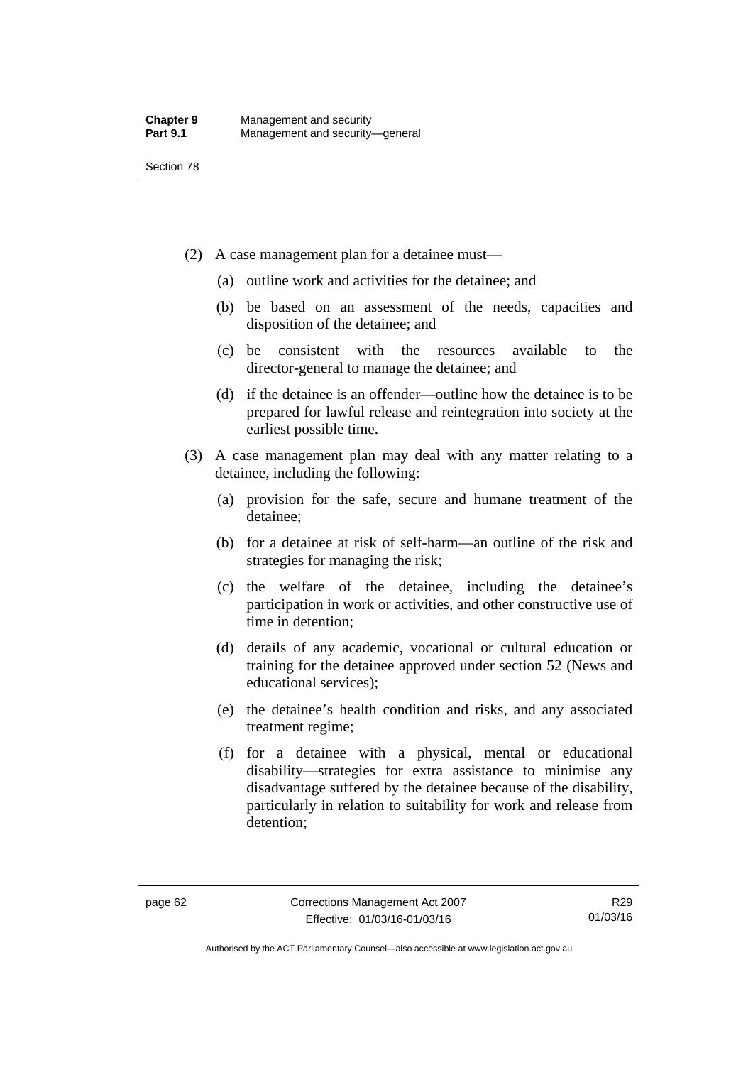(2) A case management plan for a detainee must—

(a) outline work and activities for the detainee; and

(b) be based on an assessment of the needs, capacities and disposition of the detainee; and

(c) be consistent with the resources available to the director-general to manage the detainee; and

(d) if the detainee is an offender—outline how the detainee is to be prepared for lawful release and reintegration into society at the earliest possible time.

(3) A case management plan may deal with any matter relating to a detainee, including the following:

(a) provision for the safe, secure and humane treatment of the detainee;

(b) for a detainee at risk of self-harm—an outline of the risk and strategies for managing the risk;

(c) the welfare of the detainee, including the detainee's participation in work or activities, and other constructive use of time in detention;

(d) details of any academic, vocational or cultural education or training for the detainee approved under section 52 (News and educational services);

(e) the detainee's health condition and risks, and any associated treatment regime;

(f) for a detainee with a physical, mental or educational disability—strategies for extra assistance to minimise any disadvantage suffered by the detainee because of the disability, particularly in relation to suitability for work and release from detention;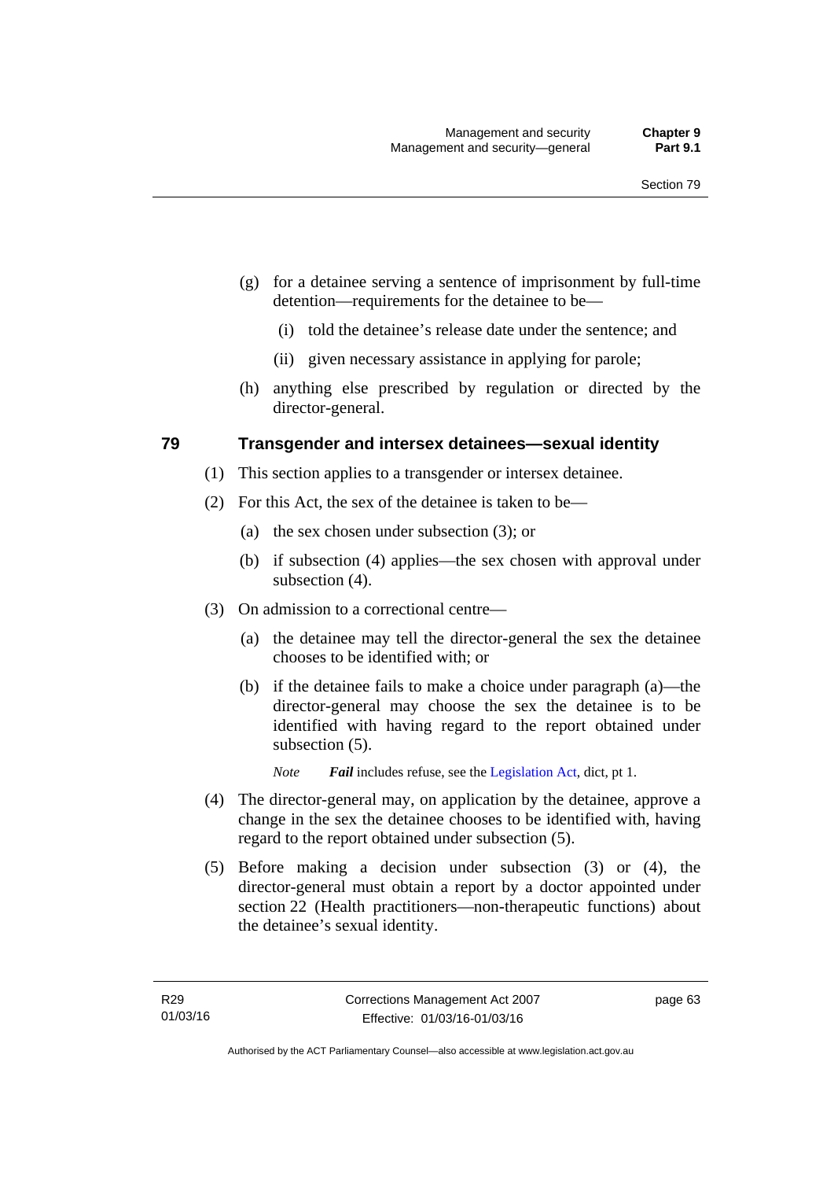(g) for a detainee serving a sentence of imprisonment by full-time detention—requirements for the detainee to be—

(i) told the detainee's release date under the sentence; and

(ii) given necessary assistance in applying for parole;

(h) anything else prescribed by regulation or directed by the director-general.

## 79 Transgender and intersex detainees—sexual identity

(1) This section applies to a transgender or intersex detainee.

(2) For this Act, the sex of the detainee is taken to be—

(a) the sex chosen under subsection (3); or

(b) if subsection (4) applies—the sex chosen with approval under subsection (4).

(3) On admission to a correctional centre—

(a) the detainee may tell the director-general the sex the detainee chooses to be identified with; or

(b) if the detainee fails to make a choice under paragraph (a)—the director-general may choose the sex the detainee is to be identified with having regard to the report obtained under subsection (5).

*Note* ***Fail*** includes refuse, see the Legislation Act, dict, pt 1.

(4) The director-general may, on application by the detainee, approve a change in the sex the detainee chooses to be identified with, having regard to the report obtained under subsection (5).

(5) Before making a decision under subsection (3) or (4), the director-general must obtain a report by a doctor appointed under section 22 (Health practitioners—non-therapeutic functions) about the detainee's sexual identity.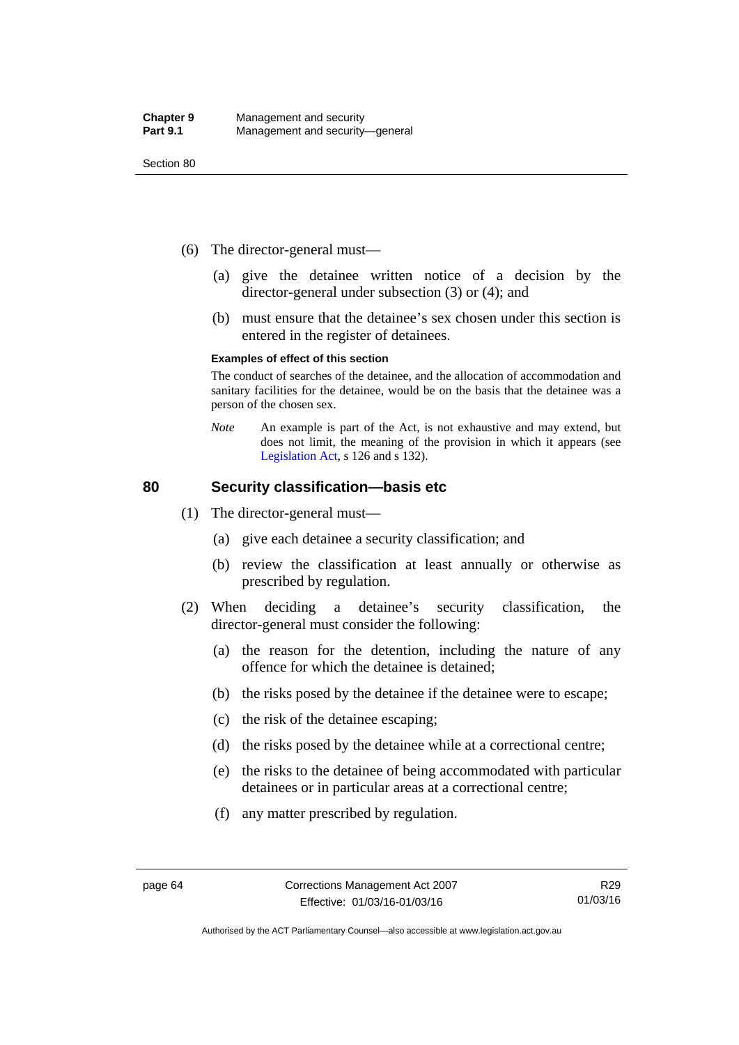(6) The director-general must—

  (a) give the detainee written notice of a decision by the director-general under subsection (3) or (4); and

  (b) must ensure that the detainee's sex chosen under this section is entered in the register of detainees.

**Examples of effect of this section**

The conduct of searches of the detainee, and the allocation of accommodation and sanitary facilities for the detainee, would be on the basis that the detainee was a person of the chosen sex.

*Note* An example is part of the Act, is not exhaustive and may extend, but does not limit, the meaning of the provision in which it appears (see Legislation Act, s 126 and s 132).

## 80 Security classification—basis etc

(1) The director-general must—

  (a) give each detainee a security classification; and

  (b) review the classification at least annually or otherwise as prescribed by regulation.

(2) When deciding a detainee's security classification, the director-general must consider the following:

  (a) the reason for the detention, including the nature of any offence for which the detainee is detained;

  (b) the risks posed by the detainee if the detainee were to escape;

  (c) the risk of the detainee escaping;

  (d) the risks posed by the detainee while at a correctional centre;

  (e) the risks to the detainee of being accommodated with particular detainees or in particular areas at a correctional centre;

  (f) any matter prescribed by regulation.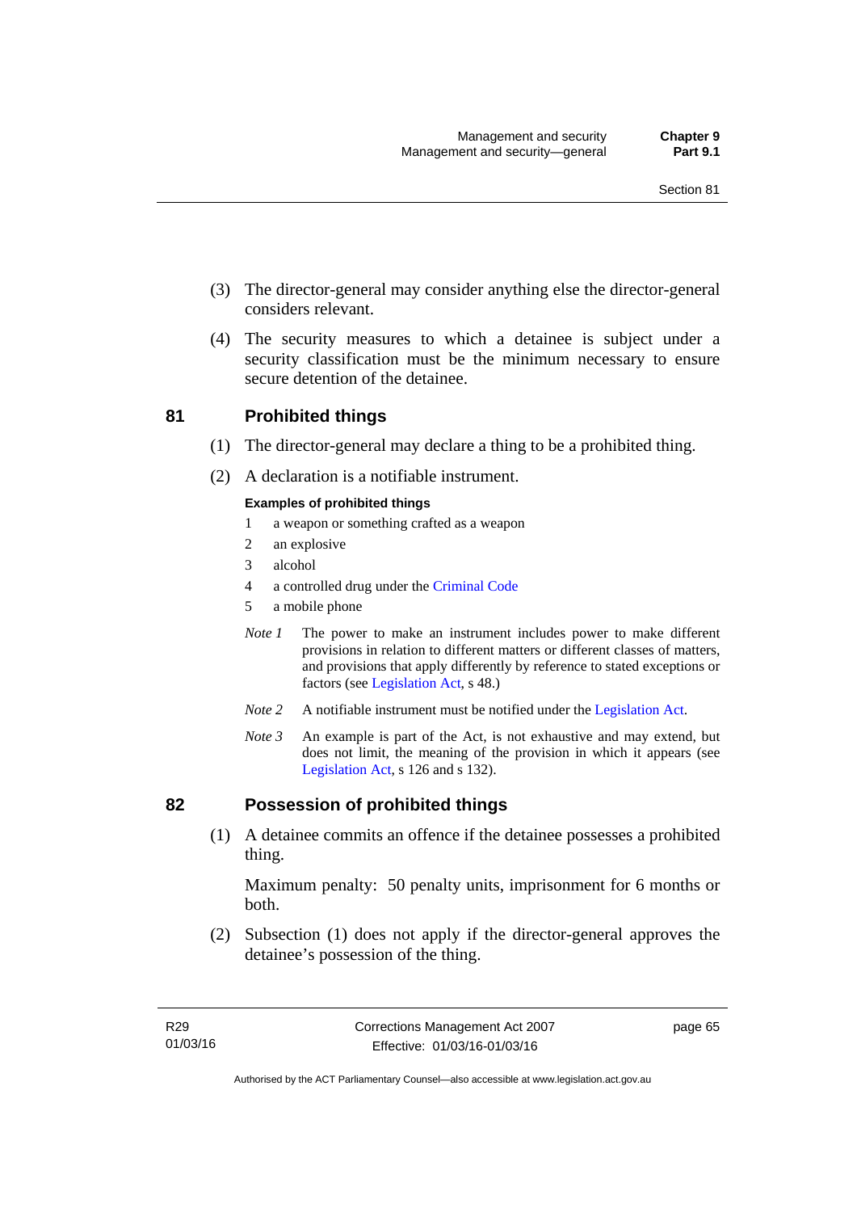(3) The director-general may consider anything else the director-general considers relevant.

(4) The security measures to which a detainee is subject under a security classification must be the minimum necessary to ensure secure detention of the detainee.

## 81 Prohibited things

(1) The director-general may declare a thing to be a prohibited thing.

(2) A declaration is a notifiable instrument.

**Examples of prohibited things**

1 a weapon or something crafted as a weapon

2 an explosive

3 alcohol

4 a controlled drug under the Criminal Code

5 a mobile phone

*Note 1* The power to make an instrument includes power to make different provisions in relation to different matters or different classes of matters, and provisions that apply differently by reference to stated exceptions or factors (see Legislation Act, s 48.)

*Note 2* A notifiable instrument must be notified under the Legislation Act.

*Note 3* An example is part of the Act, is not exhaustive and may extend, but does not limit, the meaning of the provision in which it appears (see Legislation Act, s 126 and s 132).

## 82 Possession of prohibited things

(1) A detainee commits an offence if the detainee possesses a prohibited thing.

Maximum penalty: 50 penalty units, imprisonment for 6 months or both.

(2) Subsection (1) does not apply if the director-general approves the detainee's possession of the thing.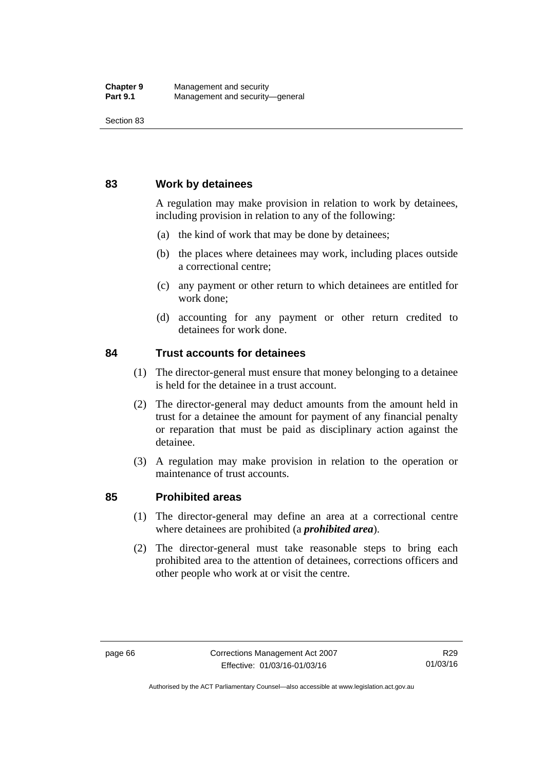## 83 Work by detainees

A regulation may make provision in relation to work by detainees, including provision in relation to any of the following:

(a) the kind of work that may be done by detainees;

(b) the places where detainees may work, including places outside a correctional centre;

(c) any payment or other return to which detainees are entitled for work done;

(d) accounting for any payment or other return credited to detainees for work done.

## 84 Trust accounts for detainees

(1) The director-general must ensure that money belonging to a detainee is held for the detainee in a trust account.

(2) The director-general may deduct amounts from the amount held in trust for a detainee the amount for payment of any financial penalty or reparation that must be paid as disciplinary action against the detainee.

(3) A regulation may make provision in relation to the operation or maintenance of trust accounts.

## 85 Prohibited areas

(1) The director-general may define an area at a correctional centre where detainees are prohibited (a ***prohibited area***).

(2) The director-general must take reasonable steps to bring each prohibited area to the attention of detainees, corrections officers and other people who work at or visit the centre.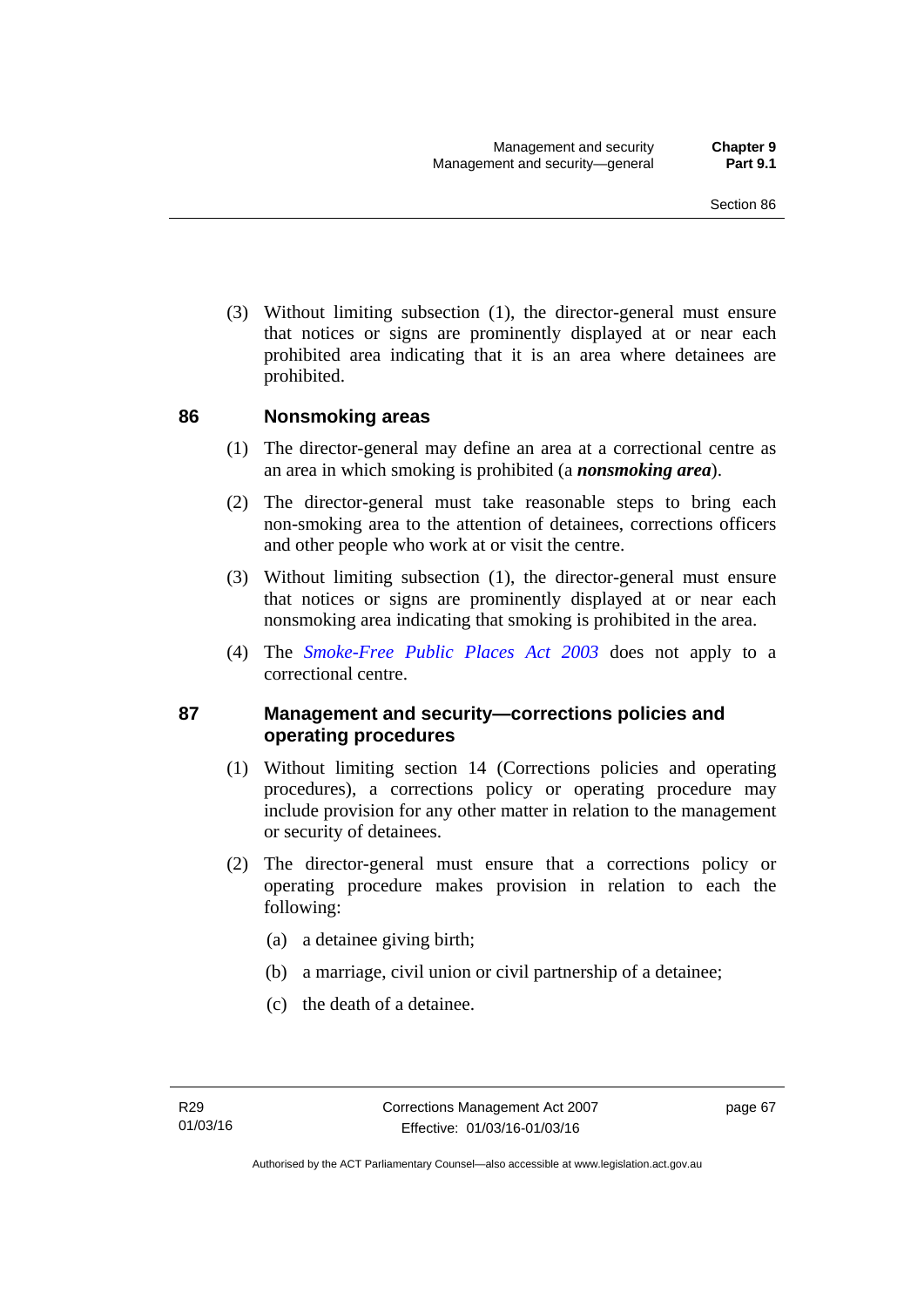(3) Without limiting subsection (1), the director-general must ensure that notices or signs are prominently displayed at or near each prohibited area indicating that it is an area where detainees are prohibited.

## 86 Nonsmoking areas

(1) The director-general may define an area at a correctional centre as an area in which smoking is prohibited (a ***nonsmoking area***).

(2) The director-general must take reasonable steps to bring each non-smoking area to the attention of detainees, corrections officers and other people who work at or visit the centre.

(3) Without limiting subsection (1), the director-general must ensure that notices or signs are prominently displayed at or near each nonsmoking area indicating that smoking is prohibited in the area.

(4) The *Smoke-Free Public Places Act 2003* does not apply to a correctional centre.

## 87 Management and security—corrections policies and operating procedures

(1) Without limiting section 14 (Corrections policies and operating procedures), a corrections policy or operating procedure may include provision for any other matter in relation to the management or security of detainees.

(2) The director-general must ensure that a corrections policy or operating procedure makes provision in relation to each the following:

(a) a detainee giving birth;

(b) a marriage, civil union or civil partnership of a detainee;

(c) the death of a detainee.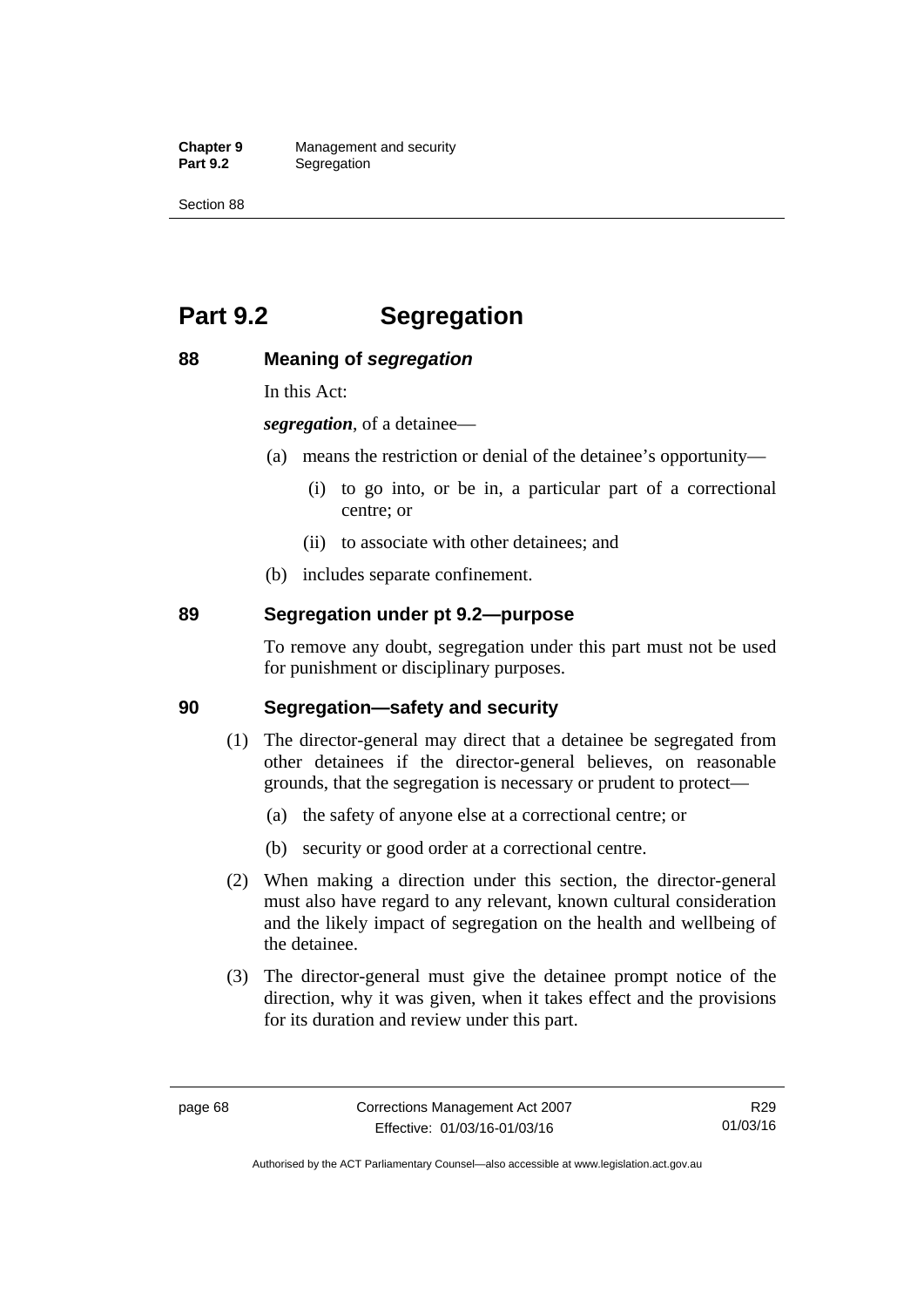# Part 9.2 Segregation

## 88 Meaning of *segregation*

In this Act:

***segregation***, of a detainee—

(a) means the restriction or denial of the detainee's opportunity—

(i) to go into, or be in, a particular part of a correctional centre; or

(ii) to associate with other detainees; and

(b) includes separate confinement.

## 89 Segregation under pt 9.2—purpose

To remove any doubt, segregation under this part must not be used for punishment or disciplinary purposes.

## 90 Segregation—safety and security

(1) The director-general may direct that a detainee be segregated from other detainees if the director-general believes, on reasonable grounds, that the segregation is necessary or prudent to protect—

(a) the safety of anyone else at a correctional centre; or

(b) security or good order at a correctional centre.

(2) When making a direction under this section, the director-general must also have regard to any relevant, known cultural consideration and the likely impact of segregation on the health and wellbeing of the detainee.

(3) The director-general must give the detainee prompt notice of the direction, why it was given, when it takes effect and the provisions for its duration and review under this part.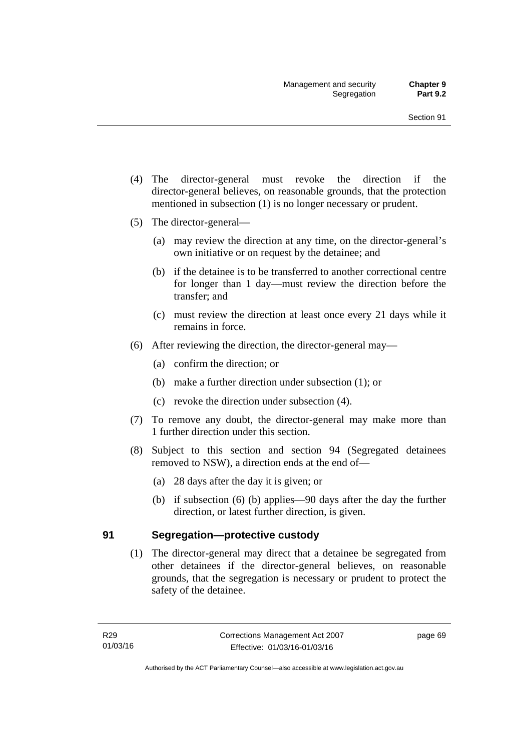(4) The director-general must revoke the direction if the director-general believes, on reasonable grounds, that the protection mentioned in subsection (1) is no longer necessary or prudent.

(5) The director-general—

(a) may review the direction at any time, on the director-general's own initiative or on request by the detainee; and

(b) if the detainee is to be transferred to another correctional centre for longer than 1 day—must review the direction before the transfer; and

(c) must review the direction at least once every 21 days while it remains in force.

(6) After reviewing the direction, the director-general may—

(a) confirm the direction; or

(b) make a further direction under subsection (1); or

(c) revoke the direction under subsection (4).

(7) To remove any doubt, the director-general may make more than 1 further direction under this section.

(8) Subject to this section and section 94 (Segregated detainees removed to NSW), a direction ends at the end of—

(a) 28 days after the day it is given; or

(b) if subsection (6) (b) applies—90 days after the day the further direction, or latest further direction, is given.

## 91 Segregation—protective custody

(1) The director-general may direct that a detainee be segregated from other detainees if the director-general believes, on reasonable grounds, that the segregation is necessary or prudent to protect the safety of the detainee.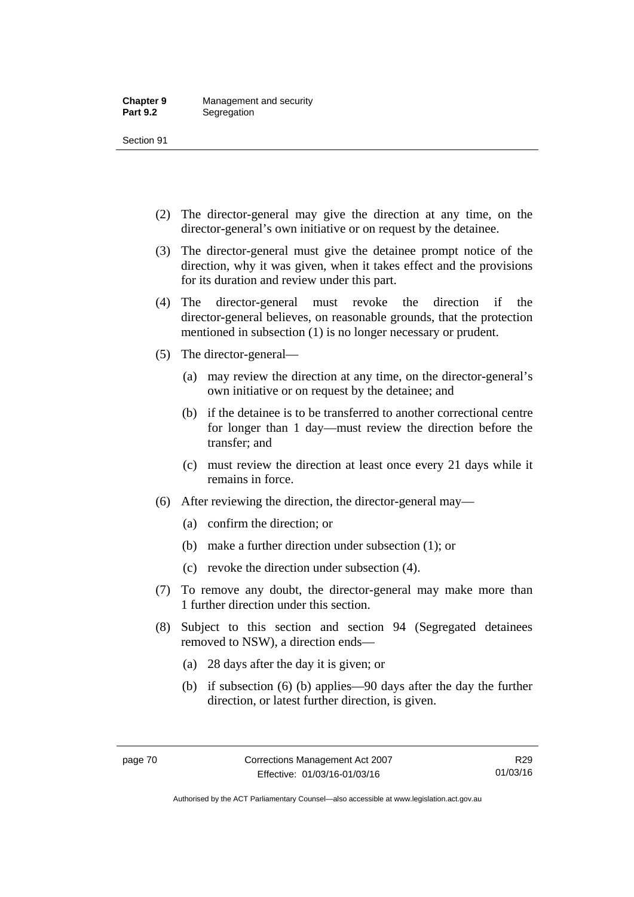(2) The director-general may give the direction at any time, on the director-general's own initiative or on request by the detainee.

(3) The director-general must give the detainee prompt notice of the direction, why it was given, when it takes effect and the provisions for its duration and review under this part.

(4) The director-general must revoke the direction if the director-general believes, on reasonable grounds, that the protection mentioned in subsection (1) is no longer necessary or prudent.

(5) The director-general—

(a) may review the direction at any time, on the director-general's own initiative or on request by the detainee; and

(b) if the detainee is to be transferred to another correctional centre for longer than 1 day—must review the direction before the transfer; and

(c) must review the direction at least once every 21 days while it remains in force.

(6) After reviewing the direction, the director-general may—

(a) confirm the direction; or

(b) make a further direction under subsection (1); or

(c) revoke the direction under subsection (4).

(7) To remove any doubt, the director-general may make more than 1 further direction under this section.

(8) Subject to this section and section 94 (Segregated detainees removed to NSW), a direction ends—

(a) 28 days after the day it is given; or

(b) if subsection (6) (b) applies—90 days after the day the further direction, or latest further direction, is given.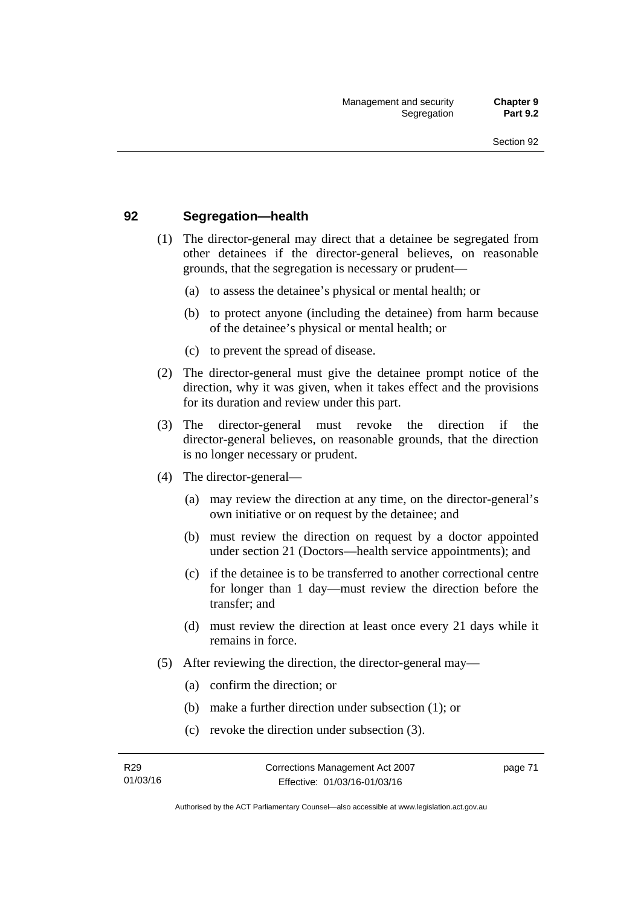## 92 Segregation—health

(1) The director-general may direct that a detainee be segregated from other detainees if the director-general believes, on reasonable grounds, that the segregation is necessary or prudent—

(a) to assess the detainee's physical or mental health; or

(b) to protect anyone (including the detainee) from harm because of the detainee's physical or mental health; or

(c) to prevent the spread of disease.

(2) The director-general must give the detainee prompt notice of the direction, why it was given, when it takes effect and the provisions for its duration and review under this part.

(3) The director-general must revoke the direction if the director-general believes, on reasonable grounds, that the direction is no longer necessary or prudent.

(4) The director-general—

(a) may review the direction at any time, on the director-general's own initiative or on request by the detainee; and

(b) must review the direction on request by a doctor appointed under section 21 (Doctors—health service appointments); and

(c) if the detainee is to be transferred to another correctional centre for longer than 1 day—must review the direction before the transfer; and

(d) must review the direction at least once every 21 days while it remains in force.

(5) After reviewing the direction, the director-general may—

(a) confirm the direction; or

(b) make a further direction under subsection (1); or

(c) revoke the direction under subsection (3).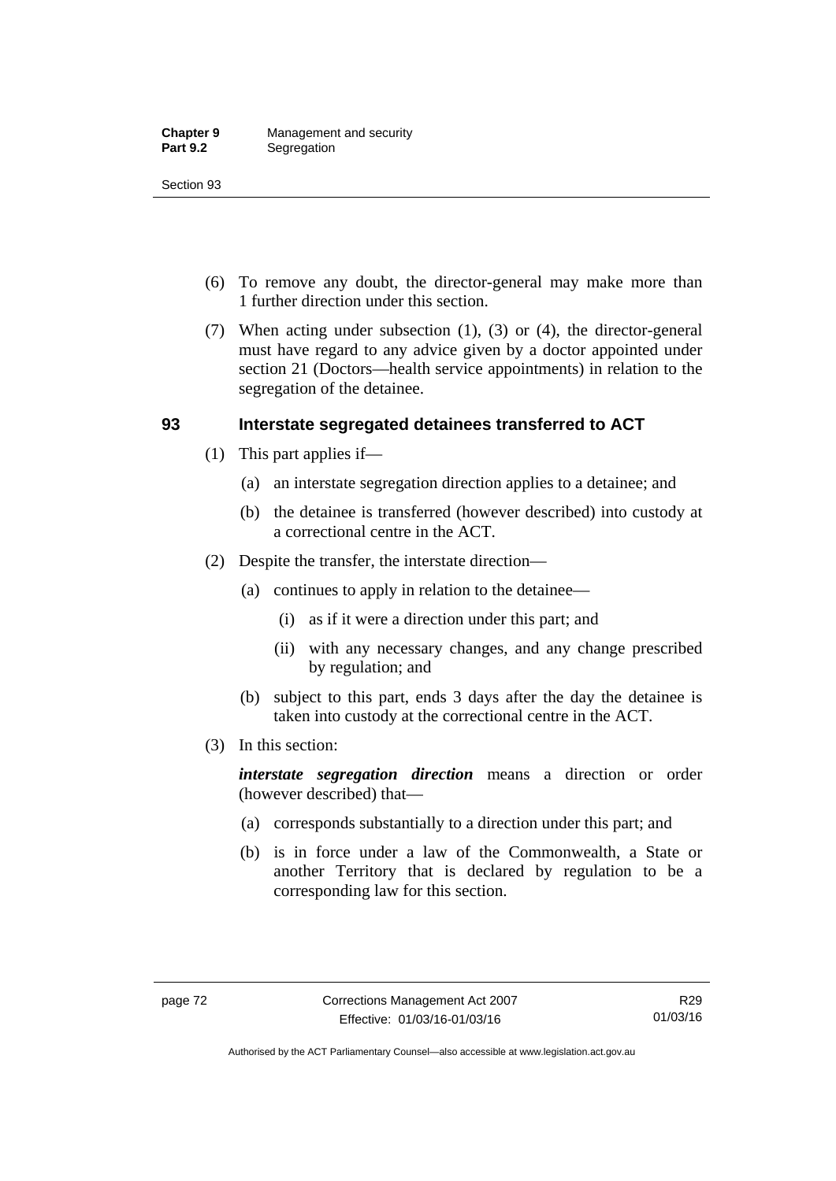(6) To remove any doubt, the director-general may make more than 1 further direction under this section.

(7) When acting under subsection (1), (3) or (4), the director-general must have regard to any advice given by a doctor appointed under section 21 (Doctors—health service appointments) in relation to the segregation of the detainee.

### 93 Interstate segregated detainees transferred to ACT

(1) This part applies if—

(a) an interstate segregation direction applies to a detainee; and

(b) the detainee is transferred (however described) into custody at a correctional centre in the ACT.

(2) Despite the transfer, the interstate direction—

(a) continues to apply in relation to the detainee—

(i) as if it were a direction under this part; and

(ii) with any necessary changes, and any change prescribed by regulation; and

(b) subject to this part, ends 3 days after the day the detainee is taken into custody at the correctional centre in the ACT.

(3) In this section:

***interstate segregation direction*** means a direction or order (however described) that—

(a) corresponds substantially to a direction under this part; and

(b) is in force under a law of the Commonwealth, a State or another Territory that is declared by regulation to be a corresponding law for this section.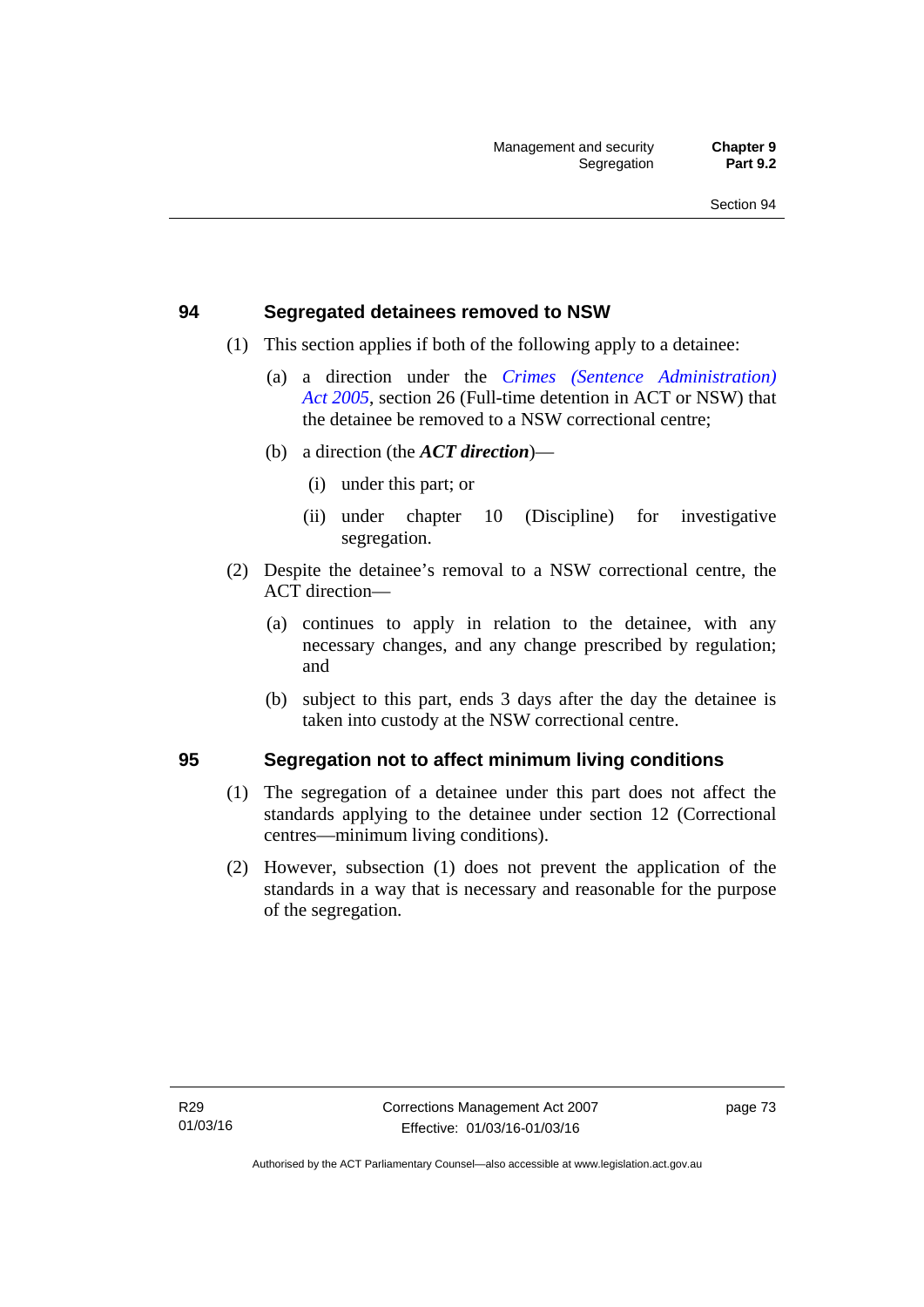## 94 Segregated detainees removed to NSW

(1) This section applies if both of the following apply to a detainee:

  (a) a direction under the *Crimes (Sentence Administration) Act 2005*, section 26 (Full-time detention in ACT or NSW) that the detainee be removed to a NSW correctional centre;

  (b) a direction (the ***ACT direction***)—

    (i) under this part; or

    (ii) under chapter 10 (Discipline) for investigative segregation.

(2) Despite the detainee's removal to a NSW correctional centre, the ACT direction—

  (a) continues to apply in relation to the detainee, with any necessary changes, and any change prescribed by regulation; and

  (b) subject to this part, ends 3 days after the day the detainee is taken into custody at the NSW correctional centre.

## 95 Segregation not to affect minimum living conditions

(1) The segregation of a detainee under this part does not affect the standards applying to the detainee under section 12 (Correctional centres—minimum living conditions).

(2) However, subsection (1) does not prevent the application of the standards in a way that is necessary and reasonable for the purpose of the segregation.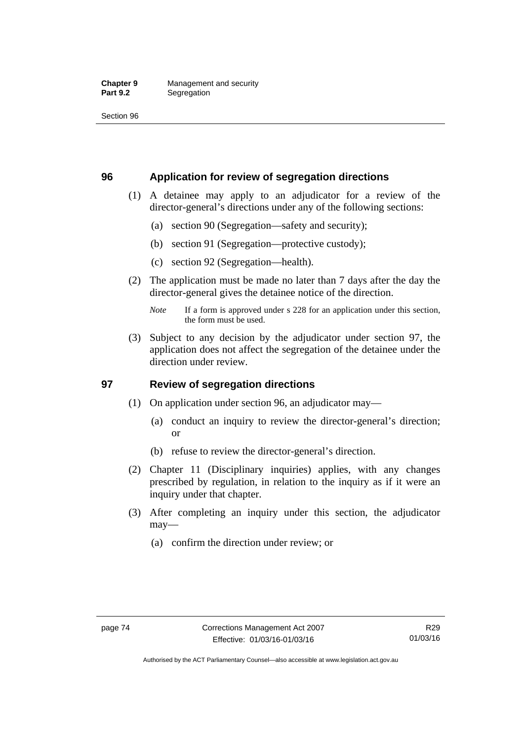## 96 Application for review of segregation directions

(1) A detainee may apply to an adjudicator for a review of the director-general's directions under any of the following sections:

   (a) section 90 (Segregation—safety and security);

   (b) section 91 (Segregation—protective custody);

   (c) section 92 (Segregation—health).

(2) The application must be made no later than 7 days after the day the director-general gives the detainee notice of the direction.

   *Note* If a form is approved under s 228 for an application under this section, the form must be used.

(3) Subject to any decision by the adjudicator under section 97, the application does not affect the segregation of the detainee under the direction under review.

## 97 Review of segregation directions

(1) On application under section 96, an adjudicator may—

   (a) conduct an inquiry to review the director-general's direction; or

   (b) refuse to review the director-general's direction.

(2) Chapter 11 (Disciplinary inquiries) applies, with any changes prescribed by regulation, in relation to the inquiry as if it were an inquiry under that chapter.

(3) After completing an inquiry under this section, the adjudicator may—

   (a) confirm the direction under review; or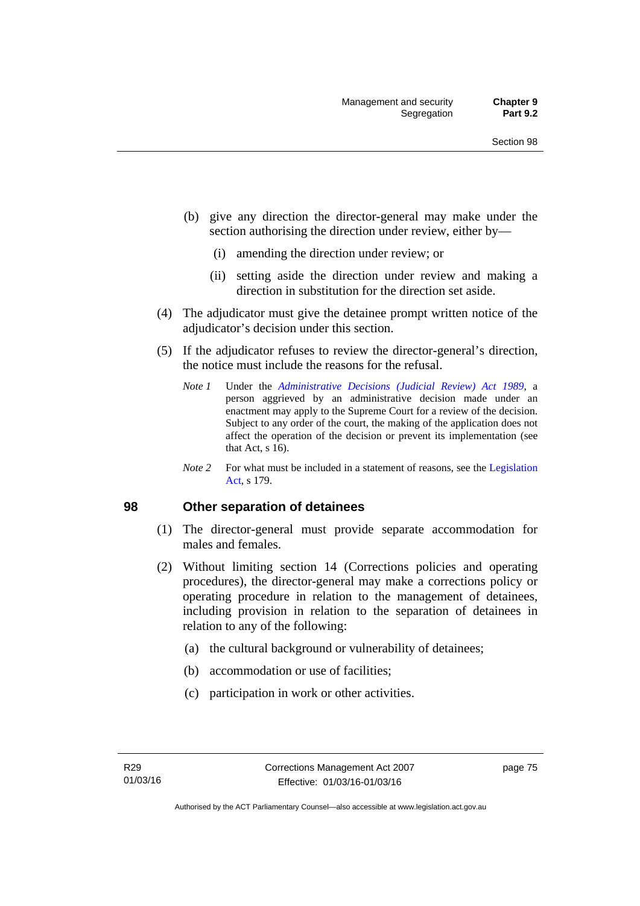(b) give any direction the director-general may make under the section authorising the direction under review, either by—

   (i) amending the direction under review; or

   (ii) setting aside the direction under review and making a direction in substitution for the direction set aside.

(4) The adjudicator must give the detainee prompt written notice of the adjudicator's decision under this section.

(5) If the adjudicator refuses to review the director-general's direction, the notice must include the reasons for the refusal.

*Note 1* Under the *Administrative Decisions (Judicial Review) Act 1989*, a person aggrieved by an administrative decision made under an enactment may apply to the Supreme Court for a review of the decision. Subject to any order of the court, the making of the application does not affect the operation of the decision or prevent its implementation (see that Act, s 16).

*Note 2* For what must be included in a statement of reasons, see the Legislation Act, s 179.

## 98 Other separation of detainees

(1) The director-general must provide separate accommodation for males and females.

(2) Without limiting section 14 (Corrections policies and operating procedures), the director-general may make a corrections policy or operating procedure in relation to the management of detainees, including provision in relation to the separation of detainees in relation to any of the following:

   (a) the cultural background or vulnerability of detainees;

   (b) accommodation or use of facilities;

   (c) participation in work or other activities.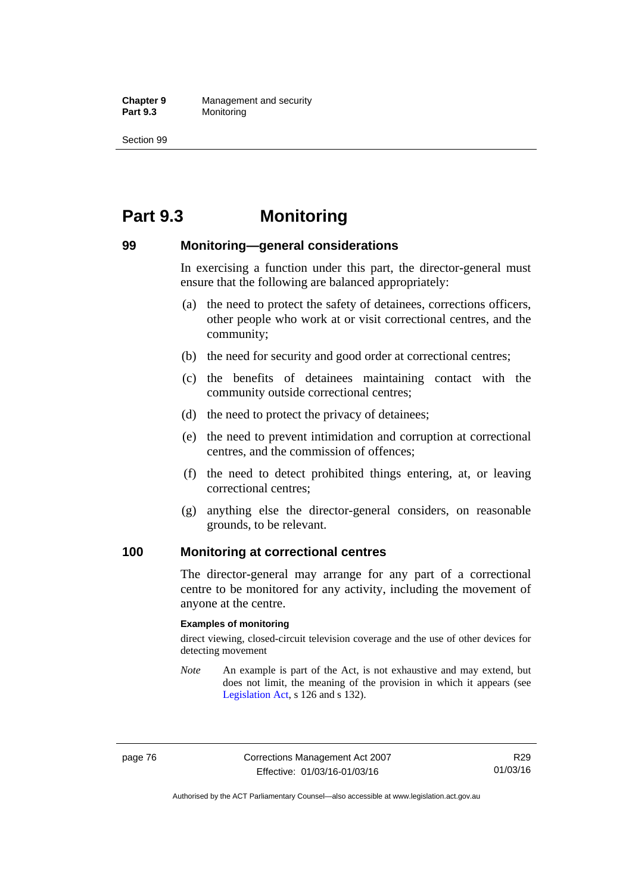# Part 9.3 Monitoring

## 99 Monitoring—general considerations

In exercising a function under this part, the director-general must ensure that the following are balanced appropriately:

(a) the need to protect the safety of detainees, corrections officers, other people who work at or visit correctional centres, and the community;

(b) the need for security and good order at correctional centres;

(c) the benefits of detainees maintaining contact with the community outside correctional centres;

(d) the need to protect the privacy of detainees;

(e) the need to prevent intimidation and corruption at correctional centres, and the commission of offences;

(f) the need to detect prohibited things entering, at, or leaving correctional centres;

(g) anything else the director-general considers, on reasonable grounds, to be relevant.

## 100 Monitoring at correctional centres

The director-general may arrange for any part of a correctional centre to be monitored for any activity, including the movement of anyone at the centre.

**Examples of monitoring**

direct viewing, closed-circuit television coverage and the use of other devices for detecting movement

*Note* An example is part of the Act, is not exhaustive and may extend, but does not limit, the meaning of the provision in which it appears (see Legislation Act, s 126 and s 132).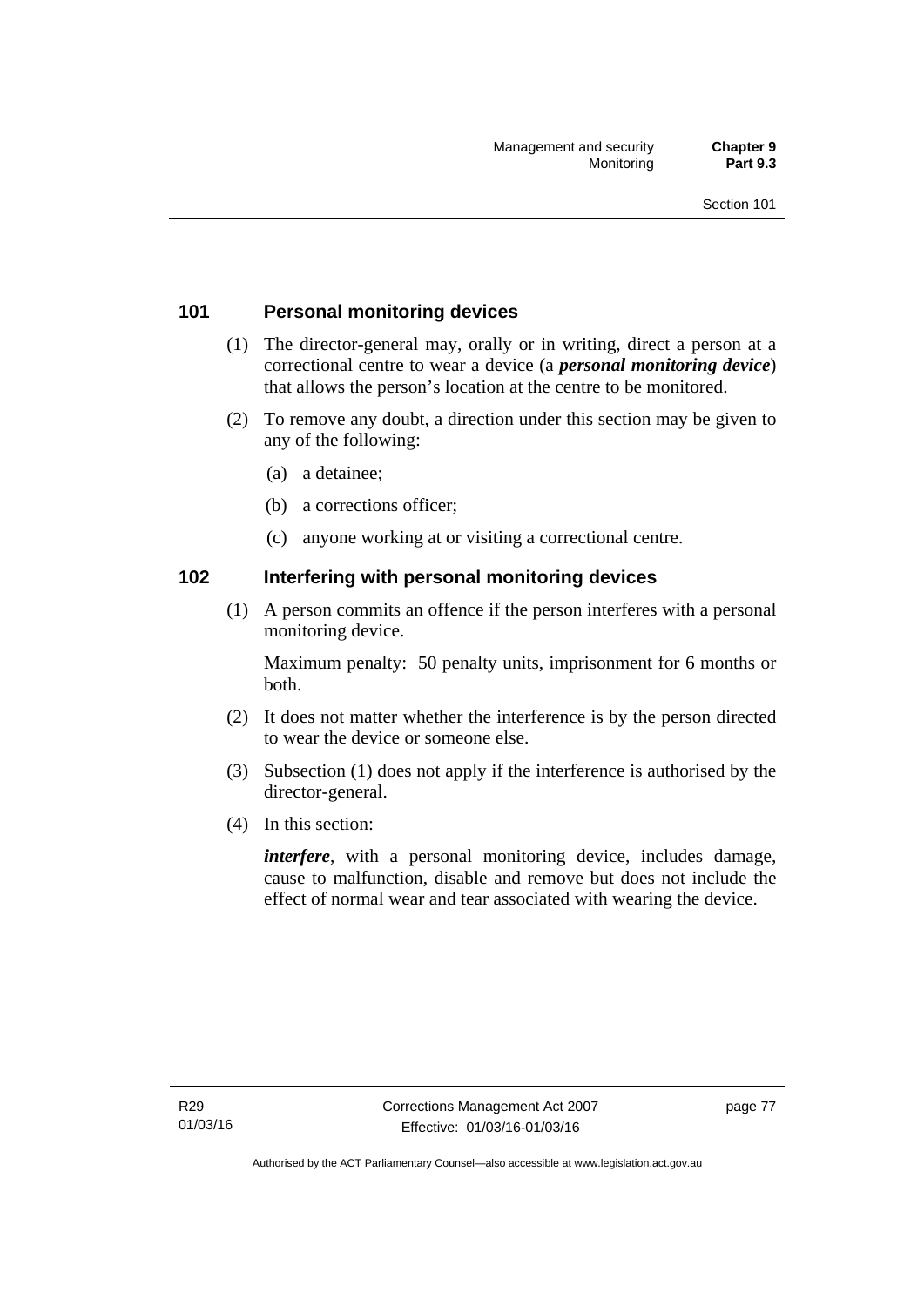## 101 Personal monitoring devices

(1) The director-general may, orally or in writing, direct a person at a correctional centre to wear a device (a ***personal monitoring device***) that allows the person's location at the centre to be monitored.

(2) To remove any doubt, a direction under this section may be given to any of the following:

(a) a detainee;

(b) a corrections officer;

(c) anyone working at or visiting a correctional centre.

## 102 Interfering with personal monitoring devices

(1) A person commits an offence if the person interferes with a personal monitoring device.

Maximum penalty: 50 penalty units, imprisonment for 6 months or both.

(2) It does not matter whether the interference is by the person directed to wear the device or someone else.

(3) Subsection (1) does not apply if the interference is authorised by the director-general.

(4) In this section:

***interfere***, with a personal monitoring device, includes damage, cause to malfunction, disable and remove but does not include the effect of normal wear and tear associated with wearing the device.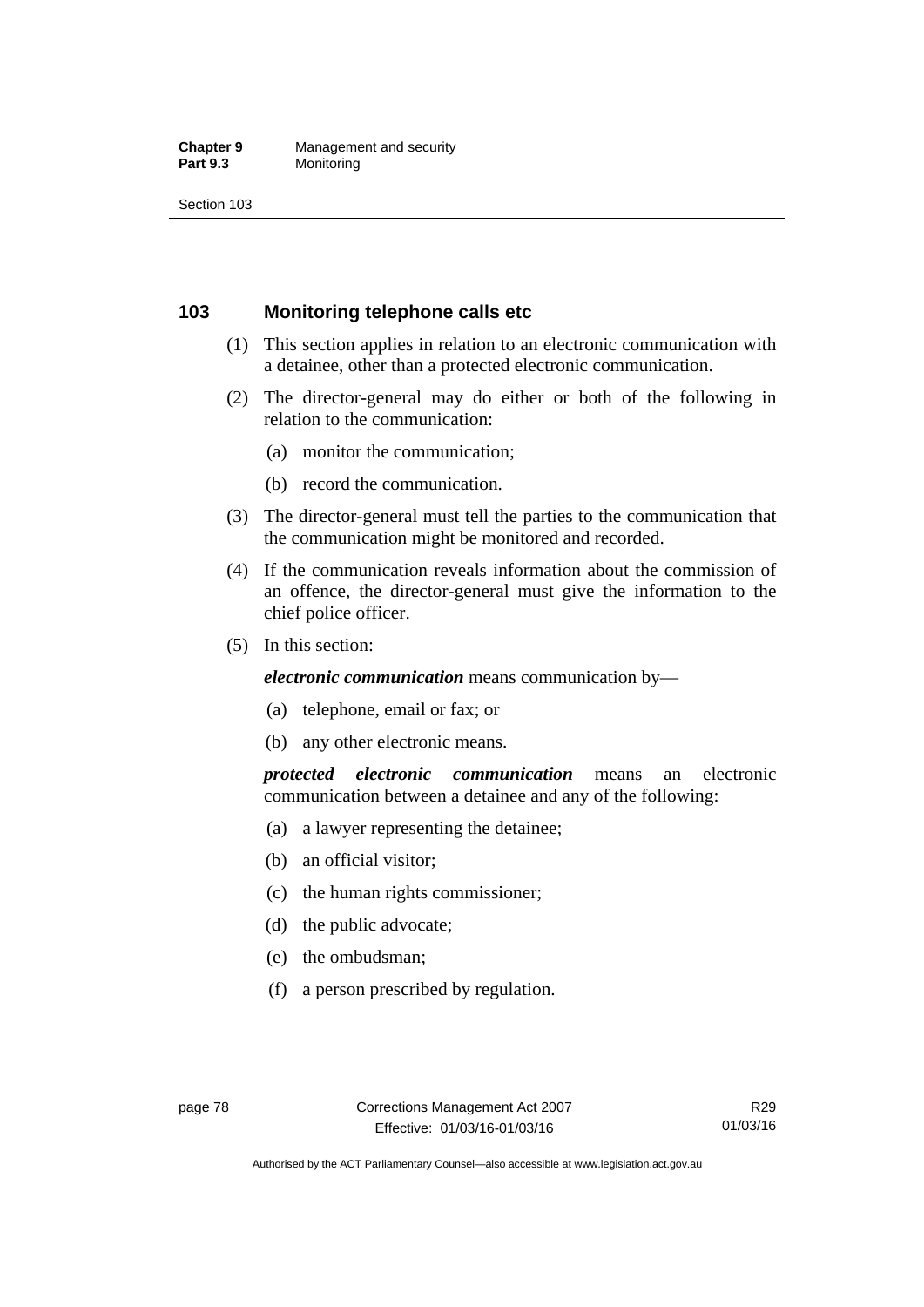### 103 Monitoring telephone calls etc

(1) This section applies in relation to an electronic communication with a detainee, other than a protected electronic communication.

(2) The director-general may do either or both of the following in relation to the communication:

(a) monitor the communication;

(b) record the communication.

(3) The director-general must tell the parties to the communication that the communication might be monitored and recorded.

(4) If the communication reveals information about the commission of an offence, the director-general must give the information to the chief police officer.

(5) In this section:

***electronic communication*** means communication by—

(a) telephone, email or fax; or

(b) any other electronic means.

***protected electronic communication*** means an electronic communication between a detainee and any of the following:

(a) a lawyer representing the detainee;

(b) an official visitor;

(c) the human rights commissioner;

(d) the public advocate;

(e) the ombudsman;

(f) a person prescribed by regulation.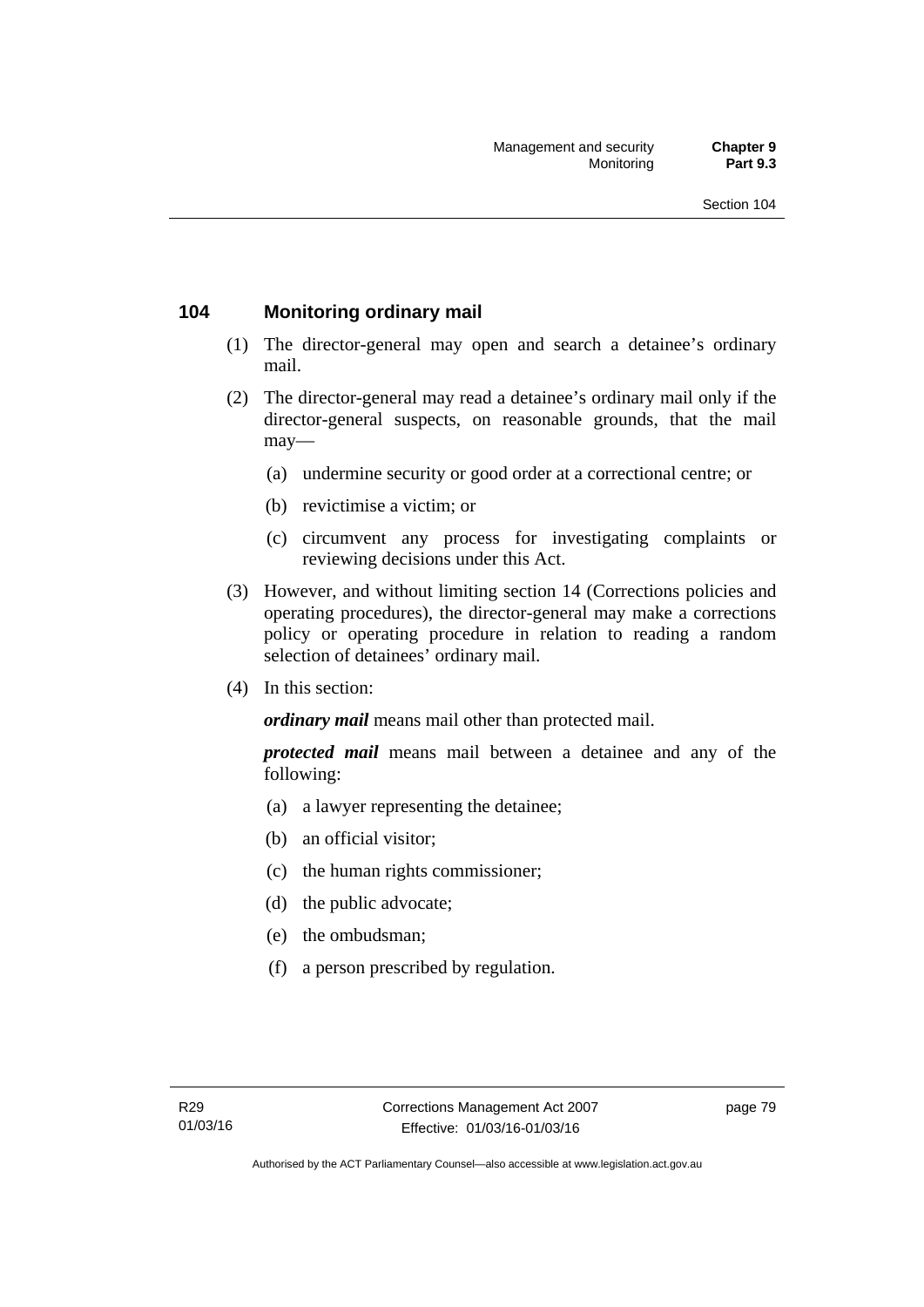## 104 Monitoring ordinary mail

(1) The director-general may open and search a detainee's ordinary mail.

(2) The director-general may read a detainee's ordinary mail only if the director-general suspects, on reasonable grounds, that the mail may—

(a) undermine security or good order at a correctional centre; or

(b) revictimise a victim; or

(c) circumvent any process for investigating complaints or reviewing decisions under this Act.

(3) However, and without limiting section 14 (Corrections policies and operating procedures), the director-general may make a corrections policy or operating procedure in relation to reading a random selection of detainees' ordinary mail.

(4) In this section:

***ordinary mail*** means mail other than protected mail.

***protected mail*** means mail between a detainee and any of the following:

(a) a lawyer representing the detainee;

(b) an official visitor;

(c) the human rights commissioner;

(d) the public advocate;

(e) the ombudsman;

(f) a person prescribed by regulation.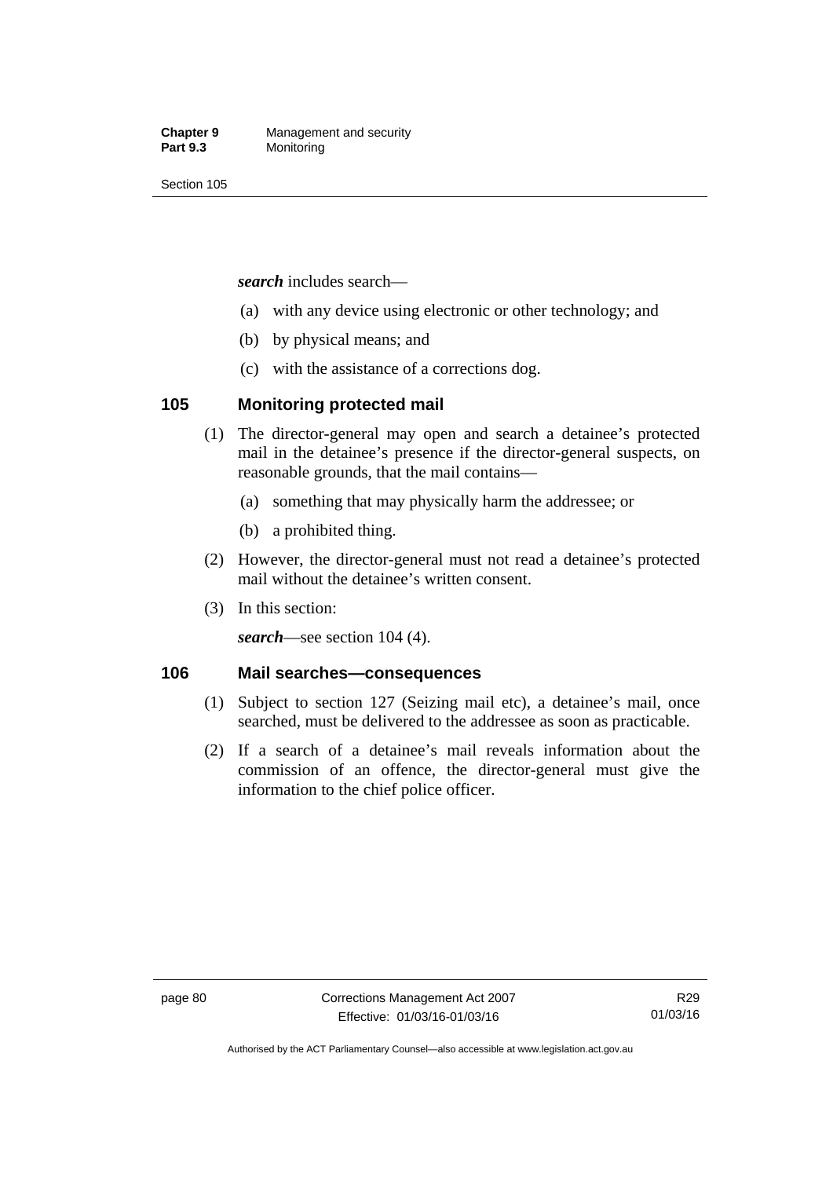***search*** includes search—

(a) with any device using electronic or other technology; and

(b) by physical means; and

(c) with the assistance of a corrections dog.

## 105 Monitoring protected mail

(1) The director-general may open and search a detainee's protected mail in the detainee's presence if the director-general suspects, on reasonable grounds, that the mail contains—

(a) something that may physically harm the addressee; or

(b) a prohibited thing.

(2) However, the director-general must not read a detainee's protected mail without the detainee's written consent.

(3) In this section:

***search***—see section 104 (4).

## 106 Mail searches—consequences

(1) Subject to section 127 (Seizing mail etc), a detainee's mail, once searched, must be delivered to the addressee as soon as practicable.

(2) If a search of a detainee's mail reveals information about the commission of an offence, the director-general must give the information to the chief police officer.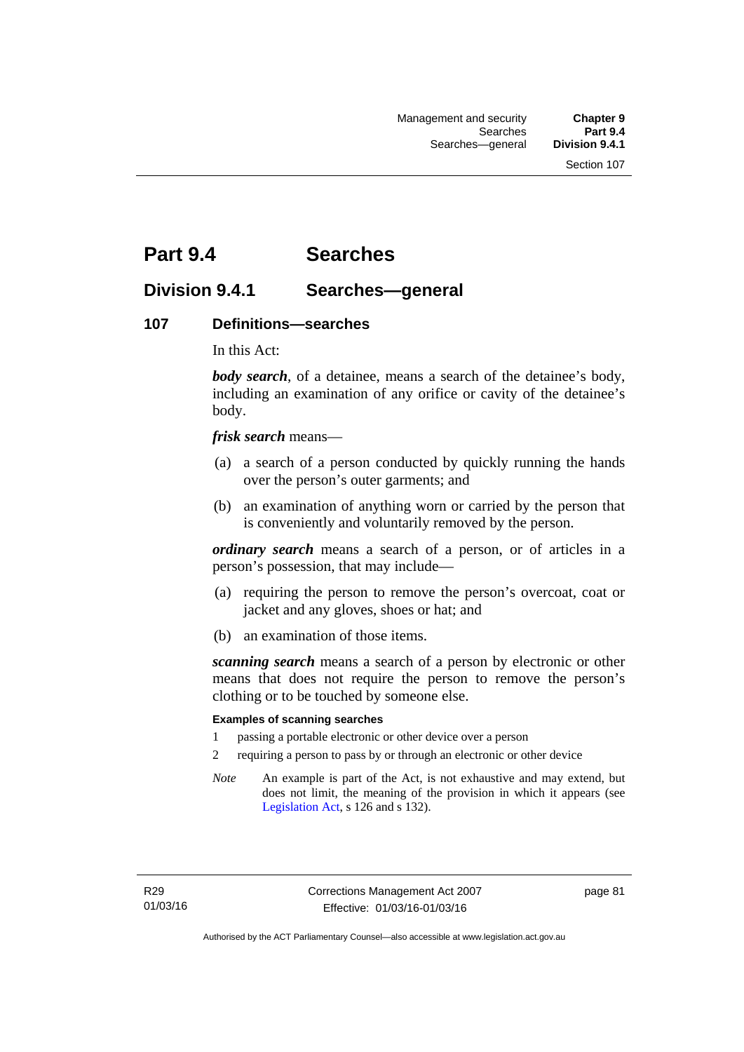# Part 9.4 Searches

## Division 9.4.1 Searches—general

### 107 Definitions—searches

In this Act:

***body search***, of a detainee, means a search of the detainee's body, including an examination of any orifice or cavity of the detainee's body.

***frisk search*** means—

(a) a search of a person conducted by quickly running the hands over the person's outer garments; and

(b) an examination of anything worn or carried by the person that is conveniently and voluntarily removed by the person.

***ordinary search*** means a search of a person, or of articles in a person's possession, that may include—

(a) requiring the person to remove the person's overcoat, coat or jacket and any gloves, shoes or hat; and

(b) an examination of those items.

***scanning search*** means a search of a person by electronic or other means that does not require the person to remove the person's clothing or to be touched by someone else.

**Examples of scanning searches**

1 passing a portable electronic or other device over a person

2 requiring a person to pass by or through an electronic or other device

*Note* An example is part of the Act, is not exhaustive and may extend, but does not limit, the meaning of the provision in which it appears (see Legislation Act, s 126 and s 132).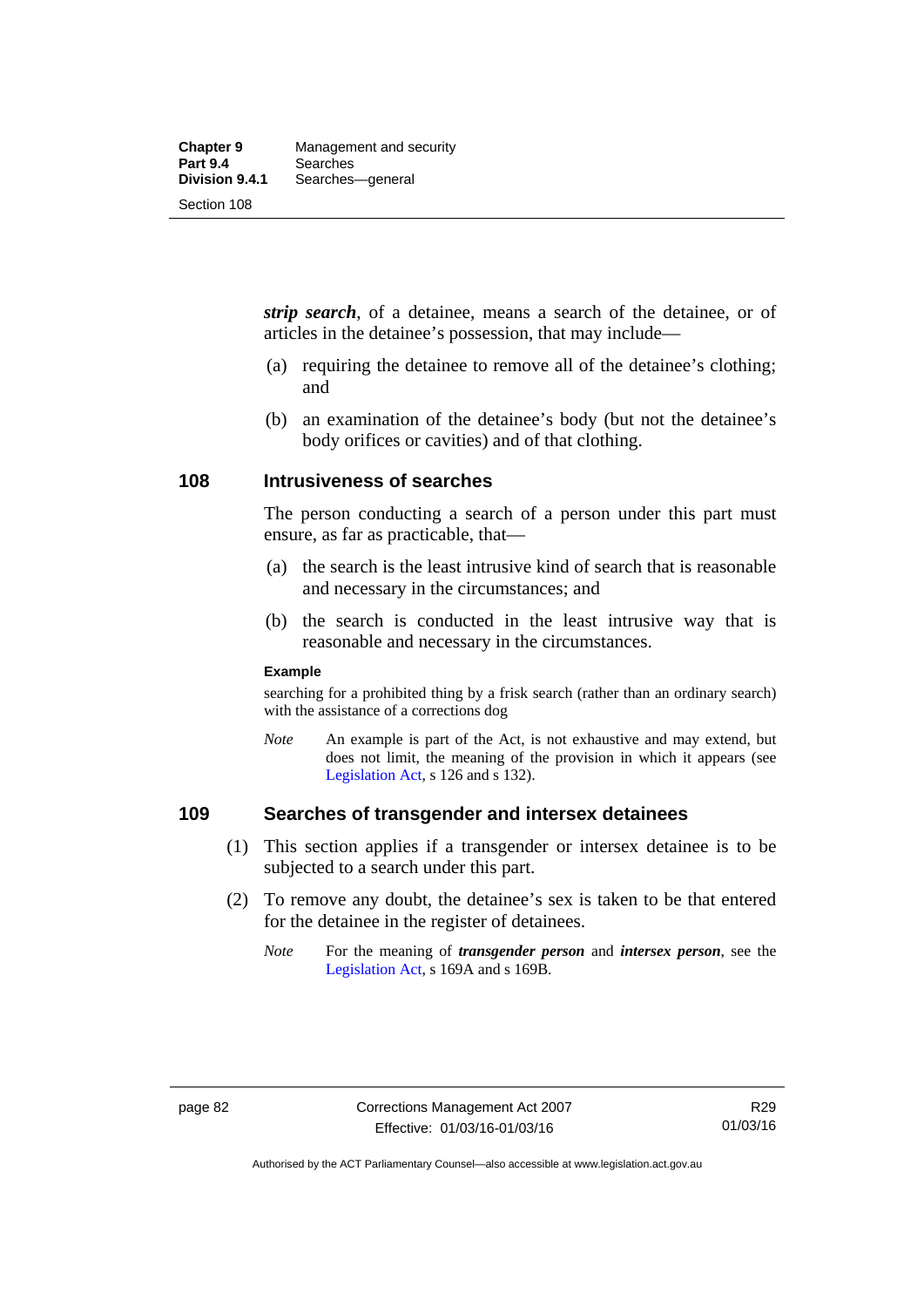***strip search***, of a detainee, means a search of the detainee, or of articles in the detainee's possession, that may include—

(a) requiring the detainee to remove all of the detainee's clothing; and

(b) an examination of the detainee's body (but not the detainee's body orifices or cavities) and of that clothing.

## 108 Intrusiveness of searches

The person conducting a search of a person under this part must ensure, as far as practicable, that—

(a) the search is the least intrusive kind of search that is reasonable and necessary in the circumstances; and

(b) the search is conducted in the least intrusive way that is reasonable and necessary in the circumstances.

**Example**

searching for a prohibited thing by a frisk search (rather than an ordinary search) with the assistance of a corrections dog

*Note* An example is part of the Act, is not exhaustive and may extend, but does not limit, the meaning of the provision in which it appears (see Legislation Act, s 126 and s 132).

## 109 Searches of transgender and intersex detainees

(1) This section applies if a transgender or intersex detainee is to be subjected to a search under this part.

(2) To remove any doubt, the detainee's sex is taken to be that entered for the detainee in the register of detainees.

*Note* For the meaning of ***transgender person*** and ***intersex person***, see the Legislation Act, s 169A and s 169B.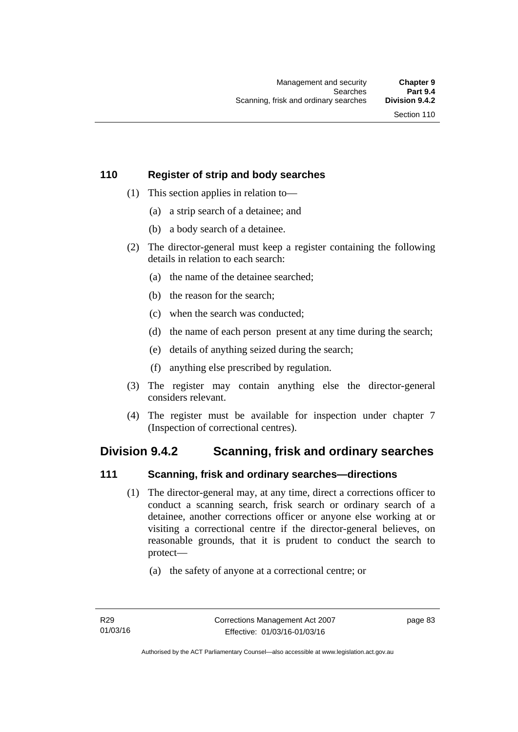### 110 Register of strip and body searches

(1) This section applies in relation to—

(a) a strip search of a detainee; and

(b) a body search of a detainee.

(2) The director-general must keep a register containing the following details in relation to each search:

(a) the name of the detainee searched;

(b) the reason for the search;

(c) when the search was conducted;

(d) the name of each person present at any time during the search;

(e) details of anything seized during the search;

(f) anything else prescribed by regulation.

(3) The register may contain anything else the director-general considers relevant.

(4) The register must be available for inspection under chapter 7 (Inspection of correctional centres).

## Division 9.4.2 Scanning, frisk and ordinary searches

### 111 Scanning, frisk and ordinary searches—directions

(1) The director-general may, at any time, direct a corrections officer to conduct a scanning search, frisk search or ordinary search of a detainee, another corrections officer or anyone else working at or visiting a correctional centre if the director-general believes, on reasonable grounds, that it is prudent to conduct the search to protect—

(a) the safety of anyone at a correctional centre; or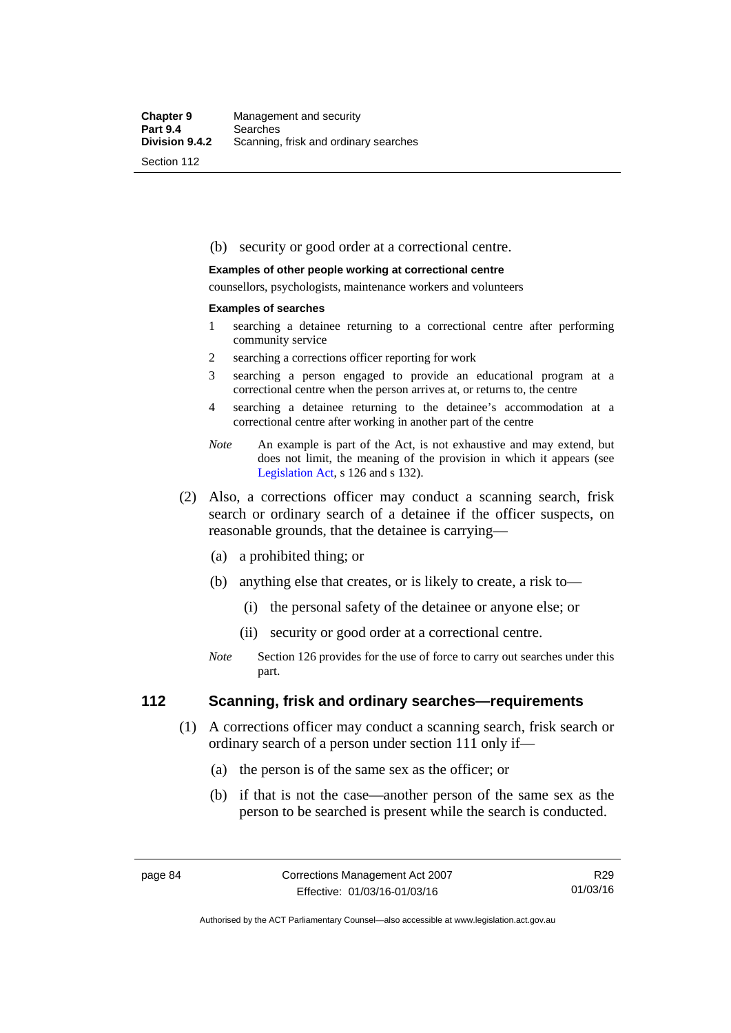(b) security or good order at a correctional centre.

**Examples of other people working at correctional centre**

counsellors, psychologists, maintenance workers and volunteers

**Examples of searches**

1 searching a detainee returning to a correctional centre after performing community service

2 searching a corrections officer reporting for work

3 searching a person engaged to provide an educational program at a correctional centre when the person arrives at, or returns to, the centre

4 searching a detainee returning to the detainee's accommodation at a correctional centre after working in another part of the centre

*Note* An example is part of the Act, is not exhaustive and may extend, but does not limit, the meaning of the provision in which it appears (see Legislation Act, s 126 and s 132).

(2) Also, a corrections officer may conduct a scanning search, frisk search or ordinary search of a detainee if the officer suspects, on reasonable grounds, that the detainee is carrying—

(a) a prohibited thing; or

(b) anything else that creates, or is likely to create, a risk to—

(i) the personal safety of the detainee or anyone else; or

(ii) security or good order at a correctional centre.

*Note* Section 126 provides for the use of force to carry out searches under this part.

## 112 Scanning, frisk and ordinary searches—requirements

(1) A corrections officer may conduct a scanning search, frisk search or ordinary search of a person under section 111 only if—

(a) the person is of the same sex as the officer; or

(b) if that is not the case—another person of the same sex as the person to be searched is present while the search is conducted.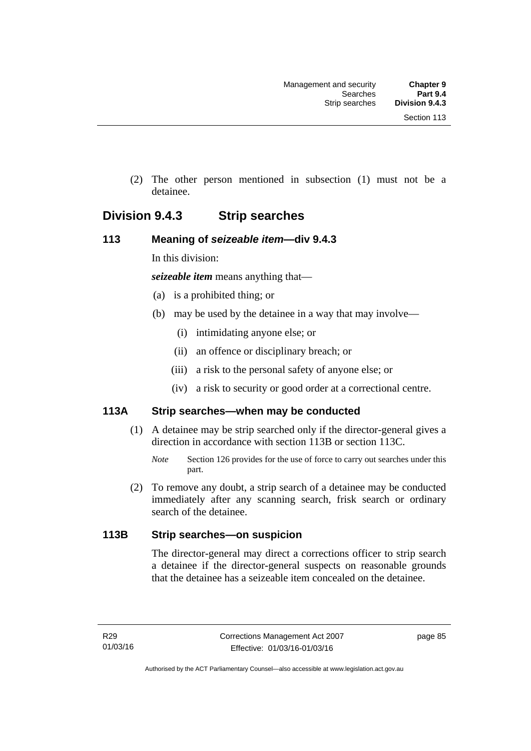(2) The other person mentioned in subsection (1) must not be a detainee.

## Division 9.4.3 Strip searches

### 113 Meaning of *seizeable item*—div 9.4.3

In this division:

***seizeable item*** means anything that—

(a) is a prohibited thing; or

(b) may be used by the detainee in a way that may involve—

(i) intimidating anyone else; or

(ii) an offence or disciplinary breach; or

(iii) a risk to the personal safety of anyone else; or

(iv) a risk to security or good order at a correctional centre.

### 113A Strip searches—when may be conducted

(1) A detainee may be strip searched only if the director-general gives a direction in accordance with section 113B or section 113C.

*Note* Section 126 provides for the use of force to carry out searches under this part.

(2) To remove any doubt, a strip search of a detainee may be conducted immediately after any scanning search, frisk search or ordinary search of the detainee.

### 113B Strip searches—on suspicion

The director-general may direct a corrections officer to strip search a detainee if the director-general suspects on reasonable grounds that the detainee has a seizeable item concealed on the detainee.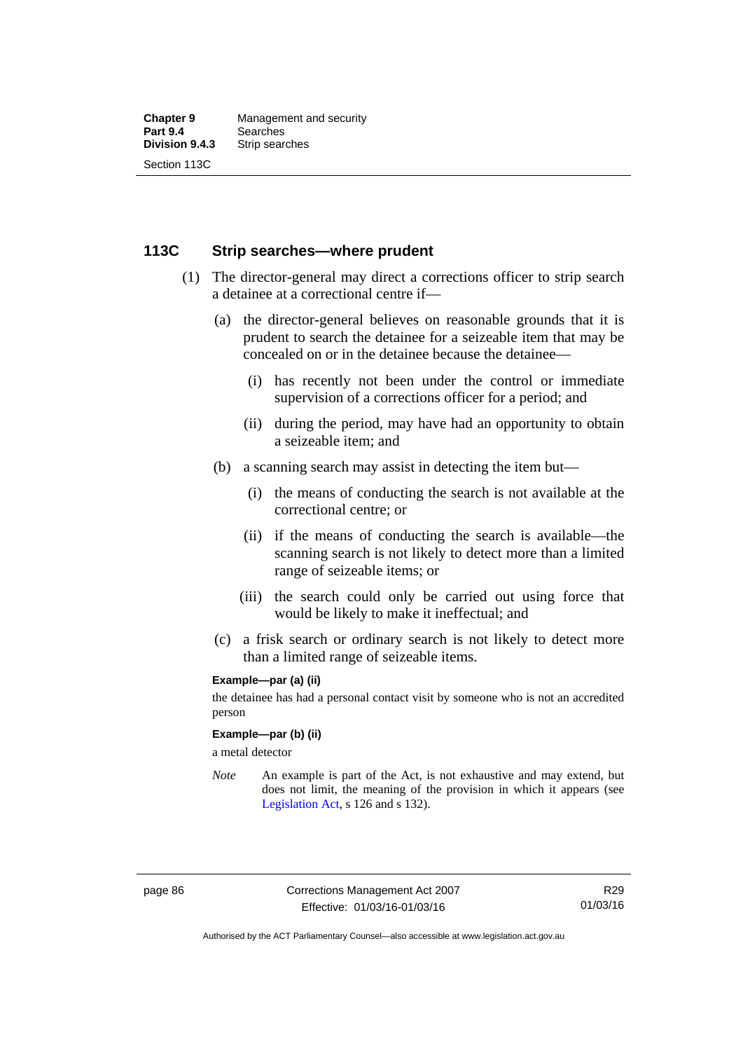## 113C Strip searches—where prudent

(1) The director-general may direct a corrections officer to strip search a detainee at a correctional centre if—

(a) the director-general believes on reasonable grounds that it is prudent to search the detainee for a seizeable item that may be concealed on or in the detainee because the detainee—

(i) has recently not been under the control or immediate supervision of a corrections officer for a period; and

(ii) during the period, may have had an opportunity to obtain a seizeable item; and

(b) a scanning search may assist in detecting the item but—

(i) the means of conducting the search is not available at the correctional centre; or

(ii) if the means of conducting the search is available—the scanning search is not likely to detect more than a limited range of seizeable items; or

(iii) the search could only be carried out using force that would be likely to make it ineffectual; and

(c) a frisk search or ordinary search is not likely to detect more than a limited range of seizeable items.

**Example—par (a) (ii)**

the detainee has had a personal contact visit by someone who is not an accredited person

**Example—par (b) (ii)**

a metal detector

*Note* An example is part of the Act, is not exhaustive and may extend, but does not limit, the meaning of the provision in which it appears (see Legislation Act, s 126 and s 132).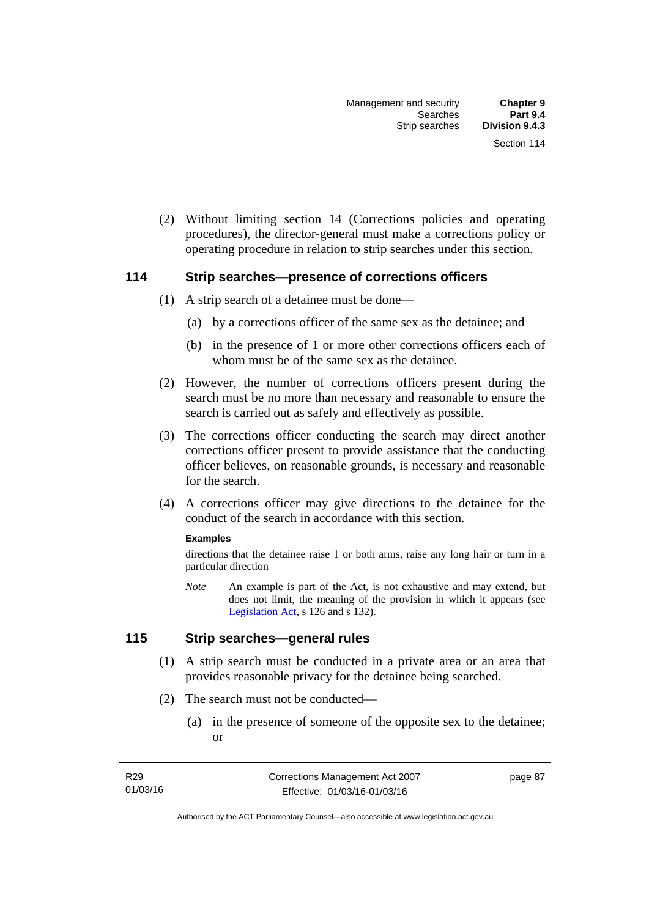(2) Without limiting section 14 (Corrections policies and operating procedures), the director-general must make a corrections policy or operating procedure in relation to strip searches under this section.

## 114 Strip searches—presence of corrections officers

(1) A strip search of a detainee must be done—

(a) by a corrections officer of the same sex as the detainee; and

(b) in the presence of 1 or more other corrections officers each of whom must be of the same sex as the detainee.

(2) However, the number of corrections officers present during the search must be no more than necessary and reasonable to ensure the search is carried out as safely and effectively as possible.

(3) The corrections officer conducting the search may direct another corrections officer present to provide assistance that the conducting officer believes, on reasonable grounds, is necessary and reasonable for the search.

(4) A corrections officer may give directions to the detainee for the conduct of the search in accordance with this section.

**Examples**

directions that the detainee raise 1 or both arms, raise any long hair or turn in a particular direction

*Note* An example is part of the Act, is not exhaustive and may extend, but does not limit, the meaning of the provision in which it appears (see Legislation Act, s 126 and s 132).

## 115 Strip searches—general rules

(1) A strip search must be conducted in a private area or an area that provides reasonable privacy for the detainee being searched.

(2) The search must not be conducted—

(a) in the presence of someone of the opposite sex to the detainee; or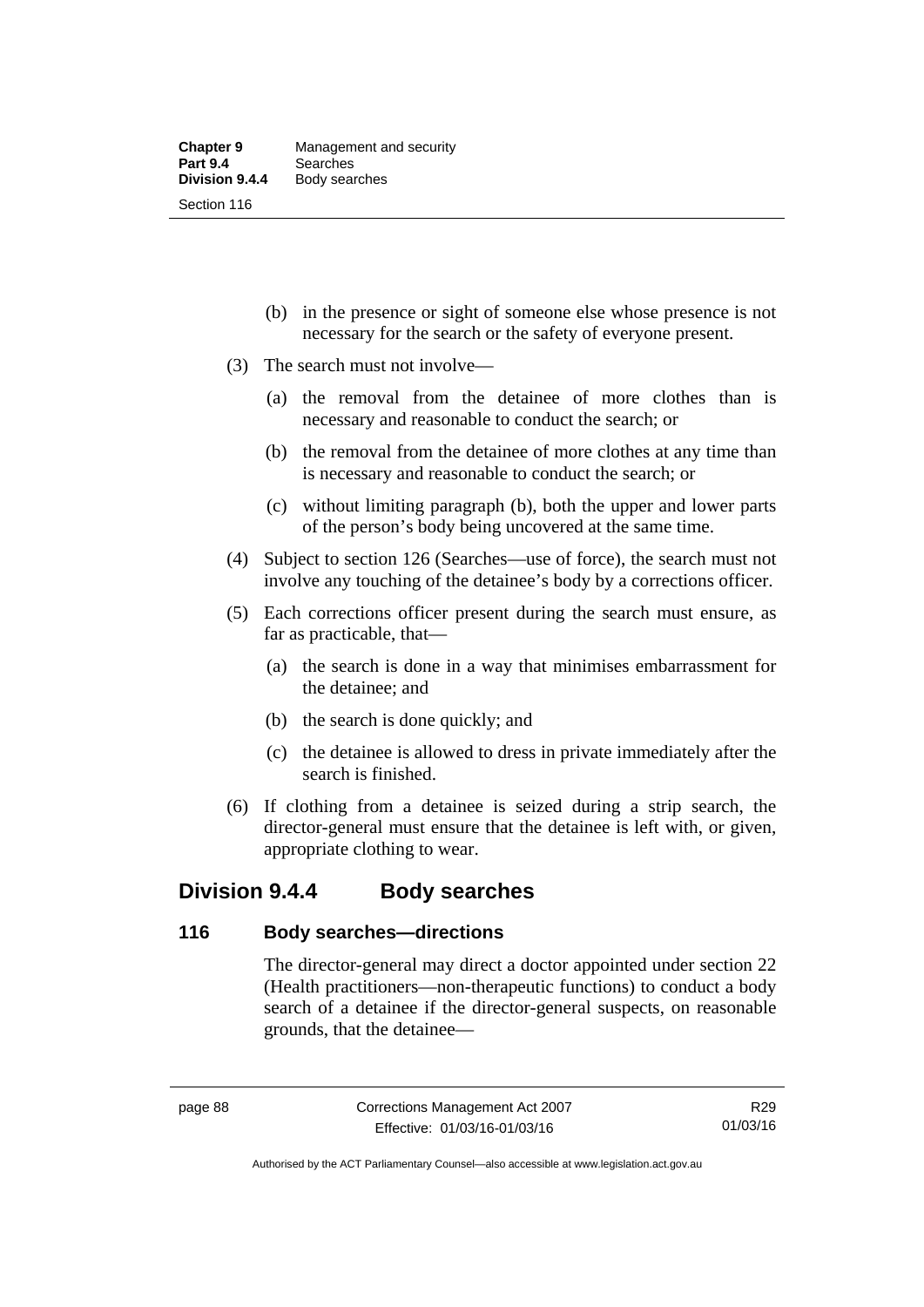(b) in the presence or sight of someone else whose presence is not necessary for the search or the safety of everyone present.

(3) The search must not involve—

(a) the removal from the detainee of more clothes than is necessary and reasonable to conduct the search; or

(b) the removal from the detainee of more clothes at any time than is necessary and reasonable to conduct the search; or

(c) without limiting paragraph (b), both the upper and lower parts of the person's body being uncovered at the same time.

(4) Subject to section 126 (Searches—use of force), the search must not involve any touching of the detainee's body by a corrections officer.

(5) Each corrections officer present during the search must ensure, as far as practicable, that—

(a) the search is done in a way that minimises embarrassment for the detainee; and

(b) the search is done quickly; and

(c) the detainee is allowed to dress in private immediately after the search is finished.

(6) If clothing from a detainee is seized during a strip search, the director-general must ensure that the detainee is left with, or given, appropriate clothing to wear.

## Division 9.4.4 Body searches

### 116 Body searches—directions

The director-general may direct a doctor appointed under section 22 (Health practitioners—non-therapeutic functions) to conduct a body search of a detainee if the director-general suspects, on reasonable grounds, that the detainee—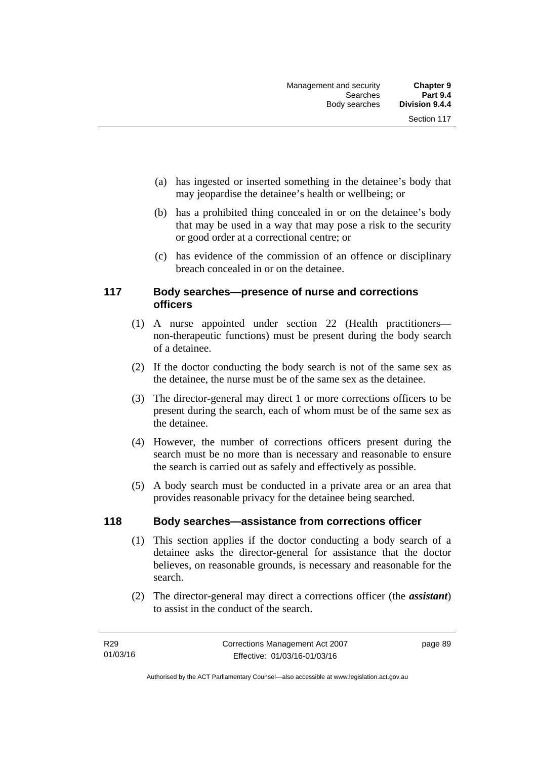(a) has ingested or inserted something in the detainee's body that may jeopardise the detainee's health or wellbeing; or

(b) has a prohibited thing concealed in or on the detainee's body that may be used in a way that may pose a risk to the security or good order at a correctional centre; or

(c) has evidence of the commission of an offence or disciplinary breach concealed in or on the detainee.

### 117 Body searches—presence of nurse and corrections officers

(1) A nurse appointed under section 22 (Health practitioners—non-therapeutic functions) must be present during the body search of a detainee.

(2) If the doctor conducting the body search is not of the same sex as the detainee, the nurse must be of the same sex as the detainee.

(3) The director-general may direct 1 or more corrections officers to be present during the search, each of whom must be of the same sex as the detainee.

(4) However, the number of corrections officers present during the search must be no more than is necessary and reasonable to ensure the search is carried out as safely and effectively as possible.

(5) A body search must be conducted in a private area or an area that provides reasonable privacy for the detainee being searched.

### 118 Body searches—assistance from corrections officer

(1) This section applies if the doctor conducting a body search of a detainee asks the director-general for assistance that the doctor believes, on reasonable grounds, is necessary and reasonable for the search.

(2) The director-general may direct a corrections officer (the ***assistant***) to assist in the conduct of the search.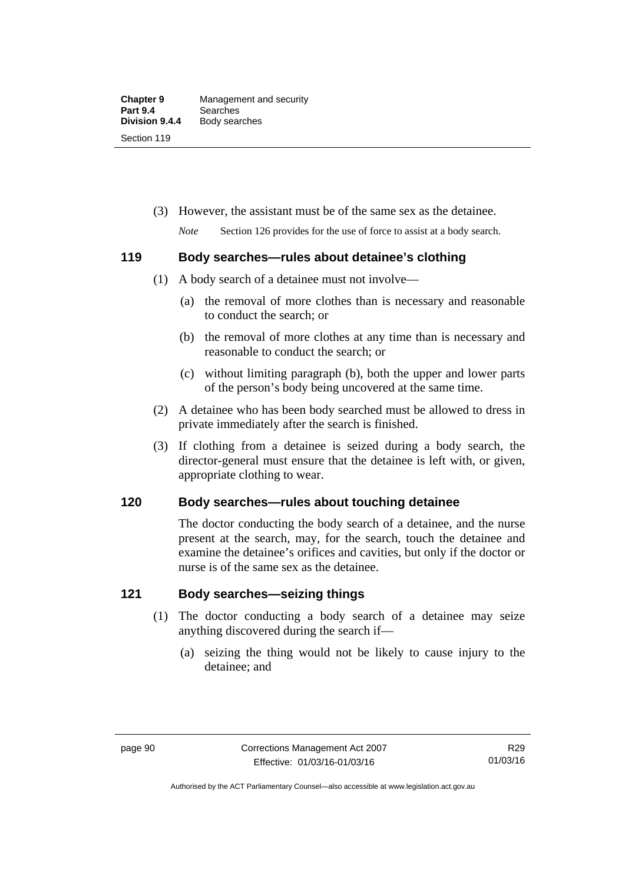(3) However, the assistant must be of the same sex as the detainee.

*Note* Section 126 provides for the use of force to assist at a body search.

## 119 Body searches—rules about detainee's clothing

(1) A body search of a detainee must not involve—

(a) the removal of more clothes than is necessary and reasonable to conduct the search; or

(b) the removal of more clothes at any time than is necessary and reasonable to conduct the search; or

(c) without limiting paragraph (b), both the upper and lower parts of the person's body being uncovered at the same time.

(2) A detainee who has been body searched must be allowed to dress in private immediately after the search is finished.

(3) If clothing from a detainee is seized during a body search, the director-general must ensure that the detainee is left with, or given, appropriate clothing to wear.

## 120 Body searches—rules about touching detainee

The doctor conducting the body search of a detainee, and the nurse present at the search, may, for the search, touch the detainee and examine the detainee's orifices and cavities, but only if the doctor or nurse is of the same sex as the detainee.

## 121 Body searches—seizing things

(1) The doctor conducting a body search of a detainee may seize anything discovered during the search if—

(a) seizing the thing would not be likely to cause injury to the detainee; and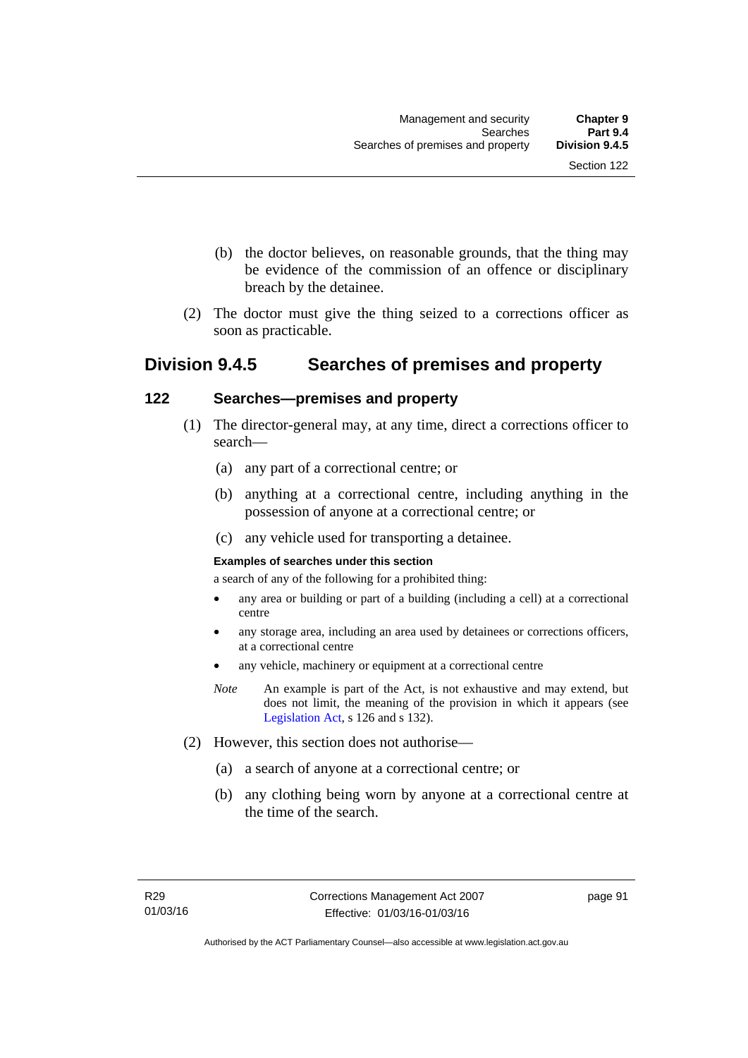(b) the doctor believes, on reasonable grounds, that the thing may be evidence of the commission of an offence or disciplinary breach by the detainee.

(2) The doctor must give the thing seized to a corrections officer as soon as practicable.

## Division 9.4.5 Searches of premises and property

### 122 Searches—premises and property

(1) The director-general may, at any time, direct a corrections officer to search—

(a) any part of a correctional centre; or

(b) anything at a correctional centre, including anything in the possession of anyone at a correctional centre; or

(c) any vehicle used for transporting a detainee.

**Examples of searches under this section**

a search of any of the following for a prohibited thing:

- any area or building or part of a building (including a cell) at a correctional centre
- any storage area, including an area used by detainees or corrections officers, at a correctional centre
- any vehicle, machinery or equipment at a correctional centre

*Note* An example is part of the Act, is not exhaustive and may extend, but does not limit, the meaning of the provision in which it appears (see Legislation Act, s 126 and s 132).

(2) However, this section does not authorise—

(a) a search of anyone at a correctional centre; or

(b) any clothing being worn by anyone at a correctional centre at the time of the search.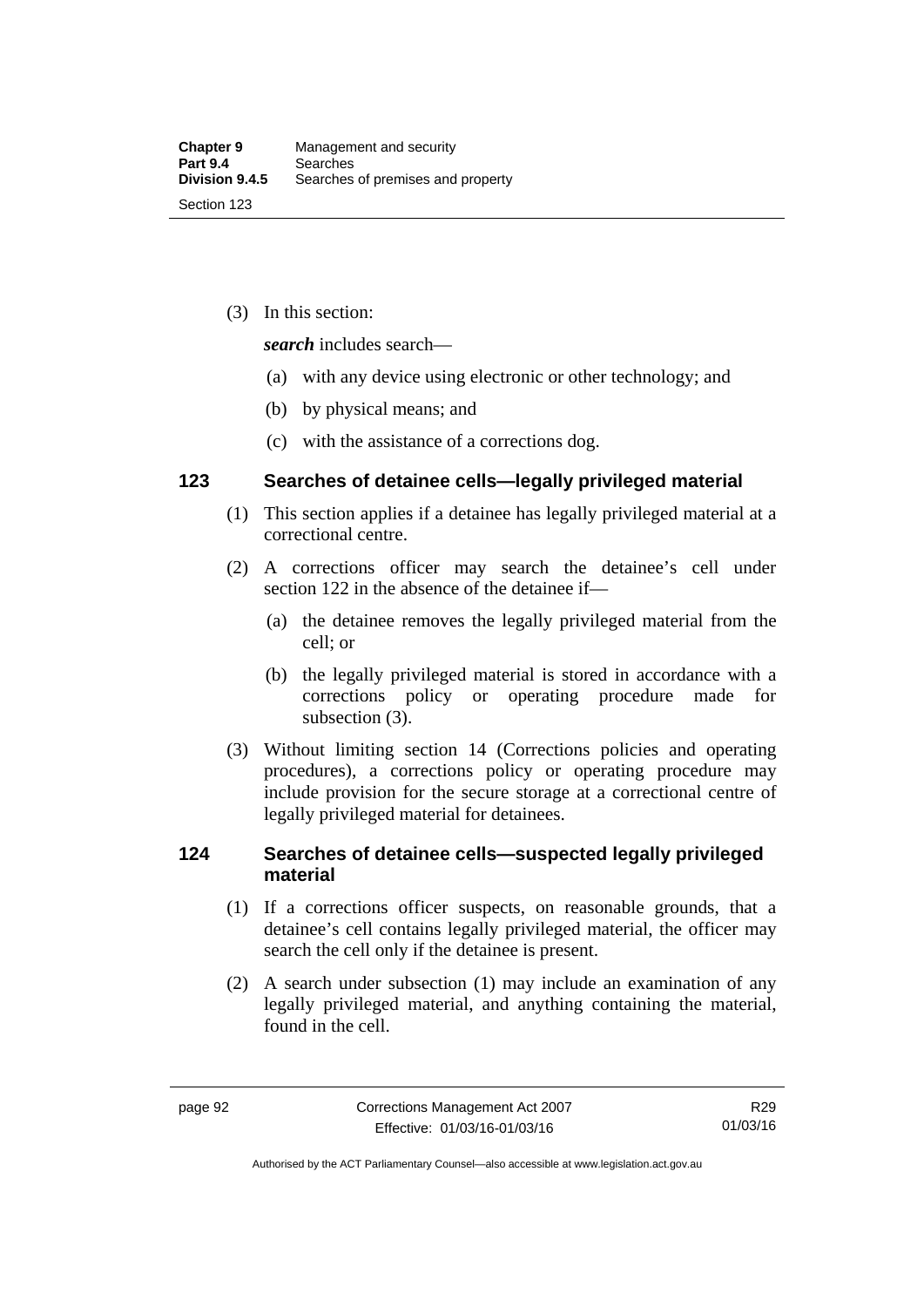(3) In this section:

***search*** includes search—

(a) with any device using electronic or other technology; and

(b) by physical means; and

(c) with the assistance of a corrections dog.

## 123 Searches of detainee cells—legally privileged material

(1) This section applies if a detainee has legally privileged material at a correctional centre.

(2) A corrections officer may search the detainee's cell under section 122 in the absence of the detainee if—

(a) the detainee removes the legally privileged material from the cell; or

(b) the legally privileged material is stored in accordance with a corrections policy or operating procedure made for subsection (3).

(3) Without limiting section 14 (Corrections policies and operating procedures), a corrections policy or operating procedure may include provision for the secure storage at a correctional centre of legally privileged material for detainees.

## 124 Searches of detainee cells—suspected legally privileged material

(1) If a corrections officer suspects, on reasonable grounds, that a detainee's cell contains legally privileged material, the officer may search the cell only if the detainee is present.

(2) A search under subsection (1) may include an examination of any legally privileged material, and anything containing the material, found in the cell.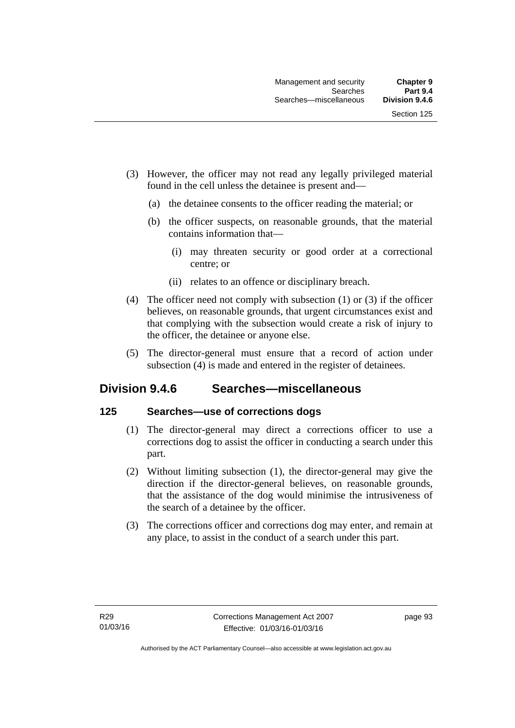(3) However, the officer may not read any legally privileged material found in the cell unless the detainee is present and—

(a) the detainee consents to the officer reading the material; or

(b) the officer suspects, on reasonable grounds, that the material contains information that—

(i) may threaten security or good order at a correctional centre; or

(ii) relates to an offence or disciplinary breach.

(4) The officer need not comply with subsection (1) or (3) if the officer believes, on reasonable grounds, that urgent circumstances exist and that complying with the subsection would create a risk of injury to the officer, the detainee or anyone else.

(5) The director-general must ensure that a record of action under subsection (4) is made and entered in the register of detainees.

## Division 9.4.6 Searches—miscellaneous

### 125 Searches—use of corrections dogs

(1) The director-general may direct a corrections officer to use a corrections dog to assist the officer in conducting a search under this part.

(2) Without limiting subsection (1), the director-general may give the direction if the director-general believes, on reasonable grounds, that the assistance of the dog would minimise the intrusiveness of the search of a detainee by the officer.

(3) The corrections officer and corrections dog may enter, and remain at any place, to assist in the conduct of a search under this part.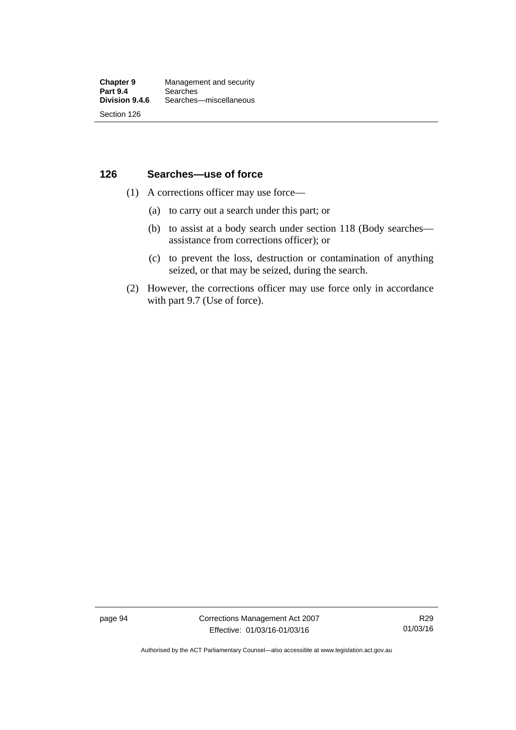## 126 Searches—use of force

(1) A corrections officer may use force—

(a) to carry out a search under this part; or

(b) to assist at a body search under section 118 (Body searches—assistance from corrections officer); or

(c) to prevent the loss, destruction or contamination of anything seized, or that may be seized, during the search.

(2) However, the corrections officer may use force only in accordance with part 9.7 (Use of force).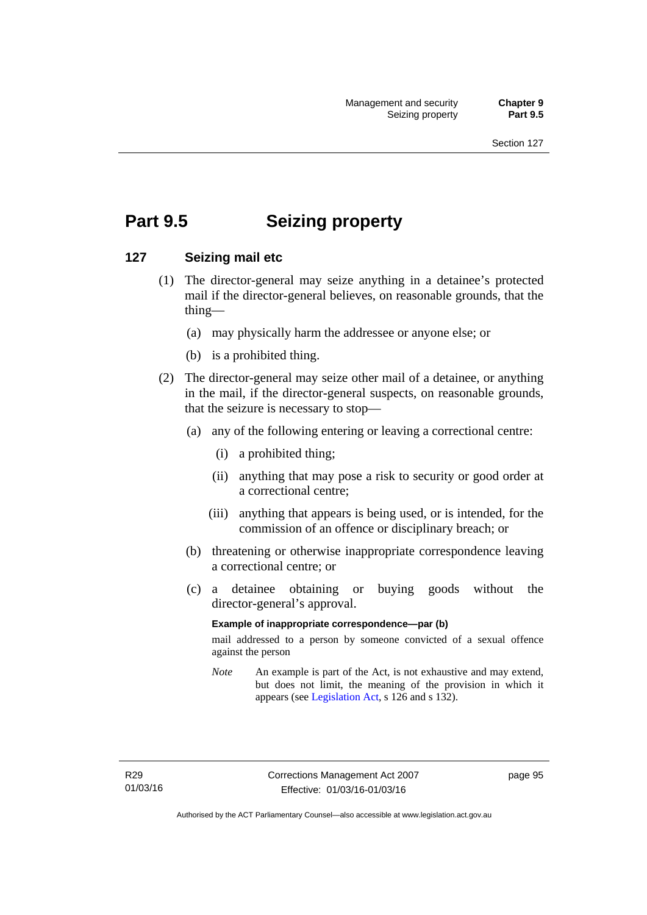# Part 9.5 Seizing property

## 127 Seizing mail etc

(1) The director-general may seize anything in a detainee's protected mail if the director-general believes, on reasonable grounds, that the thing—

(a) may physically harm the addressee or anyone else; or

(b) is a prohibited thing.

(2) The director-general may seize other mail of a detainee, or anything in the mail, if the director-general suspects, on reasonable grounds, that the seizure is necessary to stop—

(a) any of the following entering or leaving a correctional centre:

(i) a prohibited thing;

(ii) anything that may pose a risk to security or good order at a correctional centre;

(iii) anything that appears is being used, or is intended, for the commission of an offence or disciplinary breach; or

(b) threatening or otherwise inappropriate correspondence leaving a correctional centre; or

(c) a detainee obtaining or buying goods without the director-general's approval.

**Example of inappropriate correspondence—par (b)**

mail addressed to a person by someone convicted of a sexual offence against the person

*Note* An example is part of the Act, is not exhaustive and may extend, but does not limit, the meaning of the provision in which it appears (see Legislation Act, s 126 and s 132).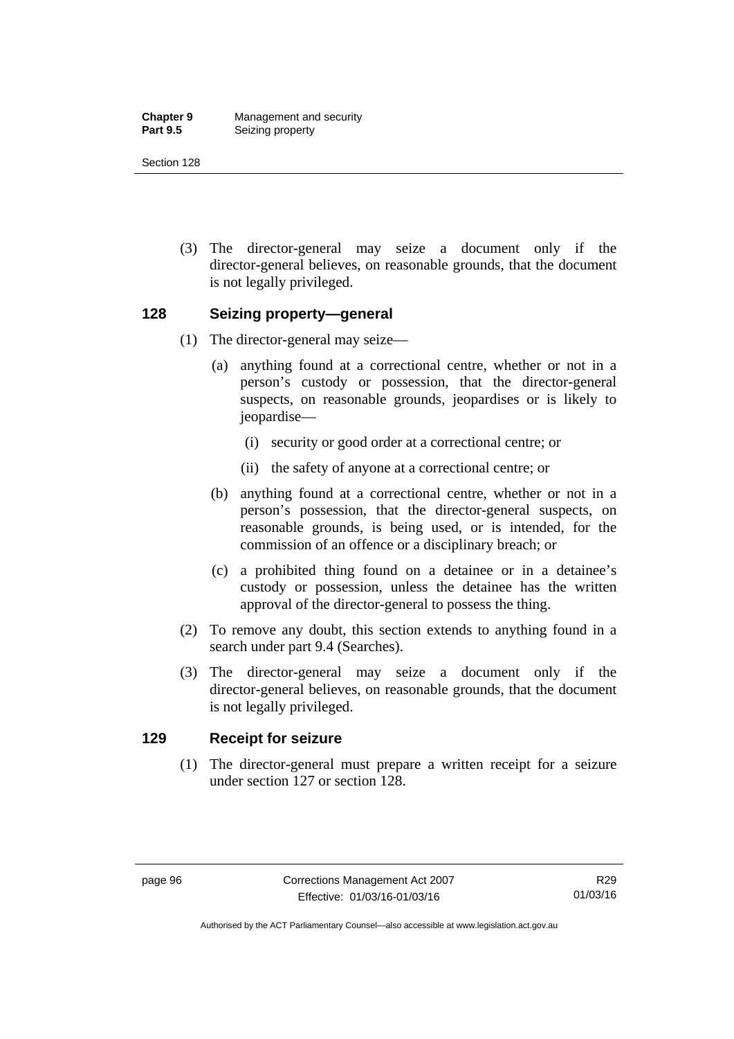(3) The director-general may seize a document only if the director-general believes, on reasonable grounds, that the document is not legally privileged.

## 128 Seizing property—general

(1) The director-general may seize—

(a) anything found at a correctional centre, whether or not in a person's custody or possession, that the director-general suspects, on reasonable grounds, jeopardises or is likely to jeopardise—

(i) security or good order at a correctional centre; or

(ii) the safety of anyone at a correctional centre; or

(b) anything found at a correctional centre, whether or not in a person's possession, that the director-general suspects, on reasonable grounds, is being used, or is intended, for the commission of an offence or a disciplinary breach; or

(c) a prohibited thing found on a detainee or in a detainee's custody or possession, unless the detainee has the written approval of the director-general to possess the thing.

(2) To remove any doubt, this section extends to anything found in a search under part 9.4 (Searches).

(3) The director-general may seize a document only if the director-general believes, on reasonable grounds, that the document is not legally privileged.

## 129 Receipt for seizure

(1) The director-general must prepare a written receipt for a seizure under section 127 or section 128.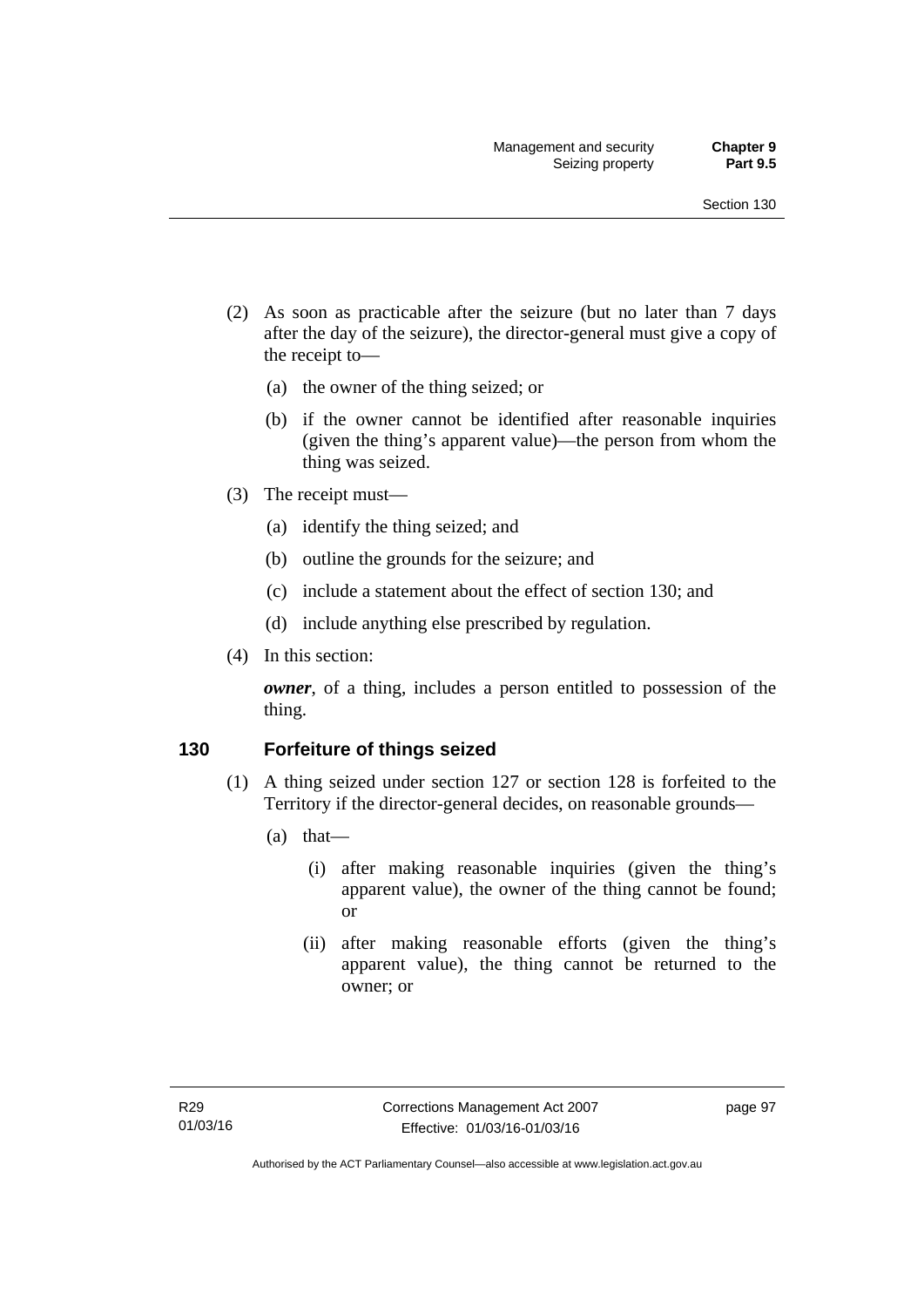(2) As soon as practicable after the seizure (but no later than 7 days after the day of the seizure), the director-general must give a copy of the receipt to—

(a) the owner of the thing seized; or

(b) if the owner cannot be identified after reasonable inquiries (given the thing's apparent value)—the person from whom the thing was seized.

(3) The receipt must—

(a) identify the thing seized; and

(b) outline the grounds for the seizure; and

(c) include a statement about the effect of section 130; and

(d) include anything else prescribed by regulation.

(4) In this section:

***owner***, of a thing, includes a person entitled to possession of the thing.

## 130 Forfeiture of things seized

(1) A thing seized under section 127 or section 128 is forfeited to the Territory if the director-general decides, on reasonable grounds—

(a) that—

(i) after making reasonable inquiries (given the thing's apparent value), the owner of the thing cannot be found; or

(ii) after making reasonable efforts (given the thing's apparent value), the thing cannot be returned to the owner; or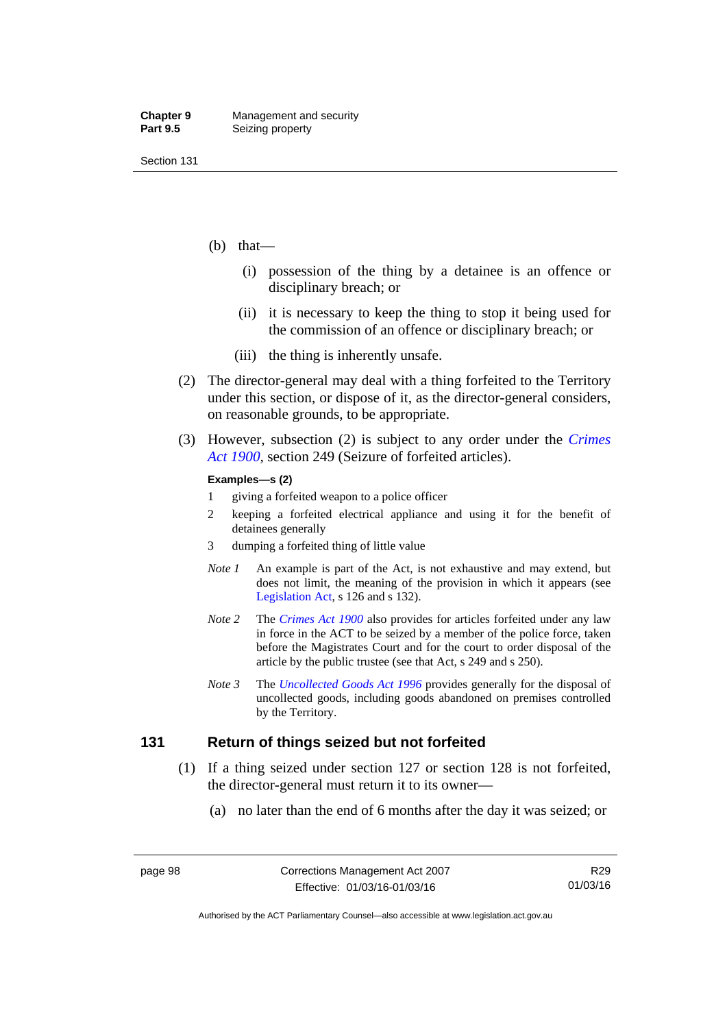(b) that—

(i) possession of the thing by a detainee is an offence or disciplinary breach; or

(ii) it is necessary to keep the thing to stop it being used for the commission of an offence or disciplinary breach; or

(iii) the thing is inherently unsafe.

(2) The director-general may deal with a thing forfeited to the Territory under this section, or dispose of it, as the director-general considers, on reasonable grounds, to be appropriate.

(3) However, subsection (2) is subject to any order under the *Crimes Act 1900*, section 249 (Seizure of forfeited articles).

**Examples—s (2)**

1 giving a forfeited weapon to a police officer

2 keeping a forfeited electrical appliance and using it for the benefit of detainees generally

3 dumping a forfeited thing of little value

*Note 1* An example is part of the Act, is not exhaustive and may extend, but does not limit, the meaning of the provision in which it appears (see Legislation Act, s 126 and s 132).

*Note 2* The *Crimes Act 1900* also provides for articles forfeited under any law in force in the ACT to be seized by a member of the police force, taken before the Magistrates Court and for the court to order disposal of the article by the public trustee (see that Act, s 249 and s 250).

*Note 3* The *Uncollected Goods Act 1996* provides generally for the disposal of uncollected goods, including goods abandoned on premises controlled by the Territory.

## 131 Return of things seized but not forfeited

(1) If a thing seized under section 127 or section 128 is not forfeited, the director-general must return it to its owner—

(a) no later than the end of 6 months after the day it was seized; or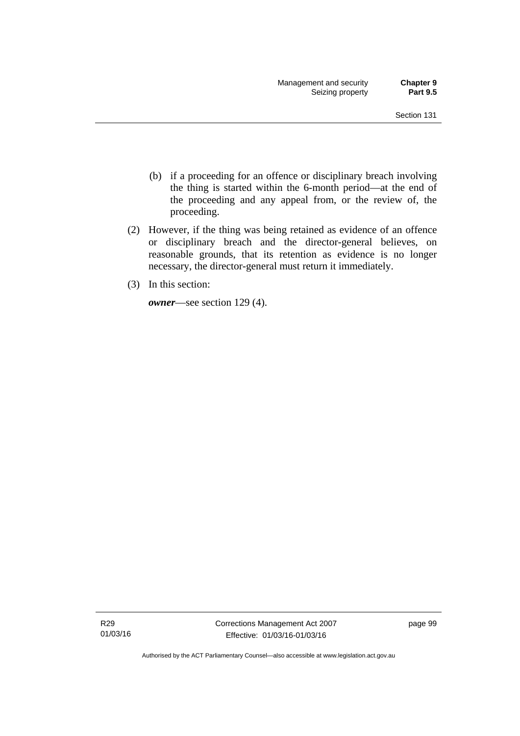(b) if a proceeding for an offence or disciplinary breach involving the thing is started within the 6-month period—at the end of the proceeding and any appeal from, or the review of, the proceeding.

(2) However, if the thing was being retained as evidence of an offence or disciplinary breach and the director-general believes, on reasonable grounds, that its retention as evidence is no longer necessary, the director-general must return it immediately.

(3) In this section:

***owner***—see section 129 (4).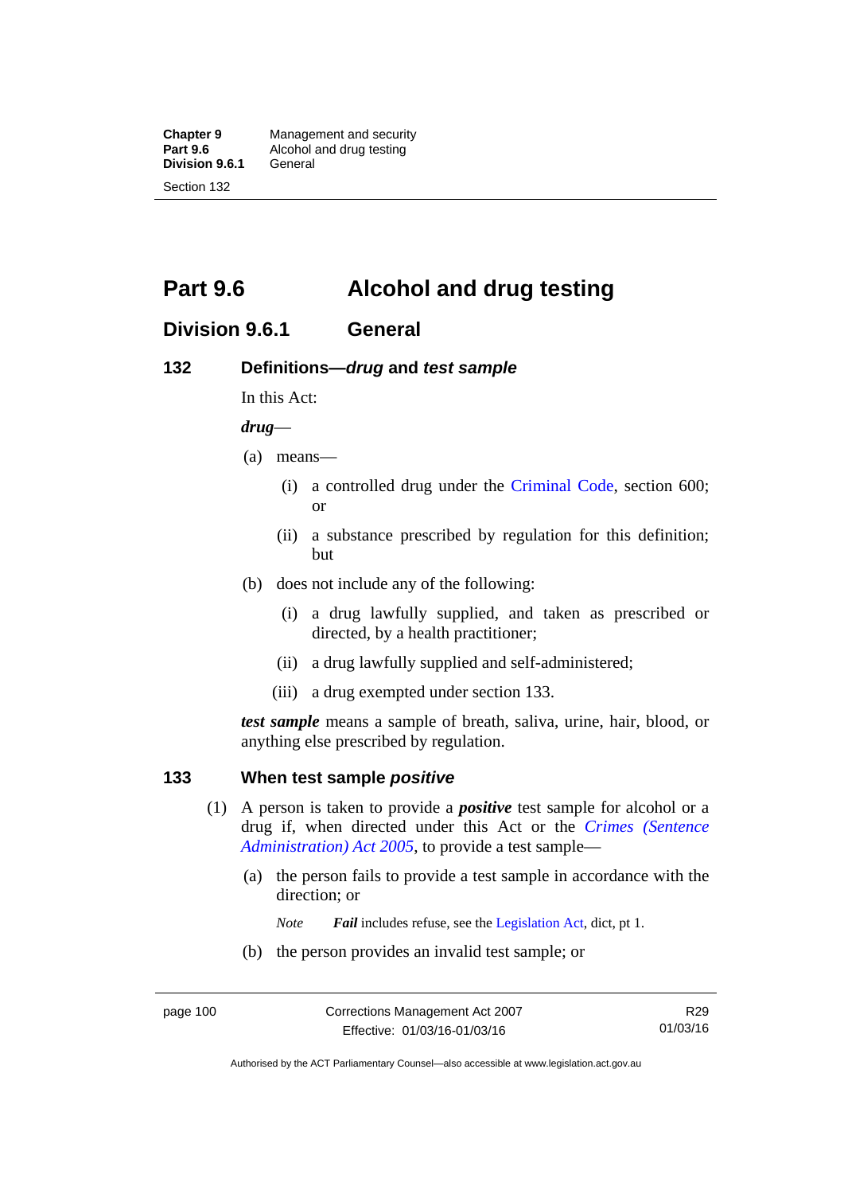# Part 9.6 Alcohol and drug testing

## Division 9.6.1 General

### 132 Definitions—*drug* and *test sample*

In this Act:

***drug***—

(a) means—

(i) a controlled drug under the Criminal Code, section 600; or

(ii) a substance prescribed by regulation for this definition; but

(b) does not include any of the following:

(i) a drug lawfully supplied, and taken as prescribed or directed, by a health practitioner;

(ii) a drug lawfully supplied and self-administered;

(iii) a drug exempted under section 133.

***test sample*** means a sample of breath, saliva, urine, hair, blood, or anything else prescribed by regulation.

### 133 When test sample *positive*

(1) A person is taken to provide a ***positive*** test sample for alcohol or a drug if, when directed under this Act or the *Crimes (Sentence Administration) Act 2005*, to provide a test sample—

(a) the person fails to provide a test sample in accordance with the direction; or

*Note* ***Fail*** includes refuse, see the Legislation Act, dict, pt 1.

(b) the person provides an invalid test sample; or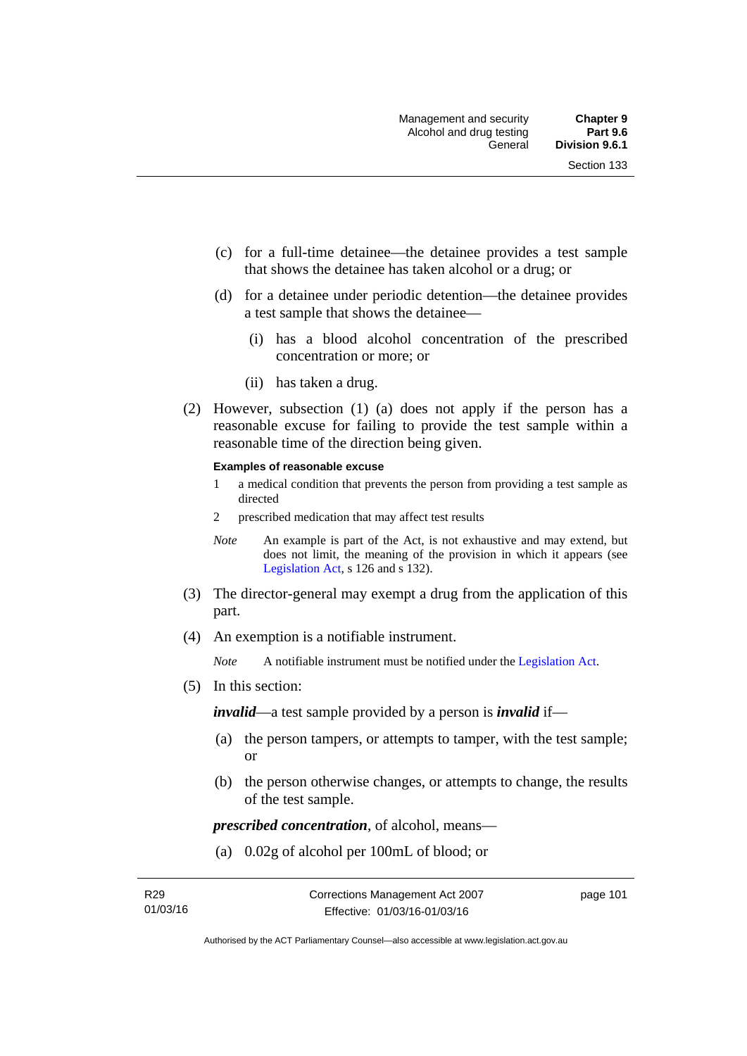(c) for a full-time detainee—the detainee provides a test sample that shows the detainee has taken alcohol or a drug; or

(d) for a detainee under periodic detention—the detainee provides a test sample that shows the detainee—

(i) has a blood alcohol concentration of the prescribed concentration or more; or

(ii) has taken a drug.

(2) However, subsection (1) (a) does not apply if the person has a reasonable excuse for failing to provide the test sample within a reasonable time of the direction being given.

**Examples of reasonable excuse**

1 a medical condition that prevents the person from providing a test sample as directed

2 prescribed medication that may affect test results

*Note* An example is part of the Act, is not exhaustive and may extend, but does not limit, the meaning of the provision in which it appears (see Legislation Act, s 126 and s 132).

(3) The director-general may exempt a drug from the application of this part.

(4) An exemption is a notifiable instrument.

*Note* A notifiable instrument must be notified under the Legislation Act.

(5) In this section:

***invalid***—a test sample provided by a person is ***invalid*** if—

(a) the person tampers, or attempts to tamper, with the test sample; or

(b) the person otherwise changes, or attempts to change, the results of the test sample.

***prescribed concentration***, of alcohol, means—

(a) 0.02g of alcohol per 100mL of blood; or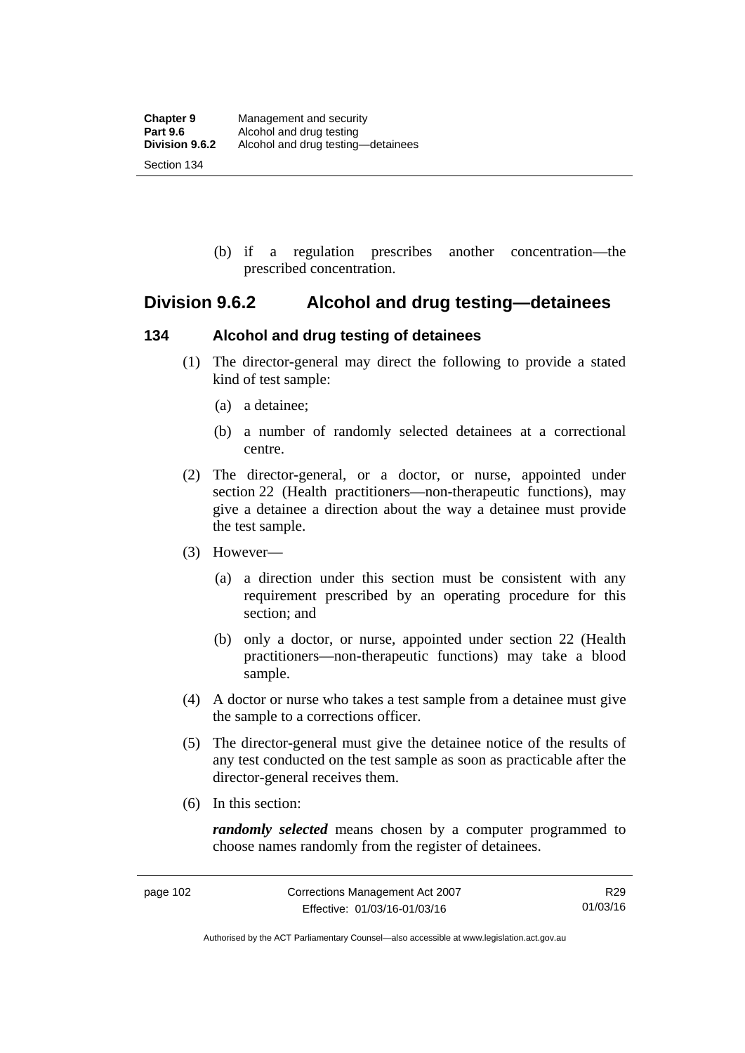(b) if a regulation prescribes another concentration—the prescribed concentration.

## Division 9.6.2 Alcohol and drug testing—detainees

### 134 Alcohol and drug testing of detainees

(1) The director-general may direct the following to provide a stated kind of test sample:

(a) a detainee;

(b) a number of randomly selected detainees at a correctional centre.

(2) The director-general, or a doctor, or nurse, appointed under section 22 (Health practitioners—non-therapeutic functions), may give a detainee a direction about the way a detainee must provide the test sample.

(3) However—

(a) a direction under this section must be consistent with any requirement prescribed by an operating procedure for this section; and

(b) only a doctor, or nurse, appointed under section 22 (Health practitioners—non-therapeutic functions) may take a blood sample.

(4) A doctor or nurse who takes a test sample from a detainee must give the sample to a corrections officer.

(5) The director-general must give the detainee notice of the results of any test conducted on the test sample as soon as practicable after the director-general receives them.

(6) In this section:

***randomly selected*** means chosen by a computer programmed to choose names randomly from the register of detainees.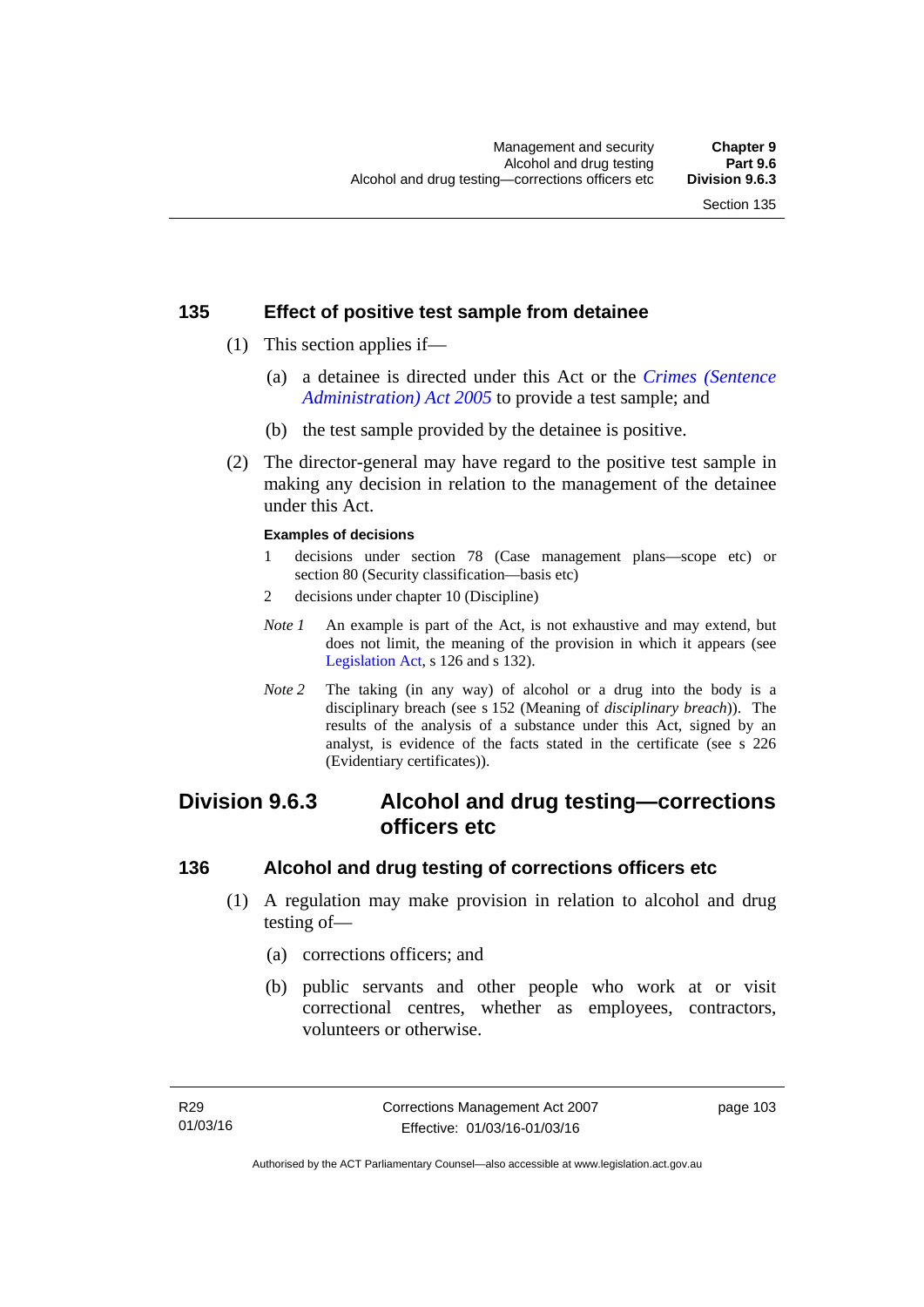## 135 Effect of positive test sample from detainee

(1) This section applies if—

(a) a detainee is directed under this Act or the *Crimes (Sentence Administration) Act 2005* to provide a test sample; and

(b) the test sample provided by the detainee is positive.

(2) The director-general may have regard to the positive test sample in making any decision in relation to the management of the detainee under this Act.

**Examples of decisions**

1 decisions under section 78 (Case management plans—scope etc) or section 80 (Security classification—basis etc)

2 decisions under chapter 10 (Discipline)

*Note 1* An example is part of the Act, is not exhaustive and may extend, but does not limit, the meaning of the provision in which it appears (see Legislation Act, s 126 and s 132).

*Note 2* The taking (in any way) of alcohol or a drug into the body is a disciplinary breach (see s 152 (Meaning of *disciplinary breach*)). The results of the analysis of a substance under this Act, signed by an analyst, is evidence of the facts stated in the certificate (see s 226 (Evidentiary certificates)).

# Division 9.6.3 Alcohol and drug testing—corrections officers etc

## 136 Alcohol and drug testing of corrections officers etc

(1) A regulation may make provision in relation to alcohol and drug testing of—

(a) corrections officers; and

(b) public servants and other people who work at or visit correctional centres, whether as employees, contractors, volunteers or otherwise.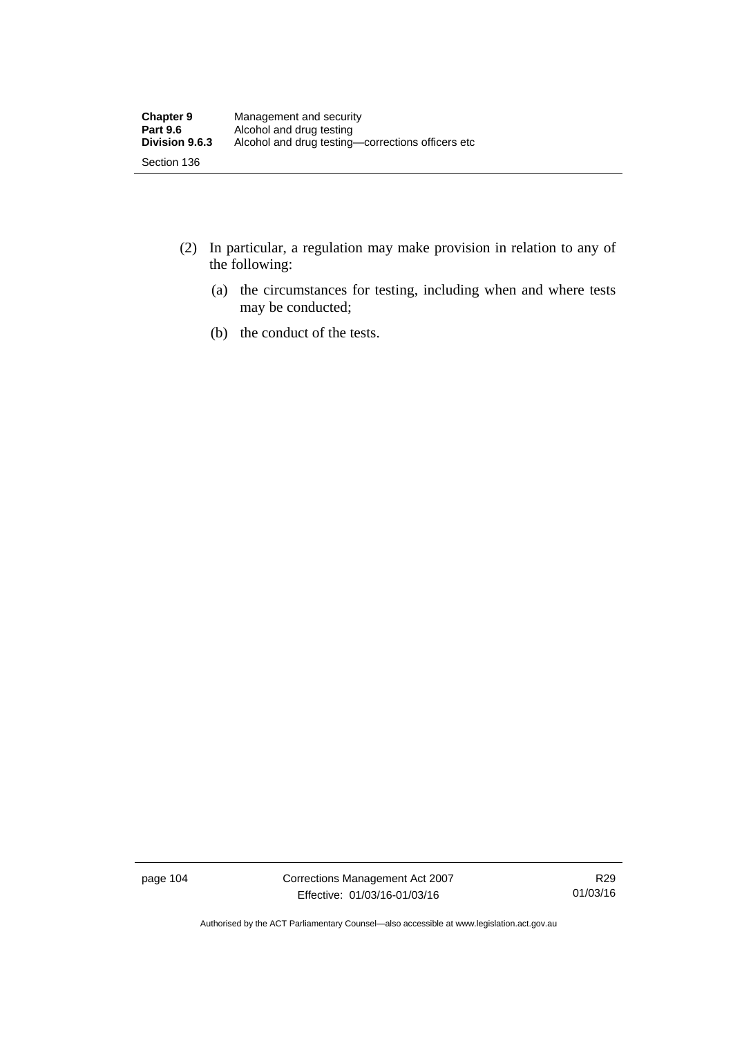(2) In particular, a regulation may make provision in relation to any of the following:

(a) the circumstances for testing, including when and where tests may be conducted;

(b) the conduct of the tests.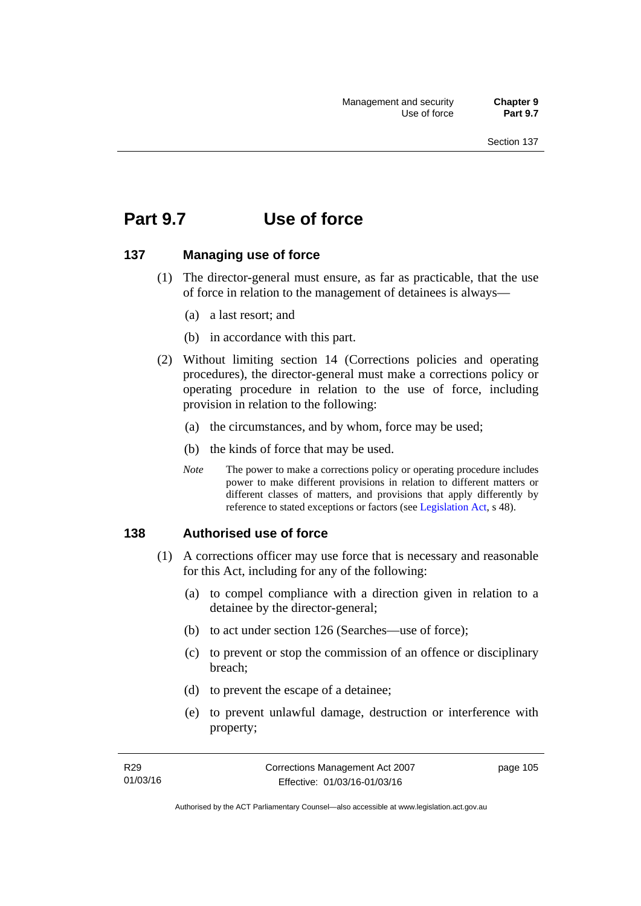# Part 9.7 Use of force

## 137 Managing use of force

(1) The director-general must ensure, as far as practicable, that the use of force in relation to the management of detainees is always—

(a) a last resort; and

(b) in accordance with this part.

(2) Without limiting section 14 (Corrections policies and operating procedures), the director-general must make a corrections policy or operating procedure in relation to the use of force, including provision in relation to the following:

(a) the circumstances, and by whom, force may be used;

(b) the kinds of force that may be used.

*Note* The power to make a corrections policy or operating procedure includes power to make different provisions in relation to different matters or different classes of matters, and provisions that apply differently by reference to stated exceptions or factors (see Legislation Act, s 48).

## 138 Authorised use of force

(1) A corrections officer may use force that is necessary and reasonable for this Act, including for any of the following:

(a) to compel compliance with a direction given in relation to a detainee by the director-general;

(b) to act under section 126 (Searches—use of force);

(c) to prevent or stop the commission of an offence or disciplinary breach;

(d) to prevent the escape of a detainee;

(e) to prevent unlawful damage, destruction or interference with property;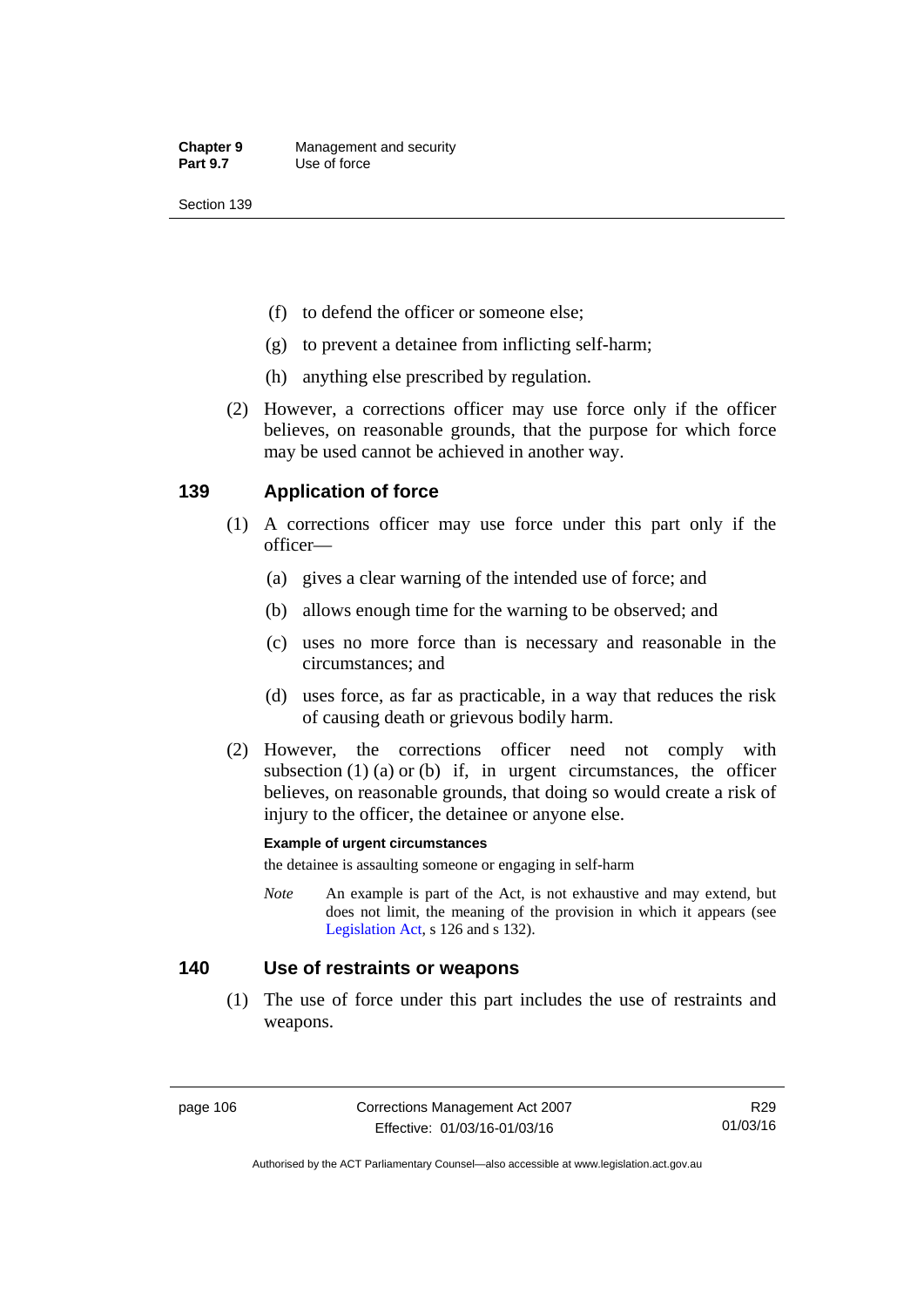(f) to defend the officer or someone else;

(g) to prevent a detainee from inflicting self-harm;

(h) anything else prescribed by regulation.

(2) However, a corrections officer may use force only if the officer believes, on reasonable grounds, that the purpose for which force may be used cannot be achieved in another way.

## 139 Application of force

(1) A corrections officer may use force under this part only if the officer—

(a) gives a clear warning of the intended use of force; and

(b) allows enough time for the warning to be observed; and

(c) uses no more force than is necessary and reasonable in the circumstances; and

(d) uses force, as far as practicable, in a way that reduces the risk of causing death or grievous bodily harm.

(2) However, the corrections officer need not comply with subsection (1) (a) or (b) if, in urgent circumstances, the officer believes, on reasonable grounds, that doing so would create a risk of injury to the officer, the detainee or anyone else.

**Example of urgent circumstances**

the detainee is assaulting someone or engaging in self-harm

*Note* An example is part of the Act, is not exhaustive and may extend, but does not limit, the meaning of the provision in which it appears (see Legislation Act, s 126 and s 132).

## 140 Use of restraints or weapons

(1) The use of force under this part includes the use of restraints and weapons.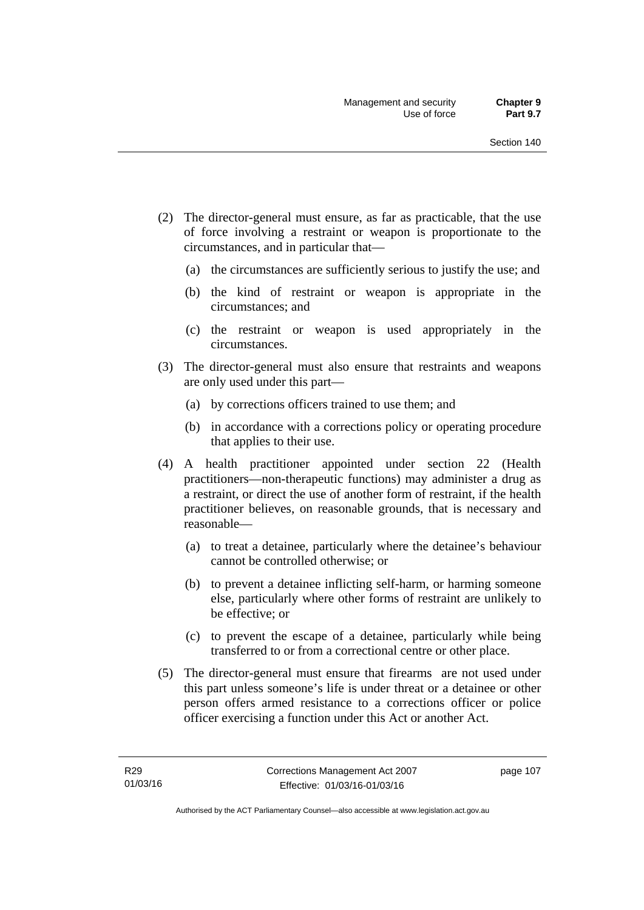(2) The director-general must ensure, as far as practicable, that the use of force involving a restraint or weapon is proportionate to the circumstances, and in particular that—

(a) the circumstances are sufficiently serious to justify the use; and

(b) the kind of restraint or weapon is appropriate in the circumstances; and

(c) the restraint or weapon is used appropriately in the circumstances.

(3) The director-general must also ensure that restraints and weapons are only used under this part—

(a) by corrections officers trained to use them; and

(b) in accordance with a corrections policy or operating procedure that applies to their use.

(4) A health practitioner appointed under section 22 (Health practitioners—non-therapeutic functions) may administer a drug as a restraint, or direct the use of another form of restraint, if the health practitioner believes, on reasonable grounds, that is necessary and reasonable—

(a) to treat a detainee, particularly where the detainee's behaviour cannot be controlled otherwise; or

(b) to prevent a detainee inflicting self-harm, or harming someone else, particularly where other forms of restraint are unlikely to be effective; or

(c) to prevent the escape of a detainee, particularly while being transferred to or from a correctional centre or other place.

(5) The director-general must ensure that firearms are not used under this part unless someone's life is under threat or a detainee or other person offers armed resistance to a corrections officer or police officer exercising a function under this Act or another Act.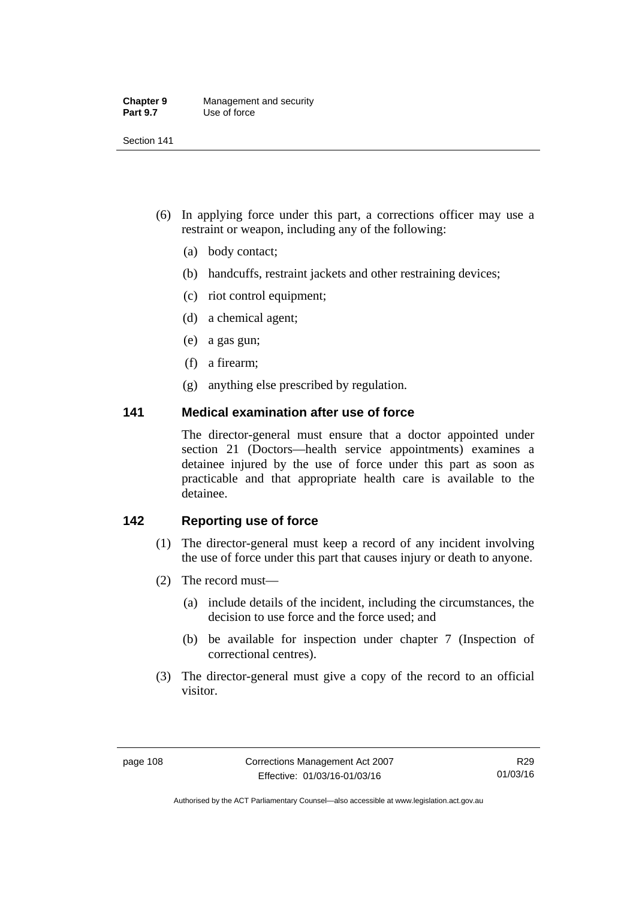(6) In applying force under this part, a corrections officer may use a restraint or weapon, including any of the following:

(a) body contact;

(b) handcuffs, restraint jackets and other restraining devices;

(c) riot control equipment;

(d) a chemical agent;

(e) a gas gun;

(f) a firearm;

(g) anything else prescribed by regulation.

### 141 Medical examination after use of force

The director-general must ensure that a doctor appointed under section 21 (Doctors—health service appointments) examines a detainee injured by the use of force under this part as soon as practicable and that appropriate health care is available to the detainee.

### 142 Reporting use of force

(1) The director-general must keep a record of any incident involving the use of force under this part that causes injury or death to anyone.

(2) The record must—

(a) include details of the incident, including the circumstances, the decision to use force and the force used; and

(b) be available for inspection under chapter 7 (Inspection of correctional centres).

(3) The director-general must give a copy of the record to an official visitor.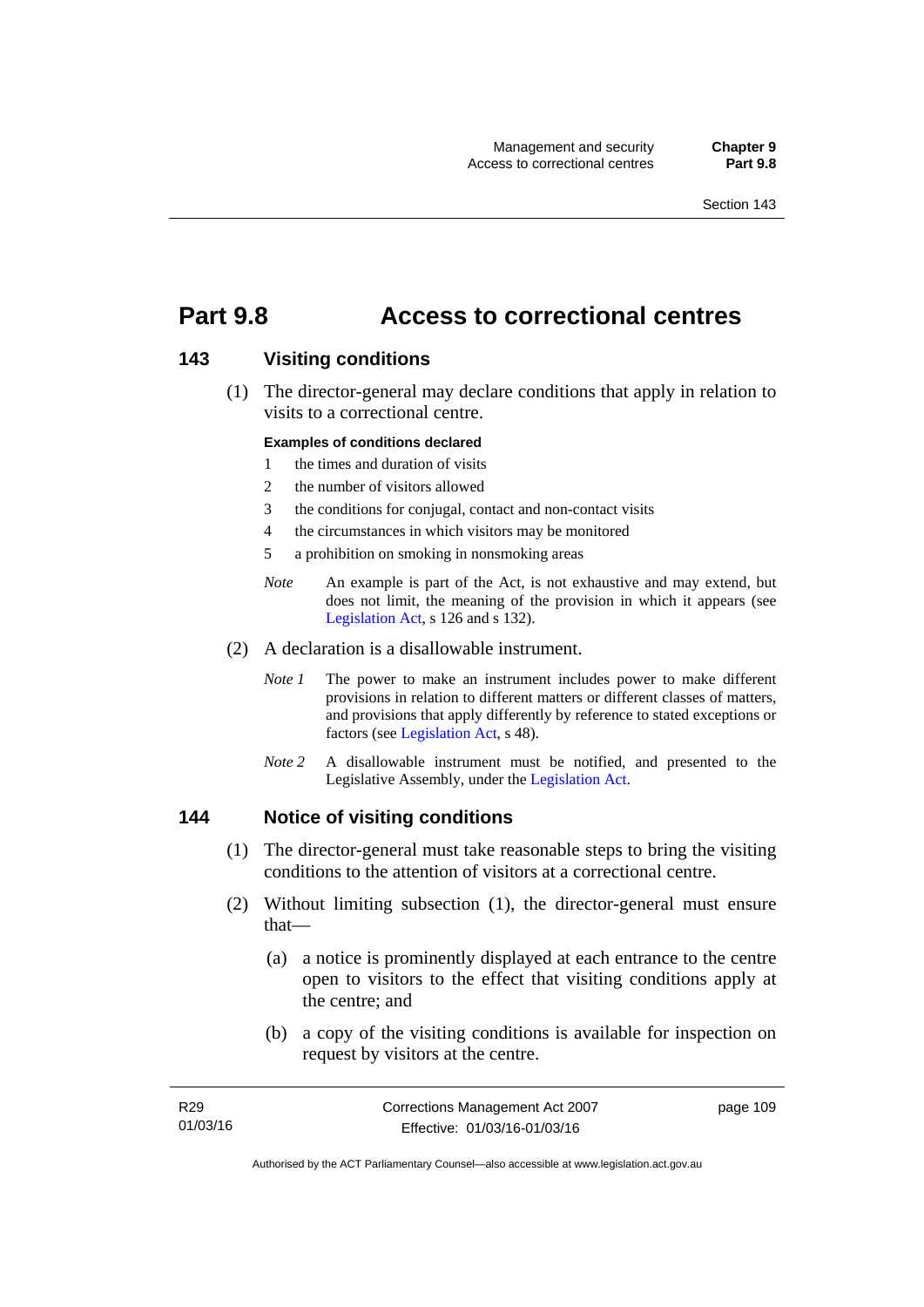# Part 9.8 Access to correctional centres

## 143 Visiting conditions

(1) The director-general may declare conditions that apply in relation to visits to a correctional centre.

**Examples of conditions declared**

1 the times and duration of visits

2 the number of visitors allowed

3 the conditions for conjugal, contact and non-contact visits

4 the circumstances in which visitors may be monitored

5 a prohibition on smoking in nonsmoking areas

*Note* An example is part of the Act, is not exhaustive and may extend, but does not limit, the meaning of the provision in which it appears (see Legislation Act, s 126 and s 132).

(2) A declaration is a disallowable instrument.

*Note 1* The power to make an instrument includes power to make different provisions in relation to different matters or different classes of matters, and provisions that apply differently by reference to stated exceptions or factors (see Legislation Act, s 48).

*Note 2* A disallowable instrument must be notified, and presented to the Legislative Assembly, under the Legislation Act.

## 144 Notice of visiting conditions

(1) The director-general must take reasonable steps to bring the visiting conditions to the attention of visitors at a correctional centre.

(2) Without limiting subsection (1), the director-general must ensure that—

(a) a notice is prominently displayed at each entrance to the centre open to visitors to the effect that visiting conditions apply at the centre; and

(b) a copy of the visiting conditions is available for inspection on request by visitors at the centre.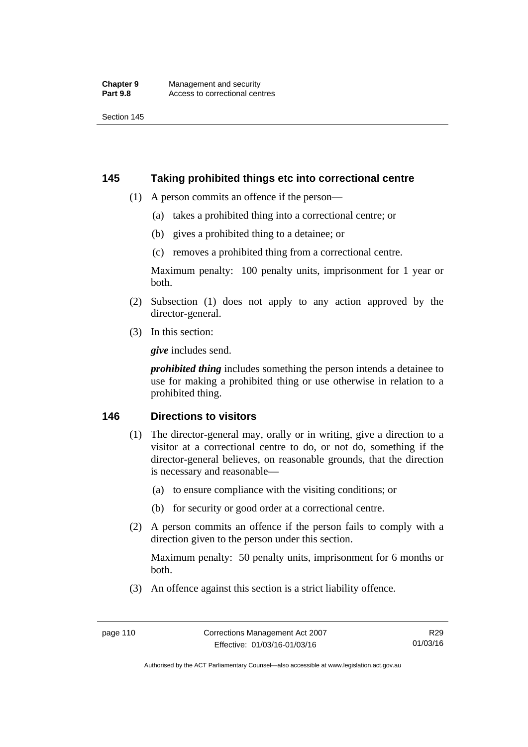## 145 Taking prohibited things etc into correctional centre

(1) A person commits an offence if the person—

(a) takes a prohibited thing into a correctional centre; or

(b) gives a prohibited thing to a detainee; or

(c) removes a prohibited thing from a correctional centre.

Maximum penalty: 100 penalty units, imprisonment for 1 year or both.

(2) Subsection (1) does not apply to any action approved by the director-general.

(3) In this section:

***give*** includes send.

***prohibited thing*** includes something the person intends a detainee to use for making a prohibited thing or use otherwise in relation to a prohibited thing.

## 146 Directions to visitors

(1) The director-general may, orally or in writing, give a direction to a visitor at a correctional centre to do, or not do, something if the director-general believes, on reasonable grounds, that the direction is necessary and reasonable—

(a) to ensure compliance with the visiting conditions; or

(b) for security or good order at a correctional centre.

(2) A person commits an offence if the person fails to comply with a direction given to the person under this section.

Maximum penalty: 50 penalty units, imprisonment for 6 months or both.

(3) An offence against this section is a strict liability offence.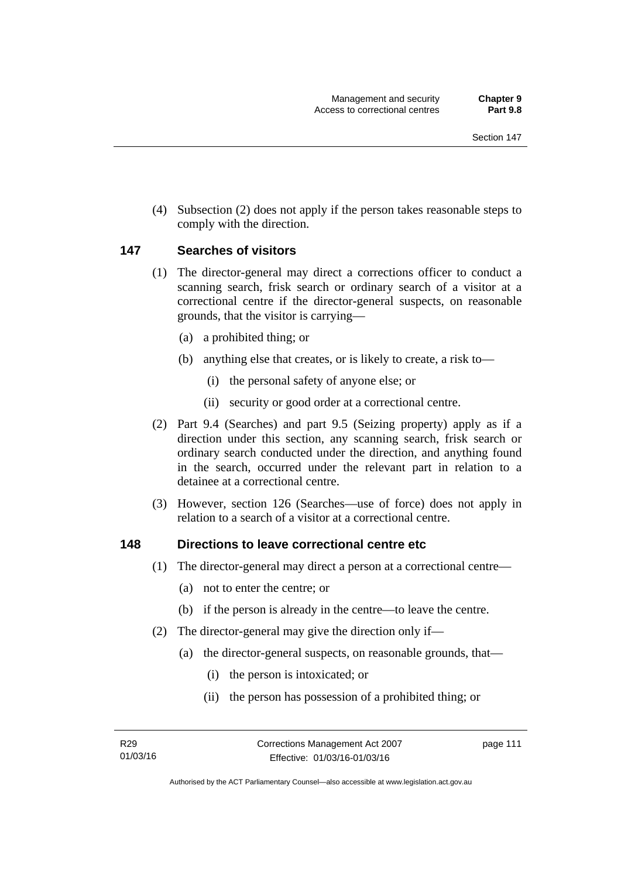(4) Subsection (2) does not apply if the person takes reasonable steps to comply with the direction.

## 147 Searches of visitors

(1) The director-general may direct a corrections officer to conduct a scanning search, frisk search or ordinary search of a visitor at a correctional centre if the director-general suspects, on reasonable grounds, that the visitor is carrying—

(a) a prohibited thing; or

(b) anything else that creates, or is likely to create, a risk to—

(i) the personal safety of anyone else; or

(ii) security or good order at a correctional centre.

(2) Part 9.4 (Searches) and part 9.5 (Seizing property) apply as if a direction under this section, any scanning search, frisk search or ordinary search conducted under the direction, and anything found in the search, occurred under the relevant part in relation to a detainee at a correctional centre.

(3) However, section 126 (Searches—use of force) does not apply in relation to a search of a visitor at a correctional centre.

## 148 Directions to leave correctional centre etc

(1) The director-general may direct a person at a correctional centre—

(a) not to enter the centre; or

(b) if the person is already in the centre—to leave the centre.

(2) The director-general may give the direction only if—

(a) the director-general suspects, on reasonable grounds, that—

(i) the person is intoxicated; or

(ii) the person has possession of a prohibited thing; or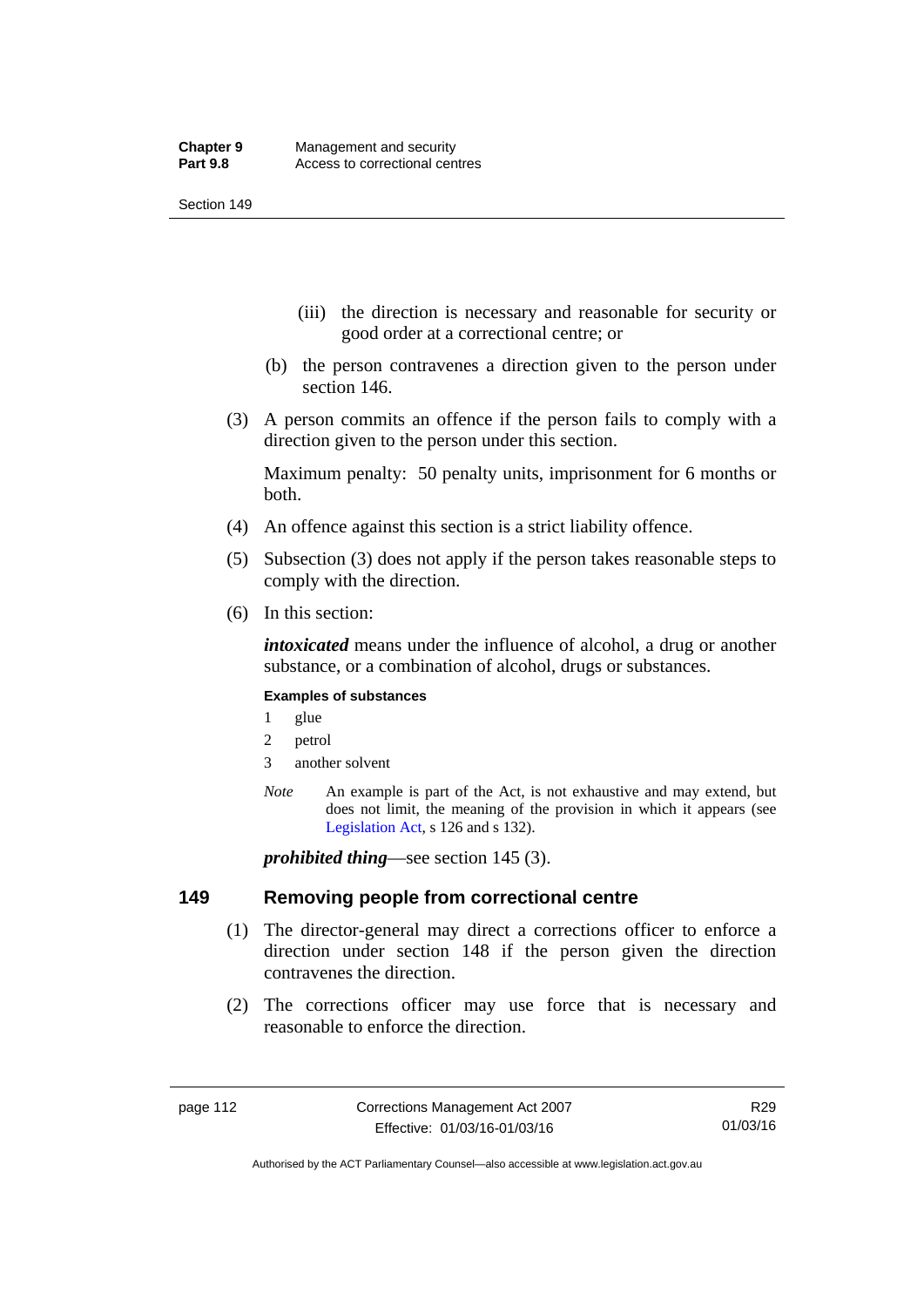(iii) the direction is necessary and reasonable for security or good order at a correctional centre; or

(b) the person contravenes a direction given to the person under section 146.

(3) A person commits an offence if the person fails to comply with a direction given to the person under this section.

Maximum penalty: 50 penalty units, imprisonment for 6 months or both.

(4) An offence against this section is a strict liability offence.

(5) Subsection (3) does not apply if the person takes reasonable steps to comply with the direction.

(6) In this section:

***intoxicated*** means under the influence of alcohol, a drug or another substance, or a combination of alcohol, drugs or substances.

**Examples of substances**

1 glue
2 petrol
3 another solvent

*Note* An example is part of the Act, is not exhaustive and may extend, but does not limit, the meaning of the provision in which it appears (see Legislation Act, s 126 and s 132).

***prohibited thing***—see section 145 (3).

## 149 Removing people from correctional centre

(1) The director-general may direct a corrections officer to enforce a direction under section 148 if the person given the direction contravenes the direction.

(2) The corrections officer may use force that is necessary and reasonable to enforce the direction.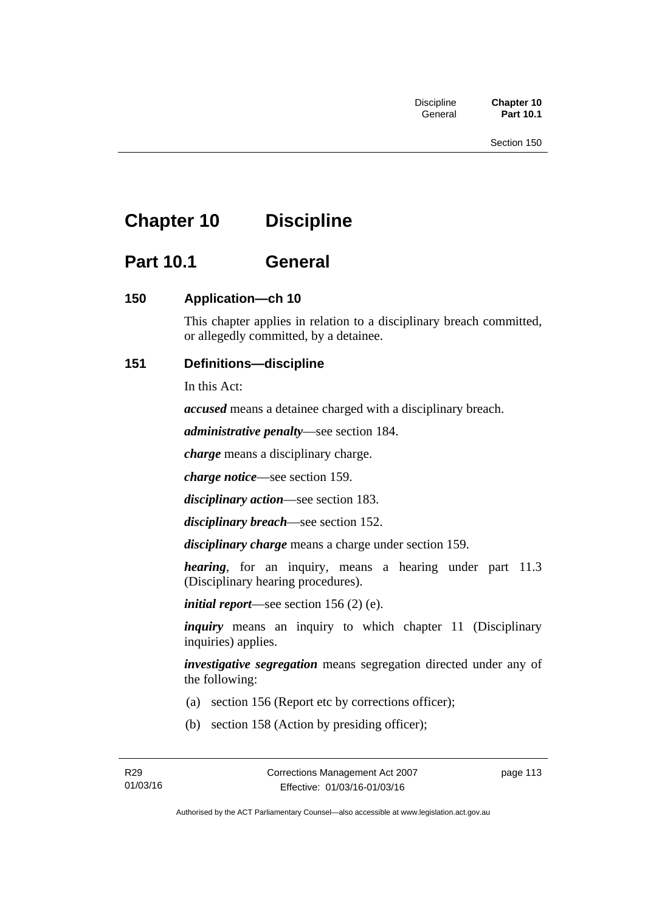# Chapter 10 Discipline

## Part 10.1 General

### 150 Application—ch 10

This chapter applies in relation to a disciplinary breach committed, or allegedly committed, by a detainee.

### 151 Definitions—discipline

In this Act:

***accused*** means a detainee charged with a disciplinary breach.

***administrative penalty***—see section 184.

***charge*** means a disciplinary charge.

***charge notice***—see section 159.

***disciplinary action***—see section 183.

***disciplinary breach***—see section 152.

***disciplinary charge*** means a charge under section 159.

***hearing***, for an inquiry, means a hearing under part 11.3 (Disciplinary hearing procedures).

***initial report***—see section 156 (2) (e).

***inquiry*** means an inquiry to which chapter 11 (Disciplinary inquiries) applies.

***investigative segregation*** means segregation directed under any of the following:

(a) section 156 (Report etc by corrections officer);

(b) section 158 (Action by presiding officer);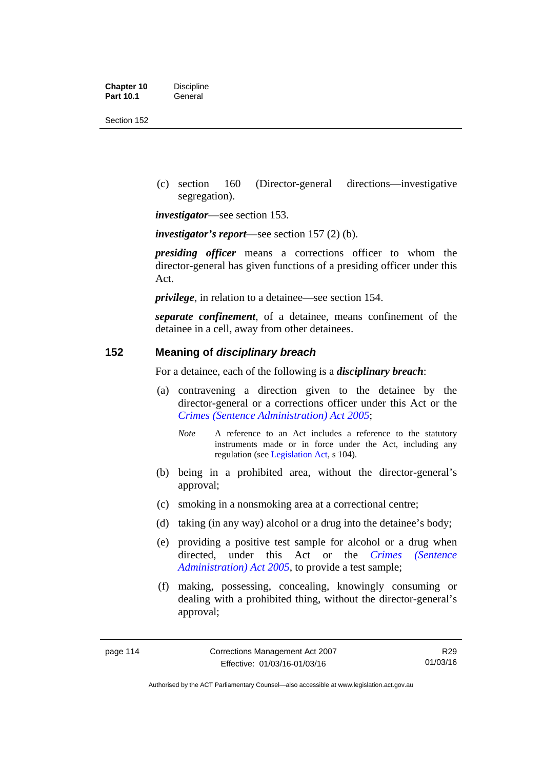(c) section 160 (Director-general directions—investigative segregation).

***investigator***—see section 153.

***investigator's report***—see section 157 (2) (b).

***presiding officer*** means a corrections officer to whom the director-general has given functions of a presiding officer under this Act.

***privilege***, in relation to a detainee—see section 154.

***separate confinement***, of a detainee, means confinement of the detainee in a cell, away from other detainees.

## 152 Meaning of *disciplinary breach*

For a detainee, each of the following is a ***disciplinary breach***:

(a) contravening a direction given to the detainee by the director-general or a corrections officer under this Act or the *Crimes (Sentence Administration) Act 2005*;

*Note* A reference to an Act includes a reference to the statutory instruments made or in force under the Act, including any regulation (see Legislation Act, s 104).

(b) being in a prohibited area, without the director-general's approval;

(c) smoking in a nonsmoking area at a correctional centre;

(d) taking (in any way) alcohol or a drug into the detainee's body;

(e) providing a positive test sample for alcohol or a drug when directed, under this Act or the *Crimes (Sentence Administration) Act 2005*, to provide a test sample;

(f) making, possessing, concealing, knowingly consuming or dealing with a prohibited thing, without the director-general's approval;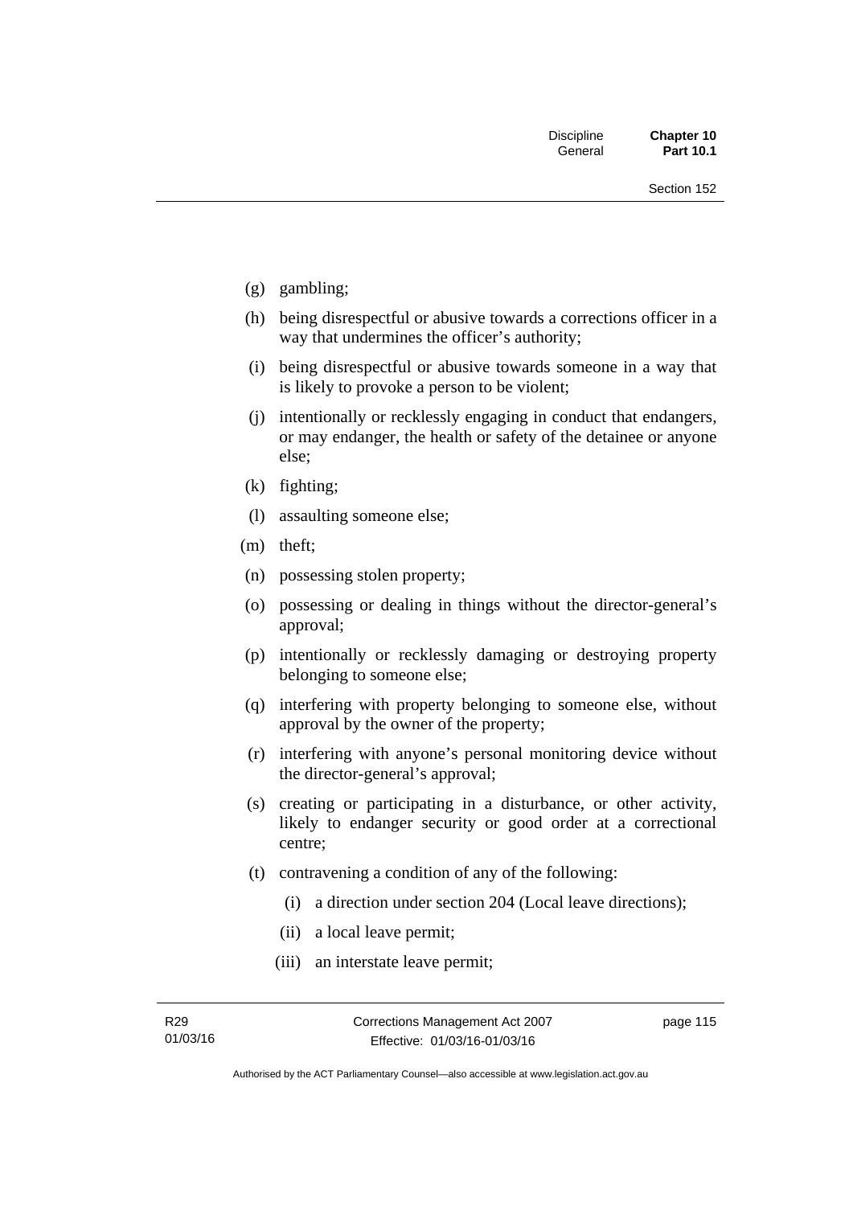(g) gambling;

(h) being disrespectful or abusive towards a corrections officer in a way that undermines the officer's authority;

(i) being disrespectful or abusive towards someone in a way that is likely to provoke a person to be violent;

(j) intentionally or recklessly engaging in conduct that endangers, or may endanger, the health or safety of the detainee or anyone else;

(k) fighting;

(l) assaulting someone else;

(m) theft;

(n) possessing stolen property;

(o) possessing or dealing in things without the director-general's approval;

(p) intentionally or recklessly damaging or destroying property belonging to someone else;

(q) interfering with property belonging to someone else, without approval by the owner of the property;

(r) interfering with anyone's personal monitoring device without the director-general's approval;

(s) creating or participating in a disturbance, or other activity, likely to endanger security or good order at a correctional centre;

(t) contravening a condition of any of the following:

  (i) a direction under section 204 (Local leave directions);

  (ii) a local leave permit;

  (iii) an interstate leave permit;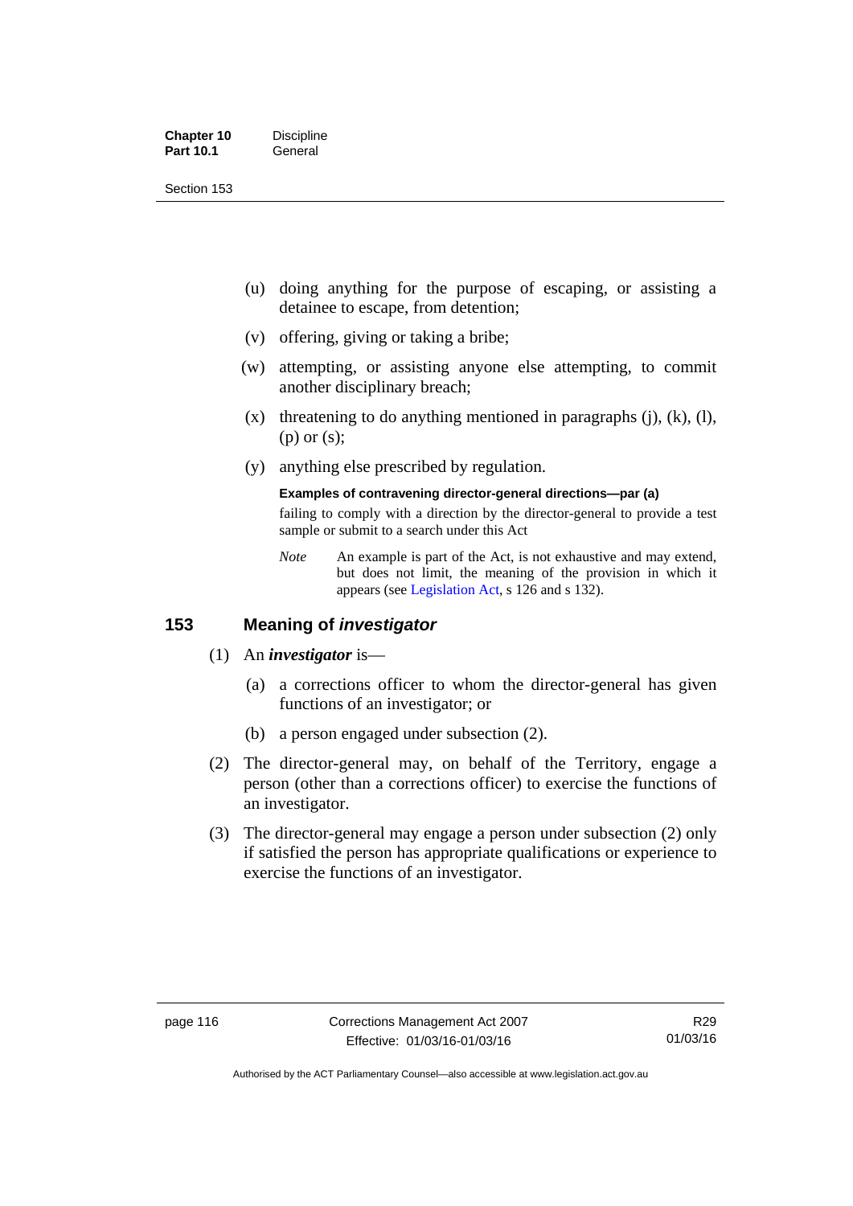(u) doing anything for the purpose of escaping, or assisting a detainee to escape, from detention;

(v) offering, giving or taking a bribe;

(w) attempting, or assisting anyone else attempting, to commit another disciplinary breach;

(x) threatening to do anything mentioned in paragraphs (j), (k), (l), (p) or (s);

(y) anything else prescribed by regulation.

**Examples of contravening director-general directions—par (a)**

failing to comply with a direction by the director-general to provide a test sample or submit to a search under this Act

*Note* An example is part of the Act, is not exhaustive and may extend, but does not limit, the meaning of the provision in which it appears (see Legislation Act, s 126 and s 132).

## 153 Meaning of *investigator*

(1) An ***investigator*** is—

(a) a corrections officer to whom the director-general has given functions of an investigator; or

(b) a person engaged under subsection (2).

(2) The director-general may, on behalf of the Territory, engage a person (other than a corrections officer) to exercise the functions of an investigator.

(3) The director-general may engage a person under subsection (2) only if satisfied the person has appropriate qualifications or experience to exercise the functions of an investigator.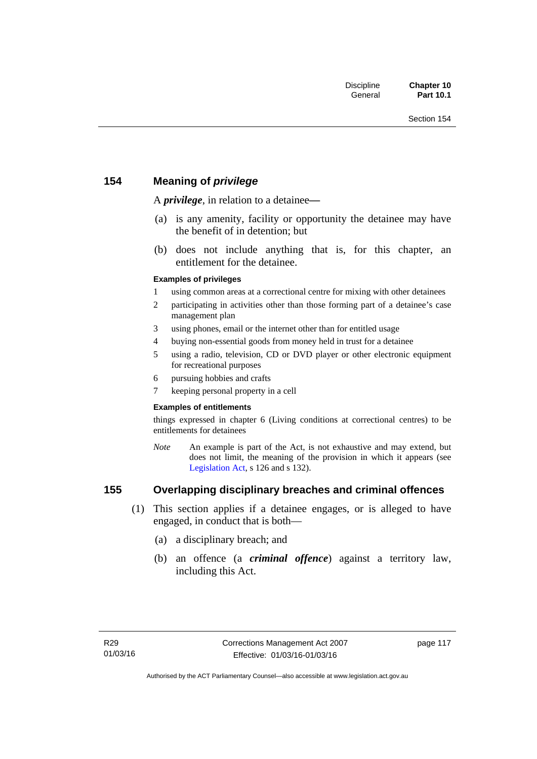## 154 Meaning of *privilege*

A ***privilege***, in relation to a detainee—

(a) is any amenity, facility or opportunity the detainee may have the benefit of in detention; but

(b) does not include anything that is, for this chapter, an entitlement for the detainee.

**Examples of privileges**

1 using common areas at a correctional centre for mixing with other detainees

2 participating in activities other than those forming part of a detainee's case management plan

3 using phones, email or the internet other than for entitled usage

4 buying non-essential goods from money held in trust for a detainee

5 using a radio, television, CD or DVD player or other electronic equipment for recreational purposes

6 pursuing hobbies and crafts

7 keeping personal property in a cell

**Examples of entitlements**

things expressed in chapter 6 (Living conditions at correctional centres) to be entitlements for detainees

*Note* An example is part of the Act, is not exhaustive and may extend, but does not limit, the meaning of the provision in which it appears (see Legislation Act, s 126 and s 132).

## 155 Overlapping disciplinary breaches and criminal offences

(1) This section applies if a detainee engages, or is alleged to have engaged, in conduct that is both—

(a) a disciplinary breach; and

(b) an offence (a ***criminal offence***) against a territory law, including this Act.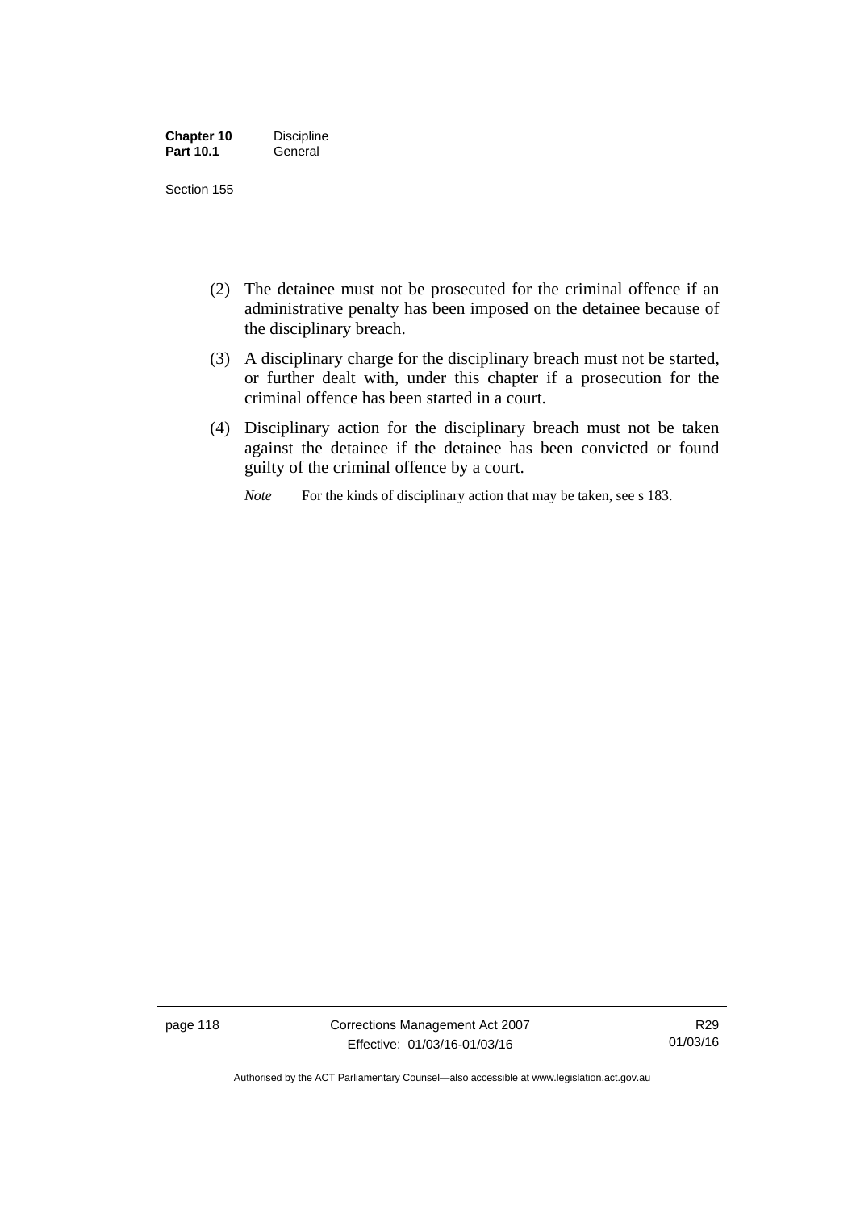(2) The detainee must not be prosecuted for the criminal offence if an administrative penalty has been imposed on the detainee because of the disciplinary breach.

(3) A disciplinary charge for the disciplinary breach must not be started, or further dealt with, under this chapter if a prosecution for the criminal offence has been started in a court.

(4) Disciplinary action for the disciplinary breach must not be taken against the detainee if the detainee has been convicted or found guilty of the criminal offence by a court.

*Note* For the kinds of disciplinary action that may be taken, see s 183.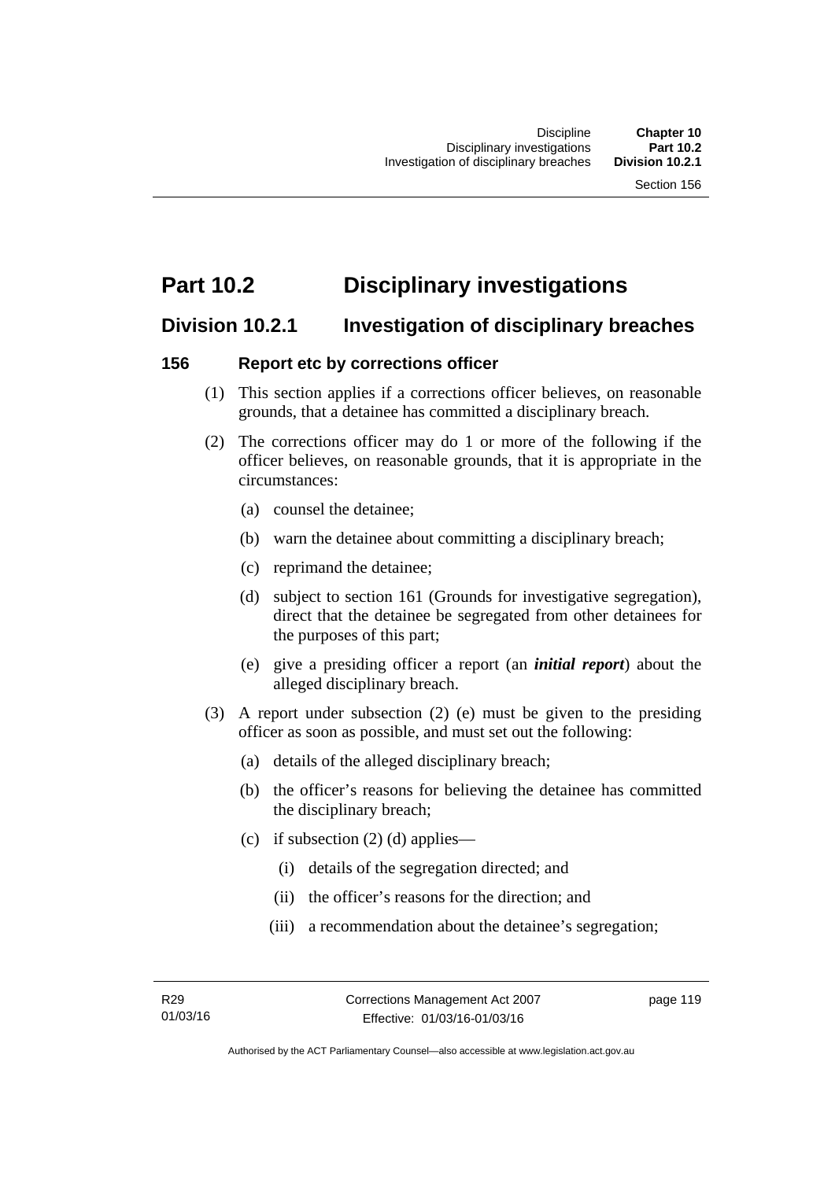# Part 10.2 Disciplinary investigations

## Division 10.2.1 Investigation of disciplinary breaches

### 156 Report etc by corrections officer

(1) This section applies if a corrections officer believes, on reasonable grounds, that a detainee has committed a disciplinary breach.

(2) The corrections officer may do 1 or more of the following if the officer believes, on reasonable grounds, that it is appropriate in the circumstances:

- (a) counsel the detainee;
- (b) warn the detainee about committing a disciplinary breach;
- (c) reprimand the detainee;
- (d) subject to section 161 (Grounds for investigative segregation), direct that the detainee be segregated from other detainees for the purposes of this part;
- (e) give a presiding officer a report (an ***initial report***) about the alleged disciplinary breach.

(3) A report under subsection (2) (e) must be given to the presiding officer as soon as possible, and must set out the following:

- (a) details of the alleged disciplinary breach;
- (b) the officer's reasons for believing the detainee has committed the disciplinary breach;
- (c) if subsection (2) (d) applies—
  - (i) details of the segregation directed; and
  - (ii) the officer's reasons for the direction; and
  - (iii) a recommendation about the detainee's segregation;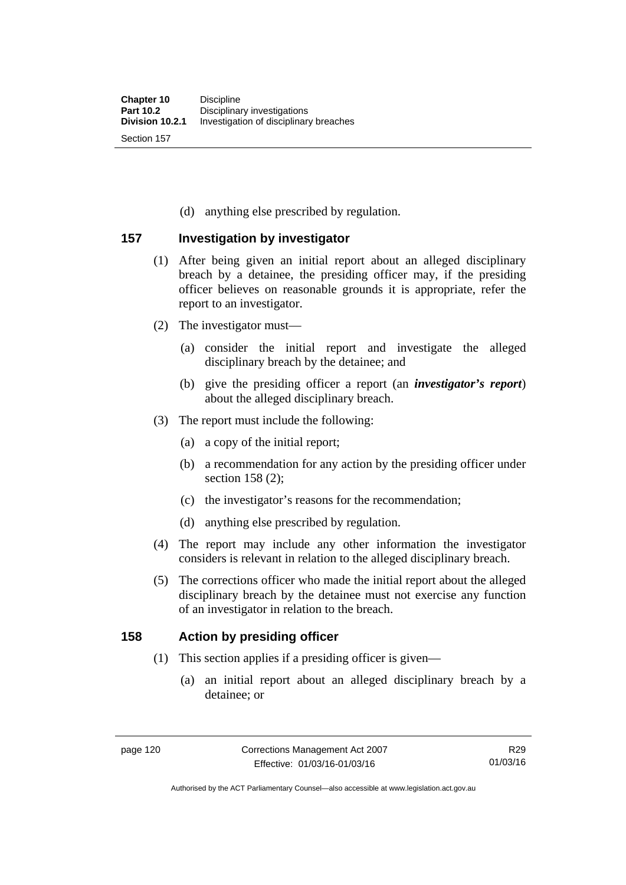(d) anything else prescribed by regulation.

## 157 Investigation by investigator

(1) After being given an initial report about an alleged disciplinary breach by a detainee, the presiding officer may, if the presiding officer believes on reasonable grounds it is appropriate, refer the report to an investigator.

(2) The investigator must—

(a) consider the initial report and investigate the alleged disciplinary breach by the detainee; and

(b) give the presiding officer a report (an ***investigator's report***) about the alleged disciplinary breach.

(3) The report must include the following:

(a) a copy of the initial report;

(b) a recommendation for any action by the presiding officer under section 158 (2);

(c) the investigator's reasons for the recommendation;

(d) anything else prescribed by regulation.

(4) The report may include any other information the investigator considers is relevant in relation to the alleged disciplinary breach.

(5) The corrections officer who made the initial report about the alleged disciplinary breach by the detainee must not exercise any function of an investigator in relation to the breach.

## 158 Action by presiding officer

(1) This section applies if a presiding officer is given—

(a) an initial report about an alleged disciplinary breach by a detainee; or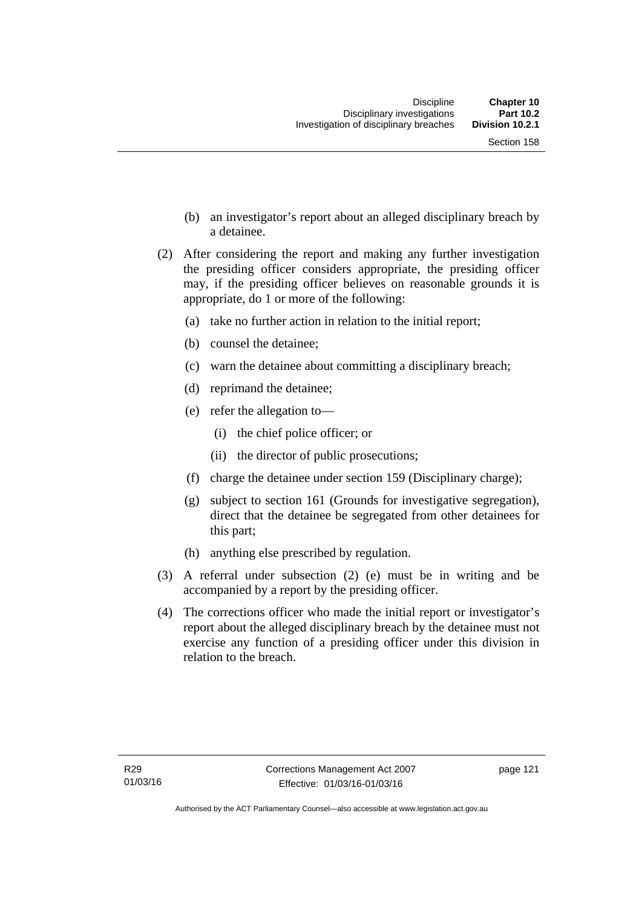(b) an investigator's report about an alleged disciplinary breach by a detainee.

(2) After considering the report and making any further investigation the presiding officer considers appropriate, the presiding officer may, if the presiding officer believes on reasonable grounds it is appropriate, do 1 or more of the following:

  (a) take no further action in relation to the initial report;

  (b) counsel the detainee;

  (c) warn the detainee about committing a disciplinary breach;

  (d) reprimand the detainee;

  (e) refer the allegation to—

    (i) the chief police officer; or

    (ii) the director of public prosecutions;

  (f) charge the detainee under section 159 (Disciplinary charge);

  (g) subject to section 161 (Grounds for investigative segregation), direct that the detainee be segregated from other detainees for this part;

  (h) anything else prescribed by regulation.

(3) A referral under subsection (2) (e) must be in writing and be accompanied by a report by the presiding officer.

(4) The corrections officer who made the initial report or investigator's report about the alleged disciplinary breach by the detainee must not exercise any function of a presiding officer under this division in relation to the breach.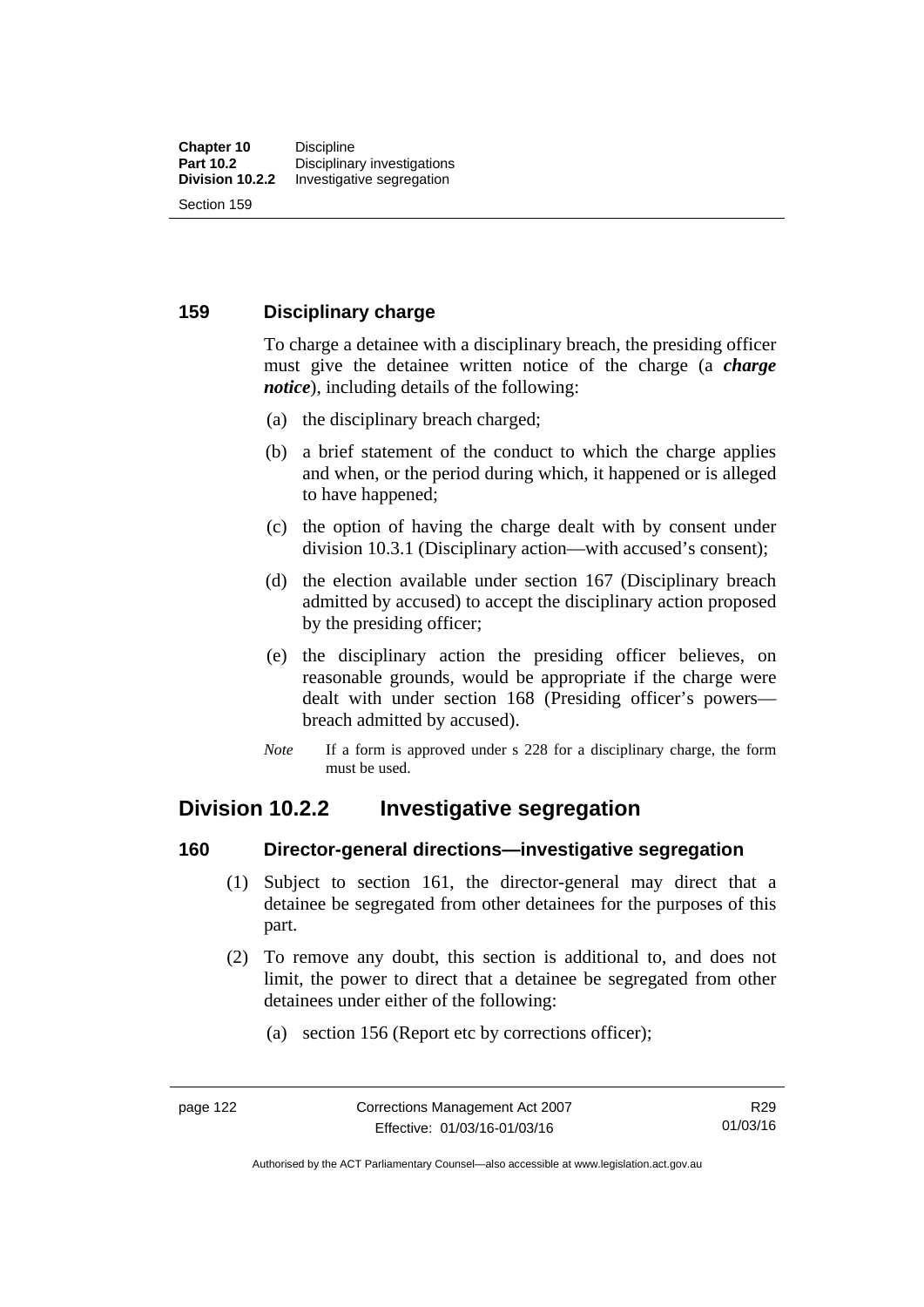### 159 Disciplinary charge

To charge a detainee with a disciplinary breach, the presiding officer must give the detainee written notice of the charge (a ***charge notice***), including details of the following:

(a) the disciplinary breach charged;

(b) a brief statement of the conduct to which the charge applies and when, or the period during which, it happened or is alleged to have happened;

(c) the option of having the charge dealt with by consent under division 10.3.1 (Disciplinary action—with accused's consent);

(d) the election available under section 167 (Disciplinary breach admitted by accused) to accept the disciplinary action proposed by the presiding officer;

(e) the disciplinary action the presiding officer believes, on reasonable grounds, would be appropriate if the charge were dealt with under section 168 (Presiding officer's powers—breach admitted by accused).

*Note* If a form is approved under s 228 for a disciplinary charge, the form must be used.

## Division 10.2.2 Investigative segregation

### 160 Director-general directions—investigative segregation

(1) Subject to section 161, the director-general may direct that a detainee be segregated from other detainees for the purposes of this part.

(2) To remove any doubt, this section is additional to, and does not limit, the power to direct that a detainee be segregated from other detainees under either of the following:

(a) section 156 (Report etc by corrections officer);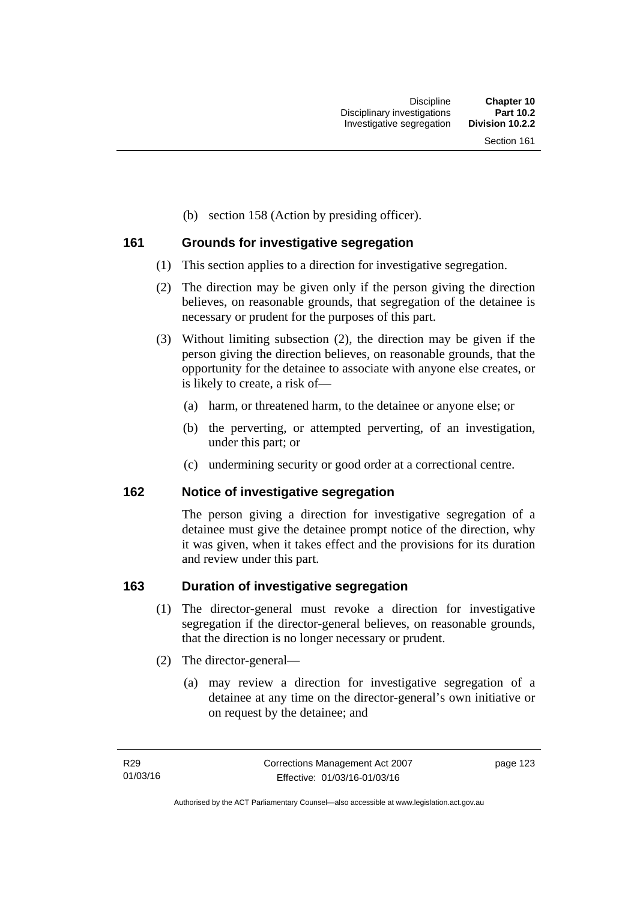(b) section 158 (Action by presiding officer).

### 161 Grounds for investigative segregation

(1) This section applies to a direction for investigative segregation.

(2) The direction may be given only if the person giving the direction believes, on reasonable grounds, that segregation of the detainee is necessary or prudent for the purposes of this part.

(3) Without limiting subsection (2), the direction may be given if the person giving the direction believes, on reasonable grounds, that the opportunity for the detainee to associate with anyone else creates, or is likely to create, a risk of—

(a) harm, or threatened harm, to the detainee or anyone else; or

(b) the perverting, or attempted perverting, of an investigation, under this part; or

(c) undermining security or good order at a correctional centre.

### 162 Notice of investigative segregation

The person giving a direction for investigative segregation of a detainee must give the detainee prompt notice of the direction, why it was given, when it takes effect and the provisions for its duration and review under this part.

### 163 Duration of investigative segregation

(1) The director-general must revoke a direction for investigative segregation if the director-general believes, on reasonable grounds, that the direction is no longer necessary or prudent.

(2) The director-general—

(a) may review a direction for investigative segregation of a detainee at any time on the director-general's own initiative or on request by the detainee; and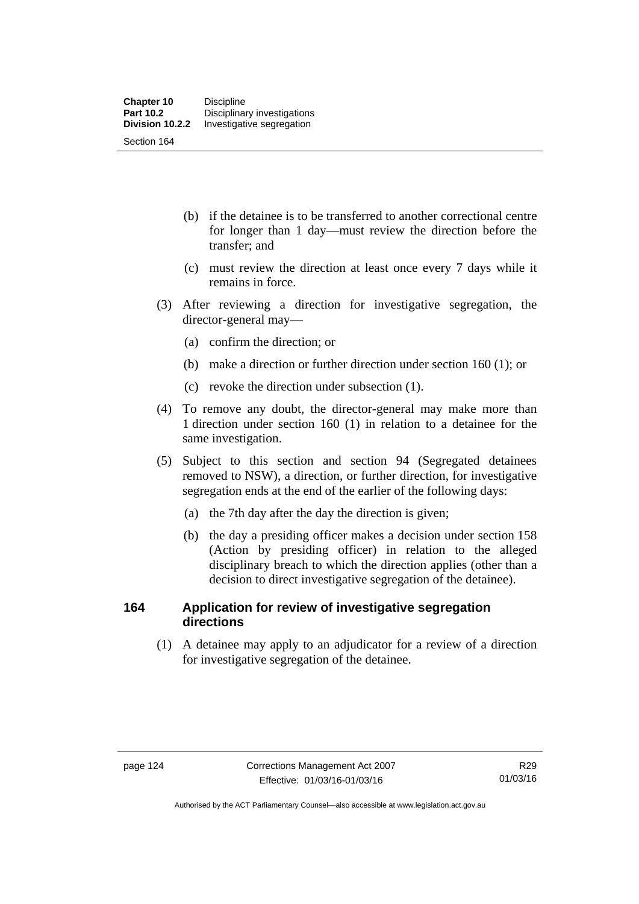(b) if the detainee is to be transferred to another correctional centre for longer than 1 day—must review the direction before the transfer; and

(c) must review the direction at least once every 7 days while it remains in force.

(3) After reviewing a direction for investigative segregation, the director-general may—

(a) confirm the direction; or

(b) make a direction or further direction under section 160 (1); or

(c) revoke the direction under subsection (1).

(4) To remove any doubt, the director-general may make more than 1 direction under section 160 (1) in relation to a detainee for the same investigation.

(5) Subject to this section and section 94 (Segregated detainees removed to NSW), a direction, or further direction, for investigative segregation ends at the end of the earlier of the following days:

(a) the 7th day after the day the direction is given;

(b) the day a presiding officer makes a decision under section 158 (Action by presiding officer) in relation to the alleged disciplinary breach to which the direction applies (other than a decision to direct investigative segregation of the detainee).

## 164 Application for review of investigative segregation directions

(1) A detainee may apply to an adjudicator for a review of a direction for investigative segregation of the detainee.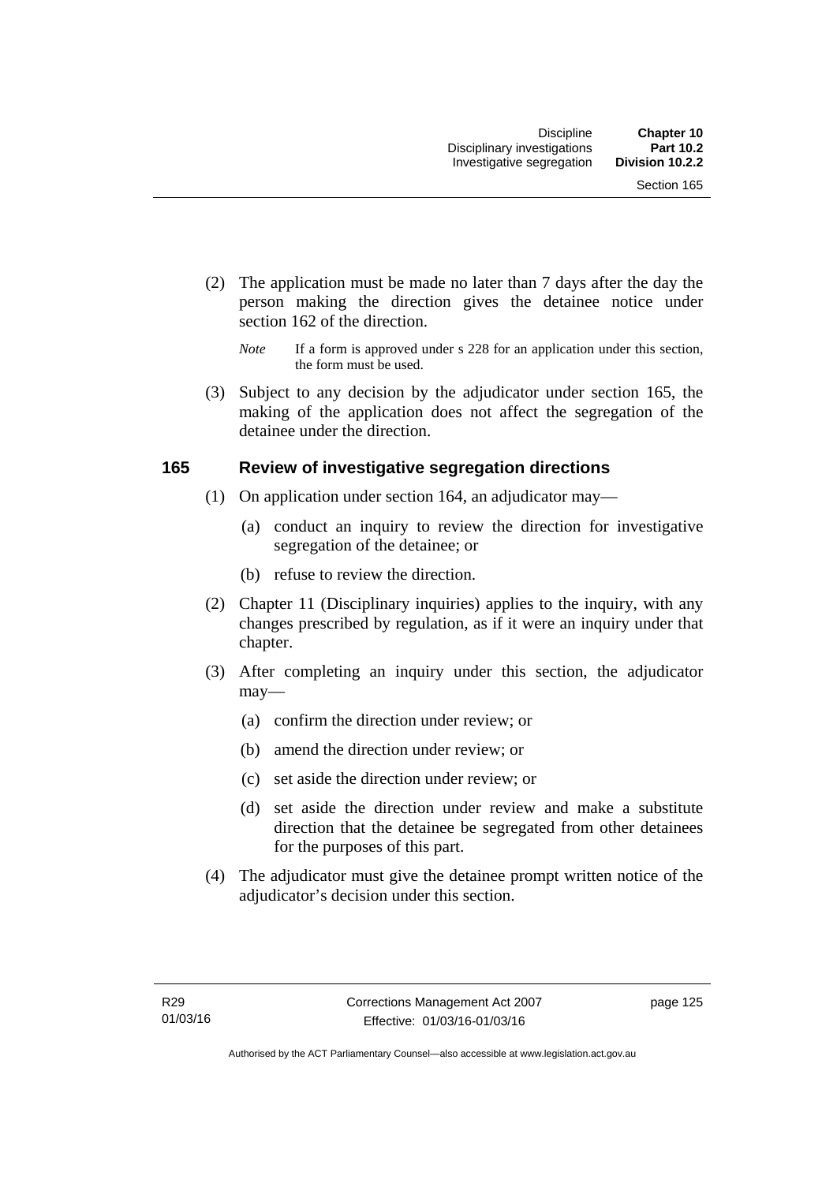(2) The application must be made no later than 7 days after the day the person making the direction gives the detainee notice under section 162 of the direction.

*Note* If a form is approved under s 228 for an application under this section, the form must be used.

(3) Subject to any decision by the adjudicator under section 165, the making of the application does not affect the segregation of the detainee under the direction.

## 165 Review of investigative segregation directions

(1) On application under section 164, an adjudicator may—

(a) conduct an inquiry to review the direction for investigative segregation of the detainee; or

(b) refuse to review the direction.

(2) Chapter 11 (Disciplinary inquiries) applies to the inquiry, with any changes prescribed by regulation, as if it were an inquiry under that chapter.

(3) After completing an inquiry under this section, the adjudicator may—

(a) confirm the direction under review; or

(b) amend the direction under review; or

(c) set aside the direction under review; or

(d) set aside the direction under review and make a substitute direction that the detainee be segregated from other detainees for the purposes of this part.

(4) The adjudicator must give the detainee prompt written notice of the adjudicator's decision under this section.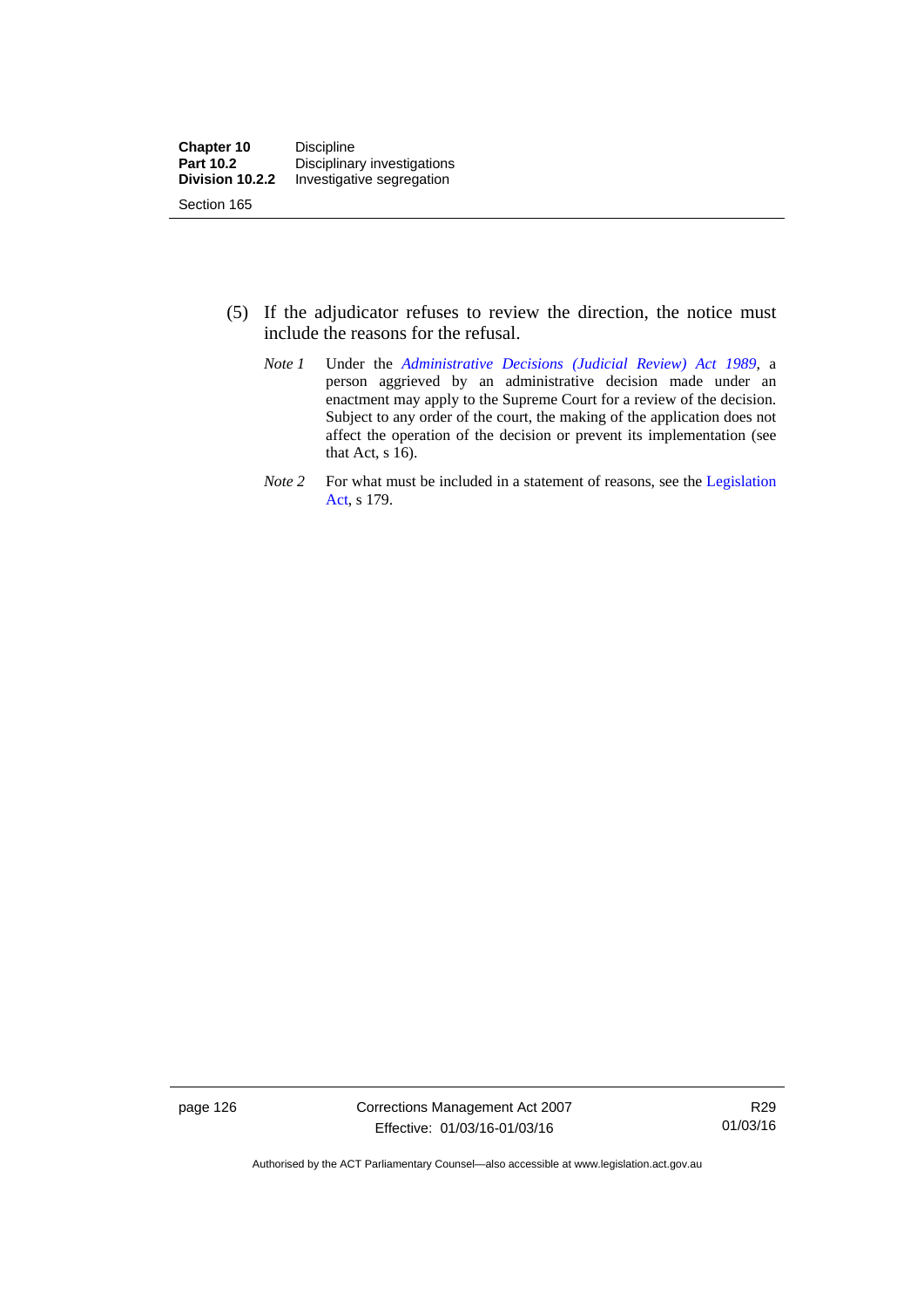(5) If the adjudicator refuses to review the direction, the notice must include the reasons for the refusal.

*Note 1* Under the *Administrative Decisions (Judicial Review) Act 1989*, a person aggrieved by an administrative decision made under an enactment may apply to the Supreme Court for a review of the decision. Subject to any order of the court, the making of the application does not affect the operation of the decision or prevent its implementation (see that Act, s 16).

*Note 2* For what must be included in a statement of reasons, see the Legislation Act, s 179.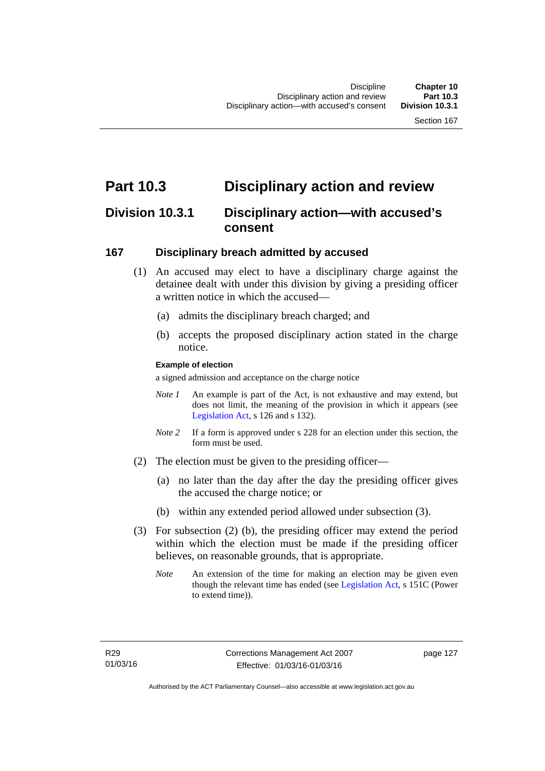# Part 10.3 Disciplinary action and review

## Division 10.3.1 Disciplinary action—with accused's consent

### 167 Disciplinary breach admitted by accused

(1) An accused may elect to have a disciplinary charge against the detainee dealt with under this division by giving a presiding officer a written notice in which the accused—

(a) admits the disciplinary breach charged; and

(b) accepts the proposed disciplinary action stated in the charge notice.

**Example of election**

a signed admission and acceptance on the charge notice

*Note 1* An example is part of the Act, is not exhaustive and may extend, but does not limit, the meaning of the provision in which it appears (see Legislation Act, s 126 and s 132).

*Note 2* If a form is approved under s 228 for an election under this section, the form must be used.

(2) The election must be given to the presiding officer—

(a) no later than the day after the day the presiding officer gives the accused the charge notice; or

(b) within any extended period allowed under subsection (3).

(3) For subsection (2) (b), the presiding officer may extend the period within which the election must be made if the presiding officer believes, on reasonable grounds, that is appropriate.

*Note* An extension of the time for making an election may be given even though the relevant time has ended (see Legislation Act, s 151C (Power to extend time)).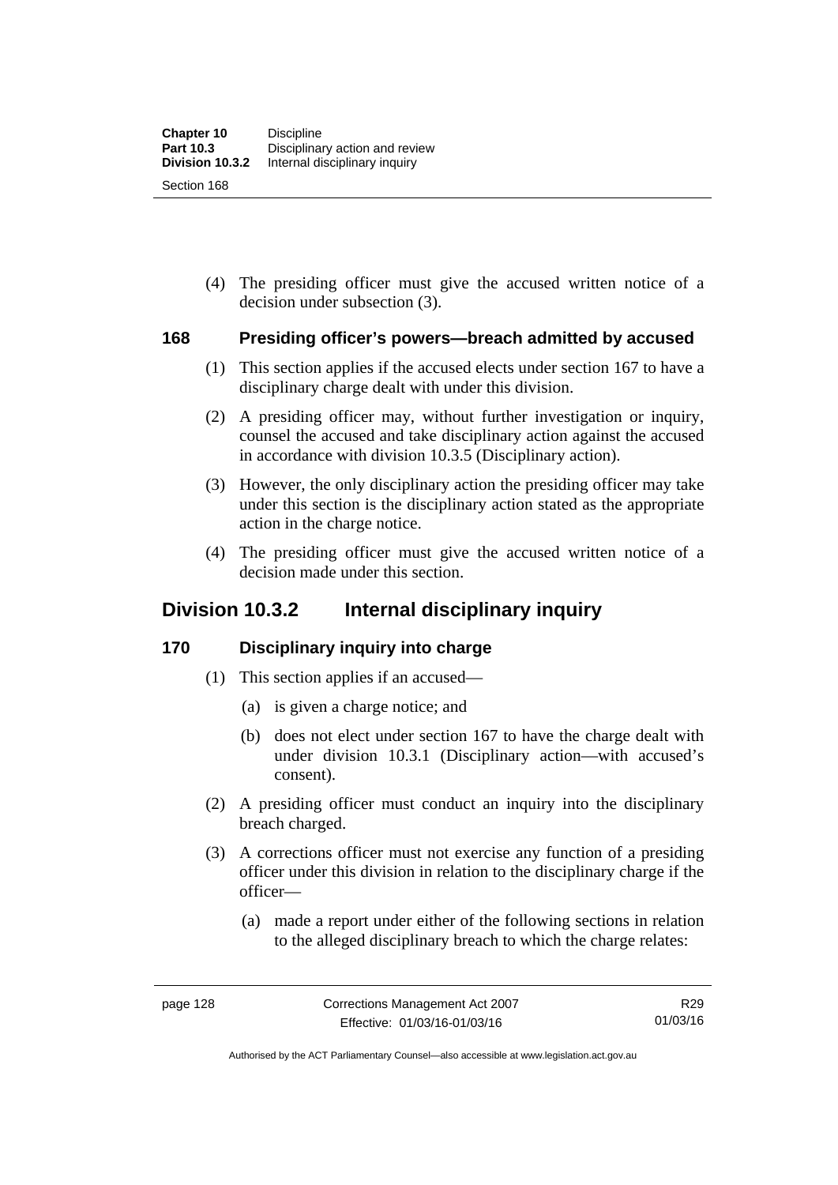(4) The presiding officer must give the accused written notice of a decision under subsection (3).

### 168 Presiding officer's powers—breach admitted by accused

(1) This section applies if the accused elects under section 167 to have a disciplinary charge dealt with under this division.

(2) A presiding officer may, without further investigation or inquiry, counsel the accused and take disciplinary action against the accused in accordance with division 10.3.5 (Disciplinary action).

(3) However, the only disciplinary action the presiding officer may take under this section is the disciplinary action stated as the appropriate action in the charge notice.

(4) The presiding officer must give the accused written notice of a decision made under this section.

## Division 10.3.2 Internal disciplinary inquiry

### 170 Disciplinary inquiry into charge

(1) This section applies if an accused—

(a) is given a charge notice; and

(b) does not elect under section 167 to have the charge dealt with under division 10.3.1 (Disciplinary action—with accused's consent).

(2) A presiding officer must conduct an inquiry into the disciplinary breach charged.

(3) A corrections officer must not exercise any function of a presiding officer under this division in relation to the disciplinary charge if the officer—

(a) made a report under either of the following sections in relation to the alleged disciplinary breach to which the charge relates: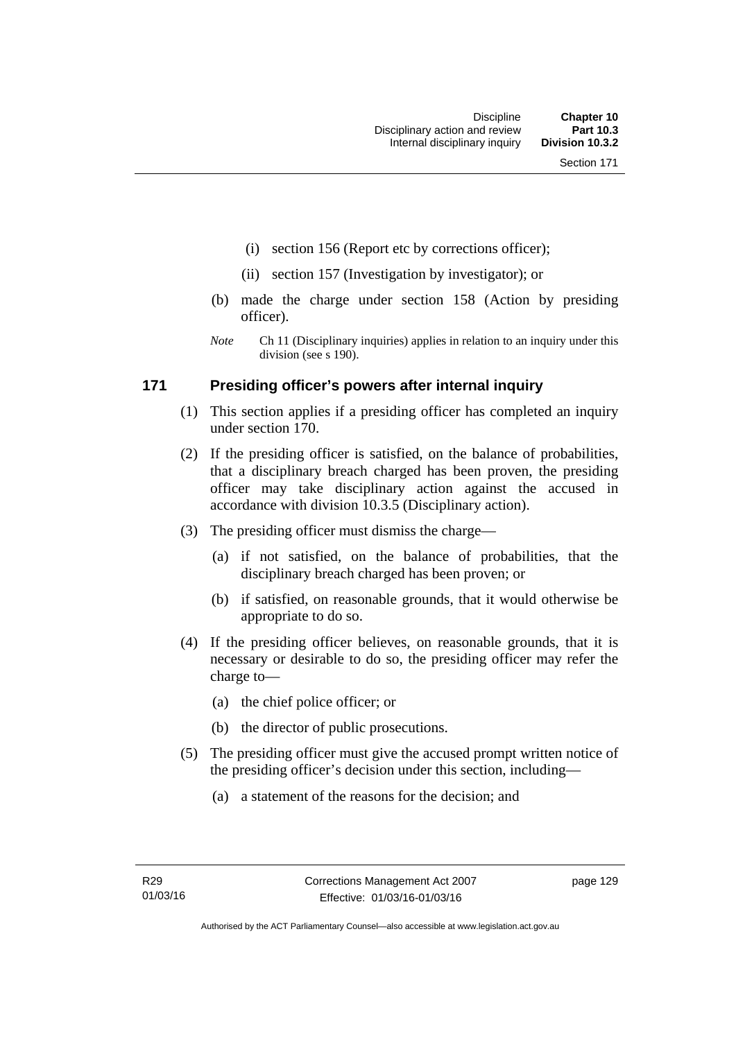(i) section 156 (Report etc by corrections officer);

(ii) section 157 (Investigation by investigator); or

(b) made the charge under section 158 (Action by presiding officer).

*Note* Ch 11 (Disciplinary inquiries) applies in relation to an inquiry under this division (see s 190).

## 171 Presiding officer's powers after internal inquiry

(1) This section applies if a presiding officer has completed an inquiry under section 170.

(2) If the presiding officer is satisfied, on the balance of probabilities, that a disciplinary breach charged has been proven, the presiding officer may take disciplinary action against the accused in accordance with division 10.3.5 (Disciplinary action).

(3) The presiding officer must dismiss the charge—

(a) if not satisfied, on the balance of probabilities, that the disciplinary breach charged has been proven; or

(b) if satisfied, on reasonable grounds, that it would otherwise be appropriate to do so.

(4) If the presiding officer believes, on reasonable grounds, that it is necessary or desirable to do so, the presiding officer may refer the charge to—

(a) the chief police officer; or

(b) the director of public prosecutions.

(5) The presiding officer must give the accused prompt written notice of the presiding officer's decision under this section, including—

(a) a statement of the reasons for the decision; and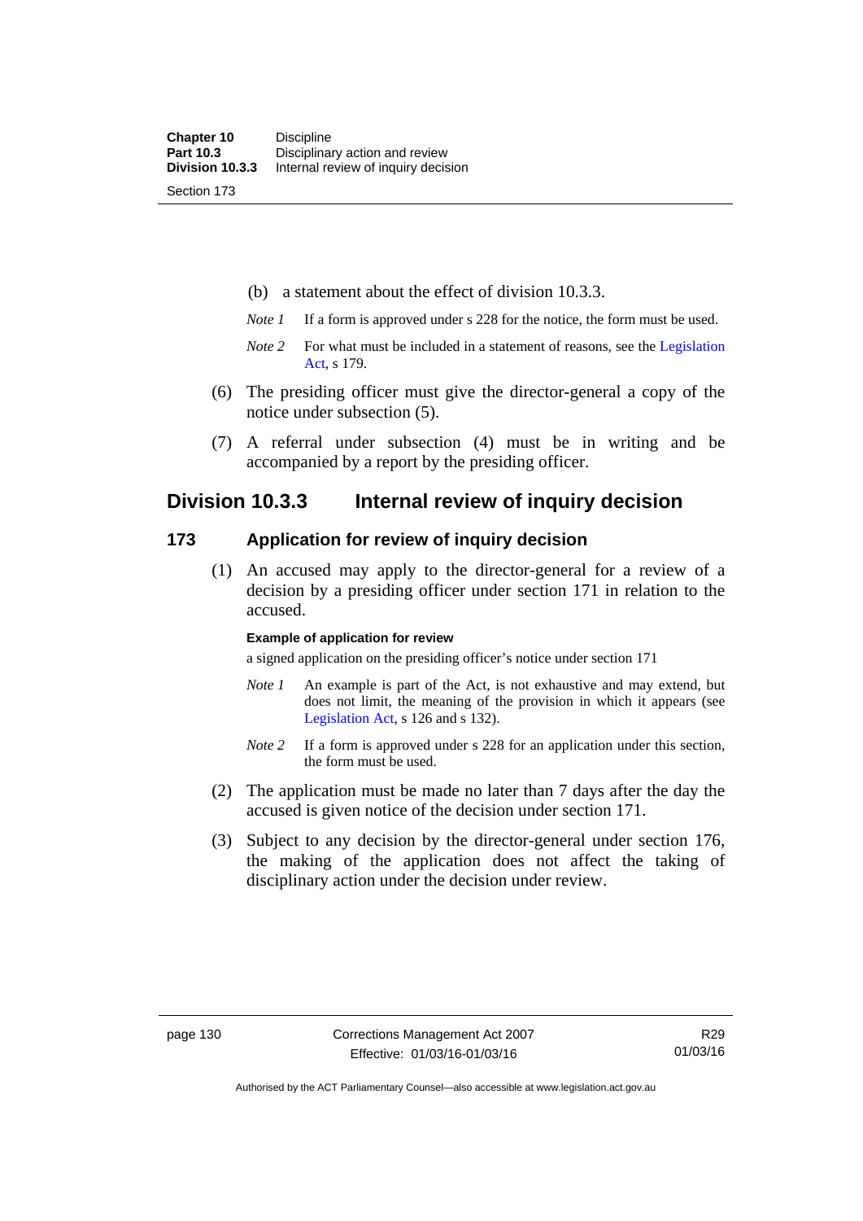(b) a statement about the effect of division 10.3.3.

*Note 1* If a form is approved under s 228 for the notice, the form must be used.

*Note 2* For what must be included in a statement of reasons, see the Legislation Act, s 179.

(6) The presiding officer must give the director-general a copy of the notice under subsection (5).

(7) A referral under subsection (4) must be in writing and be accompanied by a report by the presiding officer.

## Division 10.3.3 Internal review of inquiry decision

### 173 Application for review of inquiry decision

(1) An accused may apply to the director-general for a review of a decision by a presiding officer under section 171 in relation to the accused.

**Example of application for review**

a signed application on the presiding officer's notice under section 171

*Note 1* An example is part of the Act, is not exhaustive and may extend, but does not limit, the meaning of the provision in which it appears (see Legislation Act, s 126 and s 132).

*Note 2* If a form is approved under s 228 for an application under this section, the form must be used.

(2) The application must be made no later than 7 days after the day the accused is given notice of the decision under section 171.

(3) Subject to any decision by the director-general under section 176, the making of the application does not affect the taking of disciplinary action under the decision under review.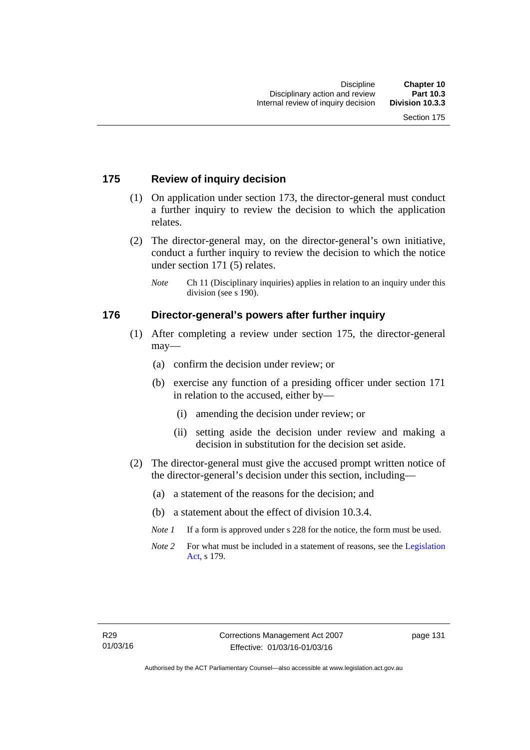## 175 Review of inquiry decision

(1) On application under section 173, the director-general must conduct a further inquiry to review the decision to which the application relates.

(2) The director-general may, on the director-general's own initiative, conduct a further inquiry to review the decision to which the notice under section 171 (5) relates.

*Note* Ch 11 (Disciplinary inquiries) applies in relation to an inquiry under this division (see s 190).

## 176 Director-general's powers after further inquiry

(1) After completing a review under section 175, the director-general may—

(a) confirm the decision under review; or

(b) exercise any function of a presiding officer under section 171 in relation to the accused, either by—

(i) amending the decision under review; or

(ii) setting aside the decision under review and making a decision in substitution for the decision set aside.

(2) The director-general must give the accused prompt written notice of the director-general's decision under this section, including—

(a) a statement of the reasons for the decision; and

(b) a statement about the effect of division 10.3.4.

*Note 1* If a form is approved under s 228 for the notice, the form must be used.

*Note 2* For what must be included in a statement of reasons, see the Legislation Act, s 179.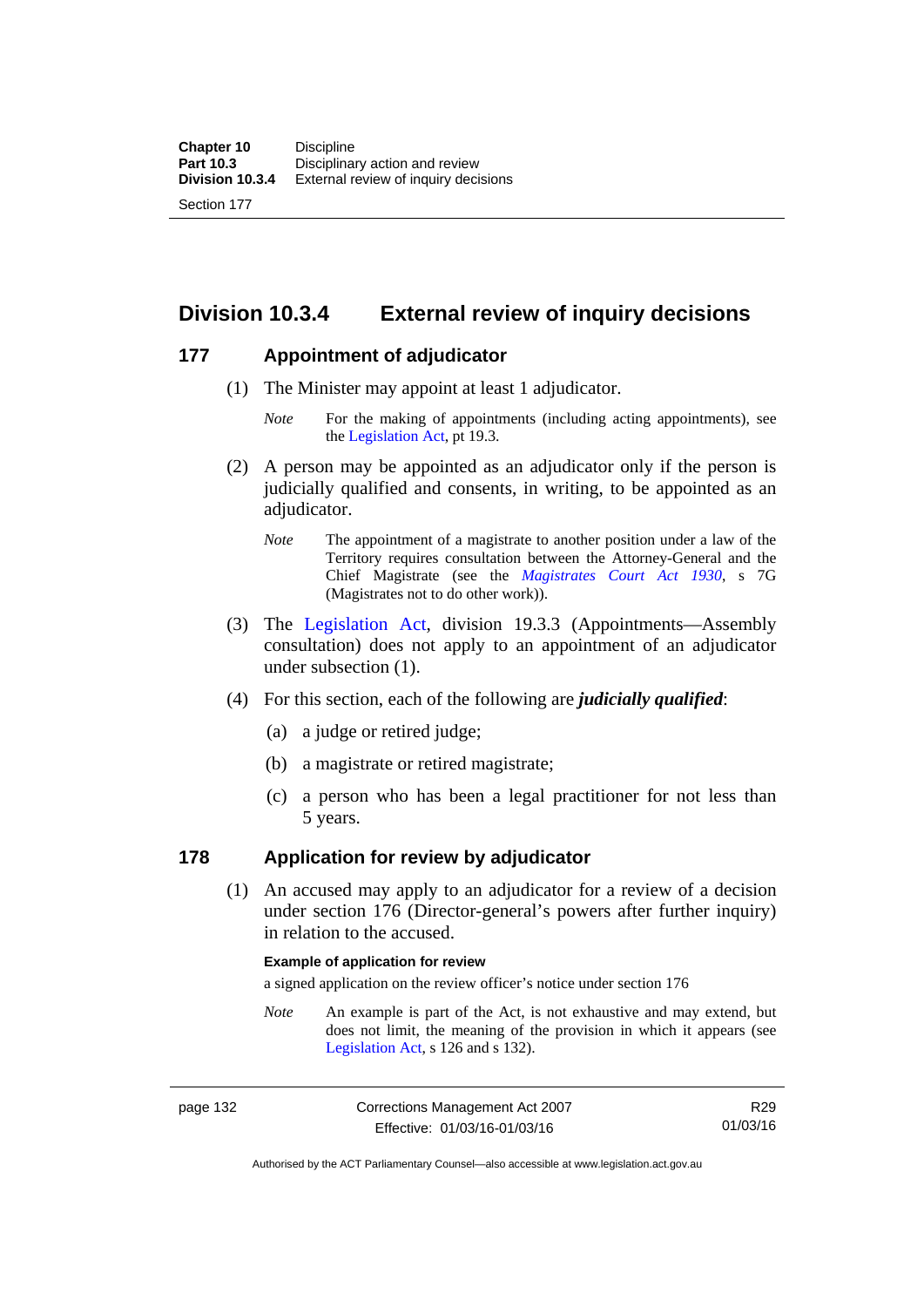## Division 10.3.4 External review of inquiry decisions

### 177 Appointment of adjudicator

(1) The Minister may appoint at least 1 adjudicator.

*Note* For the making of appointments (including acting appointments), see the Legislation Act, pt 19.3.

(2) A person may be appointed as an adjudicator only if the person is judicially qualified and consents, in writing, to be appointed as an adjudicator.

*Note* The appointment of a magistrate to another position under a law of the Territory requires consultation between the Attorney-General and the Chief Magistrate (see the *Magistrates Court Act 1930*, s 7G (Magistrates not to do other work)).

(3) The Legislation Act, division 19.3.3 (Appointments—Assembly consultation) does not apply to an appointment of an adjudicator under subsection (1).

(4) For this section, each of the following are ***judicially qualified***:

(a) a judge or retired judge;

(b) a magistrate or retired magistrate;

(c) a person who has been a legal practitioner for not less than 5 years.

### 178 Application for review by adjudicator

(1) An accused may apply to an adjudicator for a review of a decision under section 176 (Director-general's powers after further inquiry) in relation to the accused.

**Example of application for review**

a signed application on the review officer's notice under section 176

*Note* An example is part of the Act, is not exhaustive and may extend, but does not limit, the meaning of the provision in which it appears (see Legislation Act, s 126 and s 132).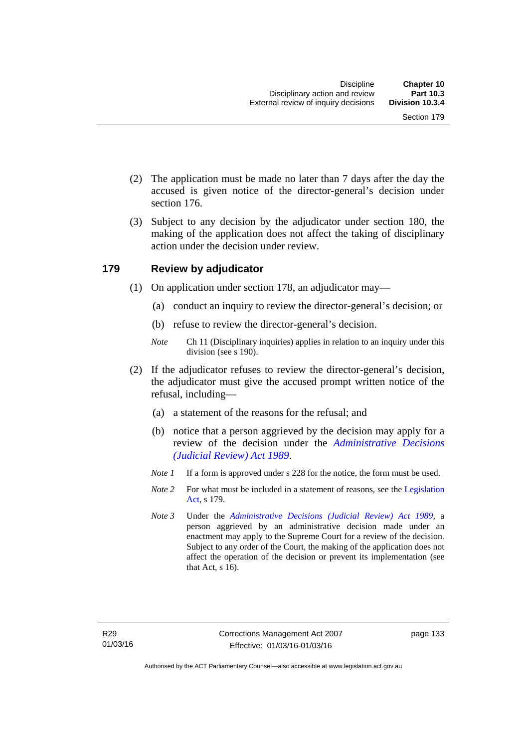(2) The application must be made no later than 7 days after the day the accused is given notice of the director-general's decision under section 176.

(3) Subject to any decision by the adjudicator under section 180, the making of the application does not affect the taking of disciplinary action under the decision under review.

## 179 Review by adjudicator

(1) On application under section 178, an adjudicator may—

(a) conduct an inquiry to review the director-general's decision; or

(b) refuse to review the director-general's decision.

*Note* Ch 11 (Disciplinary inquiries) applies in relation to an inquiry under this division (see s 190).

(2) If the adjudicator refuses to review the director-general's decision, the adjudicator must give the accused prompt written notice of the refusal, including—

(a) a statement of the reasons for the refusal; and

(b) notice that a person aggrieved by the decision may apply for a review of the decision under the *Administrative Decisions (Judicial Review) Act 1989*.

*Note 1* If a form is approved under s 228 for the notice, the form must be used.

*Note 2* For what must be included in a statement of reasons, see the Legislation Act, s 179.

*Note 3* Under the *Administrative Decisions (Judicial Review) Act 1989*, a person aggrieved by an administrative decision made under an enactment may apply to the Supreme Court for a review of the decision. Subject to any order of the Court, the making of the application does not affect the operation of the decision or prevent its implementation (see that Act, s 16).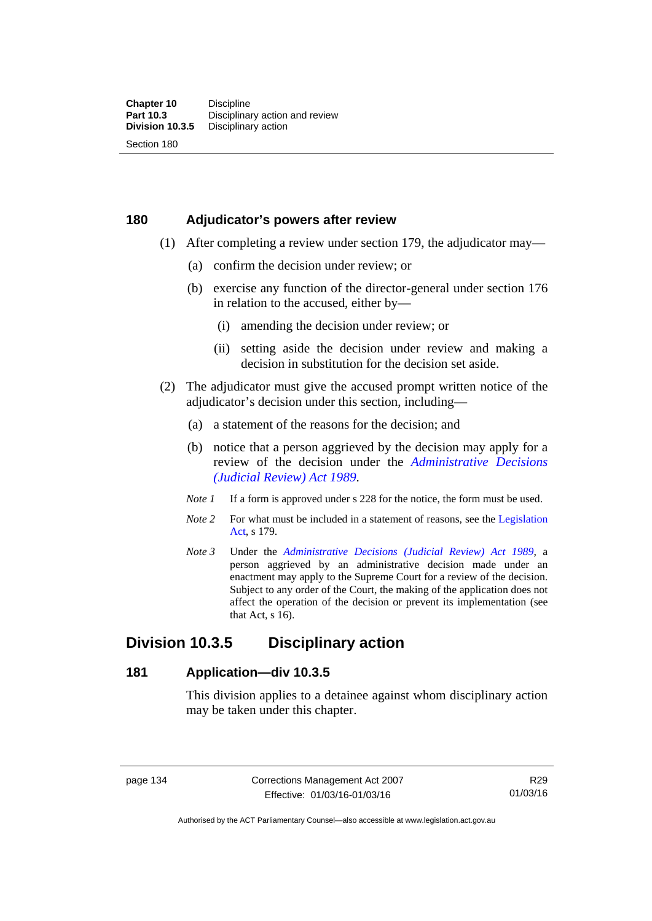### 180 Adjudicator's powers after review

(1) After completing a review under section 179, the adjudicator may—

(a) confirm the decision under review; or

(b) exercise any function of the director-general under section 176 in relation to the accused, either by—

(i) amending the decision under review; or

(ii) setting aside the decision under review and making a decision in substitution for the decision set aside.

(2) The adjudicator must give the accused prompt written notice of the adjudicator's decision under this section, including—

(a) a statement of the reasons for the decision; and

(b) notice that a person aggrieved by the decision may apply for a review of the decision under the *Administrative Decisions (Judicial Review) Act 1989*.

*Note 1* If a form is approved under s 228 for the notice, the form must be used.

*Note 2* For what must be included in a statement of reasons, see the Legislation Act, s 179.

*Note 3* Under the *Administrative Decisions (Judicial Review) Act 1989*, a person aggrieved by an administrative decision made under an enactment may apply to the Supreme Court for a review of the decision. Subject to any order of the Court, the making of the application does not affect the operation of the decision or prevent its implementation (see that Act, s 16).

## Division 10.3.5 Disciplinary action

### 181 Application—div 10.3.5

This division applies to a detainee against whom disciplinary action may be taken under this chapter.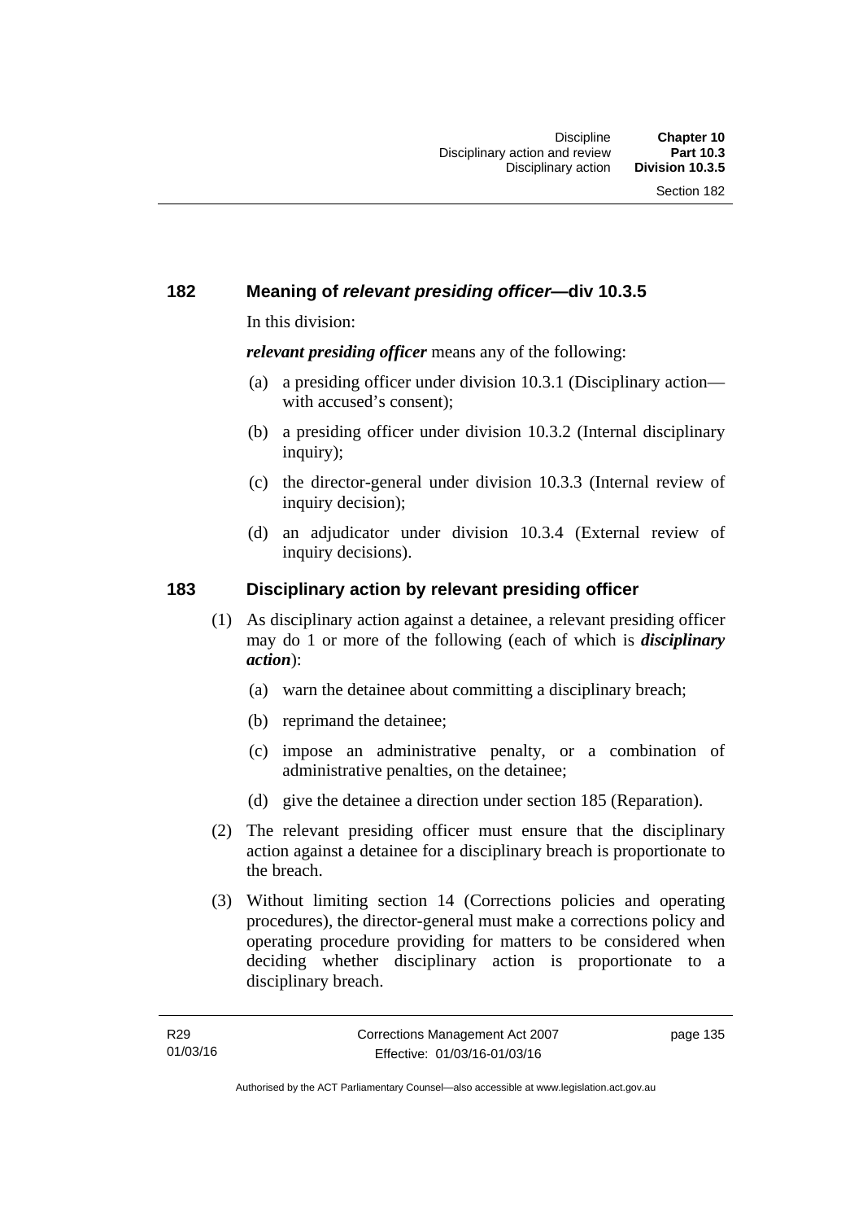## 182 Meaning of *relevant presiding officer*—div 10.3.5

In this division:

***relevant presiding officer*** means any of the following:

(a) a presiding officer under division 10.3.1 (Disciplinary action—with accused's consent);

(b) a presiding officer under division 10.3.2 (Internal disciplinary inquiry);

(c) the director-general under division 10.3.3 (Internal review of inquiry decision);

(d) an adjudicator under division 10.3.4 (External review of inquiry decisions).

## 183 Disciplinary action by relevant presiding officer

(1) As disciplinary action against a detainee, a relevant presiding officer may do 1 or more of the following (each of which is ***disciplinary action***):

(a) warn the detainee about committing a disciplinary breach;

(b) reprimand the detainee;

(c) impose an administrative penalty, or a combination of administrative penalties, on the detainee;

(d) give the detainee a direction under section 185 (Reparation).

(2) The relevant presiding officer must ensure that the disciplinary action against a detainee for a disciplinary breach is proportionate to the breach.

(3) Without limiting section 14 (Corrections policies and operating procedures), the director-general must make a corrections policy and operating procedure providing for matters to be considered when deciding whether disciplinary action is proportionate to a disciplinary breach.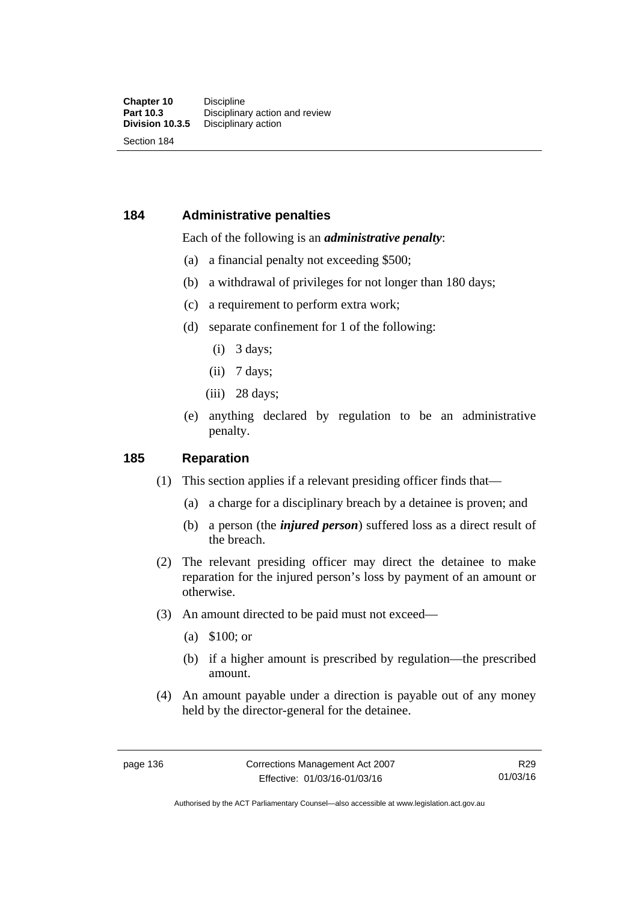## 184 Administrative penalties

Each of the following is an ***administrative penalty***:

(a) a financial penalty not exceeding $500;

(b) a withdrawal of privileges for not longer than 180 days;

(c) a requirement to perform extra work;

(d) separate confinement for 1 of the following:

  (i) 3 days;

  (ii) 7 days;

  (iii) 28 days;

(e) anything declared by regulation to be an administrative penalty.

## 185 Reparation

(1) This section applies if a relevant presiding officer finds that—

  (a) a charge for a disciplinary breach by a detainee is proven; and

  (b) a person (the ***injured person***) suffered loss as a direct result of the breach.

(2) The relevant presiding officer may direct the detainee to make reparation for the injured person's loss by payment of an amount or otherwise.

(3) An amount directed to be paid must not exceed—

  (a) $100; or

  (b) if a higher amount is prescribed by regulation—the prescribed amount.

(4) An amount payable under a direction is payable out of any money held by the director-general for the detainee.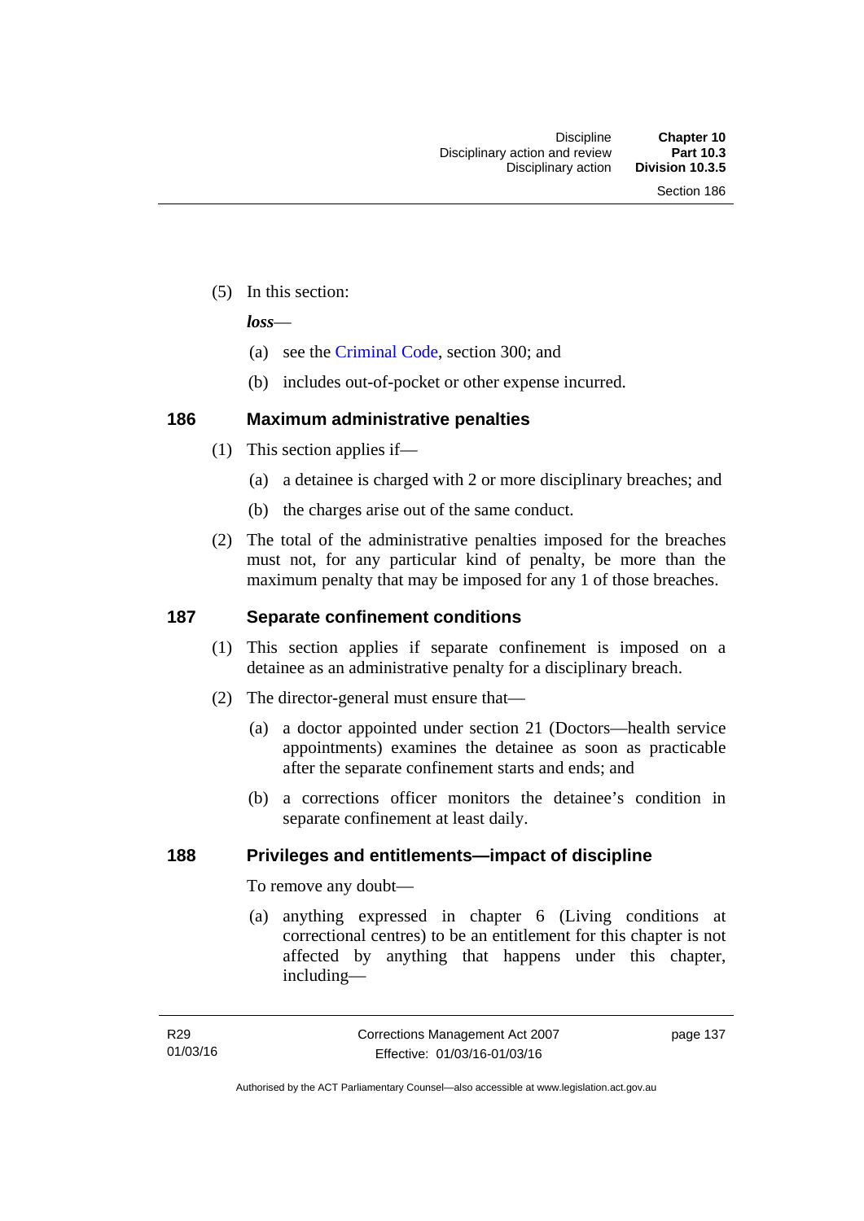(5) In this section:

***loss***—

(a) see the Criminal Code, section 300; and

(b) includes out-of-pocket or other expense incurred.

## 186 Maximum administrative penalties

(1) This section applies if—

(a) a detainee is charged with 2 or more disciplinary breaches; and

(b) the charges arise out of the same conduct.

(2) The total of the administrative penalties imposed for the breaches must not, for any particular kind of penalty, be more than the maximum penalty that may be imposed for any 1 of those breaches.

## 187 Separate confinement conditions

(1) This section applies if separate confinement is imposed on a detainee as an administrative penalty for a disciplinary breach.

(2) The director-general must ensure that—

(a) a doctor appointed under section 21 (Doctors—health service appointments) examines the detainee as soon as practicable after the separate confinement starts and ends; and

(b) a corrections officer monitors the detainee's condition in separate confinement at least daily.

## 188 Privileges and entitlements—impact of discipline

To remove any doubt—

(a) anything expressed in chapter 6 (Living conditions at correctional centres) to be an entitlement for this chapter is not affected by anything that happens under this chapter, including—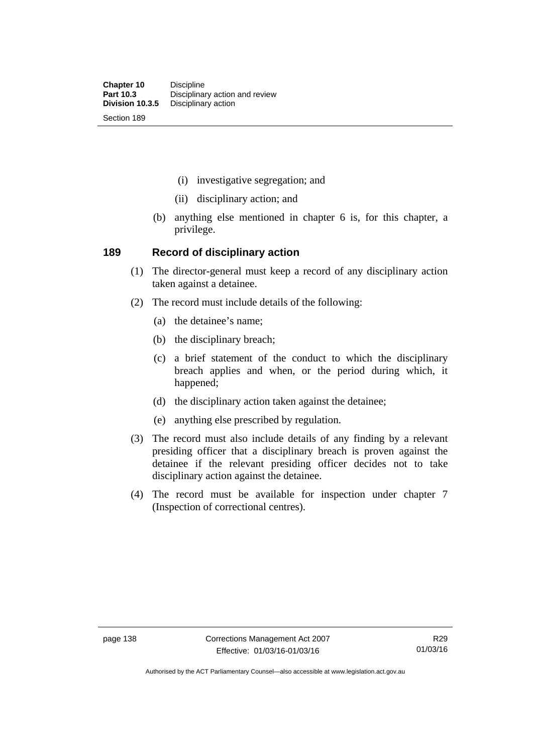(i) investigative segregation; and

(ii) disciplinary action; and

(b) anything else mentioned in chapter 6 is, for this chapter, a privilege.

## 189 Record of disciplinary action

(1) The director-general must keep a record of any disciplinary action taken against a detainee.

(2) The record must include details of the following:

(a) the detainee's name;

(b) the disciplinary breach;

(c) a brief statement of the conduct to which the disciplinary breach applies and when, or the period during which, it happened;

(d) the disciplinary action taken against the detainee;

(e) anything else prescribed by regulation.

(3) The record must also include details of any finding by a relevant presiding officer that a disciplinary breach is proven against the detainee if the relevant presiding officer decides not to take disciplinary action against the detainee.

(4) The record must be available for inspection under chapter 7 (Inspection of correctional centres).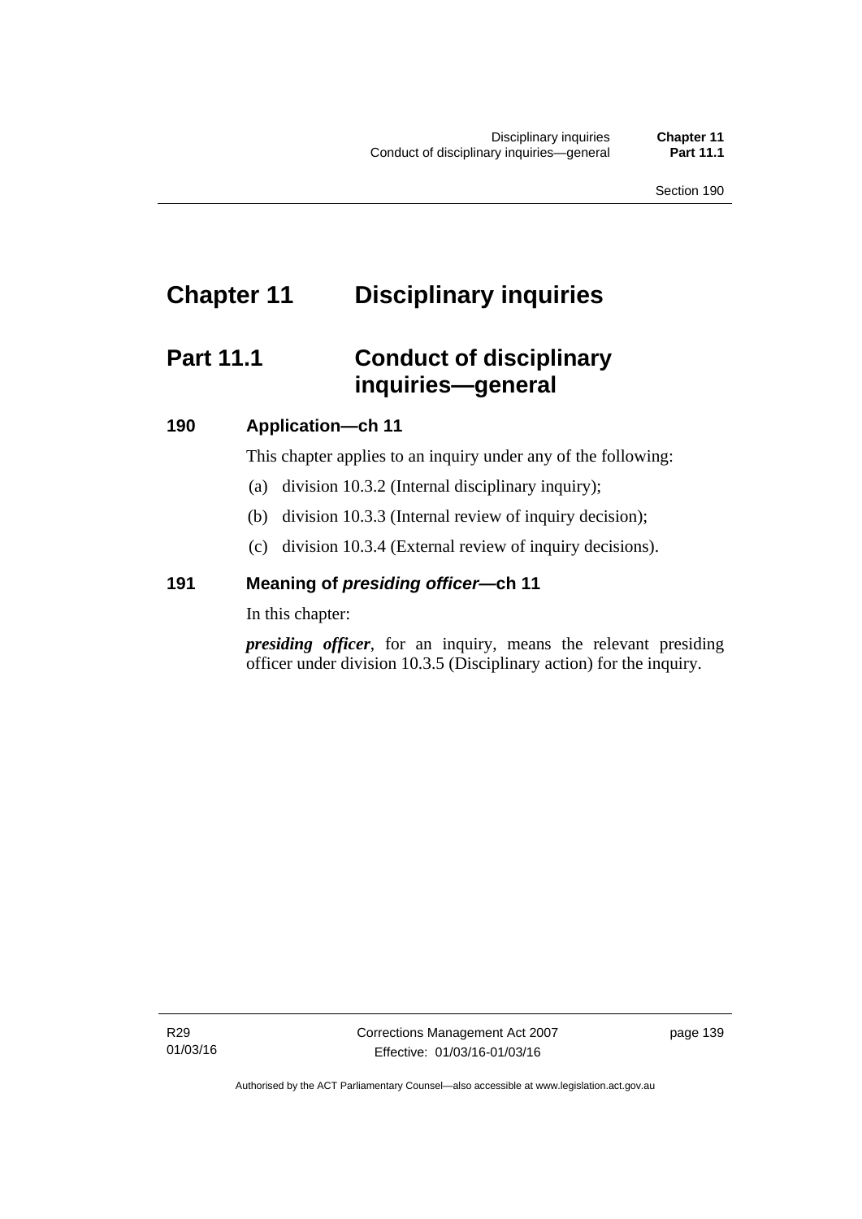# Chapter 11 Disciplinary inquiries

## Part 11.1 Conduct of disciplinary inquiries—general

### 190 Application—ch 11

This chapter applies to an inquiry under any of the following:

(a) division 10.3.2 (Internal disciplinary inquiry);

(b) division 10.3.3 (Internal review of inquiry decision);

(c) division 10.3.4 (External review of inquiry decisions).

### 191 Meaning of *presiding officer*—ch 11

In this chapter:

***presiding officer***, for an inquiry, means the relevant presiding officer under division 10.3.5 (Disciplinary action) for the inquiry.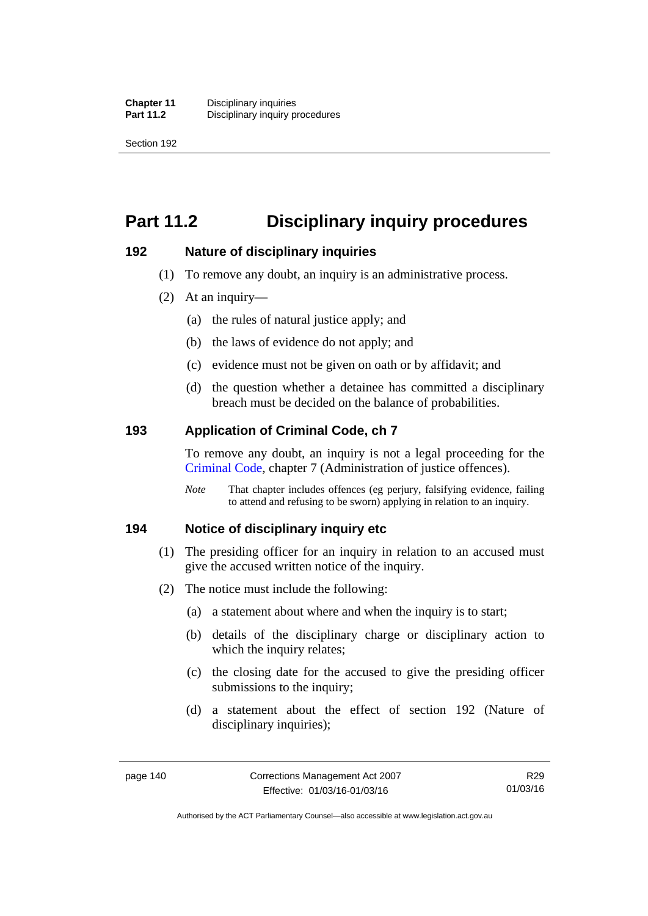# Part 11.2 Disciplinary inquiry procedures

## 192 Nature of disciplinary inquiries

(1) To remove any doubt, an inquiry is an administrative process.

(2) At an inquiry—

(a) the rules of natural justice apply; and

(b) the laws of evidence do not apply; and

(c) evidence must not be given on oath or by affidavit; and

(d) the question whether a detainee has committed a disciplinary breach must be decided on the balance of probabilities.

## 193 Application of Criminal Code, ch 7

To remove any doubt, an inquiry is not a legal proceeding for the Criminal Code, chapter 7 (Administration of justice offences).

*Note* That chapter includes offences (eg perjury, falsifying evidence, failing to attend and refusing to be sworn) applying in relation to an inquiry.

## 194 Notice of disciplinary inquiry etc

(1) The presiding officer for an inquiry in relation to an accused must give the accused written notice of the inquiry.

(2) The notice must include the following:

(a) a statement about where and when the inquiry is to start;

(b) details of the disciplinary charge or disciplinary action to which the inquiry relates;

(c) the closing date for the accused to give the presiding officer submissions to the inquiry;

(d) a statement about the effect of section 192 (Nature of disciplinary inquiries);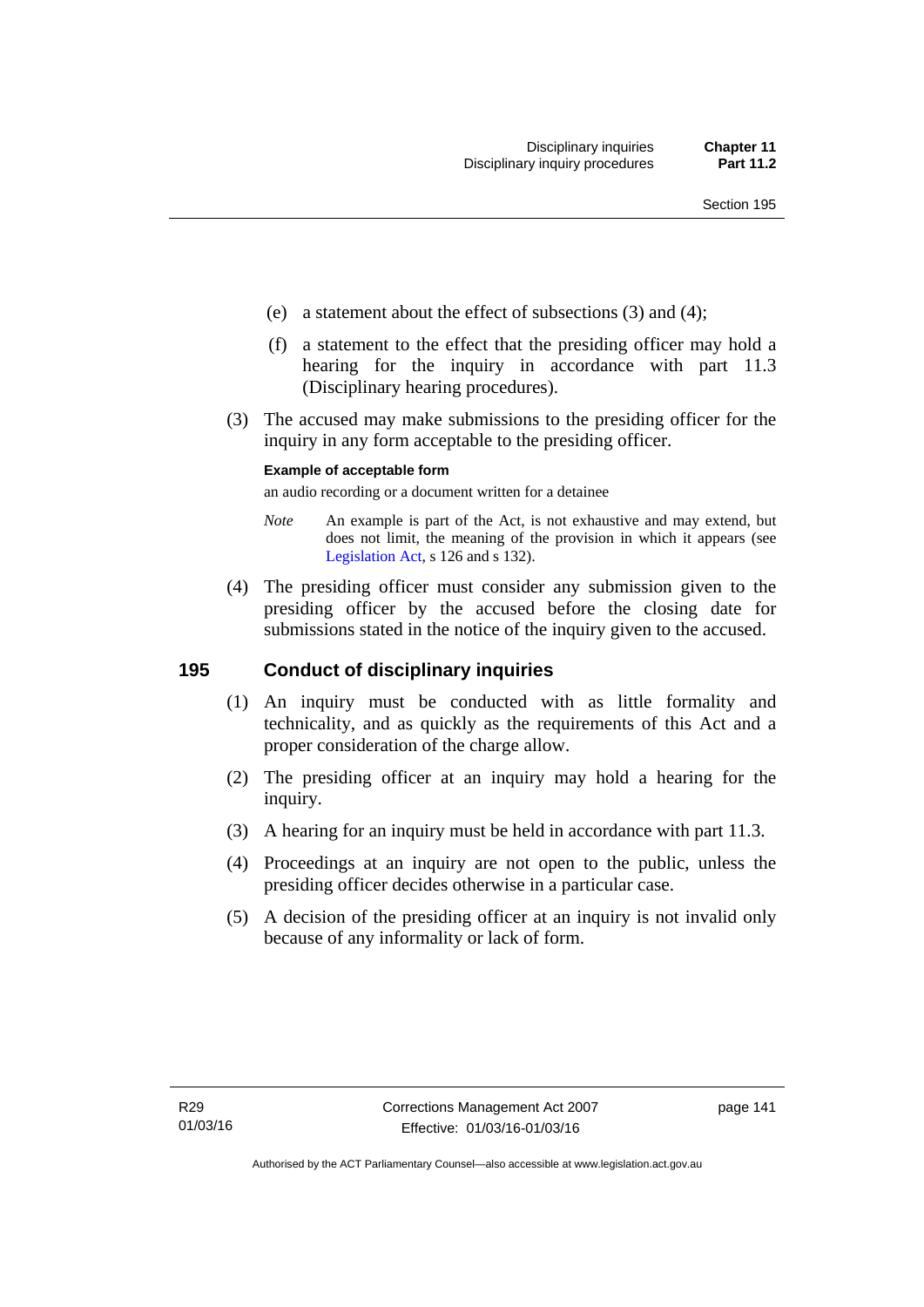(e) a statement about the effect of subsections (3) and (4);

(f) a statement to the effect that the presiding officer may hold a hearing for the inquiry in accordance with part 11.3 (Disciplinary hearing procedures).

(3) The accused may make submissions to the presiding officer for the inquiry in any form acceptable to the presiding officer.

**Example of acceptable form**

an audio recording or a document written for a detainee

*Note* An example is part of the Act, is not exhaustive and may extend, but does not limit, the meaning of the provision in which it appears (see Legislation Act, s 126 and s 132).

(4) The presiding officer must consider any submission given to the presiding officer by the accused before the closing date for submissions stated in the notice of the inquiry given to the accused.

## 195 Conduct of disciplinary inquiries

(1) An inquiry must be conducted with as little formality and technicality, and as quickly as the requirements of this Act and a proper consideration of the charge allow.

(2) The presiding officer at an inquiry may hold a hearing for the inquiry.

(3) A hearing for an inquiry must be held in accordance with part 11.3.

(4) Proceedings at an inquiry are not open to the public, unless the presiding officer decides otherwise in a particular case.

(5) A decision of the presiding officer at an inquiry is not invalid only because of any informality or lack of form.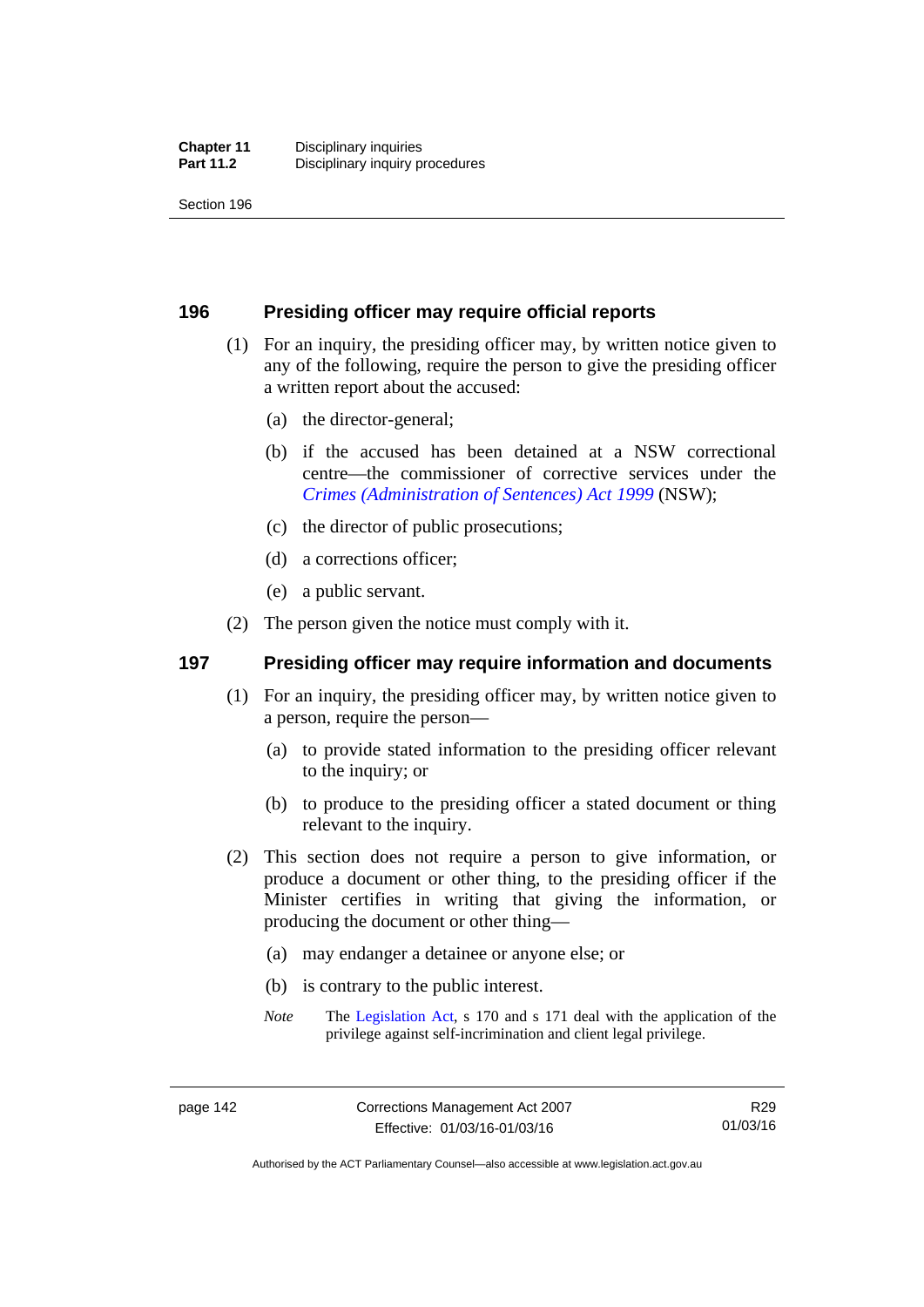## 196 Presiding officer may require official reports

(1) For an inquiry, the presiding officer may, by written notice given to any of the following, require the person to give the presiding officer a written report about the accused:

(a) the director-general;

(b) if the accused has been detained at a NSW correctional centre—the commissioner of corrective services under the *Crimes (Administration of Sentences) Act 1999* (NSW);

(c) the director of public prosecutions;

(d) a corrections officer;

(e) a public servant.

(2) The person given the notice must comply with it.

## 197 Presiding officer may require information and documents

(1) For an inquiry, the presiding officer may, by written notice given to a person, require the person—

(a) to provide stated information to the presiding officer relevant to the inquiry; or

(b) to produce to the presiding officer a stated document or thing relevant to the inquiry.

(2) This section does not require a person to give information, or produce a document or other thing, to the presiding officer if the Minister certifies in writing that giving the information, or producing the document or other thing—

(a) may endanger a detainee or anyone else; or

(b) is contrary to the public interest.

*Note* The Legislation Act, s 170 and s 171 deal with the application of the privilege against self-incrimination and client legal privilege.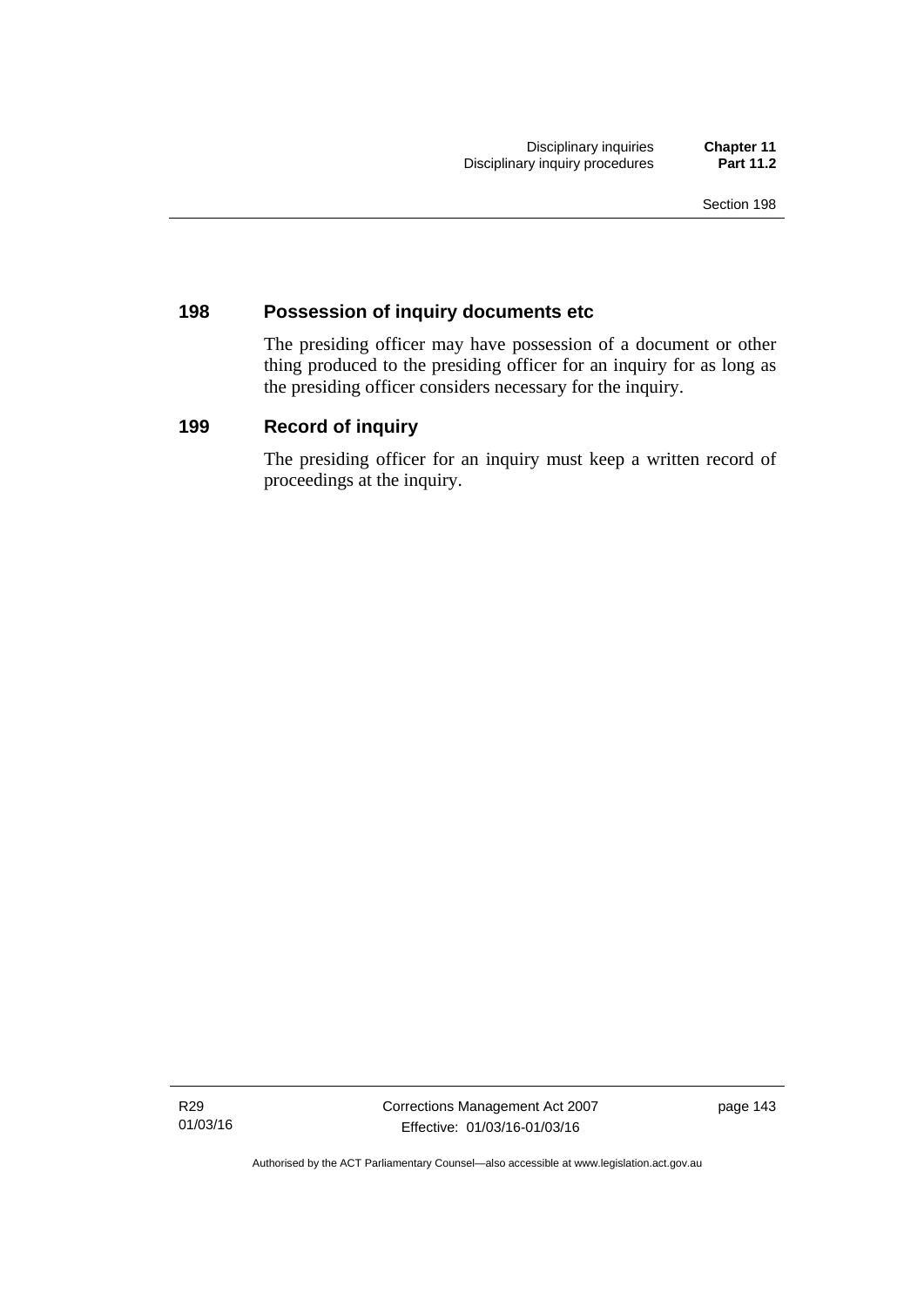### 198 Possession of inquiry documents etc

The presiding officer may have possession of a document or other thing produced to the presiding officer for an inquiry for as long as the presiding officer considers necessary for the inquiry.

### 199 Record of inquiry

The presiding officer for an inquiry must keep a written record of proceedings at the inquiry.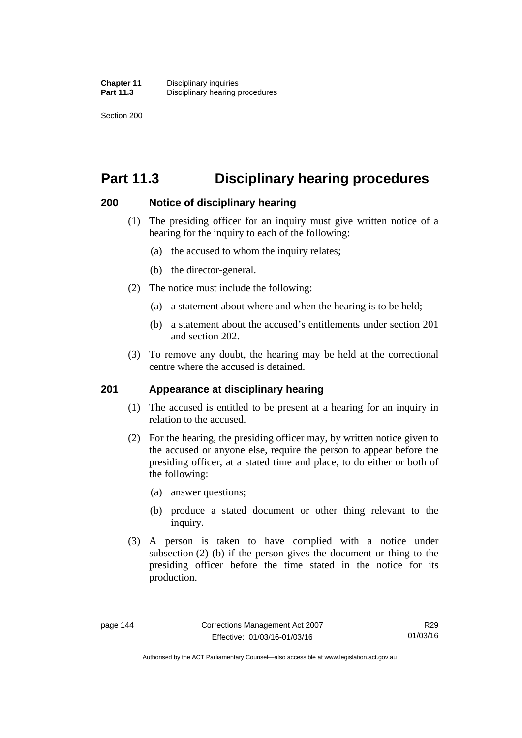# Part 11.3 Disciplinary hearing procedures

### 200 Notice of disciplinary hearing

(1) The presiding officer for an inquiry must give written notice of a hearing for the inquiry to each of the following:

(a) the accused to whom the inquiry relates;

(b) the director-general.

(2) The notice must include the following:

(a) a statement about where and when the hearing is to be held;

(b) a statement about the accused's entitlements under section 201 and section 202.

(3) To remove any doubt, the hearing may be held at the correctional centre where the accused is detained.

### 201 Appearance at disciplinary hearing

(1) The accused is entitled to be present at a hearing for an inquiry in relation to the accused.

(2) For the hearing, the presiding officer may, by written notice given to the accused or anyone else, require the person to appear before the presiding officer, at a stated time and place, to do either or both of the following:

(a) answer questions;

(b) produce a stated document or other thing relevant to the inquiry.

(3) A person is taken to have complied with a notice under subsection (2) (b) if the person gives the document or thing to the presiding officer before the time stated in the notice for its production.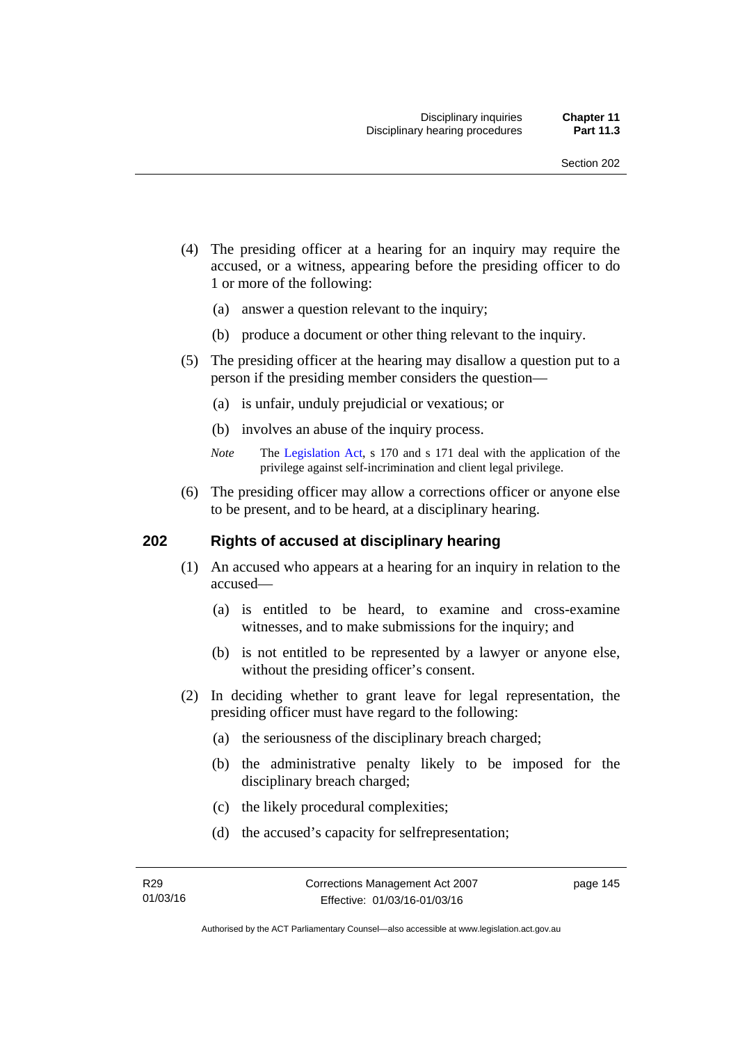(4) The presiding officer at a hearing for an inquiry may require the accused, or a witness, appearing before the presiding officer to do 1 or more of the following:

(a) answer a question relevant to the inquiry;

(b) produce a document or other thing relevant to the inquiry.

(5) The presiding officer at the hearing may disallow a question put to a person if the presiding member considers the question—

(a) is unfair, unduly prejudicial or vexatious; or

(b) involves an abuse of the inquiry process.

*Note* The Legislation Act, s 170 and s 171 deal with the application of the privilege against self-incrimination and client legal privilege.

(6) The presiding officer may allow a corrections officer or anyone else to be present, and to be heard, at a disciplinary hearing.

## 202 Rights of accused at disciplinary hearing

(1) An accused who appears at a hearing for an inquiry in relation to the accused—

(a) is entitled to be heard, to examine and cross-examine witnesses, and to make submissions for the inquiry; and

(b) is not entitled to be represented by a lawyer or anyone else, without the presiding officer's consent.

(2) In deciding whether to grant leave for legal representation, the presiding officer must have regard to the following:

(a) the seriousness of the disciplinary breach charged;

(b) the administrative penalty likely to be imposed for the disciplinary breach charged;

(c) the likely procedural complexities;

(d) the accused's capacity for selfrepresentation;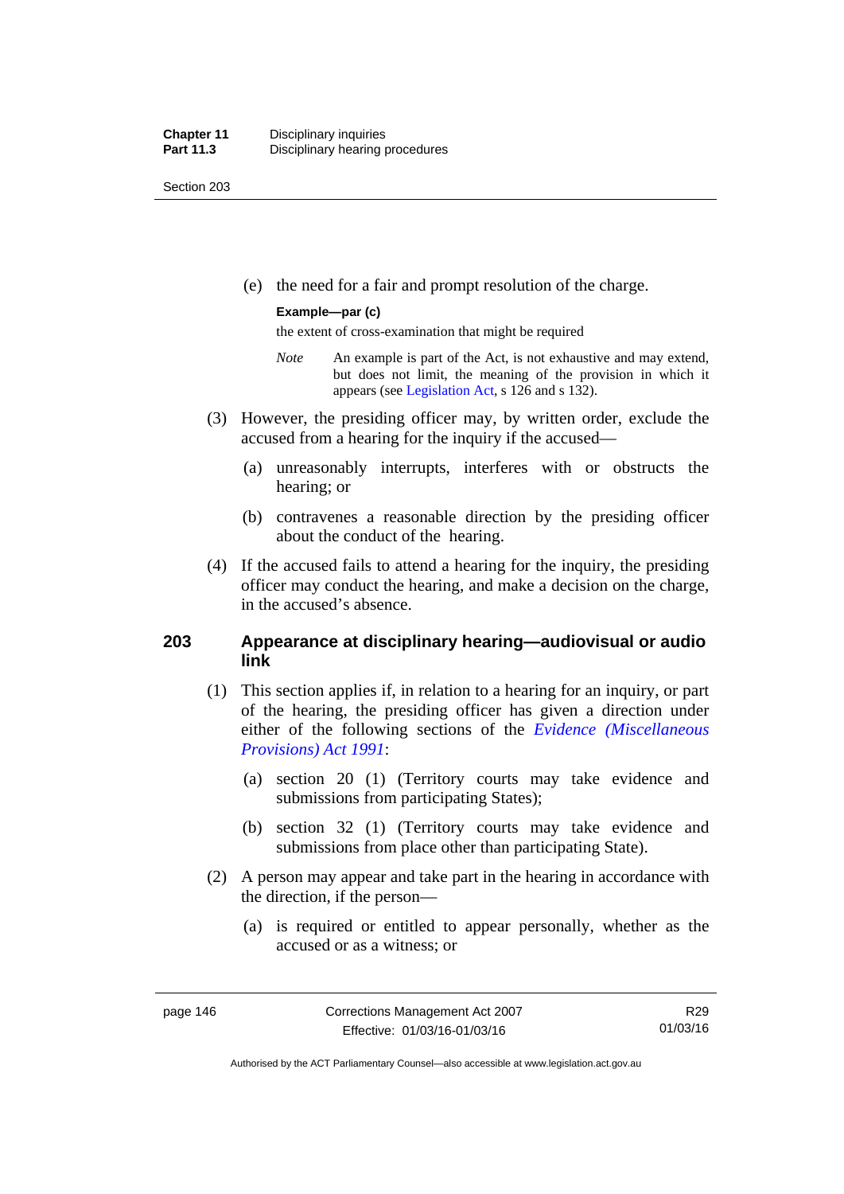(e) the need for a fair and prompt resolution of the charge.

**Example—par (c)**

the extent of cross-examination that might be required

*Note* An example is part of the Act, is not exhaustive and may extend, but does not limit, the meaning of the provision in which it appears (see Legislation Act, s 126 and s 132).

(3) However, the presiding officer may, by written order, exclude the accused from a hearing for the inquiry if the accused—

(a) unreasonably interrupts, interferes with or obstructs the hearing; or

(b) contravenes a reasonable direction by the presiding officer about the conduct of the hearing.

(4) If the accused fails to attend a hearing for the inquiry, the presiding officer may conduct the hearing, and make a decision on the charge, in the accused's absence.

## 203 Appearance at disciplinary hearing—audiovisual or audio link

(1) This section applies if, in relation to a hearing for an inquiry, or part of the hearing, the presiding officer has given a direction under either of the following sections of the *Evidence (Miscellaneous Provisions) Act 1991*:

(a) section 20 (1) (Territory courts may take evidence and submissions from participating States);

(b) section 32 (1) (Territory courts may take evidence and submissions from place other than participating State).

(2) A person may appear and take part in the hearing in accordance with the direction, if the person—

(a) is required or entitled to appear personally, whether as the accused or as a witness; or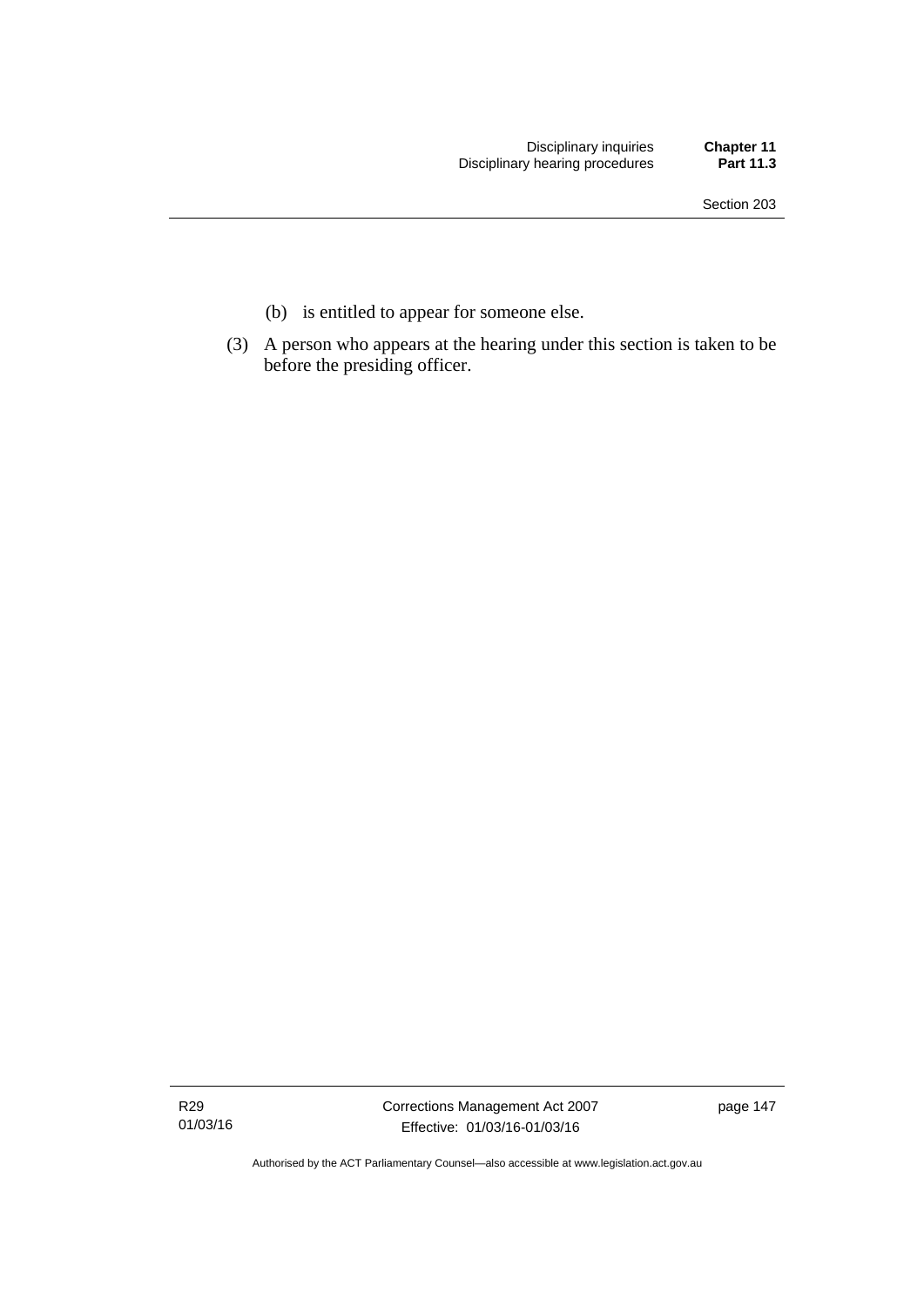(b) is entitled to appear for someone else.

(3) A person who appears at the hearing under this section is taken to be before the presiding officer.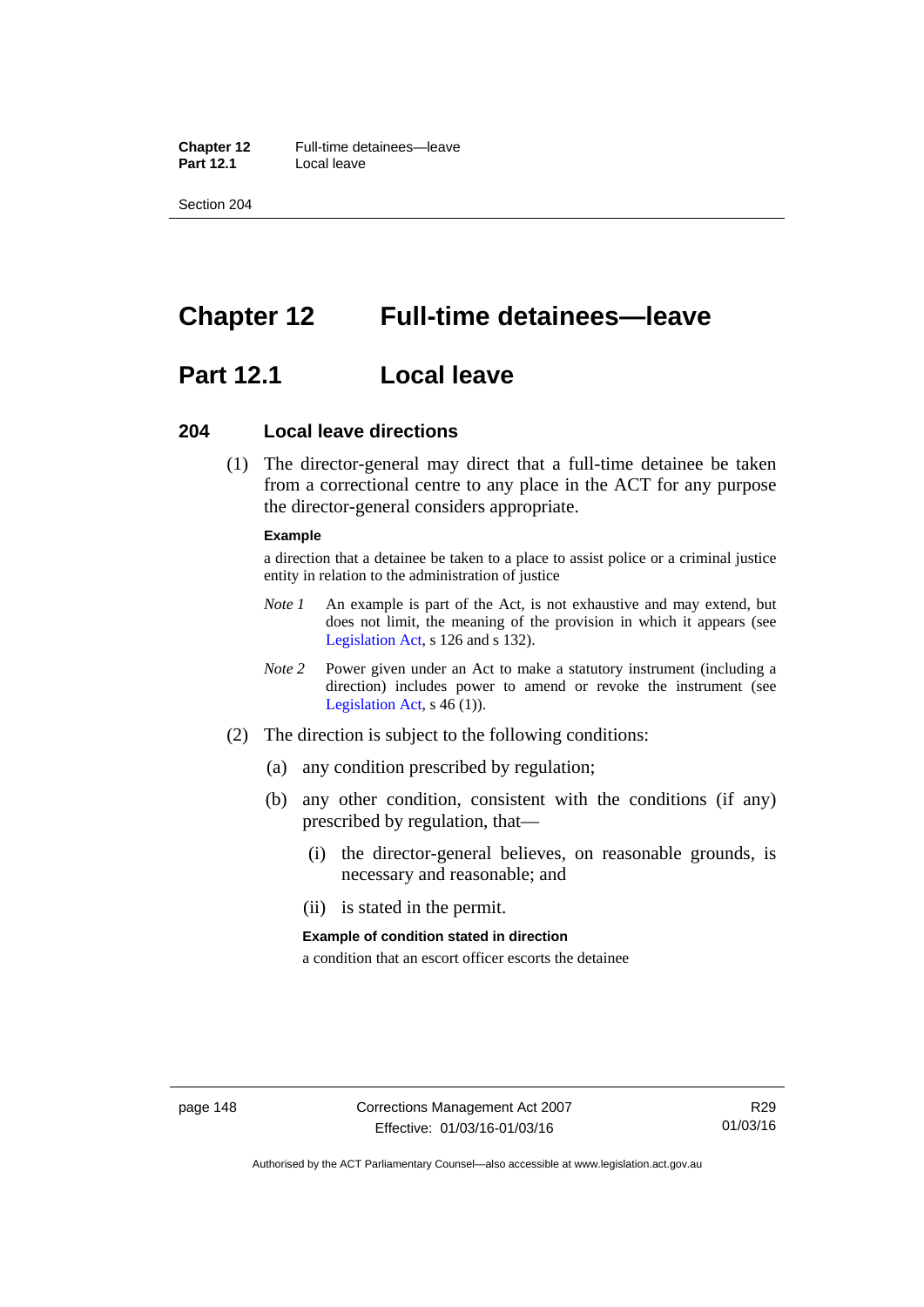# Chapter 12 Full-time detainees—leave

## Part 12.1 Local leave

### 204 Local leave directions

(1) The director-general may direct that a full-time detainee be taken from a correctional centre to any place in the ACT for any purpose the director-general considers appropriate.

**Example**

a direction that a detainee be taken to a place to assist police or a criminal justice entity in relation to the administration of justice

*Note 1* An example is part of the Act, is not exhaustive and may extend, but does not limit, the meaning of the provision in which it appears (see Legislation Act, s 126 and s 132).

*Note 2* Power given under an Act to make a statutory instrument (including a direction) includes power to amend or revoke the instrument (see Legislation Act, s 46 (1)).

(2) The direction is subject to the following conditions:

(a) any condition prescribed by regulation;

(b) any other condition, consistent with the conditions (if any) prescribed by regulation, that—

(i) the director-general believes, on reasonable grounds, is necessary and reasonable; and

(ii) is stated in the permit.

**Example of condition stated in direction**

a condition that an escort officer escorts the detainee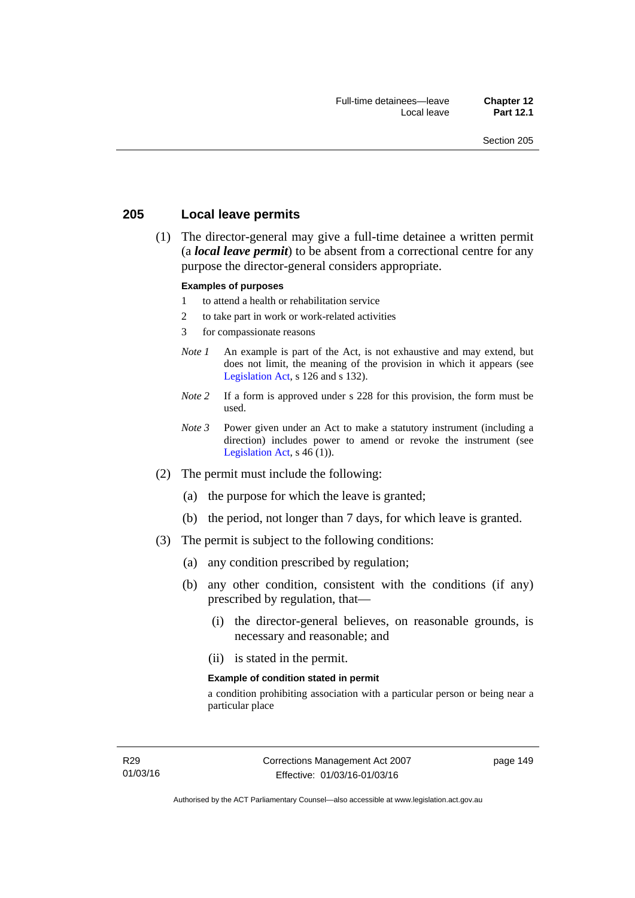## 205 Local leave permits

(1) The director-general may give a full-time detainee a written permit (a ***local leave permit***) to be absent from a correctional centre for any purpose the director-general considers appropriate.

**Examples of purposes**

1 to attend a health or rehabilitation service

2 to take part in work or work-related activities

3 for compassionate reasons

*Note 1* An example is part of the Act, is not exhaustive and may extend, but does not limit, the meaning of the provision in which it appears (see Legislation Act, s 126 and s 132).

*Note 2* If a form is approved under s 228 for this provision, the form must be used.

*Note 3* Power given under an Act to make a statutory instrument (including a direction) includes power to amend or revoke the instrument (see Legislation Act, s 46 (1)).

(2) The permit must include the following:

(a) the purpose for which the leave is granted;

(b) the period, not longer than 7 days, for which leave is granted.

(3) The permit is subject to the following conditions:

(a) any condition prescribed by regulation;

(b) any other condition, consistent with the conditions (if any) prescribed by regulation, that—

(i) the director-general believes, on reasonable grounds, is necessary and reasonable; and

(ii) is stated in the permit.

**Example of condition stated in permit**

a condition prohibiting association with a particular person or being near a particular place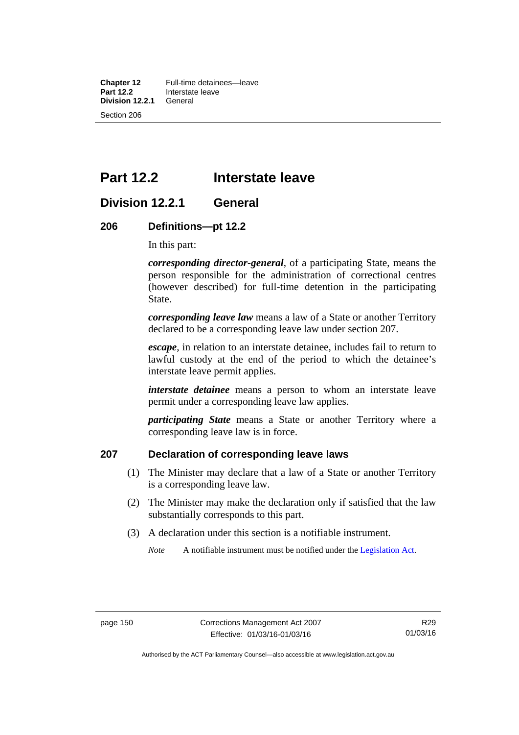# Part 12.2 Interstate leave

## Division 12.2.1 General

### 206 Definitions—pt 12.2

In this part:

***corresponding director-general***, of a participating State, means the person responsible for the administration of correctional centres (however described) for full-time detention in the participating State.

***corresponding leave law*** means a law of a State or another Territory declared to be a corresponding leave law under section 207.

***escape***, in relation to an interstate detainee, includes fail to return to lawful custody at the end of the period to which the detainee's interstate leave permit applies.

***interstate detainee*** means a person to whom an interstate leave permit under a corresponding leave law applies.

***participating State*** means a State or another Territory where a corresponding leave law is in force.

### 207 Declaration of corresponding leave laws

(1) The Minister may declare that a law of a State or another Territory is a corresponding leave law.

(2) The Minister may make the declaration only if satisfied that the law substantially corresponds to this part.

(3) A declaration under this section is a notifiable instrument.

*Note* A notifiable instrument must be notified under the Legislation Act.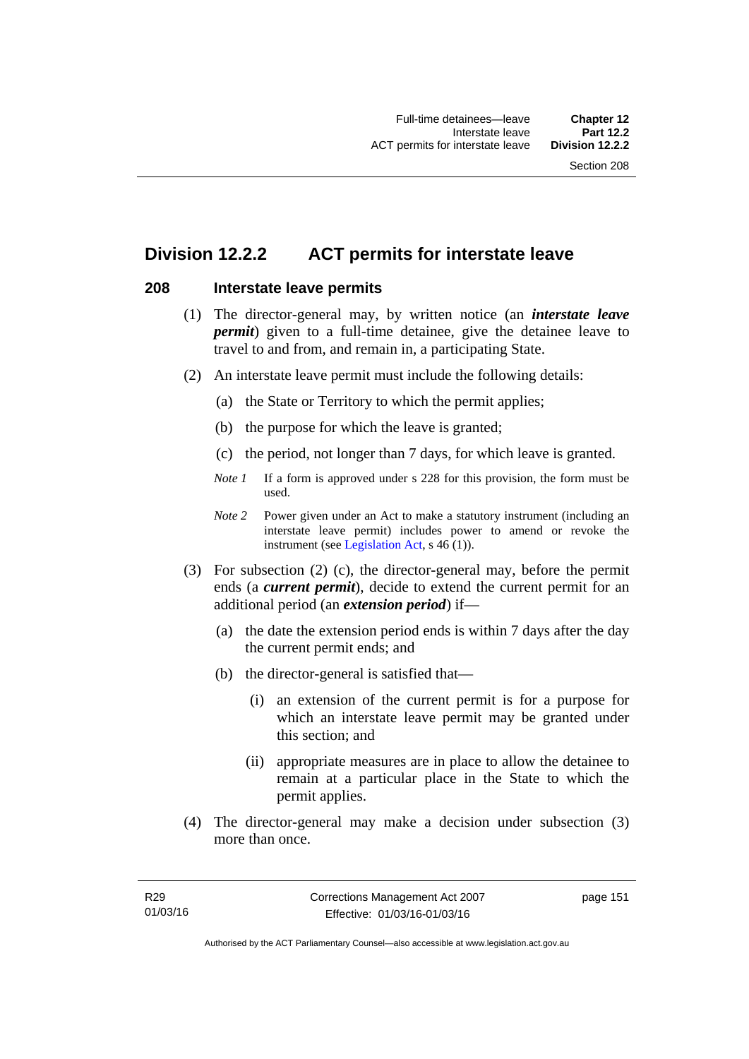## Division 12.2.2 ACT permits for interstate leave

### 208 Interstate leave permits

(1) The director-general may, by written notice (an ***interstate leave permit***) given to a full-time detainee, give the detainee leave to travel to and from, and remain in, a participating State.

(2) An interstate leave permit must include the following details:

(a) the State or Territory to which the permit applies;

(b) the purpose for which the leave is granted;

(c) the period, not longer than 7 days, for which leave is granted.

*Note 1* If a form is approved under s 228 for this provision, the form must be used.

*Note 2* Power given under an Act to make a statutory instrument (including an interstate leave permit) includes power to amend or revoke the instrument (see Legislation Act, s 46 (1)).

(3) For subsection (2) (c), the director-general may, before the permit ends (a ***current permit***), decide to extend the current permit for an additional period (an ***extension period***) if—

(a) the date the extension period ends is within 7 days after the day the current permit ends; and

(b) the director-general is satisfied that—

(i) an extension of the current permit is for a purpose for which an interstate leave permit may be granted under this section; and

(ii) appropriate measures are in place to allow the detainee to remain at a particular place in the State to which the permit applies.

(4) The director-general may make a decision under subsection (3) more than once.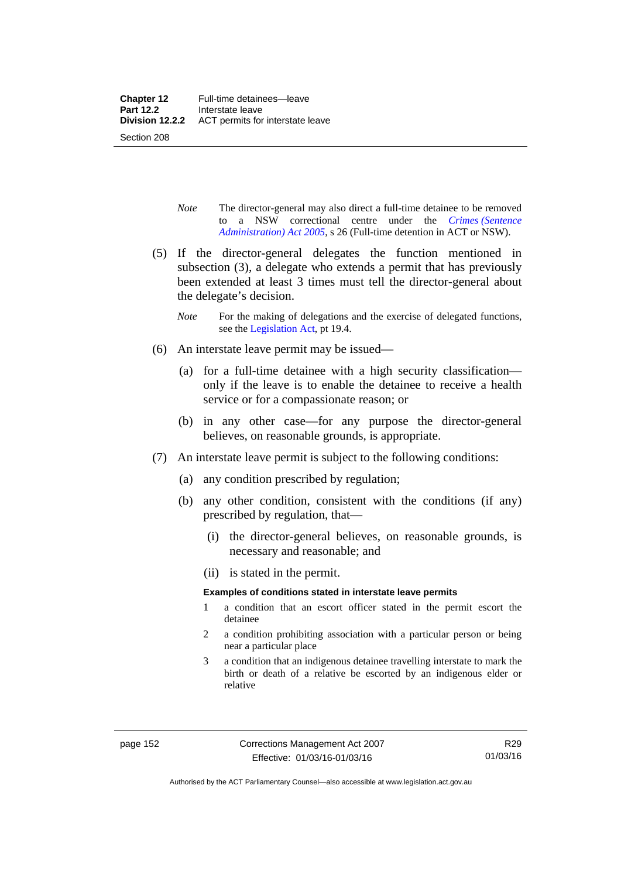*Note* The director-general may also direct a full-time detainee to be removed to a NSW correctional centre under the *Crimes (Sentence Administration) Act 2005*, s 26 (Full-time detention in ACT or NSW).

(5) If the director-general delegates the function mentioned in subsection (3), a delegate who extends a permit that has previously been extended at least 3 times must tell the director-general about the delegate's decision.

*Note* For the making of delegations and the exercise of delegated functions, see the Legislation Act, pt 19.4.

(6) An interstate leave permit may be issued—

(a) for a full-time detainee with a high security classification—only if the leave is to enable the detainee to receive a health service or for a compassionate reason; or

(b) in any other case—for any purpose the director-general believes, on reasonable grounds, is appropriate.

(7) An interstate leave permit is subject to the following conditions:

(a) any condition prescribed by regulation;

(b) any other condition, consistent with the conditions (if any) prescribed by regulation, that—

(i) the director-general believes, on reasonable grounds, is necessary and reasonable; and

(ii) is stated in the permit.

**Examples of conditions stated in interstate leave permits**

1 a condition that an escort officer stated in the permit escort the detainee

2 a condition prohibiting association with a particular person or being near a particular place

3 a condition that an indigenous detainee travelling interstate to mark the birth or death of a relative be escorted by an indigenous elder or relative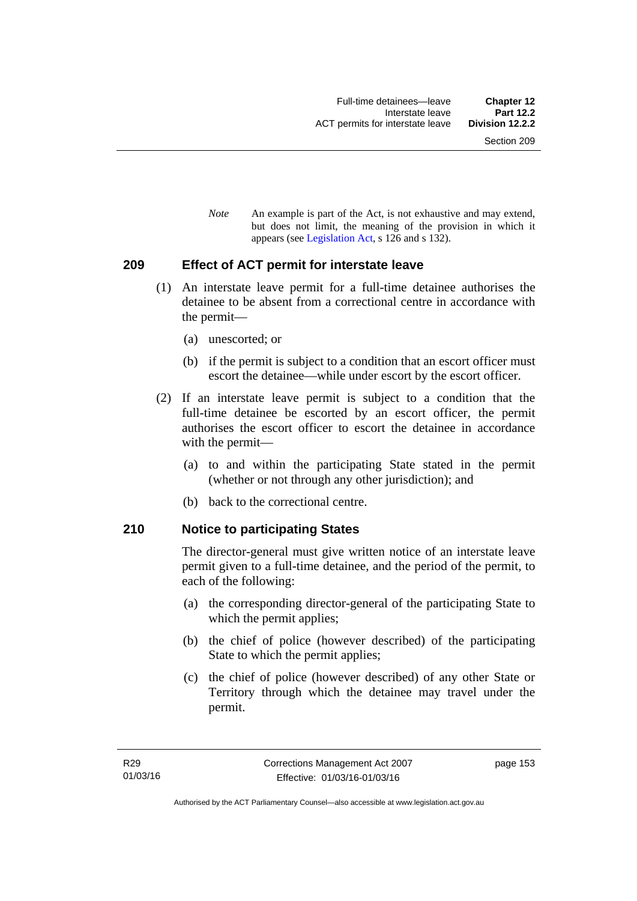*Note* An example is part of the Act, is not exhaustive and may extend, but does not limit, the meaning of the provision in which it appears (see Legislation Act, s 126 and s 132).

## 209 Effect of ACT permit for interstate leave

(1) An interstate leave permit for a full-time detainee authorises the detainee to be absent from a correctional centre in accordance with the permit—

(a) unescorted; or

(b) if the permit is subject to a condition that an escort officer must escort the detainee—while under escort by the escort officer.

(2) If an interstate leave permit is subject to a condition that the full-time detainee be escorted by an escort officer, the permit authorises the escort officer to escort the detainee in accordance with the permit—

(a) to and within the participating State stated in the permit (whether or not through any other jurisdiction); and

(b) back to the correctional centre.

## 210 Notice to participating States

The director-general must give written notice of an interstate leave permit given to a full-time detainee, and the period of the permit, to each of the following:

(a) the corresponding director-general of the participating State to which the permit applies;

(b) the chief of police (however described) of the participating State to which the permit applies;

(c) the chief of police (however described) of any other State or Territory through which the detainee may travel under the permit.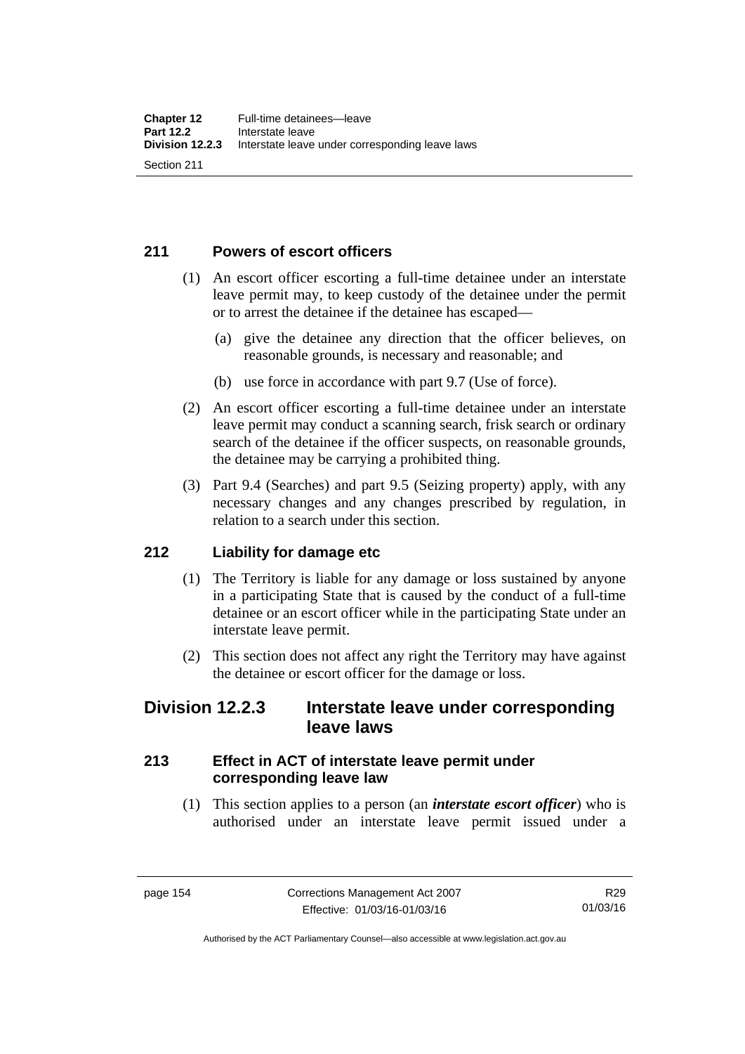## 211 Powers of escort officers

(1) An escort officer escorting a full-time detainee under an interstate leave permit may, to keep custody of the detainee under the permit or to arrest the detainee if the detainee has escaped—

(a) give the detainee any direction that the officer believes, on reasonable grounds, is necessary and reasonable; and

(b) use force in accordance with part 9.7 (Use of force).

(2) An escort officer escorting a full-time detainee under an interstate leave permit may conduct a scanning search, frisk search or ordinary search of the detainee if the officer suspects, on reasonable grounds, the detainee may be carrying a prohibited thing.

(3) Part 9.4 (Searches) and part 9.5 (Seizing property) apply, with any necessary changes and any changes prescribed by regulation, in relation to a search under this section.

## 212 Liability for damage etc

(1) The Territory is liable for any damage or loss sustained by anyone in a participating State that is caused by the conduct of a full-time detainee or an escort officer while in the participating State under an interstate leave permit.

(2) This section does not affect any right the Territory may have against the detainee or escort officer for the damage or loss.

# Division 12.2.3 Interstate leave under corresponding leave laws

## 213 Effect in ACT of interstate leave permit under corresponding leave law

(1) This section applies to a person (an ***interstate escort officer***) who is authorised under an interstate leave permit issued under a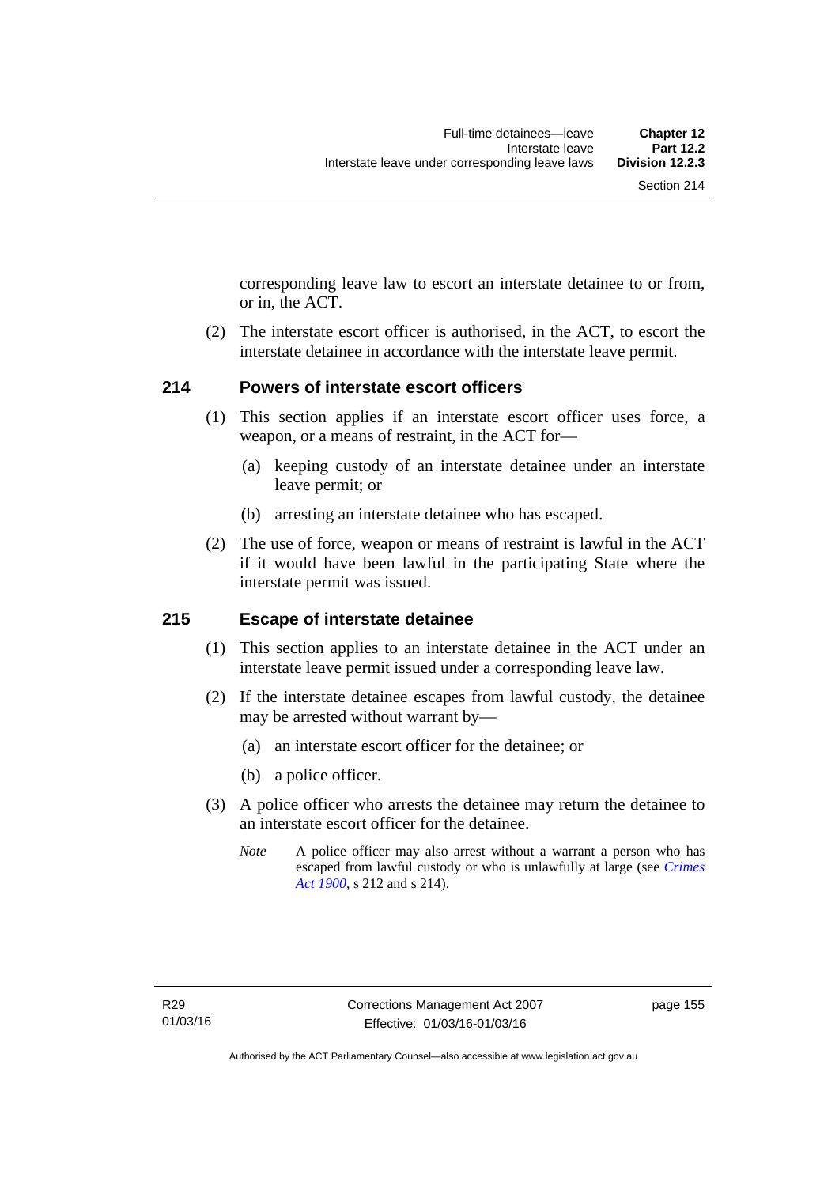corresponding leave law to escort an interstate detainee to or from, or in, the ACT.

(2) The interstate escort officer is authorised, in the ACT, to escort the interstate detainee in accordance with the interstate leave permit.

### 214 Powers of interstate escort officers

(1) This section applies if an interstate escort officer uses force, a weapon, or a means of restraint, in the ACT for—

(a) keeping custody of an interstate detainee under an interstate leave permit; or

(b) arresting an interstate detainee who has escaped.

(2) The use of force, weapon or means of restraint is lawful in the ACT if it would have been lawful in the participating State where the interstate permit was issued.

### 215 Escape of interstate detainee

(1) This section applies to an interstate detainee in the ACT under an interstate leave permit issued under a corresponding leave law.

(2) If the interstate detainee escapes from lawful custody, the detainee may be arrested without warrant by—

(a) an interstate escort officer for the detainee; or

(b) a police officer.

(3) A police officer who arrests the detainee may return the detainee to an interstate escort officer for the detainee.

*Note* A police officer may also arrest without a warrant a person who has escaped from lawful custody or who is unlawfully at large (see *Crimes Act 1900*, s 212 and s 214).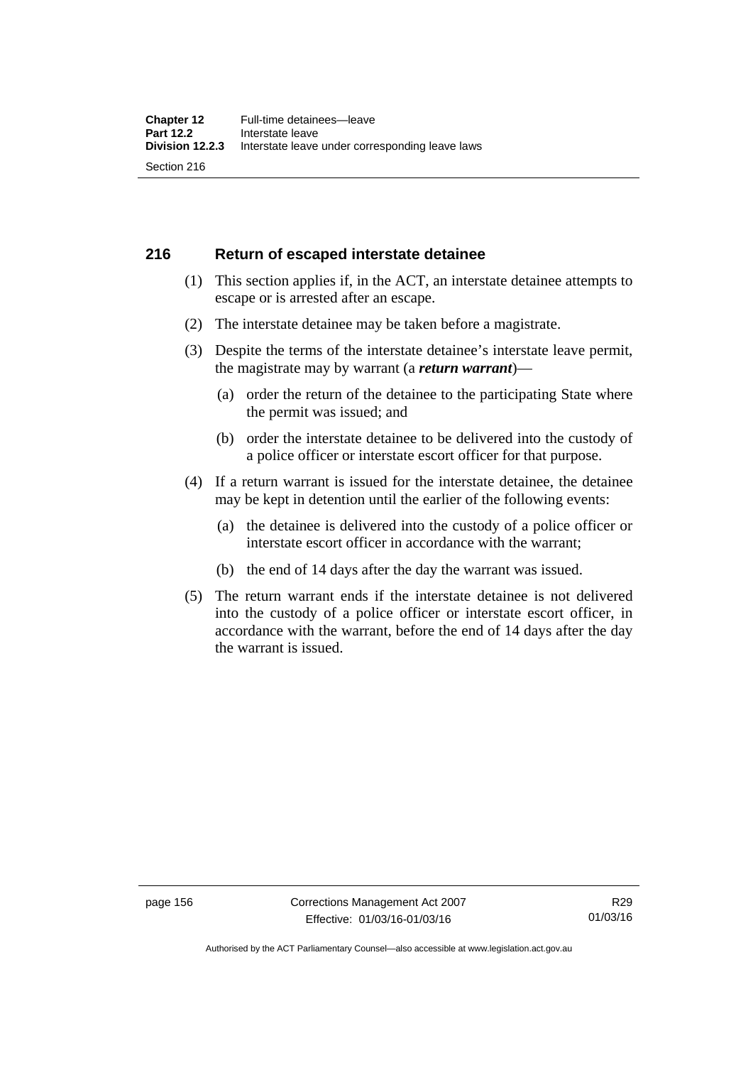## 216 Return of escaped interstate detainee

(1) This section applies if, in the ACT, an interstate detainee attempts to escape or is arrested after an escape.

(2) The interstate detainee may be taken before a magistrate.

(3) Despite the terms of the interstate detainee's interstate leave permit, the magistrate may by warrant (a ***return warrant***)—

(a) order the return of the detainee to the participating State where the permit was issued; and

(b) order the interstate detainee to be delivered into the custody of a police officer or interstate escort officer for that purpose.

(4) If a return warrant is issued for the interstate detainee, the detainee may be kept in detention until the earlier of the following events:

(a) the detainee is delivered into the custody of a police officer or interstate escort officer in accordance with the warrant;

(b) the end of 14 days after the day the warrant was issued.

(5) The return warrant ends if the interstate detainee is not delivered into the custody of a police officer or interstate escort officer, in accordance with the warrant, before the end of 14 days after the day the warrant is issued.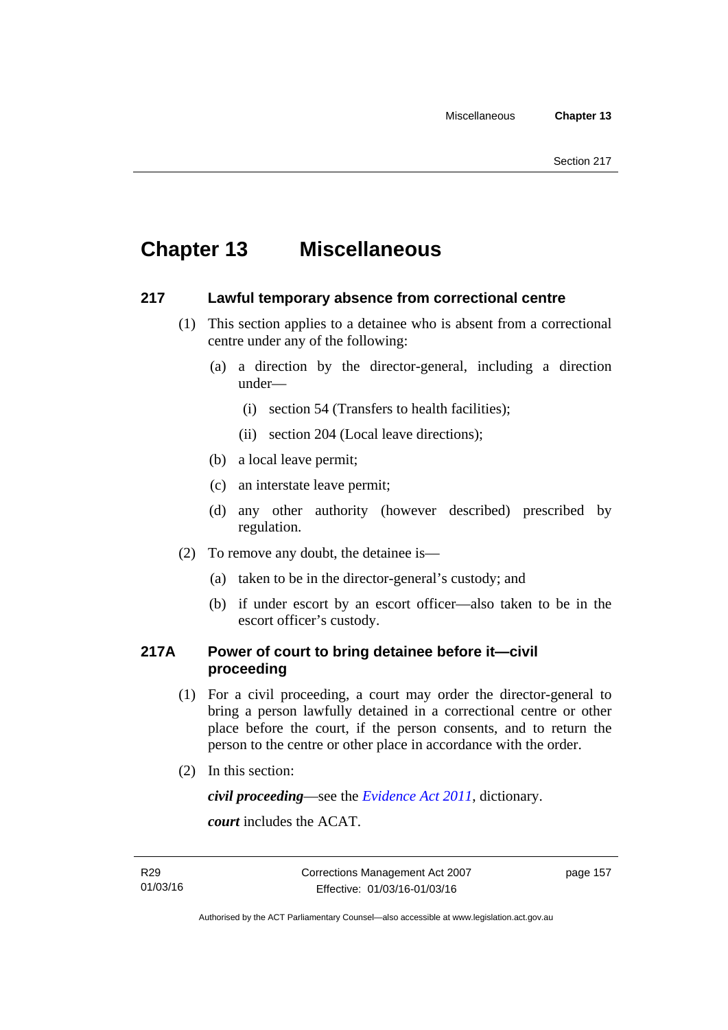# Chapter 13 Miscellaneous

## 217 Lawful temporary absence from correctional centre

(1) This section applies to a detainee who is absent from a correctional centre under any of the following:

(a) a direction by the director-general, including a direction under—

(i) section 54 (Transfers to health facilities);

(ii) section 204 (Local leave directions);

(b) a local leave permit;

(c) an interstate leave permit;

(d) any other authority (however described) prescribed by regulation.

(2) To remove any doubt, the detainee is—

(a) taken to be in the director-general's custody; and

(b) if under escort by an escort officer—also taken to be in the escort officer's custody.

## 217A Power of court to bring detainee before it—civil proceeding

(1) For a civil proceeding, a court may order the director-general to bring a person lawfully detained in a correctional centre or other place before the court, if the person consents, and to return the person to the centre or other place in accordance with the order.

(2) In this section:

***civil proceeding***—see the *Evidence Act 2011*, dictionary.

***court*** includes the ACAT.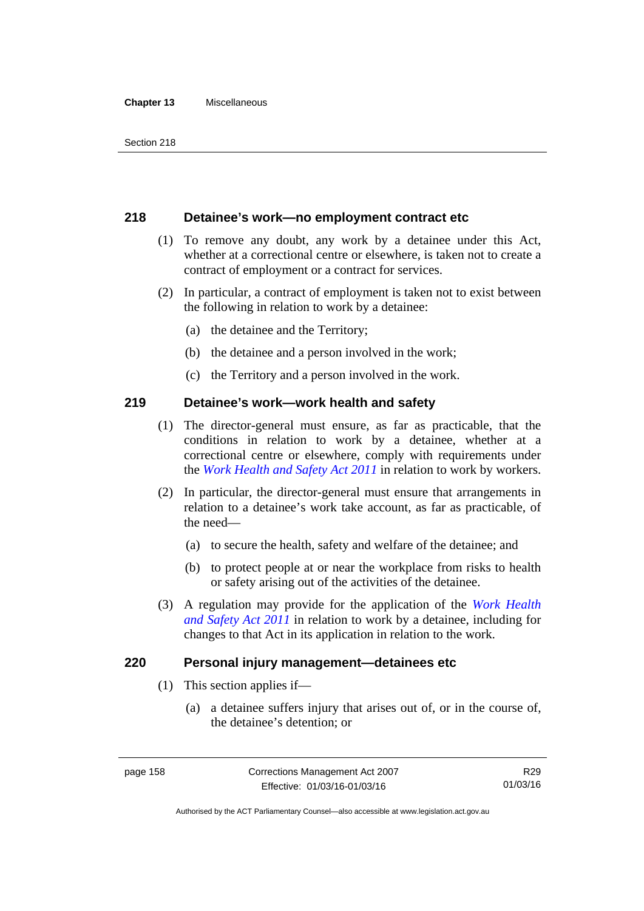## 218 Detainee's work—no employment contract etc

(1) To remove any doubt, any work by a detainee under this Act, whether at a correctional centre or elsewhere, is taken not to create a contract of employment or a contract for services.

(2) In particular, a contract of employment is taken not to exist between the following in relation to work by a detainee:

(a) the detainee and the Territory;

(b) the detainee and a person involved in the work;

(c) the Territory and a person involved in the work.

## 219 Detainee's work—work health and safety

(1) The director-general must ensure, as far as practicable, that the conditions in relation to work by a detainee, whether at a correctional centre or elsewhere, comply with requirements under the *Work Health and Safety Act 2011* in relation to work by workers.

(2) In particular, the director-general must ensure that arrangements in relation to a detainee's work take account, as far as practicable, of the need—

(a) to secure the health, safety and welfare of the detainee; and

(b) to protect people at or near the workplace from risks to health or safety arising out of the activities of the detainee.

(3) A regulation may provide for the application of the *Work Health and Safety Act 2011* in relation to work by a detainee, including for changes to that Act in its application in relation to the work.

## 220 Personal injury management—detainees etc

(1) This section applies if—

(a) a detainee suffers injury that arises out of, or in the course of, the detainee's detention; or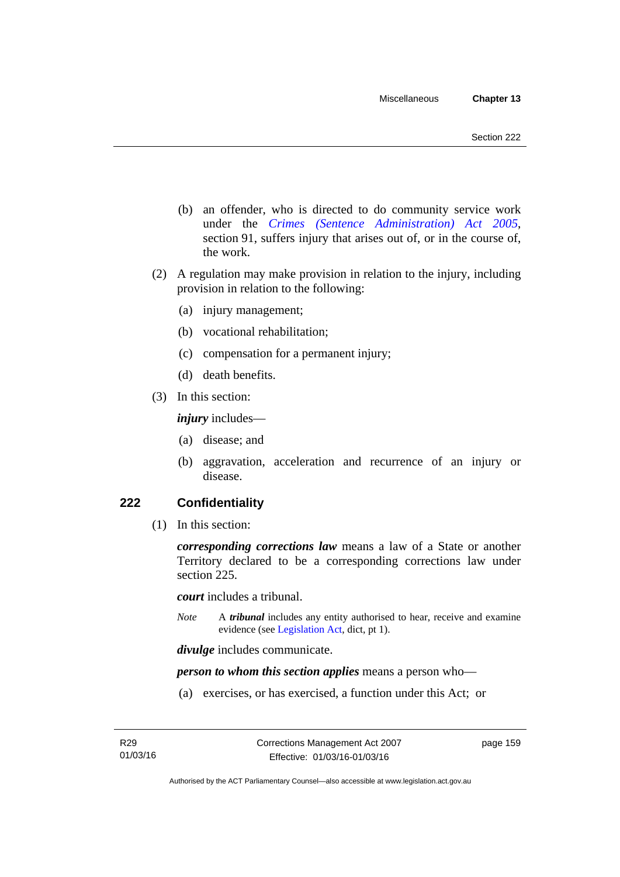(b) an offender, who is directed to do community service work under the *Crimes (Sentence Administration) Act 2005*, section 91, suffers injury that arises out of, or in the course of, the work.

(2) A regulation may make provision in relation to the injury, including provision in relation to the following:

(a) injury management;

(b) vocational rehabilitation;

(c) compensation for a permanent injury;

(d) death benefits.

(3) In this section:

***injury*** includes—

(a) disease; and

(b) aggravation, acceleration and recurrence of an injury or disease.

## 222 Confidentiality

(1) In this section:

***corresponding corrections law*** means a law of a State or another Territory declared to be a corresponding corrections law under section 225.

***court*** includes a tribunal.

*Note* A ***tribunal*** includes any entity authorised to hear, receive and examine evidence (see Legislation Act, dict, pt 1).

***divulge*** includes communicate.

***person to whom this section applies*** means a person who—

(a) exercises, or has exercised, a function under this Act; or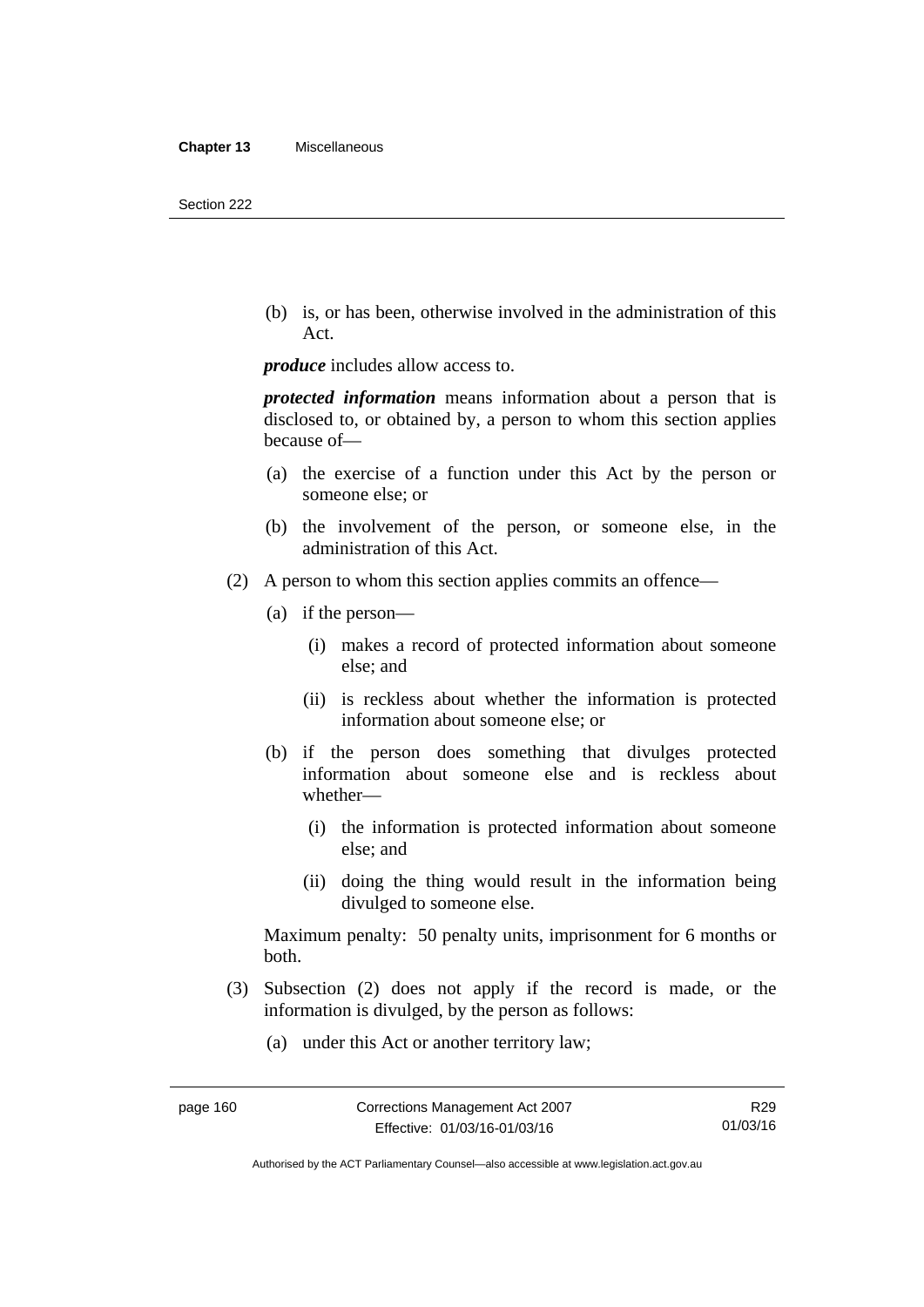(b) is, or has been, otherwise involved in the administration of this Act.

***produce*** includes allow access to.

***protected information*** means information about a person that is disclosed to, or obtained by, a person to whom this section applies because of—

(a) the exercise of a function under this Act by the person or someone else; or

(b) the involvement of the person, or someone else, in the administration of this Act.

(2) A person to whom this section applies commits an offence—

(a) if the person—

(i) makes a record of protected information about someone else; and

(ii) is reckless about whether the information is protected information about someone else; or

(b) if the person does something that divulges protected information about someone else and is reckless about whether—

(i) the information is protected information about someone else; and

(ii) doing the thing would result in the information being divulged to someone else.

Maximum penalty: 50 penalty units, imprisonment for 6 months or both.

(3) Subsection (2) does not apply if the record is made, or the information is divulged, by the person as follows:

(a) under this Act or another territory law;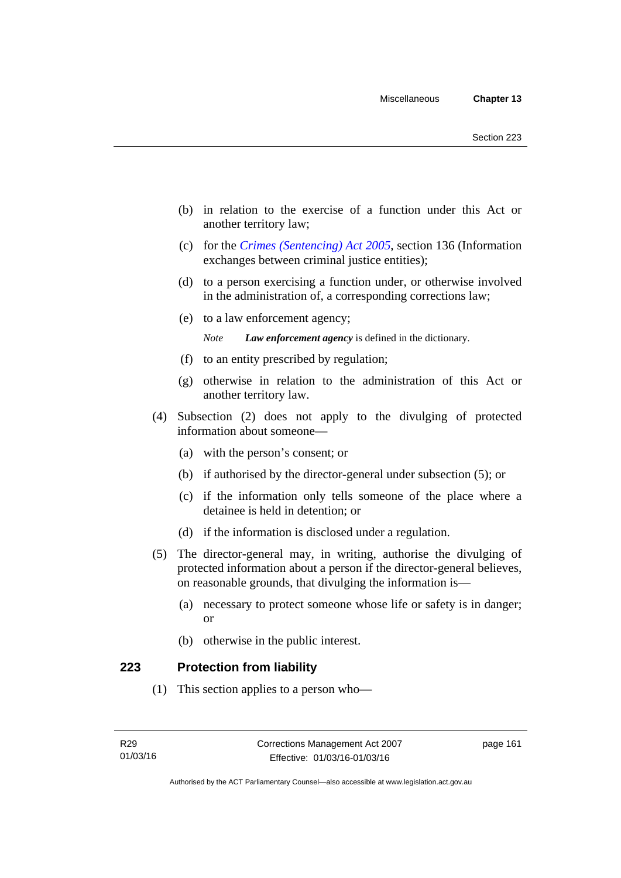(b) in relation to the exercise of a function under this Act or another territory law;

(c) for the *Crimes (Sentencing) Act 2005*, section 136 (Information exchanges between criminal justice entities);

(d) to a person exercising a function under, or otherwise involved in the administration of, a corresponding corrections law;

(e) to a law enforcement agency;

*Note* ***Law enforcement agency*** is defined in the dictionary.

(f) to an entity prescribed by regulation;

(g) otherwise in relation to the administration of this Act or another territory law.

(4) Subsection (2) does not apply to the divulging of protected information about someone—

(a) with the person's consent; or

(b) if authorised by the director-general under subsection (5); or

(c) if the information only tells someone of the place where a detainee is held in detention; or

(d) if the information is disclosed under a regulation.

(5) The director-general may, in writing, authorise the divulging of protected information about a person if the director-general believes, on reasonable grounds, that divulging the information is—

(a) necessary to protect someone whose life or safety is in danger; or

(b) otherwise in the public interest.

## 223 Protection from liability

(1) This section applies to a person who—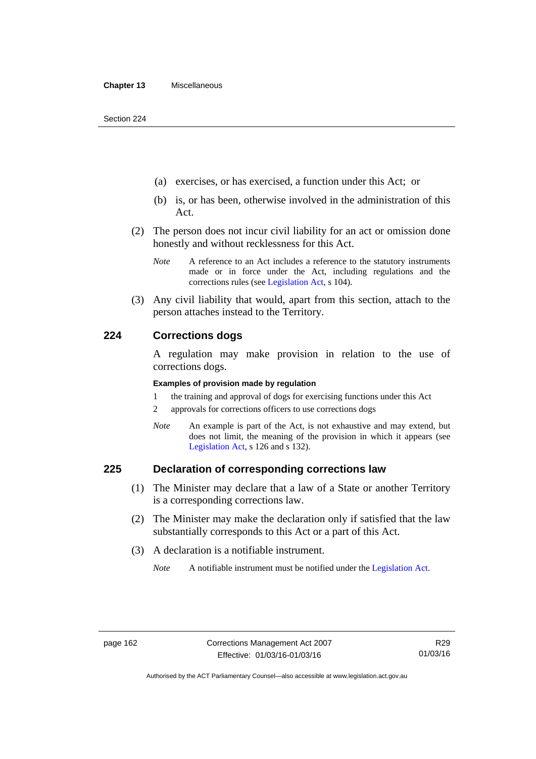(a) exercises, or has exercised, a function under this Act; or

(b) is, or has been, otherwise involved in the administration of this Act.

(2) The person does not incur civil liability for an act or omission done honestly and without recklessness for this Act.

*Note* A reference to an Act includes a reference to the statutory instruments made or in force under the Act, including regulations and the corrections rules (see Legislation Act, s 104).

(3) Any civil liability that would, apart from this section, attach to the person attaches instead to the Territory.

## 224 Corrections dogs

A regulation may make provision in relation to the use of corrections dogs.

**Examples of provision made by regulation**

1 the training and approval of dogs for exercising functions under this Act

2 approvals for corrections officers to use corrections dogs

*Note* An example is part of the Act, is not exhaustive and may extend, but does not limit, the meaning of the provision in which it appears (see Legislation Act, s 126 and s 132).

## 225 Declaration of corresponding corrections law

(1) The Minister may declare that a law of a State or another Territory is a corresponding corrections law.

(2) The Minister may make the declaration only if satisfied that the law substantially corresponds to this Act or a part of this Act.

(3) A declaration is a notifiable instrument.

*Note* A notifiable instrument must be notified under the Legislation Act.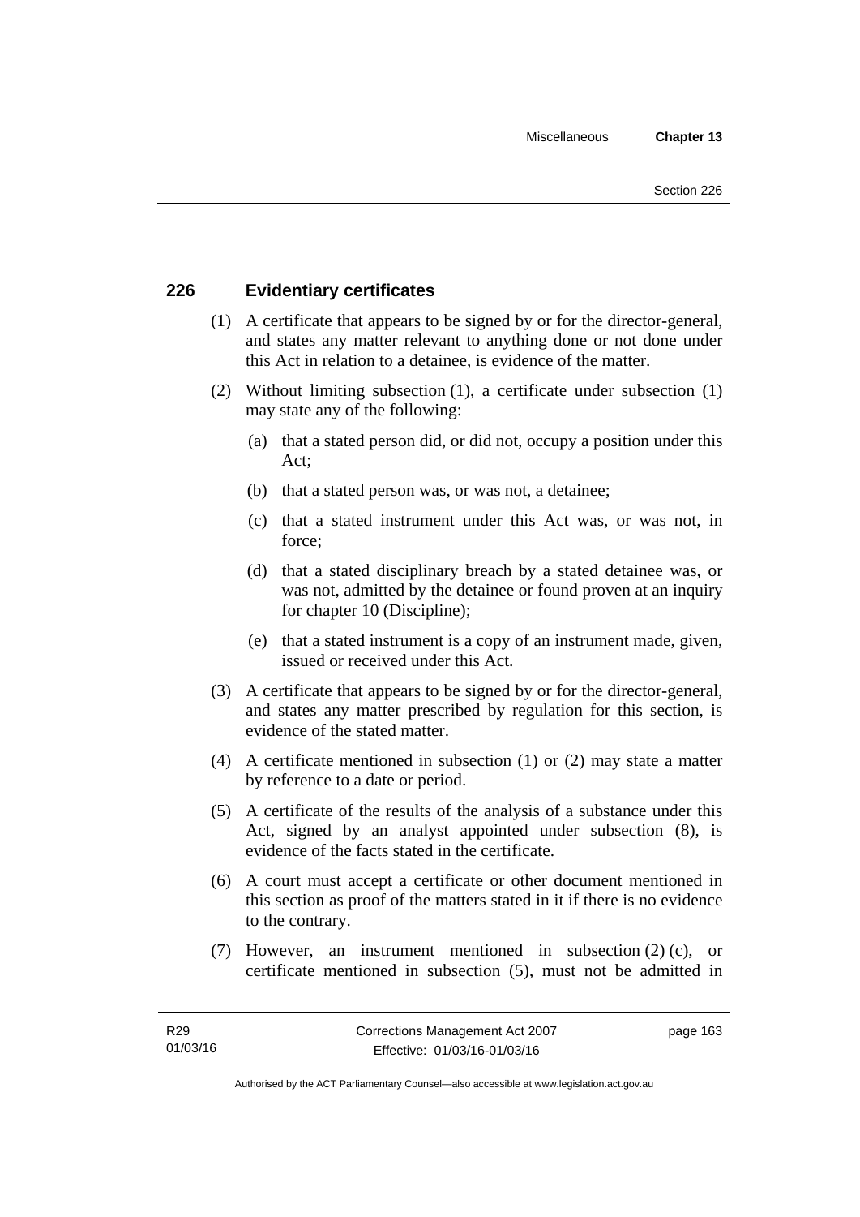## 226 Evidentiary certificates

(1) A certificate that appears to be signed by or for the director-general, and states any matter relevant to anything done or not done under this Act in relation to a detainee, is evidence of the matter.

(2) Without limiting subsection (1), a certificate under subsection (1) may state any of the following:

(a) that a stated person did, or did not, occupy a position under this Act;

(b) that a stated person was, or was not, a detainee;

(c) that a stated instrument under this Act was, or was not, in force;

(d) that a stated disciplinary breach by a stated detainee was, or was not, admitted by the detainee or found proven at an inquiry for chapter 10 (Discipline);

(e) that a stated instrument is a copy of an instrument made, given, issued or received under this Act.

(3) A certificate that appears to be signed by or for the director-general, and states any matter prescribed by regulation for this section, is evidence of the stated matter.

(4) A certificate mentioned in subsection (1) or (2) may state a matter by reference to a date or period.

(5) A certificate of the results of the analysis of a substance under this Act, signed by an analyst appointed under subsection (8), is evidence of the facts stated in the certificate.

(6) A court must accept a certificate or other document mentioned in this section as proof of the matters stated in it if there is no evidence to the contrary.

(7) However, an instrument mentioned in subsection (2) (c), or certificate mentioned in subsection (5), must not be admitted in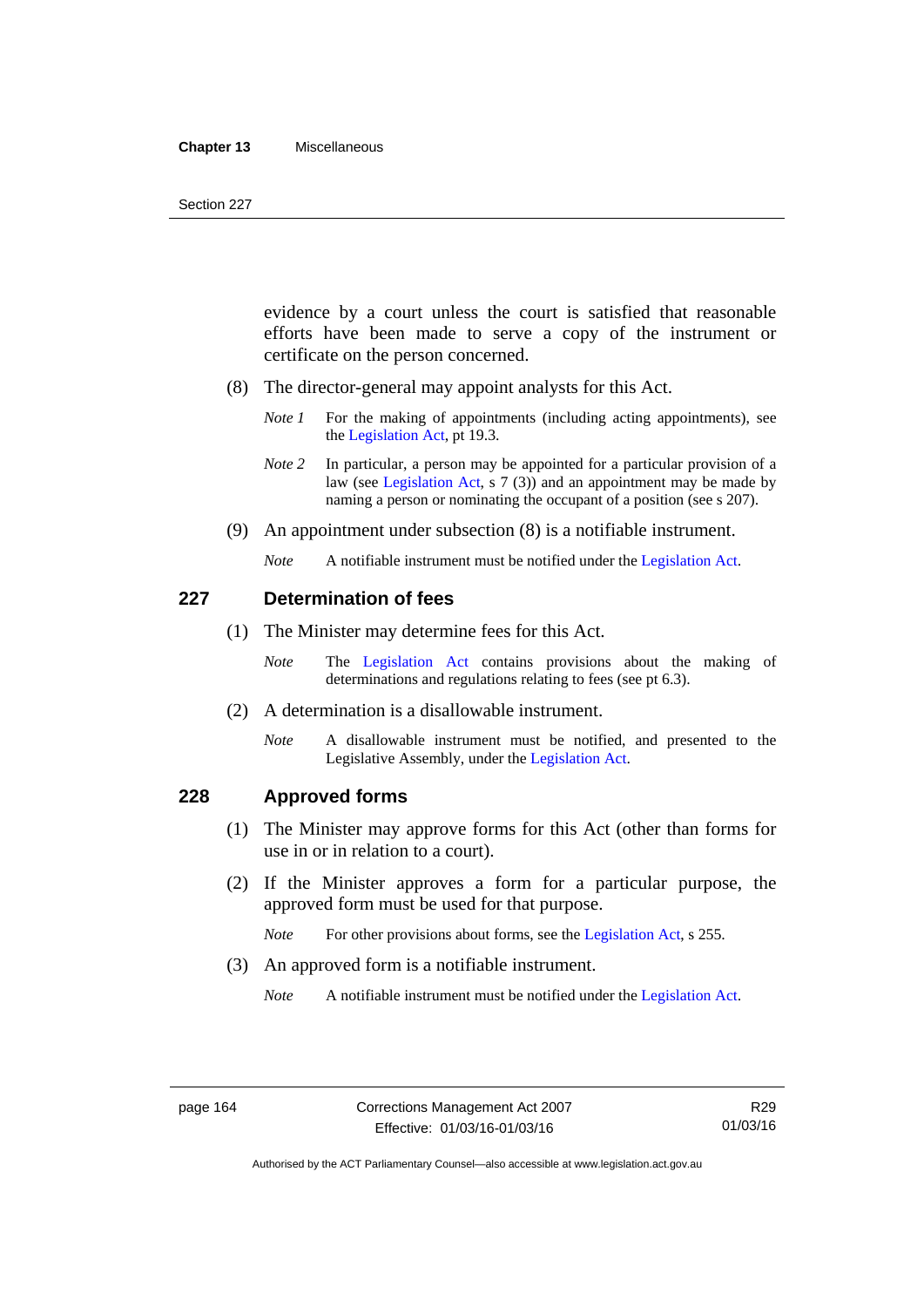evidence by a court unless the court is satisfied that reasonable efforts have been made to serve a copy of the instrument or certificate on the person concerned.

(8) The director-general may appoint analysts for this Act.

*Note 1* For the making of appointments (including acting appointments), see the Legislation Act, pt 19.3.

*Note 2* In particular, a person may be appointed for a particular provision of a law (see Legislation Act, s 7 (3)) and an appointment may be made by naming a person or nominating the occupant of a position (see s 207).

(9) An appointment under subsection (8) is a notifiable instrument.

*Note* A notifiable instrument must be notified under the Legislation Act.

## 227 Determination of fees

(1) The Minister may determine fees for this Act.

*Note* The Legislation Act contains provisions about the making of determinations and regulations relating to fees (see pt 6.3).

(2) A determination is a disallowable instrument.

*Note* A disallowable instrument must be notified, and presented to the Legislative Assembly, under the Legislation Act.

## 228 Approved forms

(1) The Minister may approve forms for this Act (other than forms for use in or in relation to a court).

(2) If the Minister approves a form for a particular purpose, the approved form must be used for that purpose.

*Note* For other provisions about forms, see the Legislation Act, s 255.

(3) An approved form is a notifiable instrument.

*Note* A notifiable instrument must be notified under the Legislation Act.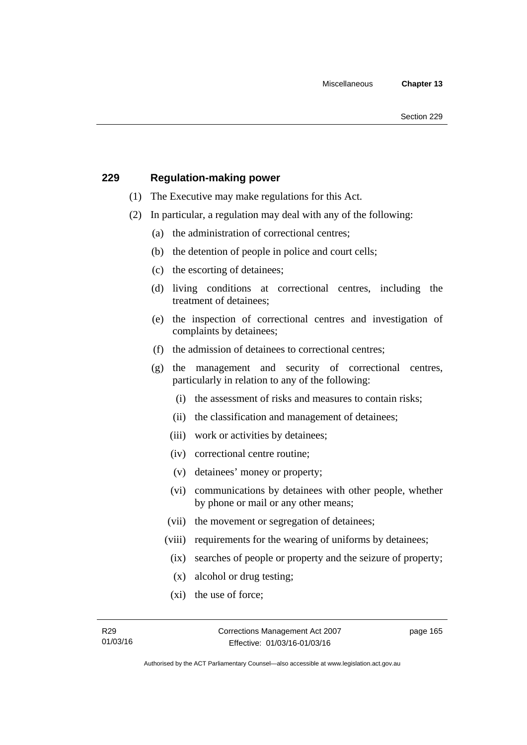## 229 Regulation-making power

(1) The Executive may make regulations for this Act.

(2) In particular, a regulation may deal with any of the following:

(a) the administration of correctional centres;

(b) the detention of people in police and court cells;

(c) the escorting of detainees;

(d) living conditions at correctional centres, including the treatment of detainees;

(e) the inspection of correctional centres and investigation of complaints by detainees;

(f) the admission of detainees to correctional centres;

(g) the management and security of correctional centres, particularly in relation to any of the following:

(i) the assessment of risks and measures to contain risks;

(ii) the classification and management of detainees;

(iii) work or activities by detainees;

(iv) correctional centre routine;

(v) detainees' money or property;

(vi) communications by detainees with other people, whether by phone or mail or any other means;

(vii) the movement or segregation of detainees;

(viii) requirements for the wearing of uniforms by detainees;

(ix) searches of people or property and the seizure of property;

(x) alcohol or drug testing;

(xi) the use of force;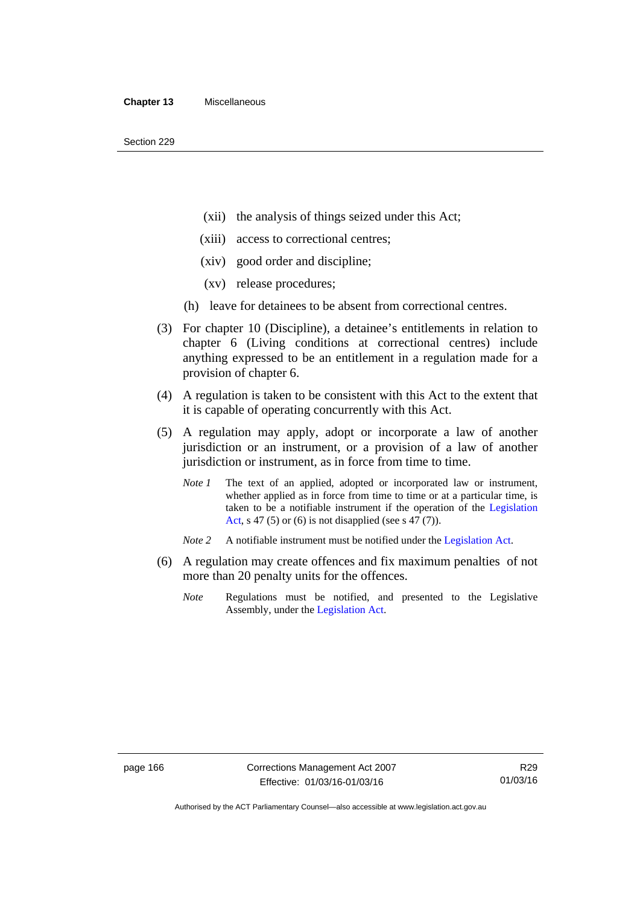(xii) the analysis of things seized under this Act;

(xiii) access to correctional centres;

(xiv) good order and discipline;

(xv) release procedures;

(h) leave for detainees to be absent from correctional centres.

(3) For chapter 10 (Discipline), a detainee's entitlements in relation to chapter 6 (Living conditions at correctional centres) include anything expressed to be an entitlement in a regulation made for a provision of chapter 6.

(4) A regulation is taken to be consistent with this Act to the extent that it is capable of operating concurrently with this Act.

(5) A regulation may apply, adopt or incorporate a law of another jurisdiction or an instrument, or a provision of a law of another jurisdiction or instrument, as in force from time to time.

*Note 1* The text of an applied, adopted or incorporated law or instrument, whether applied as in force from time to time or at a particular time, is taken to be a notifiable instrument if the operation of the Legislation Act, s 47 (5) or (6) is not disapplied (see s 47 (7)).

*Note 2* A notifiable instrument must be notified under the Legislation Act.

(6) A regulation may create offences and fix maximum penalties of not more than 20 penalty units for the offences.

*Note* Regulations must be notified, and presented to the Legislative Assembly, under the Legislation Act.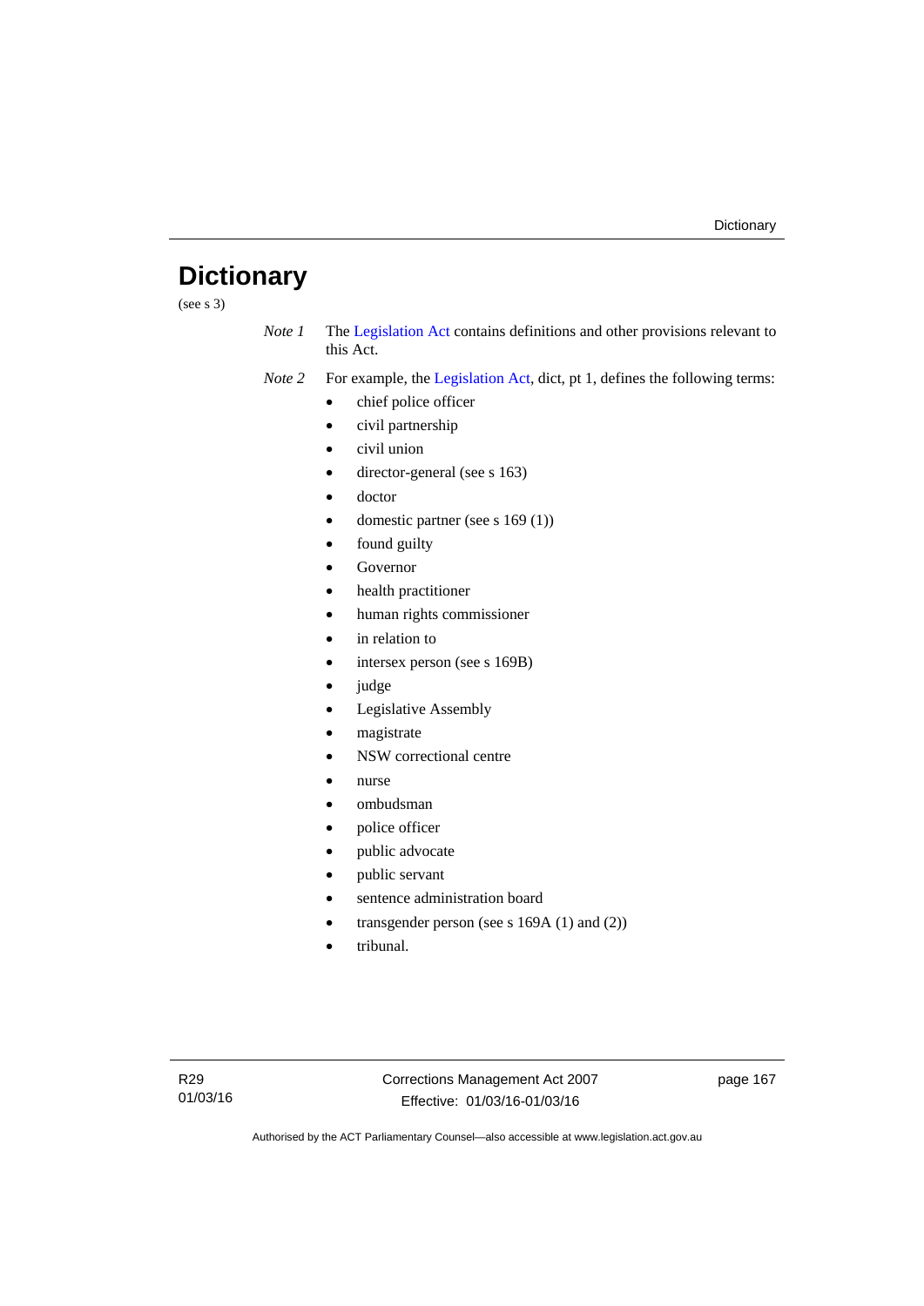# Dictionary

(see s 3)

*Note 1* The Legislation Act contains definitions and other provisions relevant to this Act.

*Note 2* For example, the Legislation Act, dict, pt 1, defines the following terms:

- chief police officer
- civil partnership
- civil union
- director-general (see s 163)
- doctor
- domestic partner (see s 169 (1))
- found guilty
- Governor
- health practitioner
- human rights commissioner
- in relation to
- intersex person (see s 169B)
- judge
- Legislative Assembly
- magistrate
- NSW correctional centre
- nurse
- ombudsman
- police officer
- public advocate
- public servant
- sentence administration board
- transgender person (see s 169A (1) and (2))
- tribunal.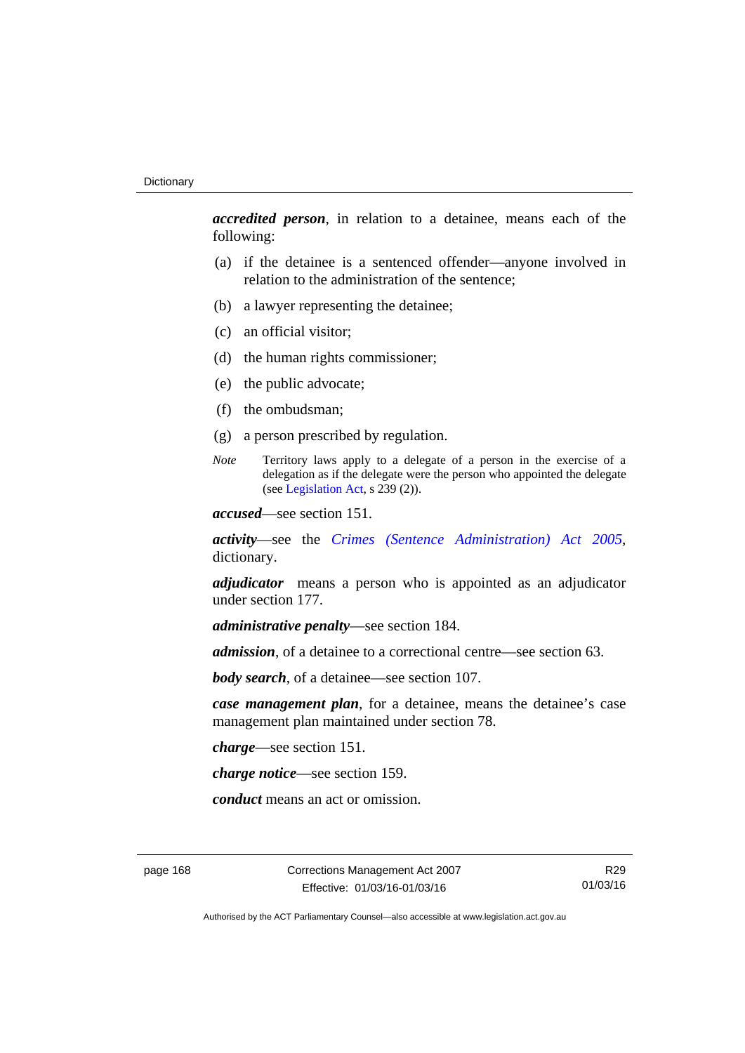***accredited person***, in relation to a detainee, means each of the following:

(a) if the detainee is a sentenced offender—anyone involved in relation to the administration of the sentence;

(b) a lawyer representing the detainee;

(c) an official visitor;

(d) the human rights commissioner;

(e) the public advocate;

(f) the ombudsman;

(g) a person prescribed by regulation.

*Note* Territory laws apply to a delegate of a person in the exercise of a delegation as if the delegate were the person who appointed the delegate (see Legislation Act, s 239 (2)).

***accused***—see section 151.

***activity***—see the *Crimes (Sentence Administration) Act 2005*, dictionary.

***adjudicator*** means a person who is appointed as an adjudicator under section 177.

***administrative penalty***—see section 184.

***admission***, of a detainee to a correctional centre—see section 63.

***body search***, of a detainee—see section 107.

***case management plan***, for a detainee, means the detainee's case management plan maintained under section 78.

***charge***—see section 151.

***charge notice***—see section 159.

***conduct*** means an act or omission.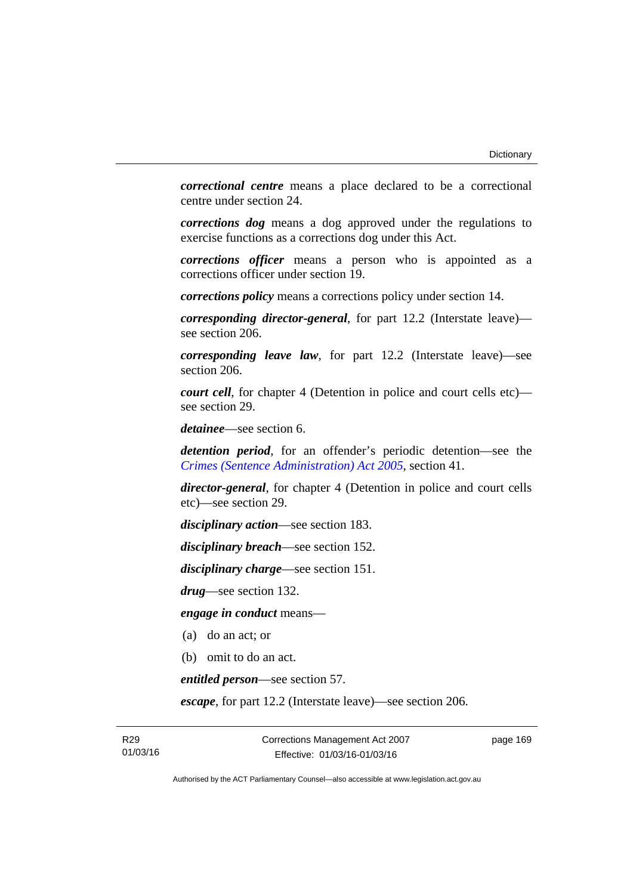***correctional centre*** means a place declared to be a correctional centre under section 24.

***corrections dog*** means a dog approved under the regulations to exercise functions as a corrections dog under this Act.

***corrections officer*** means a person who is appointed as a corrections officer under section 19.

***corrections policy*** means a corrections policy under section 14.

***corresponding director-general***, for part 12.2 (Interstate leave)—see section 206.

***corresponding leave law***, for part 12.2 (Interstate leave)—see section 206.

***court cell***, for chapter 4 (Detention in police and court cells etc)—see section 29.

***detainee***—see section 6.

***detention period***, for an offender's periodic detention—see the *Crimes (Sentence Administration) Act 2005*, section 41.

***director-general***, for chapter 4 (Detention in police and court cells etc)—see section 29.

***disciplinary action***—see section 183.

***disciplinary breach***—see section 152.

***disciplinary charge***—see section 151.

***drug***—see section 132.

***engage in conduct*** means—

(a) do an act; or

(b) omit to do an act.

***entitled person***—see section 57.

***escape***, for part 12.2 (Interstate leave)—see section 206.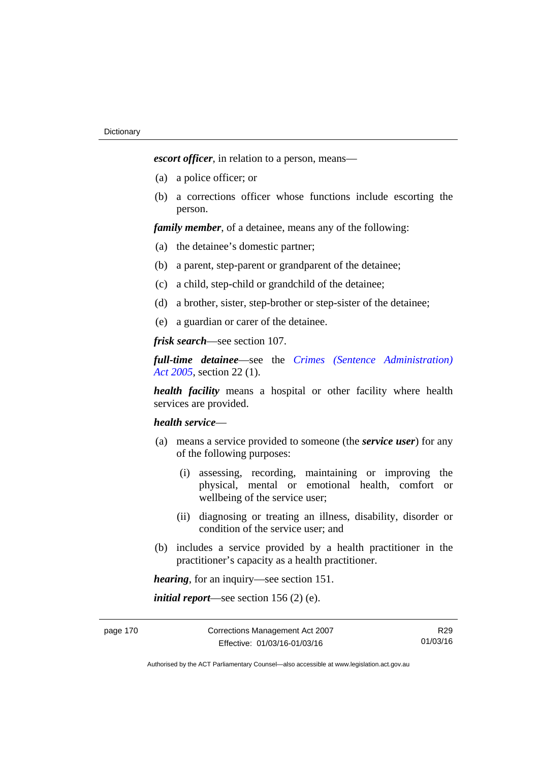***escort officer***, in relation to a person, means—

(a) a police officer; or

(b) a corrections officer whose functions include escorting the person.

***family member***, of a detainee, means any of the following:

(a) the detainee's domestic partner;

(b) a parent, step-parent or grandparent of the detainee;

(c) a child, step-child or grandchild of the detainee;

(d) a brother, sister, step-brother or step-sister of the detainee;

(e) a guardian or carer of the detainee.

***frisk search***—see section 107.

***full-time detainee***—see the *Crimes (Sentence Administration) Act 2005*, section 22 (1).

***health facility*** means a hospital or other facility where health services are provided.

***health service***—

(a) means a service provided to someone (the ***service user***) for any of the following purposes:

 (i) assessing, recording, maintaining or improving the physical, mental or emotional health, comfort or wellbeing of the service user;

 (ii) diagnosing or treating an illness, disability, disorder or condition of the service user; and

(b) includes a service provided by a health practitioner in the practitioner's capacity as a health practitioner.

***hearing***, for an inquiry—see section 151.

***initial report***—see section 156 (2) (e).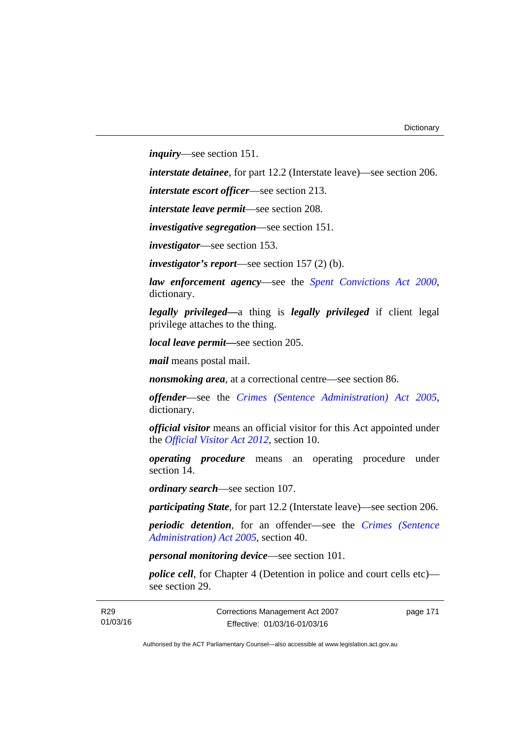***inquiry***—see section 151.

***interstate detainee***, for part 12.2 (Interstate leave)—see section 206.

***interstate escort officer***—see section 213.

***interstate leave permit***—see section 208.

***investigative segregation***—see section 151.

***investigator***—see section 153.

***investigator's report***—see section 157 (2) (b).

***law enforcement agency***—see the *Spent Convictions Act 2000*, dictionary.

***legally privileged***—a thing is ***legally privileged*** if client legal privilege attaches to the thing.

***local leave permit***—see section 205.

***mail*** means postal mail.

***nonsmoking area***, at a correctional centre—see section 86.

***offender***—see the *Crimes (Sentence Administration) Act 2005*, dictionary.

***official visitor*** means an official visitor for this Act appointed under the *Official Visitor Act 2012*, section 10.

***operating procedure*** means an operating procedure under section 14.

***ordinary search***—see section 107.

***participating State***, for part 12.2 (Interstate leave)—see section 206.

***periodic detention***, for an offender—see the *Crimes (Sentence Administration) Act 2005*, section 40.

***personal monitoring device***—see section 101.

***police cell***, for Chapter 4 (Detention in police and court cells etc)—see section 29.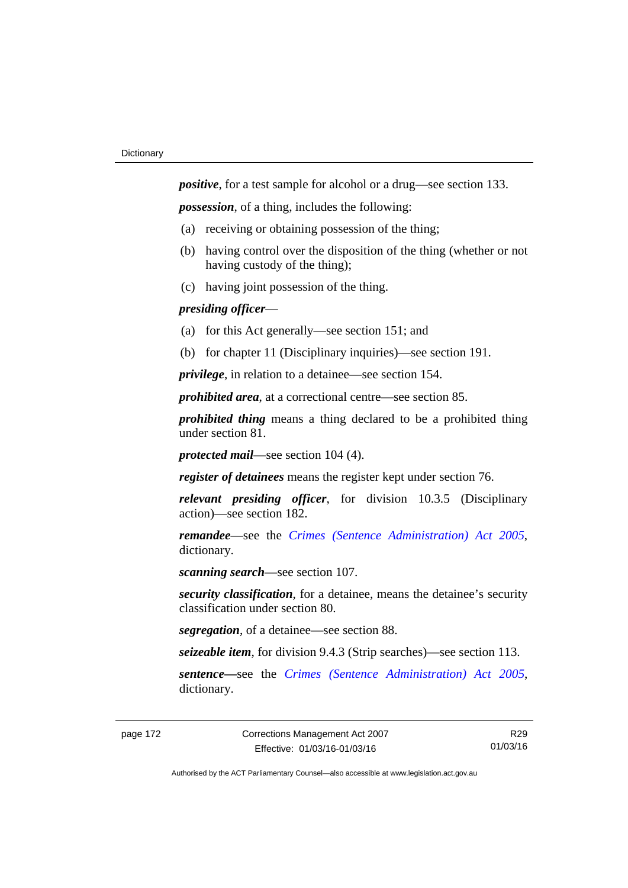***positive***, for a test sample for alcohol or a drug—see section 133.

***possession***, of a thing, includes the following:

(a) receiving or obtaining possession of the thing;

(b) having control over the disposition of the thing (whether or not having custody of the thing);

(c) having joint possession of the thing.

***presiding officer***—

(a) for this Act generally—see section 151; and

(b) for chapter 11 (Disciplinary inquiries)—see section 191.

***privilege***, in relation to a detainee—see section 154.

***prohibited area***, at a correctional centre—see section 85.

***prohibited thing*** means a thing declared to be a prohibited thing under section 81.

***protected mail***—see section 104 (4).

***register of detainees*** means the register kept under section 76.

***relevant presiding officer***, for division 10.3.5 (Disciplinary action)—see section 182.

***remandee***—see the *Crimes (Sentence Administration) Act 2005*, dictionary.

***scanning search***—see section 107.

***security classification***, for a detainee, means the detainee's security classification under section 80.

***segregation***, of a detainee—see section 88.

***seizeable item***, for division 9.4.3 (Strip searches)—see section 113.

***sentence—***see the *Crimes (Sentence Administration) Act 2005*, dictionary.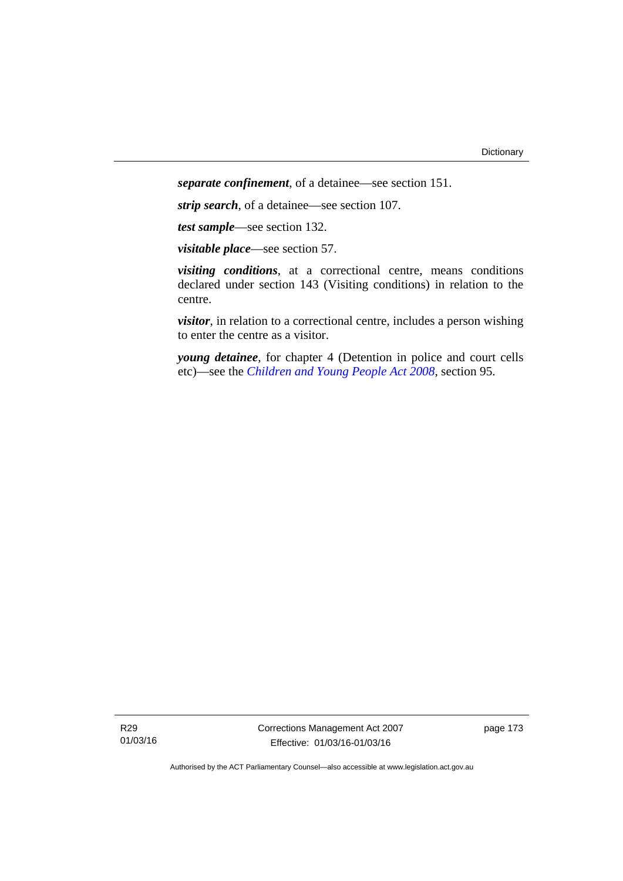***separate confinement***, of a detainee—see section 151.

***strip search***, of a detainee—see section 107.

***test sample***—see section 132.

***visitable place***—see section 57.

***visiting conditions***, at a correctional centre, means conditions declared under section 143 (Visiting conditions) in relation to the centre.

***visitor***, in relation to a correctional centre, includes a person wishing to enter the centre as a visitor.

***young detainee***, for chapter 4 (Detention in police and court cells etc)—see the *Children and Young People Act 2008*, section 95.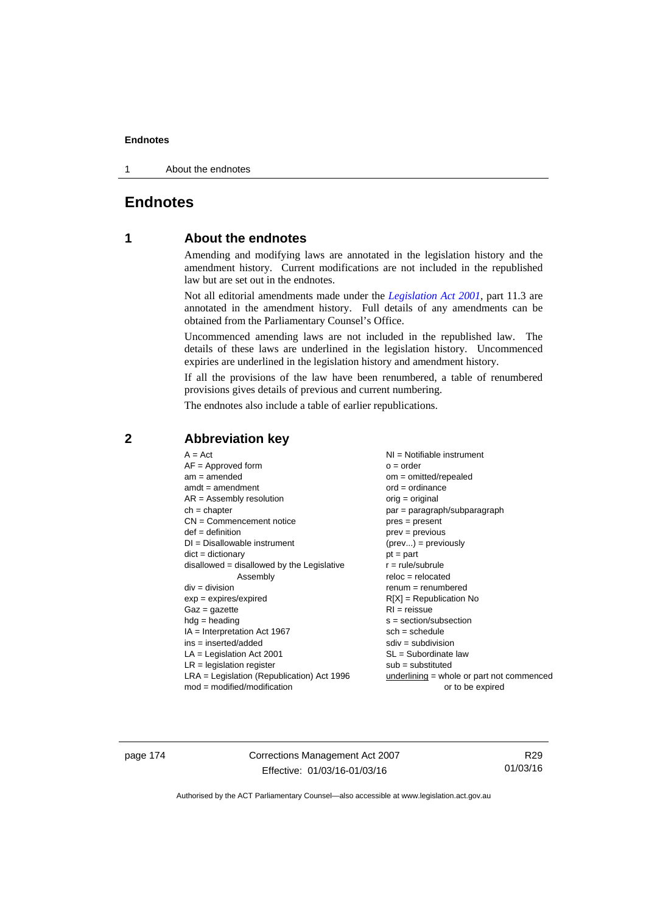# Endnotes

## 1 About the endnotes

Amending and modifying laws are annotated in the legislation history and the amendment history. Current modifications are not included in the republished law but are set out in the endnotes.

Not all editorial amendments made under the *Legislation Act 2001*, part 11.3 are annotated in the amendment history. Full details of any amendments can be obtained from the Parliamentary Counsel's Office.

Uncommenced amending laws are not included in the republished law. The details of these laws are underlined in the legislation history. Uncommenced expiries are underlined in the legislation history and amendment history.

If all the provisions of the law have been renumbered, a table of renumbered provisions gives details of previous and current numbering.

The endnotes also include a table of earlier republications.

## 2 Abbreviation key

| | |
|---|---|
| A = Act | NI = Notifiable instrument |
| AF = Approved form | o = order |
| am = amended | om = omitted/repealed |
| amdt = amendment | ord = ordinance |
| AR = Assembly resolution | orig = original |
| ch = chapter | par = paragraph/subparagraph |
| CN = Commencement notice | pres = present |
| def = definition | prev = previous |
| DI = Disallowable instrument | (prev...) = previously |
| dict = dictionary | pt = part |
| disallowed = disallowed by the Legislative Assembly | r = rule/subrule |
| div = division | reloc = relocated |
| exp = expires/expired | renum = renumbered |
| Gaz = gazette | R[X] = Republication No |
| hdg = heading | RI = reissue |
| IA = Interpretation Act 1967 | s = section/subsection |
| ins = inserted/added | sch = schedule |
| LA = Legislation Act 2001 | sdiv = subdivision |
| LR = legislation register | SL = Subordinate law |
| LRA = Legislation (Republication) Act 1996 | sub = substituted |
| mod = modified/modification | <u>underlining</u> = whole or part not commenced or to be expired |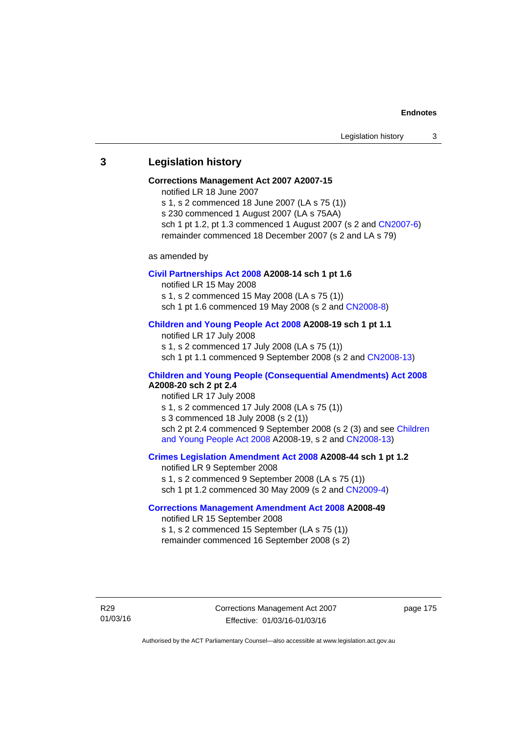## 3 Legislation history

**Corrections Management Act 2007 A2007-15**

notified LR 18 June 2007

s 1, s 2 commenced 18 June 2007 (LA s 75 (1))

s 230 commenced 1 August 2007 (LA s 75AA)

sch 1 pt 1.2, pt 1.3 commenced 1 August 2007 (s 2 and CN2007-6)

remainder commenced 18 December 2007 (s 2 and LA s 79)

as amended by

**Civil Partnerships Act 2008 A2008-14 sch 1 pt 1.6**

notified LR 15 May 2008

s 1, s 2 commenced 15 May 2008 (LA s 75 (1))

sch 1 pt 1.6 commenced 19 May 2008 (s 2 and CN2008-8)

**Children and Young People Act 2008 A2008-19 sch 1 pt 1.1**

notified LR 17 July 2008

s 1, s 2 commenced 17 July 2008 (LA s 75 (1))

sch 1 pt 1.1 commenced 9 September 2008 (s 2 and CN2008-13)

**Children and Young People (Consequential Amendments) Act 2008 A2008-20 sch 2 pt 2.4**

notified LR 17 July 2008

s 1, s 2 commenced 17 July 2008 (LA s 75 (1))

s 3 commenced 18 July 2008 (s 2 (1))

sch 2 pt 2.4 commenced 9 September 2008 (s 2 (3) and see Children and Young People Act 2008 A2008-19, s 2 and CN2008-13)

**Crimes Legislation Amendment Act 2008 A2008-44 sch 1 pt 1.2**

notified LR 9 September 2008

s 1, s 2 commenced 9 September 2008 (LA s 75 (1))

sch 1 pt 1.2 commenced 30 May 2009 (s 2 and CN2009-4)

**Corrections Management Amendment Act 2008 A2008-49**

notified LR 15 September 2008

s 1, s 2 commenced 15 September (LA s 75 (1))

remainder commenced 16 September 2008 (s 2)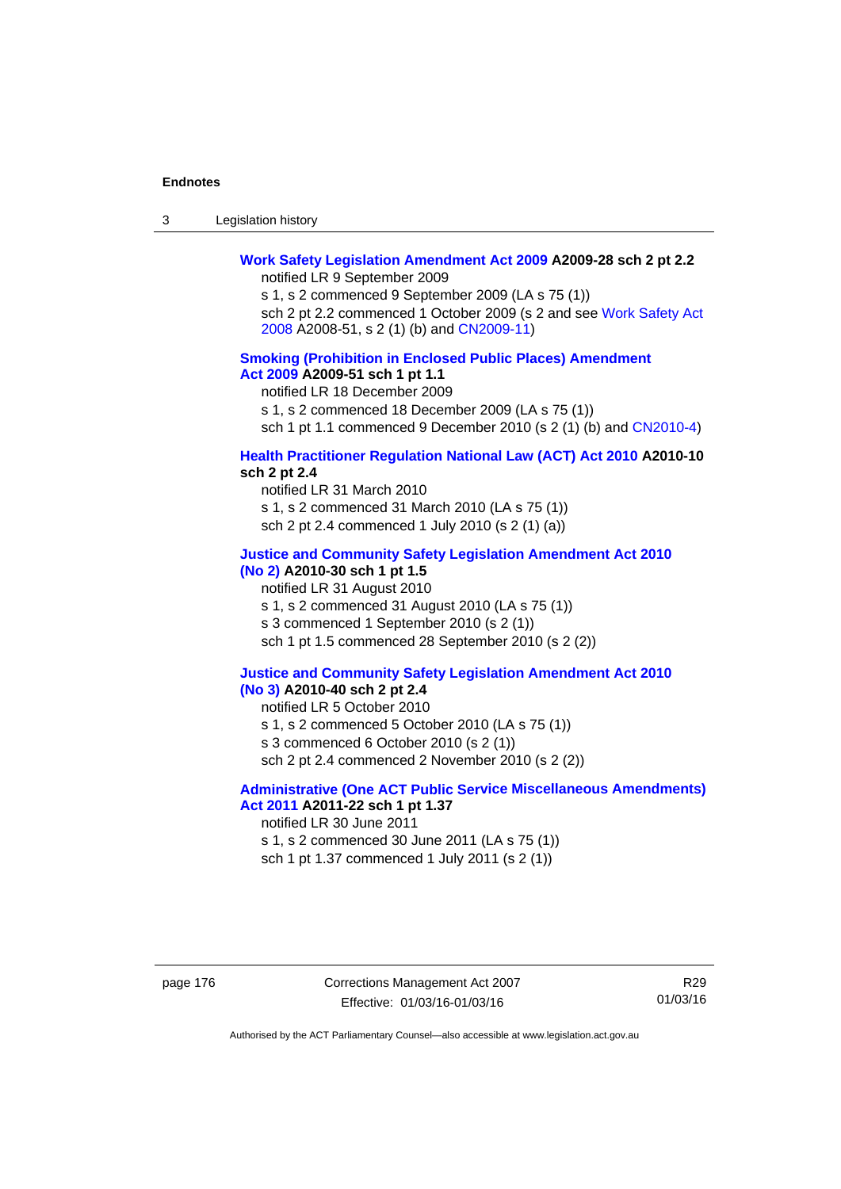**Work Safety Legislation Amendment Act 2009 A2009-28 sch 2 pt 2.2**

notified LR 9 September 2009

s 1, s 2 commenced 9 September 2009 (LA s 75 (1))

sch 2 pt 2.2 commenced 1 October 2009 (s 2 and see Work Safety Act 2008 A2008-51, s 2 (1) (b) and CN2009-11)

**Smoking (Prohibition in Enclosed Public Places) Amendment Act 2009 A2009-51 sch 1 pt 1.1**

notified LR 18 December 2009

s 1, s 2 commenced 18 December 2009 (LA s 75 (1))

sch 1 pt 1.1 commenced 9 December 2010 (s 2 (1) (b) and CN2010-4)

**Health Practitioner Regulation National Law (ACT) Act 2010 A2010-10 sch 2 pt 2.4**

notified LR 31 March 2010

s 1, s 2 commenced 31 March 2010 (LA s 75 (1))

sch 2 pt 2.4 commenced 1 July 2010 (s 2 (1) (a))

**Justice and Community Safety Legislation Amendment Act 2010 (No 2) A2010-30 sch 1 pt 1.5**

notified LR 31 August 2010

s 1, s 2 commenced 31 August 2010 (LA s 75 (1))

s 3 commenced 1 September 2010 (s 2 (1))

sch 1 pt 1.5 commenced 28 September 2010 (s 2 (2))

**Justice and Community Safety Legislation Amendment Act 2010 (No 3) A2010-40 sch 2 pt 2.4**

notified LR 5 October 2010

s 1, s 2 commenced 5 October 2010 (LA s 75 (1))

s 3 commenced 6 October 2010 (s 2 (1))

sch 2 pt 2.4 commenced 2 November 2010 (s 2 (2))

**Administrative (One ACT Public Service Miscellaneous Amendments) Act 2011 A2011-22 sch 1 pt 1.37**

notified LR 30 June 2011

s 1, s 2 commenced 30 June 2011 (LA s 75 (1))

sch 1 pt 1.37 commenced 1 July 2011 (s 2 (1))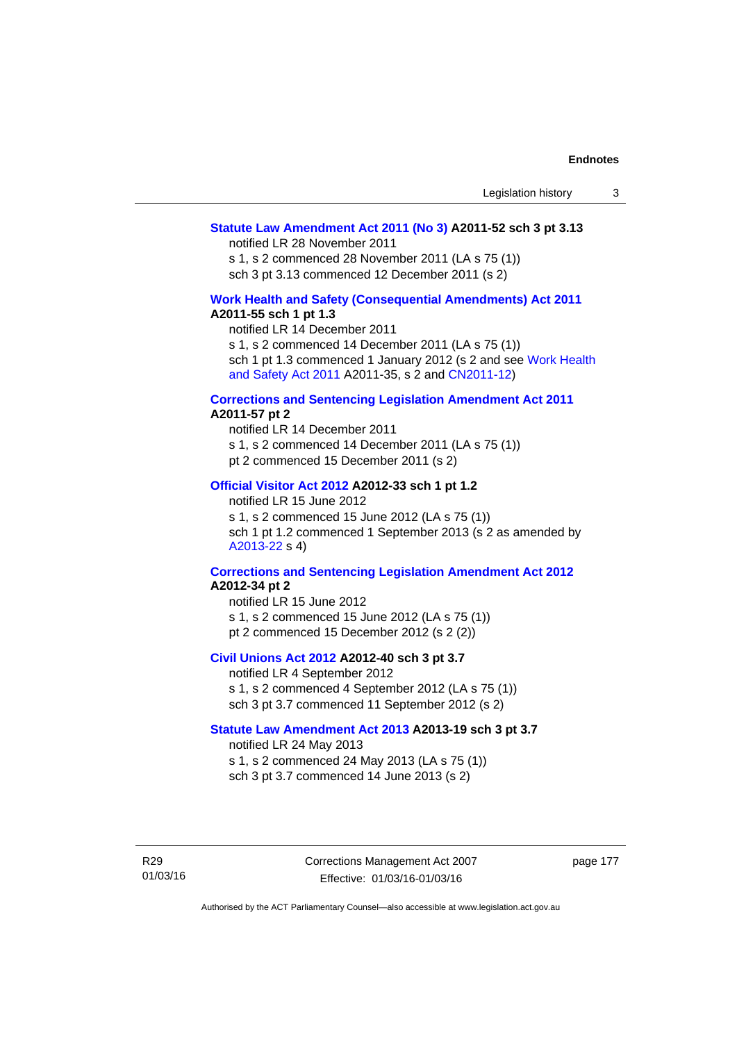**Statute Law Amendment Act 2011 (No 3) A2011-52 sch 3 pt 3.13**

notified LR 28 November 2011

s 1, s 2 commenced 28 November 2011 (LA s 75 (1))

sch 3 pt 3.13 commenced 12 December 2011 (s 2)

**Work Health and Safety (Consequential Amendments) Act 2011 A2011-55 sch 1 pt 1.3**

notified LR 14 December 2011

s 1, s 2 commenced 14 December 2011 (LA s 75 (1))

sch 1 pt 1.3 commenced 1 January 2012 (s 2 and see Work Health and Safety Act 2011 A2011-35, s 2 and CN2011-12)

**Corrections and Sentencing Legislation Amendment Act 2011 A2011-57 pt 2**

notified LR 14 December 2011

s 1, s 2 commenced 14 December 2011 (LA s 75 (1))

pt 2 commenced 15 December 2011 (s 2)

**Official Visitor Act 2012 A2012-33 sch 1 pt 1.2**

notified LR 15 June 2012

s 1, s 2 commenced 15 June 2012 (LA s 75 (1))

sch 1 pt 1.2 commenced 1 September 2013 (s 2 as amended by A2013-22 s 4)

**Corrections and Sentencing Legislation Amendment Act 2012 A2012-34 pt 2**

notified LR 15 June 2012

s 1, s 2 commenced 15 June 2012 (LA s 75 (1))

pt 2 commenced 15 December 2012 (s 2 (2))

**Civil Unions Act 2012 A2012-40 sch 3 pt 3.7**

notified LR 4 September 2012

s 1, s 2 commenced 4 September 2012 (LA s 75 (1))

sch 3 pt 3.7 commenced 11 September 2012 (s 2)

**Statute Law Amendment Act 2013 A2013-19 sch 3 pt 3.7**

notified LR 24 May 2013

s 1, s 2 commenced 24 May 2013 (LA s 75 (1))

sch 3 pt 3.7 commenced 14 June 2013 (s 2)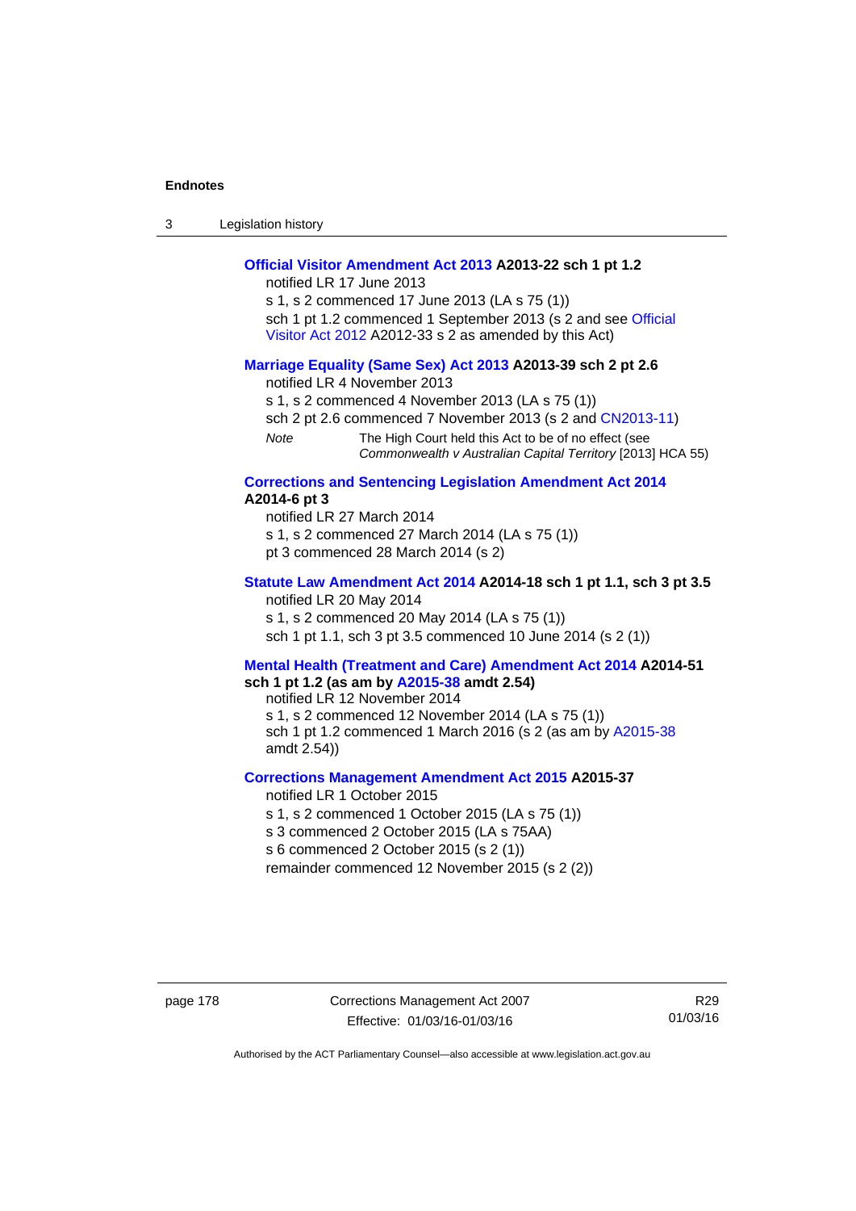**Official Visitor Amendment Act 2013 A2013-22 sch 1 pt 1.2**

notified LR 17 June 2013

s 1, s 2 commenced 17 June 2013 (LA s 75 (1))

sch 1 pt 1.2 commenced 1 September 2013 (s 2 and see Official Visitor Act 2012 A2012-33 s 2 as amended by this Act)

**Marriage Equality (Same Sex) Act 2013 A2013-39 sch 2 pt 2.6**

notified LR 4 November 2013

s 1, s 2 commenced 4 November 2013 (LA s 75 (1))

sch 2 pt 2.6 commenced 7 November 2013 (s 2 and CN2013-11)

*Note* The High Court held this Act to be of no effect (see *Commonwealth v Australian Capital Territory* [2013] HCA 55)

**Corrections and Sentencing Legislation Amendment Act 2014 A2014-6 pt 3**

notified LR 27 March 2014

s 1, s 2 commenced 27 March 2014 (LA s 75 (1))

pt 3 commenced 28 March 2014 (s 2)

**Statute Law Amendment Act 2014 A2014-18 sch 1 pt 1.1, sch 3 pt 3.5**

notified LR 20 May 2014

s 1, s 2 commenced 20 May 2014 (LA s 75 (1))

sch 1 pt 1.1, sch 3 pt 3.5 commenced 10 June 2014 (s 2 (1))

**Mental Health (Treatment and Care) Amendment Act 2014 A2014-51 sch 1 pt 1.2 (as am by A2015-38 amdt 2.54)**

notified LR 12 November 2014

s 1, s 2 commenced 12 November 2014 (LA s 75 (1))

sch 1 pt 1.2 commenced 1 March 2016 (s 2 (as am by A2015-38 amdt 2.54))

**Corrections Management Amendment Act 2015 A2015-37**

notified LR 1 October 2015

s 1, s 2 commenced 1 October 2015 (LA s 75 (1))

s 3 commenced 2 October 2015 (LA s 75AA)

s 6 commenced 2 October 2015 (s 2 (1))

remainder commenced 12 November 2015 (s 2 (2))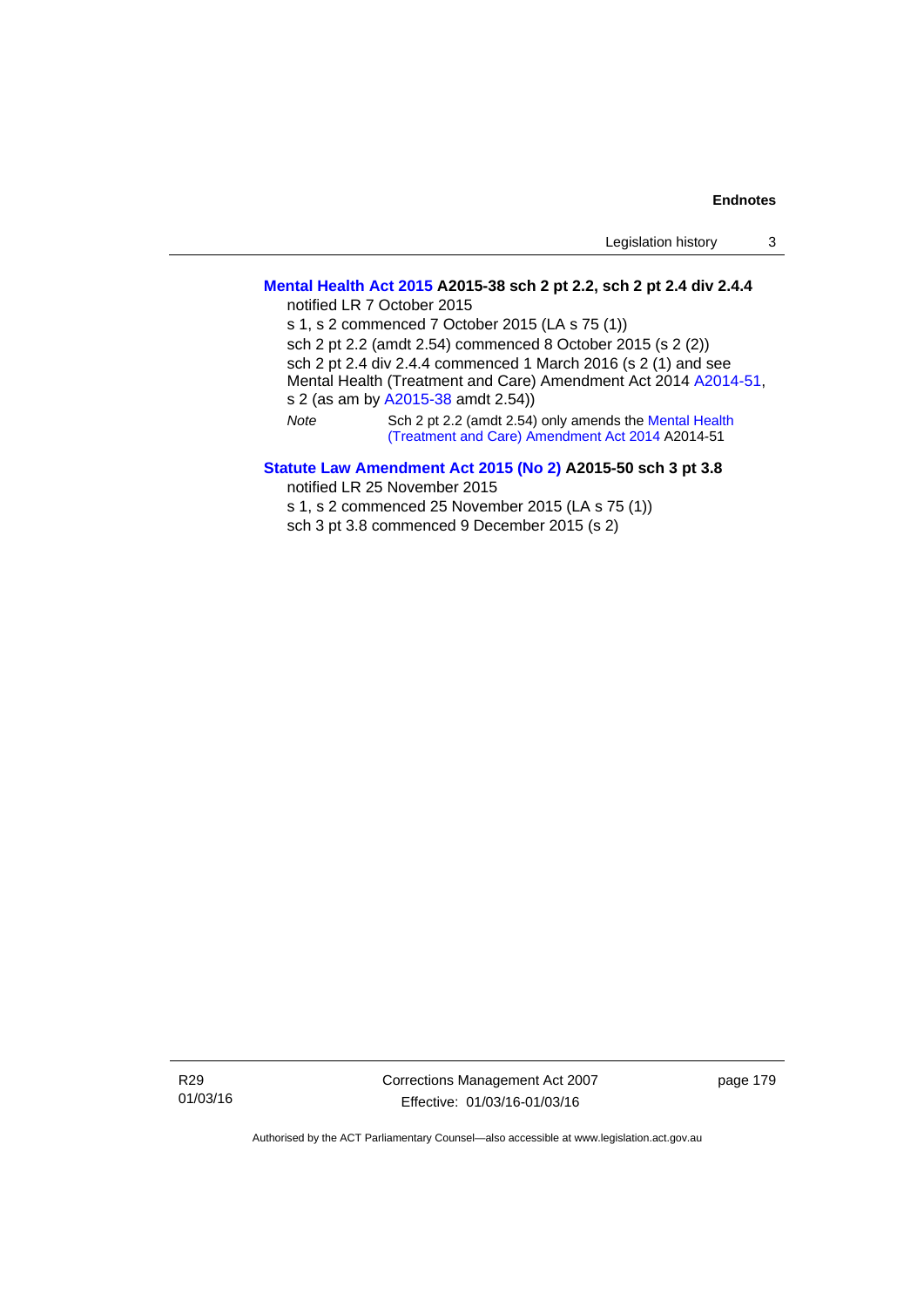**Mental Health Act 2015 A2015-38 sch 2 pt 2.2, sch 2 pt 2.4 div 2.4.4**

notified LR 7 October 2015

s 1, s 2 commenced 7 October 2015 (LA s 75 (1))

sch 2 pt 2.2 (amdt 2.54) commenced 8 October 2015 (s 2 (2))

sch 2 pt 2.4 div 2.4.4 commenced 1 March 2016 (s 2 (1) and see Mental Health (Treatment and Care) Amendment Act 2014 A2014-51, s 2 (as am by A2015-38 amdt 2.54))

*Note* Sch 2 pt 2.2 (amdt 2.54) only amends the Mental Health (Treatment and Care) Amendment Act 2014 A2014-51

**Statute Law Amendment Act 2015 (No 2) A2015-50 sch 3 pt 3.8**

notified LR 25 November 2015

s 1, s 2 commenced 25 November 2015 (LA s 75 (1))

sch 3 pt 3.8 commenced 9 December 2015 (s 2)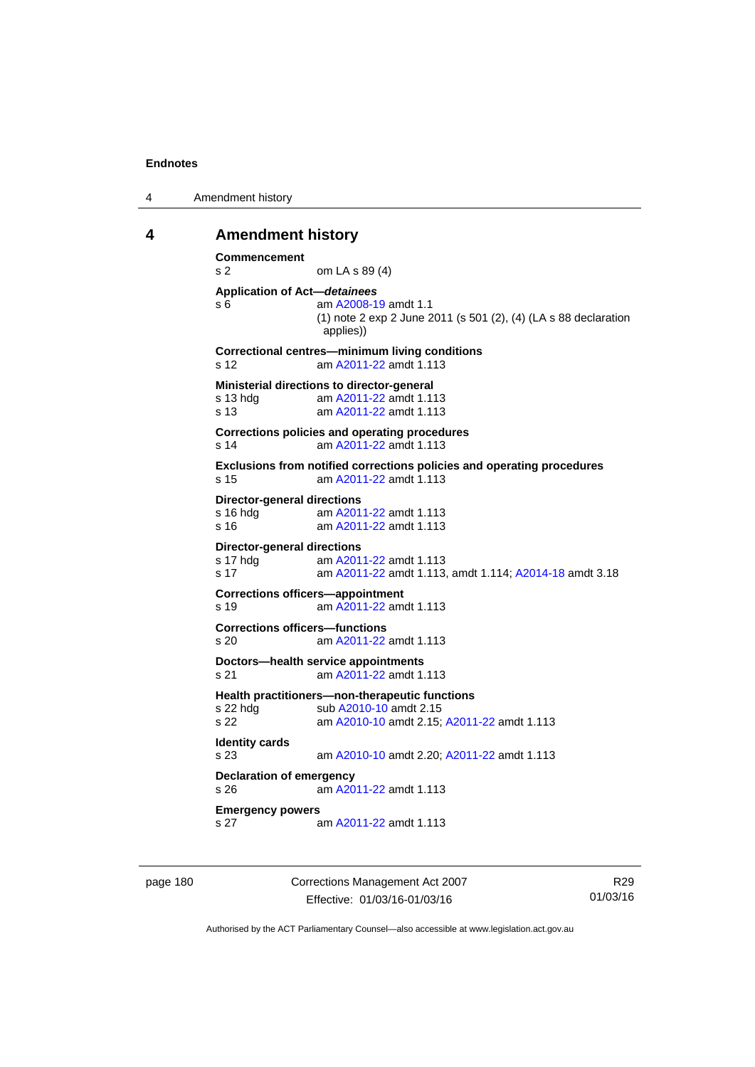## 4 Amendment history

**Commencement**
s 2 om LA s 89 (4)

**Application of Act—*detainees***
s 6 am A2008-19 amdt 1.1
(1) note 2 exp 2 June 2011 (s 501 (2), (4) (LA s 88 declaration applies))

**Correctional centres—minimum living conditions**
s 12 am A2011-22 amdt 1.113

**Ministerial directions to director-general**
s 13 hdg am A2011-22 amdt 1.113
s 13 am A2011-22 amdt 1.113

**Corrections policies and operating procedures**
s 14 am A2011-22 amdt 1.113

**Exclusions from notified corrections policies and operating procedures**
s 15 am A2011-22 amdt 1.113

**Director-general directions**
s 16 hdg am A2011-22 amdt 1.113
s 16 am A2011-22 amdt 1.113

**Director-general directions**
s 17 hdg am A2011-22 amdt 1.113
s 17 am A2011-22 amdt 1.113, amdt 1.114; A2014-18 amdt 3.18

**Corrections officers—appointment**
s 19 am A2011-22 amdt 1.113

**Corrections officers—functions**
s 20 am A2011-22 amdt 1.113

**Doctors—health service appointments**
s 21 am A2011-22 amdt 1.113

**Health practitioners—non-therapeutic functions**
s 22 hdg sub A2010-10 amdt 2.15
s 22 am A2010-10 amdt 2.15; A2011-22 amdt 1.113

**Identity cards**
s 23 am A2010-10 amdt 2.20; A2011-22 amdt 1.113

**Declaration of emergency**
s 26 am A2011-22 amdt 1.113

**Emergency powers**
s 27 am A2011-22 amdt 1.113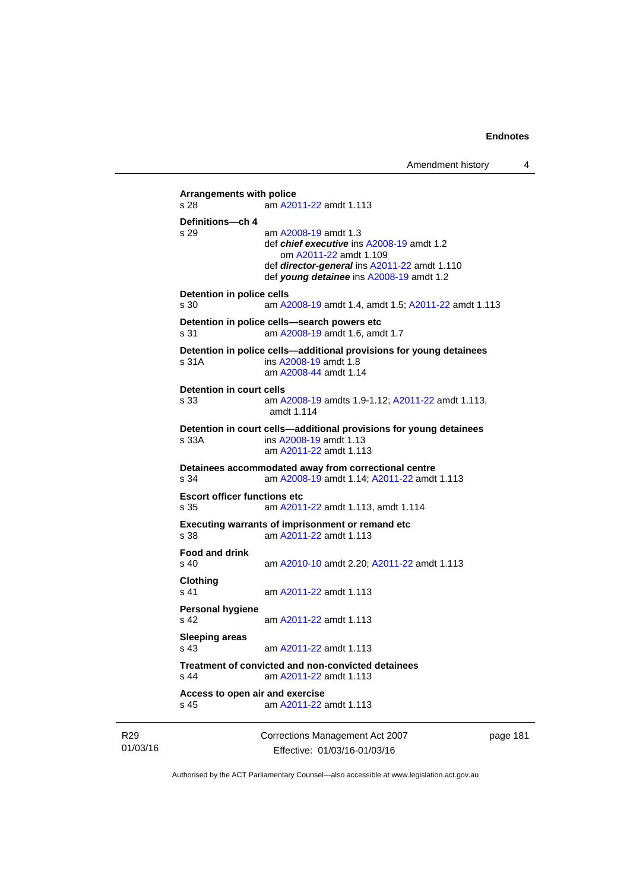**Arrangements with police**

s 28 am A2011-22 amdt 1.113

**Definitions—ch 4**

s 29 am A2008-19 amdt 1.3
def ***chief executive*** ins A2008-19 amdt 1.2
om A2011-22 amdt 1.109
def ***director-general*** ins A2011-22 amdt 1.110
def ***young detainee*** ins A2008-19 amdt 1.2

**Detention in police cells**

s 30 am A2008-19 amdt 1.4, amdt 1.5; A2011-22 amdt 1.113

**Detention in police cells—search powers etc**

s 31 am A2008-19 amdt 1.6, amdt 1.7

**Detention in police cells—additional provisions for young detainees**

s 31A ins A2008-19 amdt 1.8
am A2008-44 amdt 1.14

**Detention in court cells**

s 33 am A2008-19 amdts 1.9-1.12; A2011-22 amdt 1.113, amdt 1.114

**Detention in court cells—additional provisions for young detainees**

s 33A ins A2008-19 amdt 1.13
am A2011-22 amdt 1.113

**Detainees accommodated away from correctional centre**

s 34 am A2008-19 amdt 1.14; A2011-22 amdt 1.113

**Escort officer functions etc**

s 35 am A2011-22 amdt 1.113, amdt 1.114

**Executing warrants of imprisonment or remand etc**

s 38 am A2011-22 amdt 1.113

**Food and drink**

s 40 am A2010-10 amdt 2.20; A2011-22 amdt 1.113

**Clothing**

s 41 am A2011-22 amdt 1.113

**Personal hygiene**

s 42 am A2011-22 amdt 1.113

**Sleeping areas**

s 43 am A2011-22 amdt 1.113

**Treatment of convicted and non-convicted detainees**

s 44 am A2011-22 amdt 1.113

**Access to open air and exercise**

s 45 am A2011-22 amdt 1.113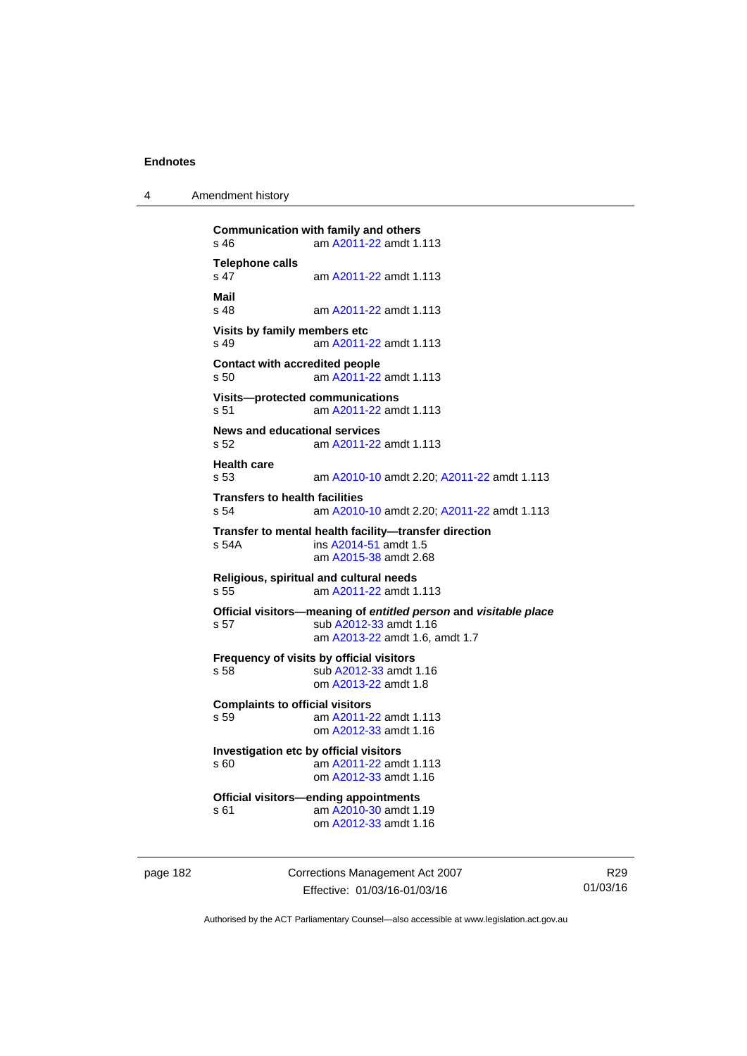**Communication with family and others**
s 46 am A2011-22 amdt 1.113

**Telephone calls**
s 47 am A2011-22 amdt 1.113

**Mail**
s 48 am A2011-22 amdt 1.113

**Visits by family members etc**
s 49 am A2011-22 amdt 1.113

**Contact with accredited people**
s 50 am A2011-22 amdt 1.113

**Visits—protected communications**
s 51 am A2011-22 amdt 1.113

**News and educational services**
s 52 am A2011-22 amdt 1.113

**Health care**
s 53 am A2010-10 amdt 2.20; A2011-22 amdt 1.113

**Transfers to health facilities**
s 54 am A2010-10 amdt 2.20; A2011-22 amdt 1.113

**Transfer to mental health facility—transfer direction**
s 54A ins A2014-51 amdt 1.5
am A2015-38 amdt 2.68

**Religious, spiritual and cultural needs**
s 55 am A2011-22 amdt 1.113

**Official visitors—meaning of *entitled person* and *visitable place***
s 57 sub A2012-33 amdt 1.16
am A2013-22 amdt 1.6, amdt 1.7

**Frequency of visits by official visitors**
s 58 sub A2012-33 amdt 1.16
om A2013-22 amdt 1.8

**Complaints to official visitors**
s 59 am A2011-22 amdt 1.113
om A2012-33 amdt 1.16

**Investigation etc by official visitors**
s 60 am A2011-22 amdt 1.113
om A2012-33 amdt 1.16

**Official visitors—ending appointments**
s 61 am A2010-30 amdt 1.19
om A2012-33 amdt 1.16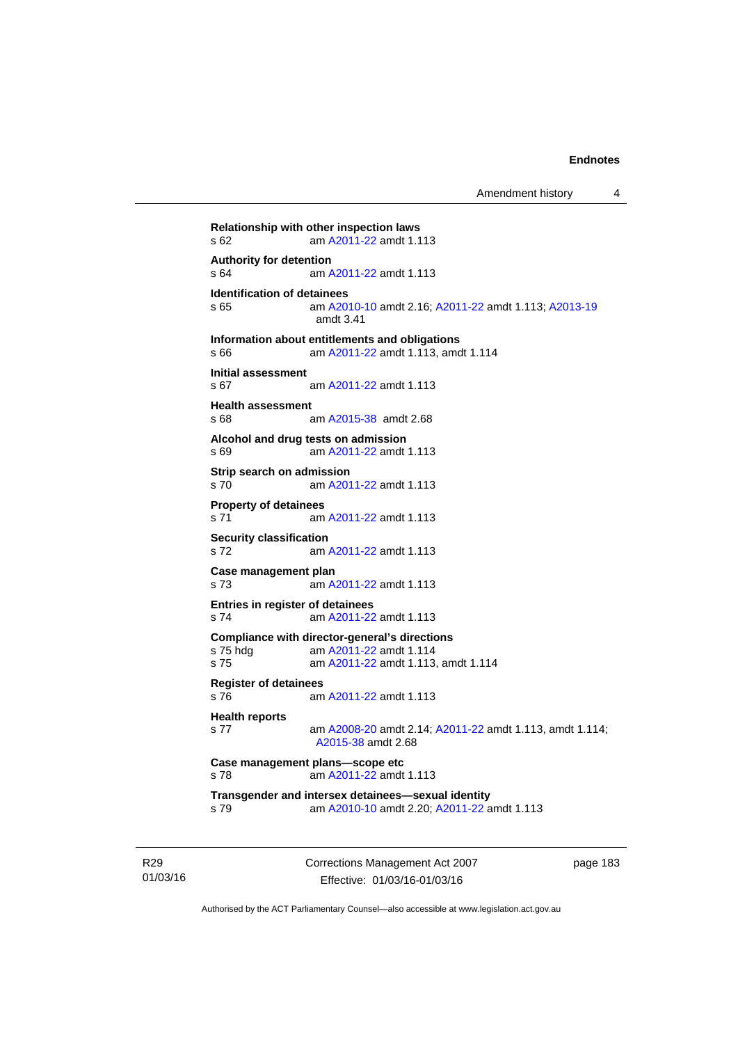**Relationship with other inspection laws**
s 62 am A2011-22 amdt 1.113

**Authority for detention**
s 64 am A2011-22 amdt 1.113

**Identification of detainees**
s 65 am A2010-10 amdt 2.16; A2011-22 amdt 1.113; A2013-19 amdt 3.41

**Information about entitlements and obligations**
s 66 am A2011-22 amdt 1.113, amdt 1.114

**Initial assessment**
s 67 am A2011-22 amdt 1.113

**Health assessment**
s 68 am A2015-38 amdt 2.68

**Alcohol and drug tests on admission**
s 69 am A2011-22 amdt 1.113

**Strip search on admission**
s 70 am A2011-22 amdt 1.113

**Property of detainees**
s 71 am A2011-22 amdt 1.113

**Security classification**
s 72 am A2011-22 amdt 1.113

**Case management plan**
s 73 am A2011-22 amdt 1.113

**Entries in register of detainees**
s 74 am A2011-22 amdt 1.113

**Compliance with director-general's directions**
s 75 hdg am A2011-22 amdt 1.114
s 75 am A2011-22 amdt 1.113, amdt 1.114

**Register of detainees**
s 76 am A2011-22 amdt 1.113

**Health reports**
s 77 am A2008-20 amdt 2.14; A2011-22 amdt 1.113, amdt 1.114; A2015-38 amdt 2.68

**Case management plans—scope etc**
s 78 am A2011-22 amdt 1.113

**Transgender and intersex detainees—sexual identity**
s 79 am A2010-10 amdt 2.20; A2011-22 amdt 1.113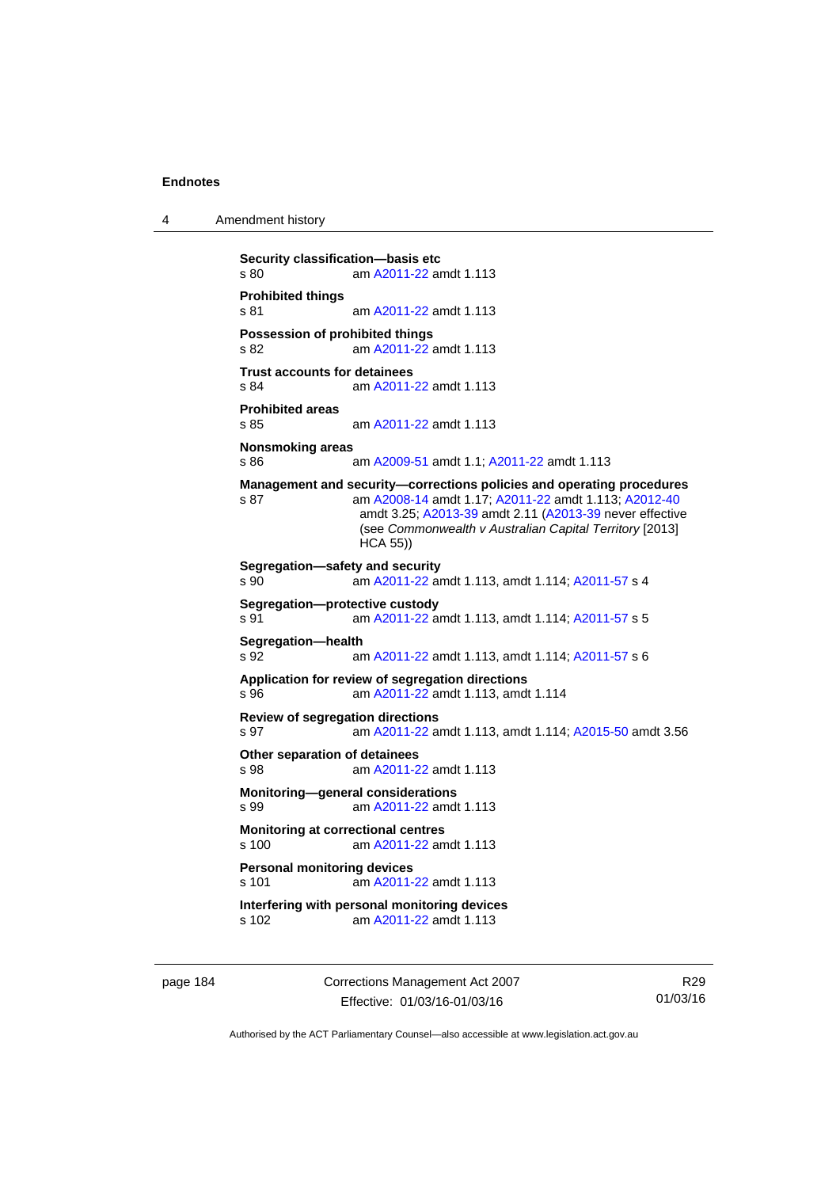**Security classification—basis etc**
s 80 am A2011-22 amdt 1.113

**Prohibited things**
s 81 am A2011-22 amdt 1.113

**Possession of prohibited things**
s 82 am A2011-22 amdt 1.113

**Trust accounts for detainees**
s 84 am A2011-22 amdt 1.113

**Prohibited areas**
s 85 am A2011-22 amdt 1.113

**Nonsmoking areas**
s 86 am A2009-51 amdt 1.1; A2011-22 amdt 1.113

**Management and security—corrections policies and operating procedures**
s 87 am A2008-14 amdt 1.17; A2011-22 amdt 1.113; A2012-40 amdt 3.25; A2013-39 amdt 2.11 (A2013-39 never effective (see *Commonwealth v Australian Capital Territory* [2013] HCA 55))

**Segregation—safety and security**
s 90 am A2011-22 amdt 1.113, amdt 1.114; A2011-57 s 4

**Segregation—protective custody**
s 91 am A2011-22 amdt 1.113, amdt 1.114; A2011-57 s 5

**Segregation—health**
s 92 am A2011-22 amdt 1.113, amdt 1.114; A2011-57 s 6

**Application for review of segregation directions**
s 96 am A2011-22 amdt 1.113, amdt 1.114

**Review of segregation directions**
s 97 am A2011-22 amdt 1.113, amdt 1.114; A2015-50 amdt 3.56

**Other separation of detainees**
s 98 am A2011-22 amdt 1.113

**Monitoring—general considerations**
s 99 am A2011-22 amdt 1.113

**Monitoring at correctional centres**
s 100 am A2011-22 amdt 1.113

**Personal monitoring devices**
s 101 am A2011-22 amdt 1.113

**Interfering with personal monitoring devices**
s 102 am A2011-22 amdt 1.113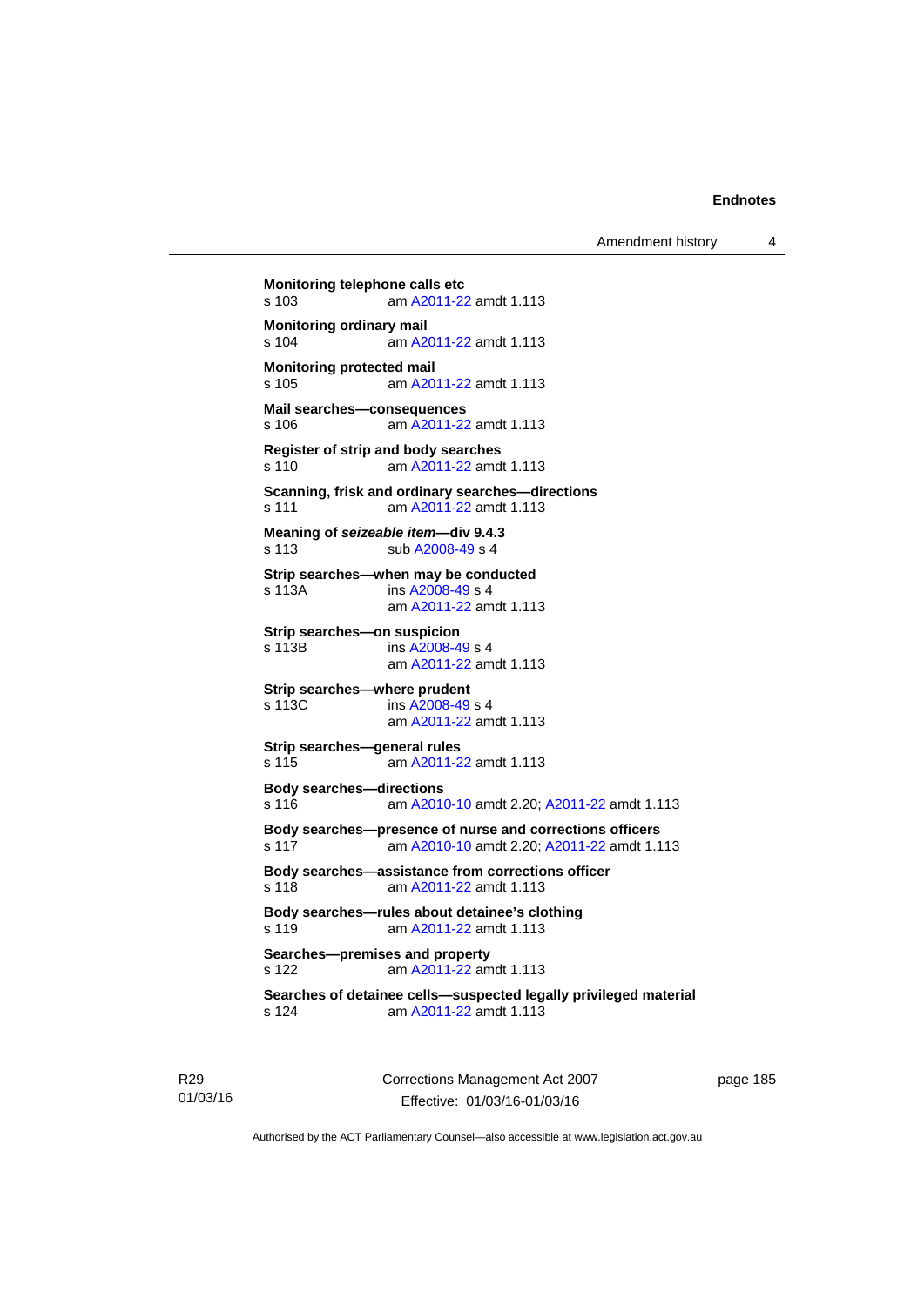**Monitoring telephone calls etc**
s 103 am A2011-22 amdt 1.113

**Monitoring ordinary mail**
s 104 am A2011-22 amdt 1.113

**Monitoring protected mail**
s 105 am A2011-22 amdt 1.113

**Mail searches—consequences**
s 106 am A2011-22 amdt 1.113

**Register of strip and body searches**
s 110 am A2011-22 amdt 1.113

**Scanning, frisk and ordinary searches—directions**
s 111 am A2011-22 amdt 1.113

**Meaning of *seizeable item*—div 9.4.3**
s 113 sub A2008-49 s 4

**Strip searches—when may be conducted**
s 113A ins A2008-49 s 4
am A2011-22 amdt 1.113

**Strip searches—on suspicion**
s 113B ins A2008-49 s 4
am A2011-22 amdt 1.113

**Strip searches—where prudent**
s 113C ins A2008-49 s 4
am A2011-22 amdt 1.113

**Strip searches—general rules**
s 115 am A2011-22 amdt 1.113

**Body searches—directions**
s 116 am A2010-10 amdt 2.20; A2011-22 amdt 1.113

**Body searches—presence of nurse and corrections officers**
s 117 am A2010-10 amdt 2.20; A2011-22 amdt 1.113

**Body searches—assistance from corrections officer**
s 118 am A2011-22 amdt 1.113

**Body searches—rules about detainee's clothing**
s 119 am A2011-22 amdt 1.113

**Searches—premises and property**
s 122 am A2011-22 amdt 1.113

**Searches of detainee cells—suspected legally privileged material**
s 124 am A2011-22 amdt 1.113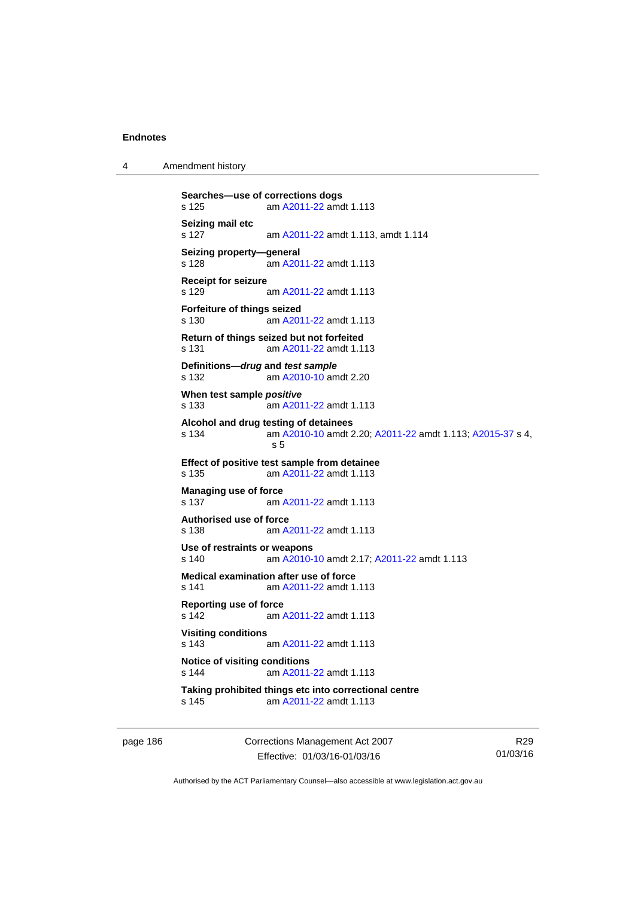**Searches—use of corrections dogs**
s 125 am A2011-22 amdt 1.113

**Seizing mail etc**
s 127 am A2011-22 amdt 1.113, amdt 1.114

**Seizing property—general**
s 128 am A2011-22 amdt 1.113

**Receipt for seizure**
s 129 am A2011-22 amdt 1.113

**Forfeiture of things seized**
s 130 am A2011-22 amdt 1.113

**Return of things seized but not forfeited**
s 131 am A2011-22 amdt 1.113

**Definitions—*drug* and *test sample***
s 132 am A2010-10 amdt 2.20

**When test sample *positive***
s 133 am A2011-22 amdt 1.113

**Alcohol and drug testing of detainees**
s 134 am A2010-10 amdt 2.20; A2011-22 amdt 1.113; A2015-37 s 4, s 5

**Effect of positive test sample from detainee**
s 135 am A2011-22 amdt 1.113

**Managing use of force**
s 137 am A2011-22 amdt 1.113

**Authorised use of force**
s 138 am A2011-22 amdt 1.113

**Use of restraints or weapons**
s 140 am A2010-10 amdt 2.17; A2011-22 amdt 1.113

**Medical examination after use of force**
s 141 am A2011-22 amdt 1.113

**Reporting use of force**
s 142 am A2011-22 amdt 1.113

**Visiting conditions**
s 143 am A2011-22 amdt 1.113

**Notice of visiting conditions**
s 144 am A2011-22 amdt 1.113

**Taking prohibited things etc into correctional centre**
s 145 am A2011-22 amdt 1.113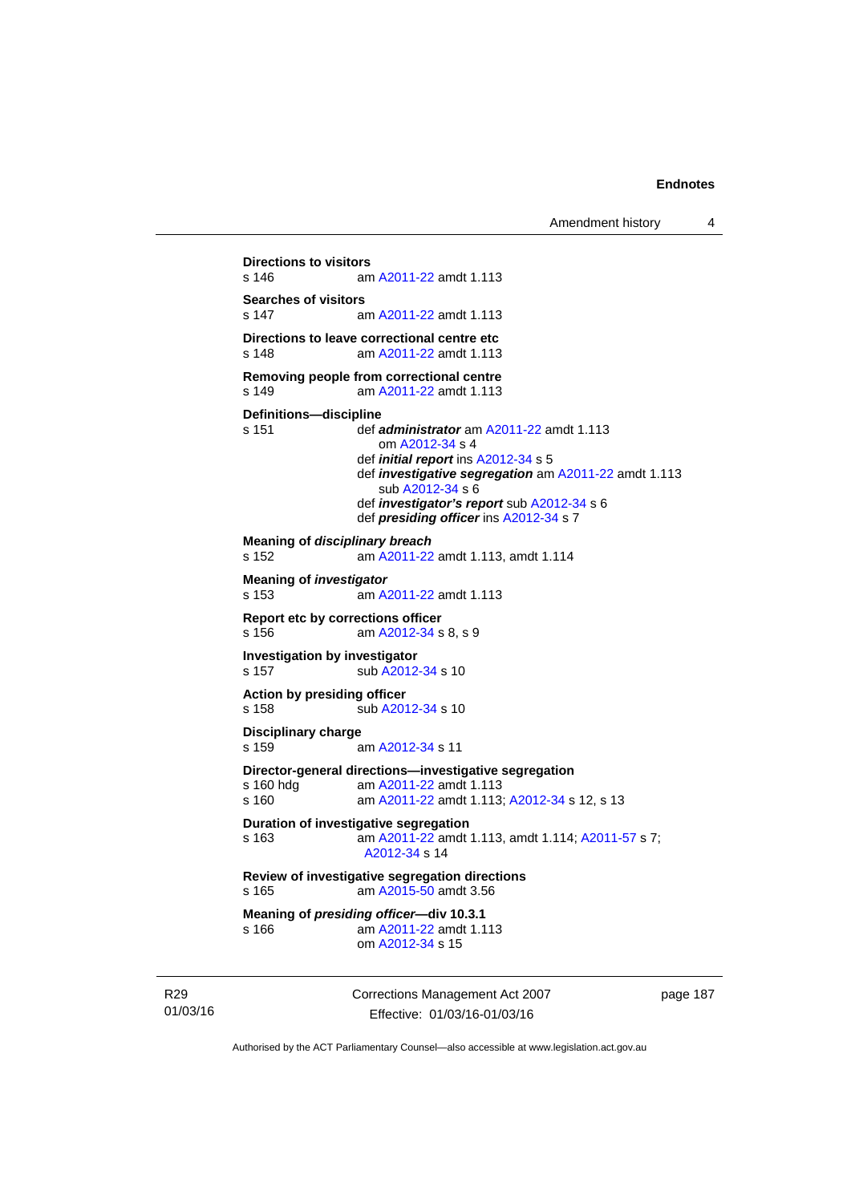**Directions to visitors**
s 146 am A2011-22 amdt 1.113

**Searches of visitors**
s 147 am A2011-22 amdt 1.113

**Directions to leave correctional centre etc**
s 148 am A2011-22 amdt 1.113

**Removing people from correctional centre**
s 149 am A2011-22 amdt 1.113

**Definitions—discipline**
s 151 def ***administrator*** am A2011-22 amdt 1.113
om A2012-34 s 4
def ***initial report*** ins A2012-34 s 5
def ***investigative segregation*** am A2011-22 amdt 1.113
sub A2012-34 s 6
def ***investigator's report*** sub A2012-34 s 6
def ***presiding officer*** ins A2012-34 s 7

**Meaning of *disciplinary breach***
s 152 am A2011-22 amdt 1.113, amdt 1.114

**Meaning of *investigator***
s 153 am A2011-22 amdt 1.113

**Report etc by corrections officer**
s 156 am A2012-34 s 8, s 9

**Investigation by investigator**
s 157 sub A2012-34 s 10

**Action by presiding officer**
s 158 sub A2012-34 s 10

**Disciplinary charge**
s 159 am A2012-34 s 11

**Director-general directions—investigative segregation**
s 160 hdg am A2011-22 amdt 1.113
s 160 am A2011-22 amdt 1.113; A2012-34 s 12, s 13

**Duration of investigative segregation**
s 163 am A2011-22 amdt 1.113, amdt 1.114; A2011-57 s 7; A2012-34 s 14

**Review of investigative segregation directions**
s 165 am A2015-50 amdt 3.56

**Meaning of *presiding officer*—div 10.3.1**
s 166 am A2011-22 amdt 1.113
om A2012-34 s 15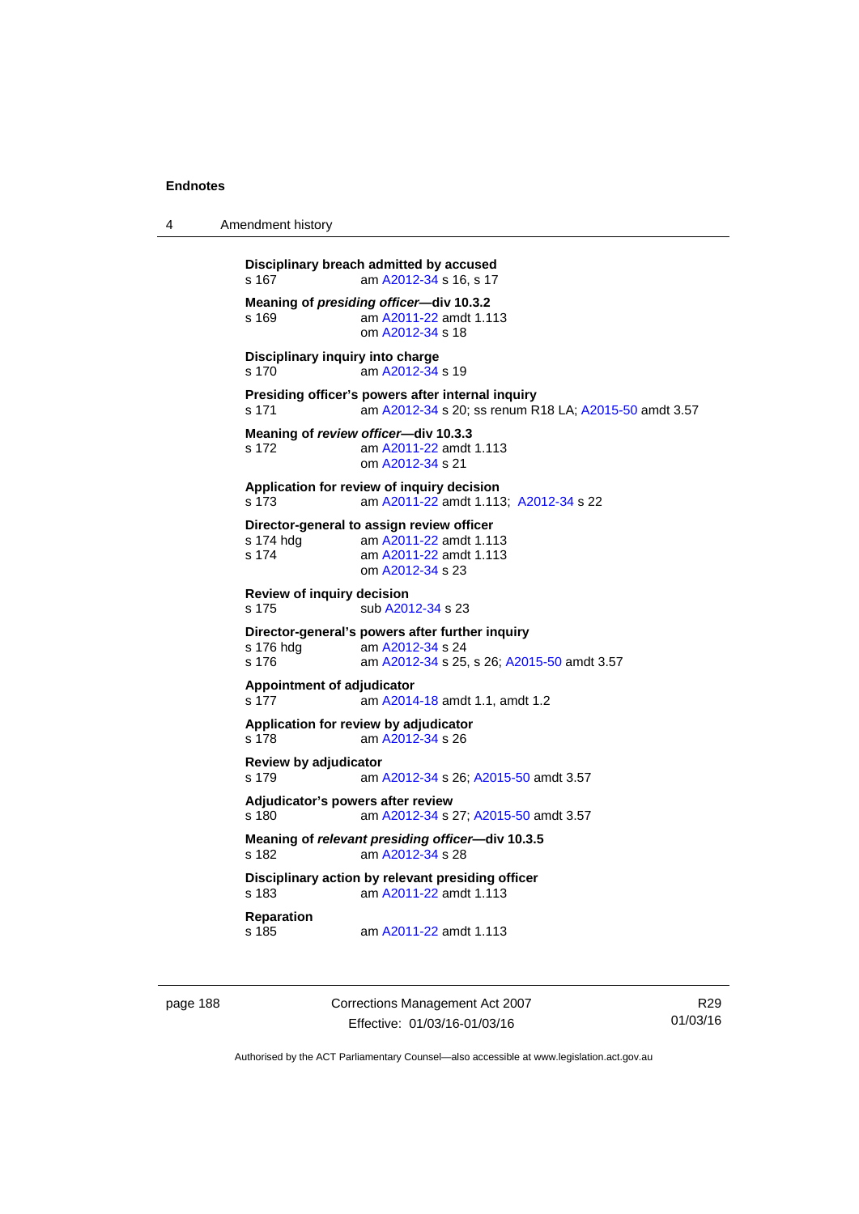**Disciplinary breach admitted by accused**
s 167 am A2012-34 s 16, s 17

**Meaning of *presiding officer*—div 10.3.2**
s 169 am A2011-22 amdt 1.113
om A2012-34 s 18

**Disciplinary inquiry into charge**
s 170 am A2012-34 s 19

**Presiding officer's powers after internal inquiry**
s 171 am A2012-34 s 20; ss renum R18 LA; A2015-50 amdt 3.57

**Meaning of *review officer*—div 10.3.3**
s 172 am A2011-22 amdt 1.113
om A2012-34 s 21

**Application for review of inquiry decision**
s 173 am A2011-22 amdt 1.113; A2012-34 s 22

**Director-general to assign review officer**
s 174 hdg am A2011-22 amdt 1.113
s 174 am A2011-22 amdt 1.113
om A2012-34 s 23

**Review of inquiry decision**
s 175 sub A2012-34 s 23

**Director-general's powers after further inquiry**
s 176 hdg am A2012-34 s 24
s 176 am A2012-34 s 25, s 26; A2015-50 amdt 3.57

**Appointment of adjudicator**
s 177 am A2014-18 amdt 1.1, amdt 1.2

**Application for review by adjudicator**
s 178 am A2012-34 s 26

**Review by adjudicator**
s 179 am A2012-34 s 26; A2015-50 amdt 3.57

**Adjudicator's powers after review**
s 180 am A2012-34 s 27; A2015-50 amdt 3.57

**Meaning of *relevant presiding officer*—div 10.3.5**
s 182 am A2012-34 s 28

**Disciplinary action by relevant presiding officer**
s 183 am A2011-22 amdt 1.113

**Reparation**
s 185 am A2011-22 amdt 1.113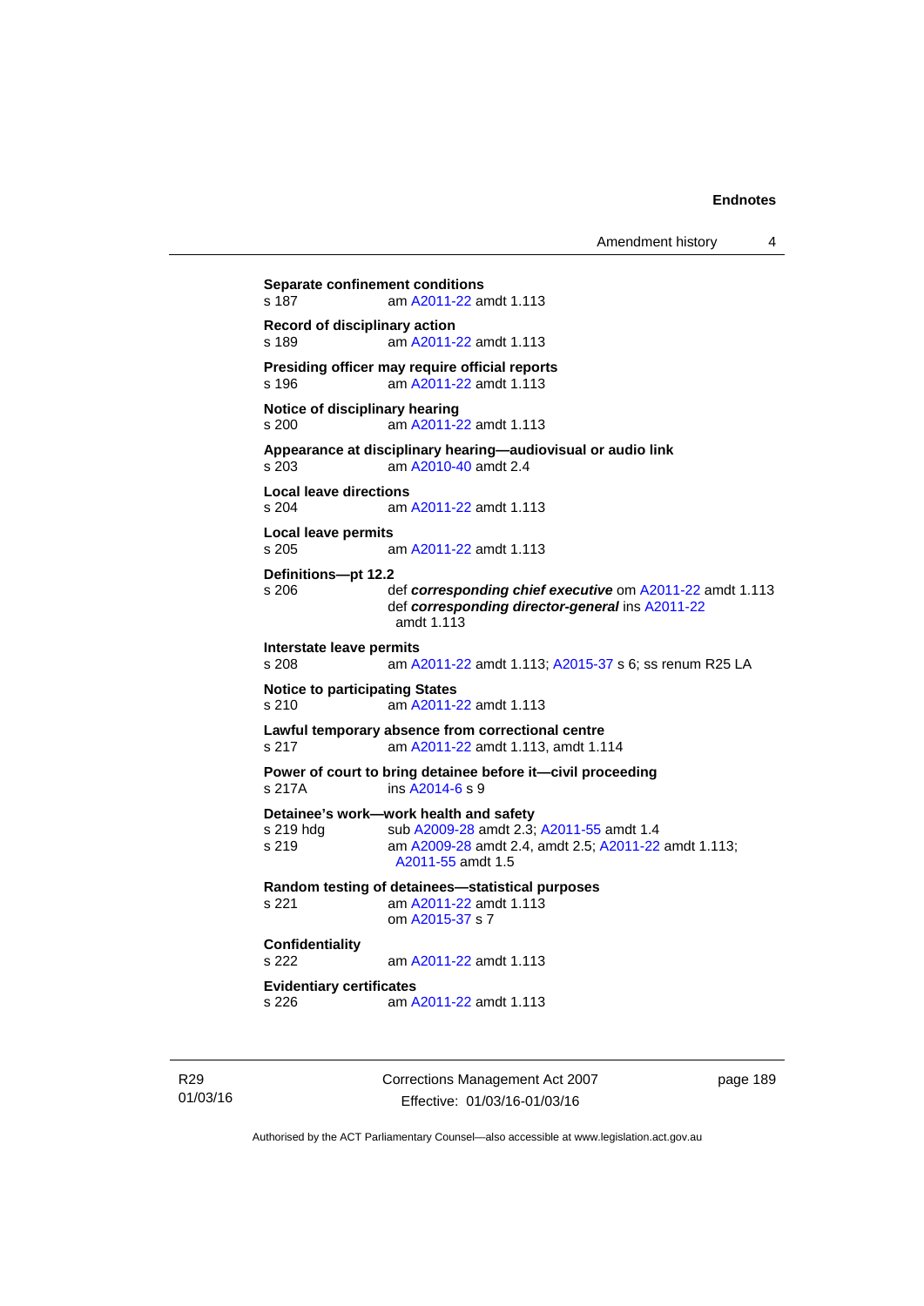**Separate confinement conditions**

s 187 am A2011-22 amdt 1.113

**Record of disciplinary action**

s 189 am A2011-22 amdt 1.113

**Presiding officer may require official reports**

s 196 am A2011-22 amdt 1.113

**Notice of disciplinary hearing**

s 200 am A2011-22 amdt 1.113

**Appearance at disciplinary hearing—audiovisual or audio link**

s 203 am A2010-40 amdt 2.4

**Local leave directions**

s 204 am A2011-22 amdt 1.113

**Local leave permits**

s 205 am A2011-22 amdt 1.113

**Definitions—pt 12.2**

s 206 def ***corresponding chief executive*** om A2011-22 amdt 1.113
def ***corresponding director-general*** ins A2011-22 amdt 1.113

**Interstate leave permits**

s 208 am A2011-22 amdt 1.113; A2015-37 s 6; ss renum R25 LA

**Notice to participating States**

s 210 am A2011-22 amdt 1.113

**Lawful temporary absence from correctional centre**

s 217 am A2011-22 amdt 1.113, amdt 1.114

**Power of court to bring detainee before it—civil proceeding**

s 217A ins A2014-6 s 9

**Detainee's work—work health and safety**

s 219 hdg sub A2009-28 amdt 2.3; A2011-55 amdt 1.4

s 219 am A2009-28 amdt 2.4, amdt 2.5; A2011-22 amdt 1.113; A2011-55 amdt 1.5

**Random testing of detainees—statistical purposes**

s 221 am A2011-22 amdt 1.113
om A2015-37 s 7

**Confidentiality**

s 222 am A2011-22 amdt 1.113

**Evidentiary certificates**

s 226 am A2011-22 amdt 1.113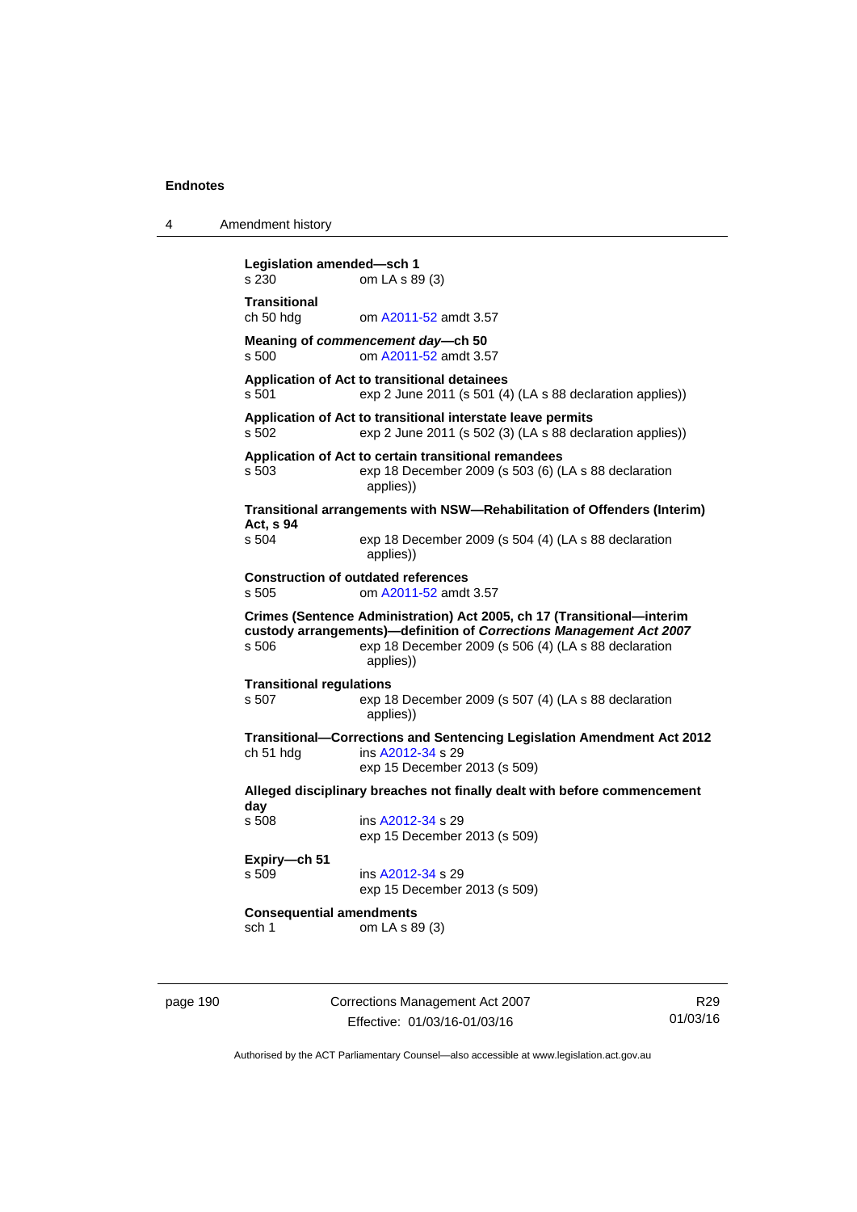**Legislation amended—sch 1**
s 230 om LA s 89 (3)

**Transitional**
ch 50 hdg om A2011-52 amdt 3.57

**Meaning of *commencement day*—ch 50**
s 500 om A2011-52 amdt 3.57

**Application of Act to transitional detainees**
s 501 exp 2 June 2011 (s 501 (4) (LA s 88 declaration applies))

**Application of Act to transitional interstate leave permits**
s 502 exp 2 June 2011 (s 502 (3) (LA s 88 declaration applies))

**Application of Act to certain transitional remandees**
s 503 exp 18 December 2009 (s 503 (6) (LA s 88 declaration applies))

**Transitional arrangements with NSW—Rehabilitation of Offenders (Interim) Act, s 94**
s 504 exp 18 December 2009 (s 504 (4) (LA s 88 declaration applies))

**Construction of outdated references**
s 505 om A2011-52 amdt 3.57

**Crimes (Sentence Administration) Act 2005, ch 17 (Transitional—interim custody arrangements)—definition of *Corrections Management Act 2007***
s 506 exp 18 December 2009 (s 506 (4) (LA s 88 declaration applies))

**Transitional regulations**
s 507 exp 18 December 2009 (s 507 (4) (LA s 88 declaration applies))

**Transitional—Corrections and Sentencing Legislation Amendment Act 2012**
ch 51 hdg ins A2012-34 s 29
exp 15 December 2013 (s 509)

**Alleged disciplinary breaches not finally dealt with before commencement day**
s 508 ins A2012-34 s 29
exp 15 December 2013 (s 509)

**Expiry—ch 51**
s 509 ins A2012-34 s 29
exp 15 December 2013 (s 509)

**Consequential amendments**
sch 1 om LA s 89 (3)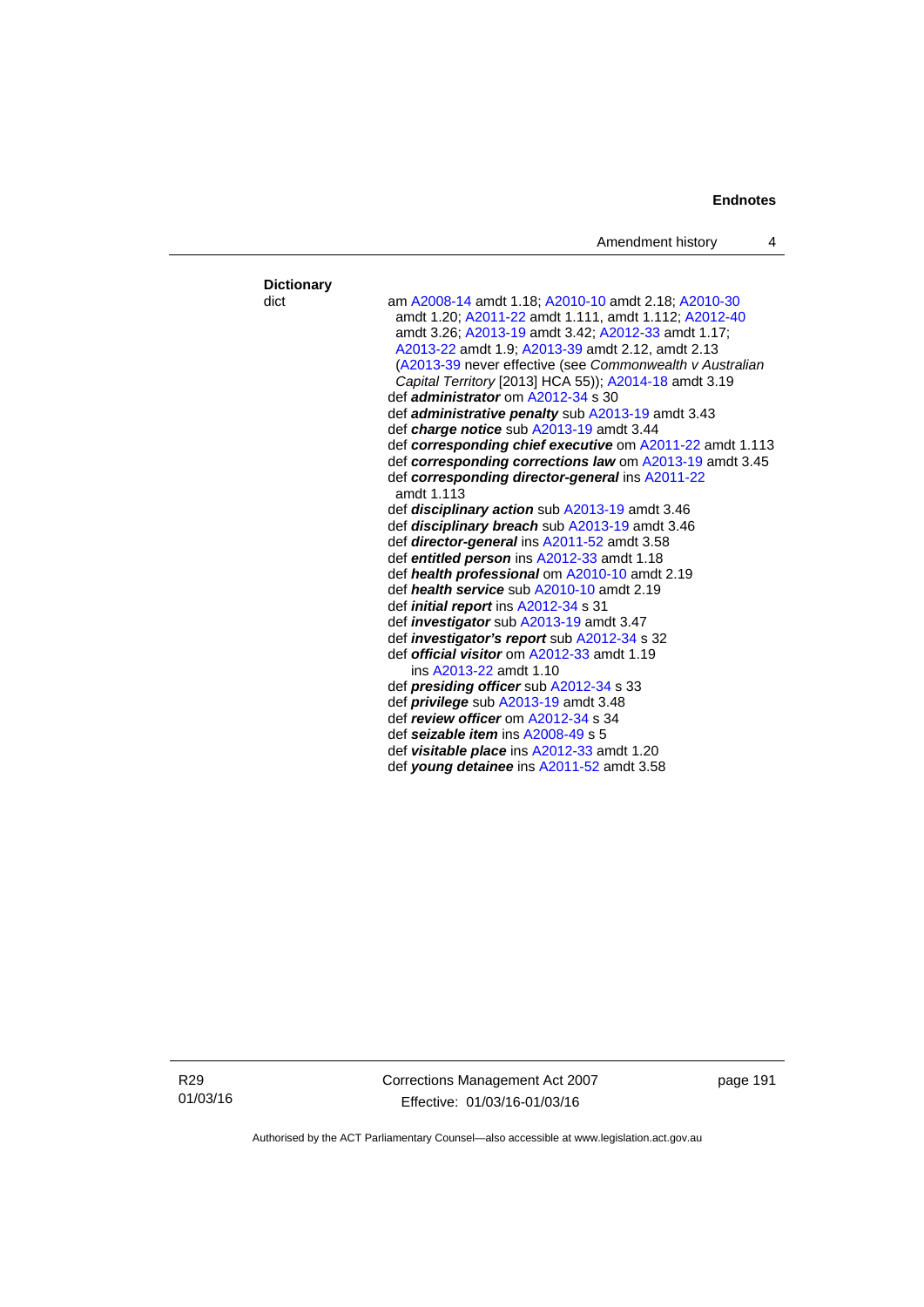**Dictionary**

dict — am A2008-14 amdt 1.18; A2010-10 amdt 2.18; A2010-30 amdt 1.20; A2011-22 amdt 1.111, amdt 1.112; A2012-40 amdt 3.26; A2013-19 amdt 3.42; A2012-33 amdt 1.17; A2013-22 amdt 1.9; A2013-39 amdt 2.12, amdt 2.13 (A2013-39 never effective (see *Commonwealth v Australian Capital Territory* [2013] HCA 55)); A2014-18 amdt 3.19

def ***administrator*** om A2012-34 s 30

def ***administrative penalty*** sub A2013-19 amdt 3.43

def ***charge notice*** sub A2013-19 amdt 3.44

def ***corresponding chief executive*** om A2011-22 amdt 1.113

def ***corresponding corrections law*** om A2013-19 amdt 3.45

def ***corresponding director-general*** ins A2011-22 amdt 1.113

def ***disciplinary action*** sub A2013-19 amdt 3.46

def ***disciplinary breach*** sub A2013-19 amdt 3.46

def ***director-general*** ins A2011-52 amdt 3.58

def ***entitled person*** ins A2012-33 amdt 1.18

def ***health professional*** om A2010-10 amdt 2.19

def ***health service*** sub A2010-10 amdt 2.19

def ***initial report*** ins A2012-34 s 31

def ***investigator*** sub A2013-19 amdt 3.47

def ***investigator's report*** sub A2012-34 s 32

def ***official visitor*** om A2012-33 amdt 1.19
ins A2013-22 amdt 1.10

def ***presiding officer*** sub A2012-34 s 33

def ***privilege*** sub A2013-19 amdt 3.48

def ***review officer*** om A2012-34 s 34

def ***seizable item*** ins A2008-49 s 5

def ***visitable place*** ins A2012-33 amdt 1.20

def ***young detainee*** ins A2011-52 amdt 3.58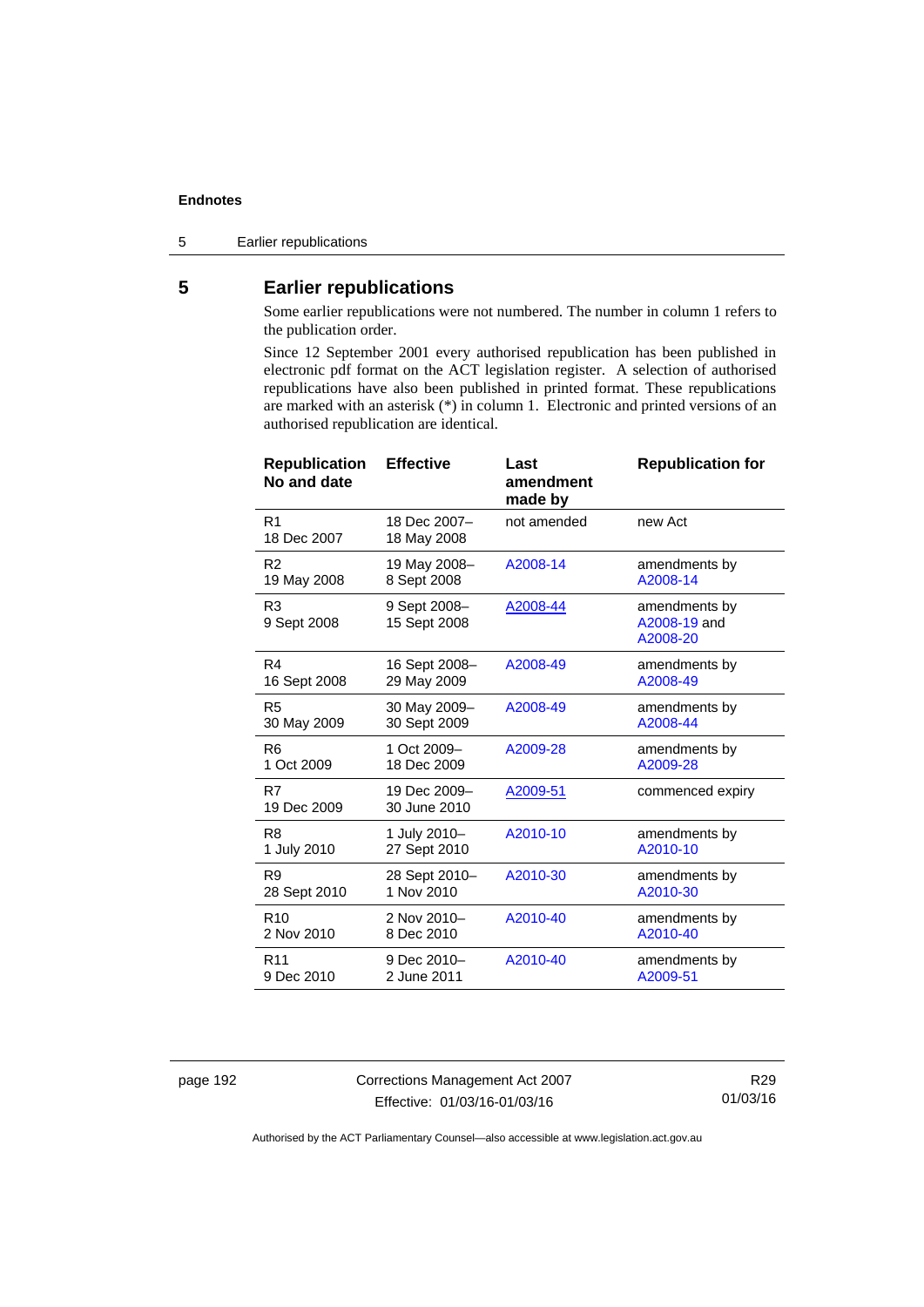## 5 Earlier republications

Some earlier republications were not numbered. The number in column 1 refers to the publication order.

Since 12 September 2001 every authorised republication has been published in electronic pdf format on the ACT legislation register. A selection of authorised republications have also been published in printed format. These republications are marked with an asterisk (*) in column 1. Electronic and printed versions of an authorised republication are identical.

| Republication No and date | Effective | Last amendment made by | Republication for |
|---|---|---|---|
| R1<br>18 Dec 2007 | 18 Dec 2007–<br>18 May 2008 | not amended | new Act |
| R2<br>19 May 2008 | 19 May 2008–<br>8 Sept 2008 | A2008-14 | amendments by A2008-14 |
| R3<br>9 Sept 2008 | 9 Sept 2008–<br>15 Sept 2008 | A2008-44 | amendments by A2008-19 and A2008-20 |
| R4<br>16 Sept 2008 | 16 Sept 2008–<br>29 May 2009 | A2008-49 | amendments by A2008-49 |
| R5<br>30 May 2009 | 30 May 2009–<br>30 Sept 2009 | A2008-49 | amendments by A2008-44 |
| R6<br>1 Oct 2009 | 1 Oct 2009–<br>18 Dec 2009 | A2009-28 | amendments by A2009-28 |
| R7<br>19 Dec 2009 | 19 Dec 2009–<br>30 June 2010 | A2009-51 | commenced expiry |
| R8<br>1 July 2010 | 1 July 2010–<br>27 Sept 2010 | A2010-10 | amendments by A2010-10 |
| R9<br>28 Sept 2010 | 28 Sept 2010–<br>1 Nov 2010 | A2010-30 | amendments by A2010-30 |
| R10<br>2 Nov 2010 | 2 Nov 2010–<br>8 Dec 2010 | A2010-40 | amendments by A2010-40 |
| R11<br>9 Dec 2010 | 9 Dec 2010–<br>2 June 2011 | A2010-40 | amendments by A2009-51 |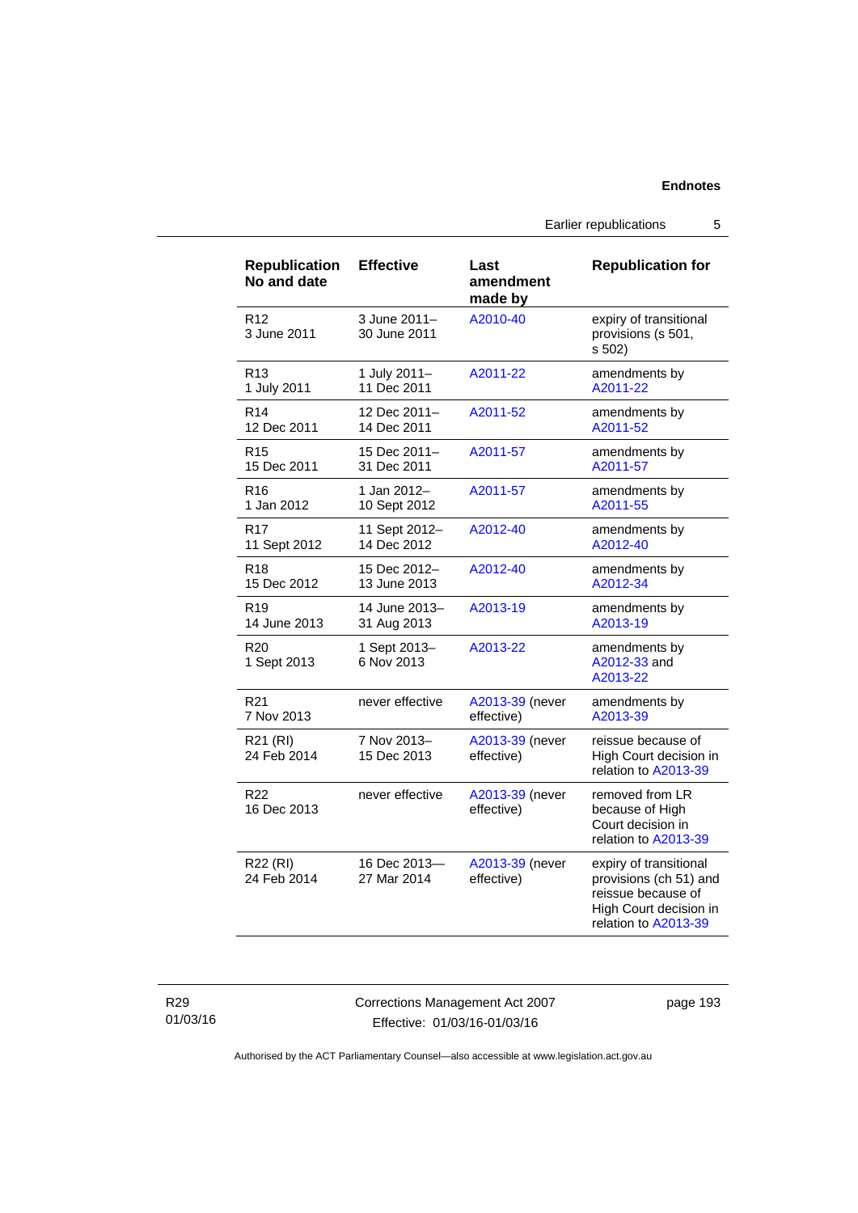| Republication No and date | Effective | Last amendment made by | Republication for |
|---|---|---|---|
| R12<br>3 June 2011 | 3 June 2011–<br>30 June 2011 | A2010-40 | expiry of transitional provisions (s 501, s 502) |
| R13<br>1 July 2011 | 1 July 2011–<br>11 Dec 2011 | A2011-22 | amendments by A2011-22 |
| R14<br>12 Dec 2011 | 12 Dec 2011–<br>14 Dec 2011 | A2011-52 | amendments by A2011-52 |
| R15<br>15 Dec 2011 | 15 Dec 2011–<br>31 Dec 2011 | A2011-57 | amendments by A2011-57 |
| R16<br>1 Jan 2012 | 1 Jan 2012–<br>10 Sept 2012 | A2011-57 | amendments by A2011-55 |
| R17<br>11 Sept 2012 | 11 Sept 2012–<br>14 Dec 2012 | A2012-40 | amendments by A2012-40 |
| R18<br>15 Dec 2012 | 15 Dec 2012–<br>13 June 2013 | A2012-40 | amendments by A2012-34 |
| R19<br>14 June 2013 | 14 June 2013–<br>31 Aug 2013 | A2013-19 | amendments by A2013-19 |
| R20<br>1 Sept 2013 | 1 Sept 2013–<br>6 Nov 2013 | A2013-22 | amendments by A2012-33 and A2013-22 |
| R21<br>7 Nov 2013 | never effective | A2013-39 (never effective) | amendments by A2013-39 |
| R21 (RI)<br>24 Feb 2014 | 7 Nov 2013–<br>15 Dec 2013 | A2013-39 (never effective) | reissue because of High Court decision in relation to A2013-39 |
| R22<br>16 Dec 2013 | never effective | A2013-39 (never effective) | removed from LR because of High Court decision in relation to A2013-39 |
| R22 (RI)<br>24 Feb 2014 | 16 Dec 2013—<br>27 Mar 2014 | A2013-39 (never effective) | expiry of transitional provisions (ch 51) and reissue because of High Court decision in relation to A2013-39 |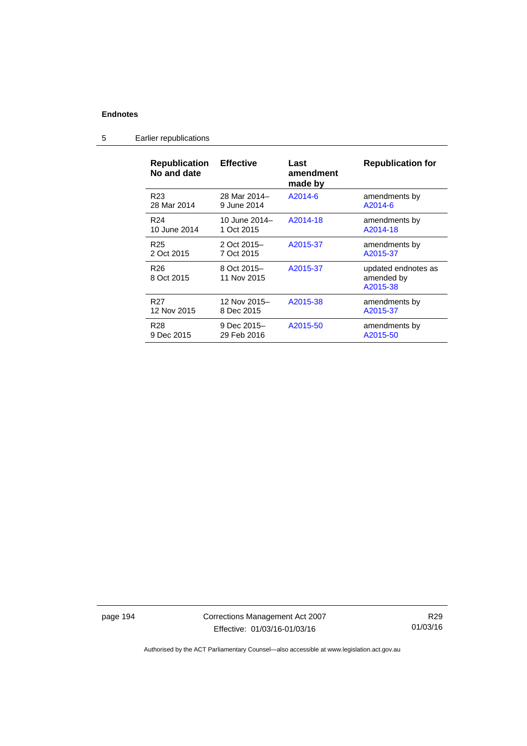## 5 Earlier republications

| Republication No and date | Effective | Last amendment made by | Republication for |
|---|---|---|---|
| R23<br>28 Mar 2014 | 28 Mar 2014–<br>9 June 2014 | A2014-6 | amendments by A2014-6 |
| R24<br>10 June 2014 | 10 June 2014–<br>1 Oct 2015 | A2014-18 | amendments by A2014-18 |
| R25<br>2 Oct 2015 | 2 Oct 2015–<br>7 Oct 2015 | A2015-37 | amendments by A2015-37 |
| R26<br>8 Oct 2015 | 8 Oct 2015–<br>11 Nov 2015 | A2015-37 | updated endnotes as amended by A2015-38 |
| R27<br>12 Nov 2015 | 12 Nov 2015–<br>8 Dec 2015 | A2015-38 | amendments by A2015-37 |
| R28<br>9 Dec 2015 | 9 Dec 2015–<br>29 Feb 2016 | A2015-50 | amendments by A2015-50 |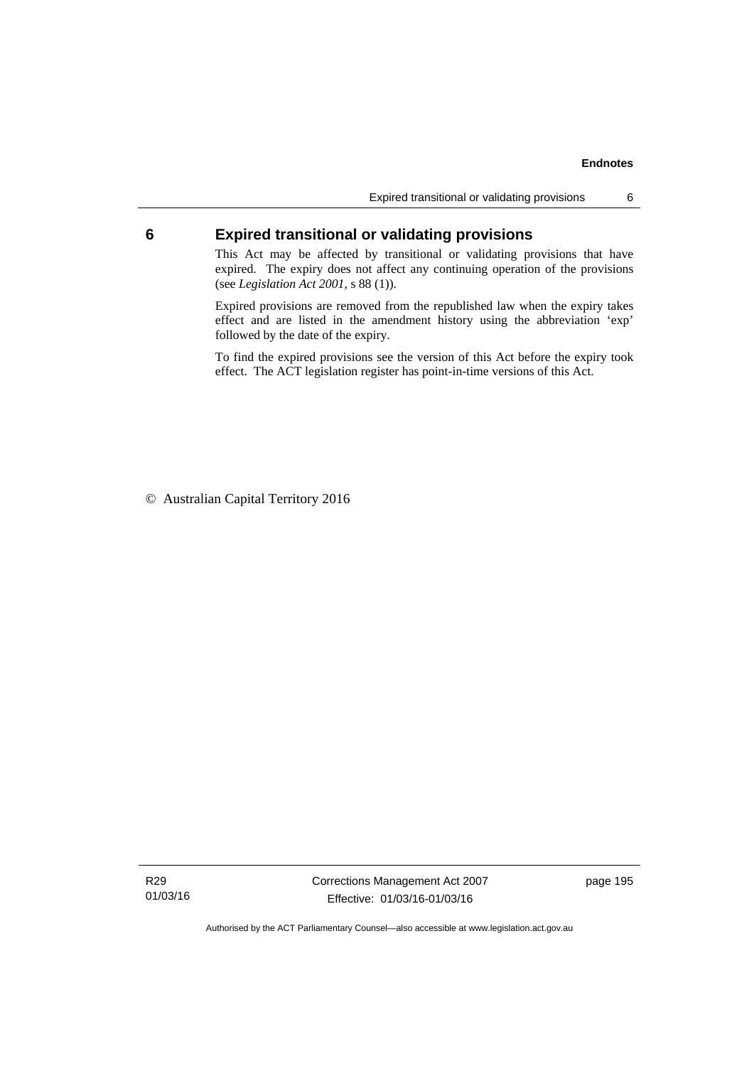## 6 Expired transitional or validating provisions

This Act may be affected by transitional or validating provisions that have expired. The expiry does not affect any continuing operation of the provisions (see *Legislation Act 2001*, s 88 (1)).

Expired provisions are removed from the republished law when the expiry takes effect and are listed in the amendment history using the abbreviation 'exp' followed by the date of the expiry.

To find the expired provisions see the version of this Act before the expiry took effect. The ACT legislation register has point-in-time versions of this Act.

© Australian Capital Territory 2016